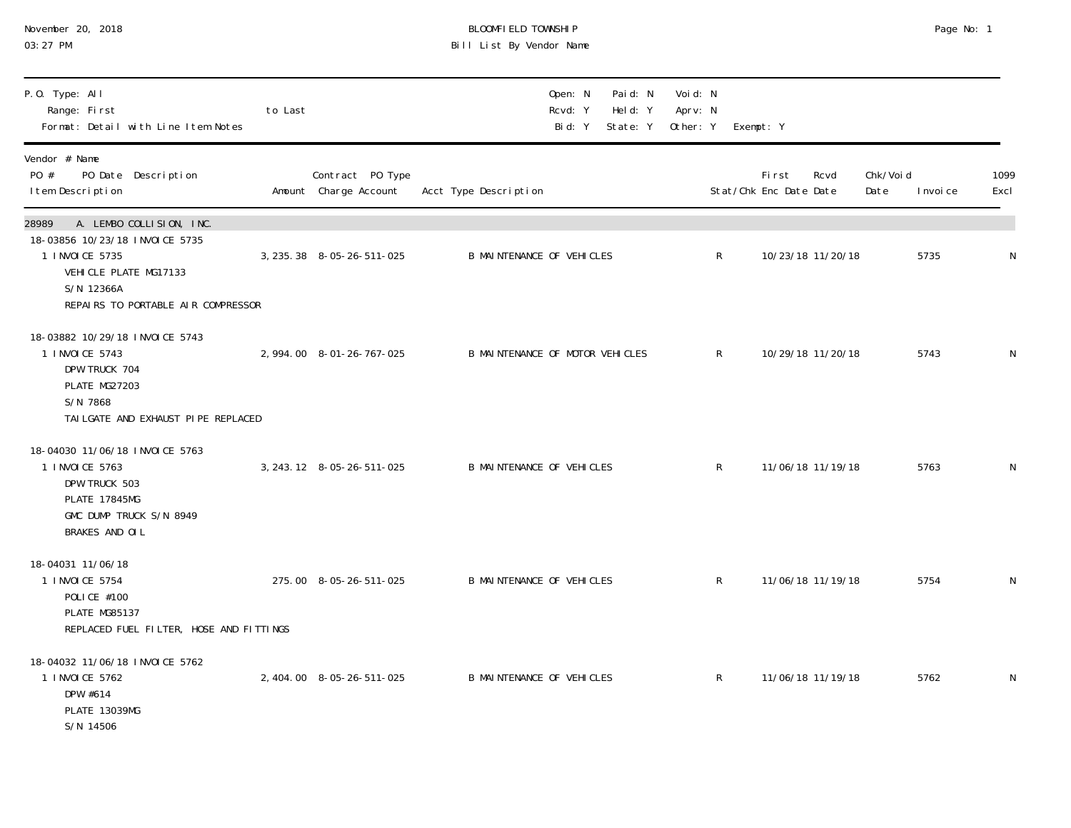November 20, 2018
03:27 PM

# BLOOMFIELD TOWNSHIP
## Bill List By Vendor Name

P.O. Type: All
Range: First to Last
Format: Detail with Line Item Notes

Open: N   Paid: N   Void: N
Rcvd: Y   Held: Y   Aprv: N
Bid: Y   State: Y   Other: Y   Exempt: Y

| Vendor # Name / PO # PO Date Description / Item Description | Amount | Contract PO Type / Charge Account | Acct Type Description | Stat/Chk | First Enc Date | Rcvd Date | Chk/Void Date | Invoice | 1099 Excl |
|---|---|---|---|---|---|---|---|---|---|
| **28989 A. LEMBO COLLISION, INC.** | | | | | | | | | |
| 18-03856 10/23/18 INVOICE 5735 | | | | | | | | | |
| 1 INVOICE 5735<br>VEHICLE PLATE MG17133<br>S/N 12366A<br>REPAIRS TO PORTABLE AIR COMPRESSOR | 3,235.38 | 8-05-26-511-025 | B MAINTENANCE OF VEHICLES | R | 10/23/18 | 11/20/18 | | 5735 | N |
| 18-03882 10/29/18 INVOICE 5743 | | | | | | | | | |
| 1 INVOICE 5743<br>DPW TRUCK 704<br>PLATE MG27203<br>S/N 7868<br>TAILGATE AND EXHAUST PIPE REPLACED | 2,994.00 | 8-01-26-767-025 | B MAINTENANCE OF MOTOR VEHICLES | R | 10/29/18 | 11/20/18 | | 5743 | N |
| 18-04030 11/06/18 INVOICE 5763 | | | | | | | | | |
| 1 INVOICE 5763<br>DPW TRUCK 503<br>PLATE 17845MG<br>GMC DUMP TRUCK S/N 8949<br>BRAKES AND OIL | 3,243.12 | 8-05-26-511-025 | B MAINTENANCE OF VEHICLES | R | 11/06/18 | 11/19/18 | | 5763 | N |
| 18-04031 11/06/18 | | | | | | | | | |
| 1 INVOICE 5754<br>POLICE #100<br>PLATE MG85137<br>REPLACED FUEL FILTER, HOSE AND FITTINGS | 275.00 | 8-05-26-511-025 | B MAINTENANCE OF VEHICLES | R | 11/06/18 | 11/19/18 | | 5754 | N |
| 18-04032 11/06/18 INVOICE 5762 | | | | | | | | | |
| 1 INVOICE 5762<br>DPW #614<br>PLATE 13039MG<br>S/N 14506 | 2,404.00 | 8-05-26-511-025 | B MAINTENANCE OF VEHICLES | R | 11/06/18 | 11/19/18 | | 5762 | N |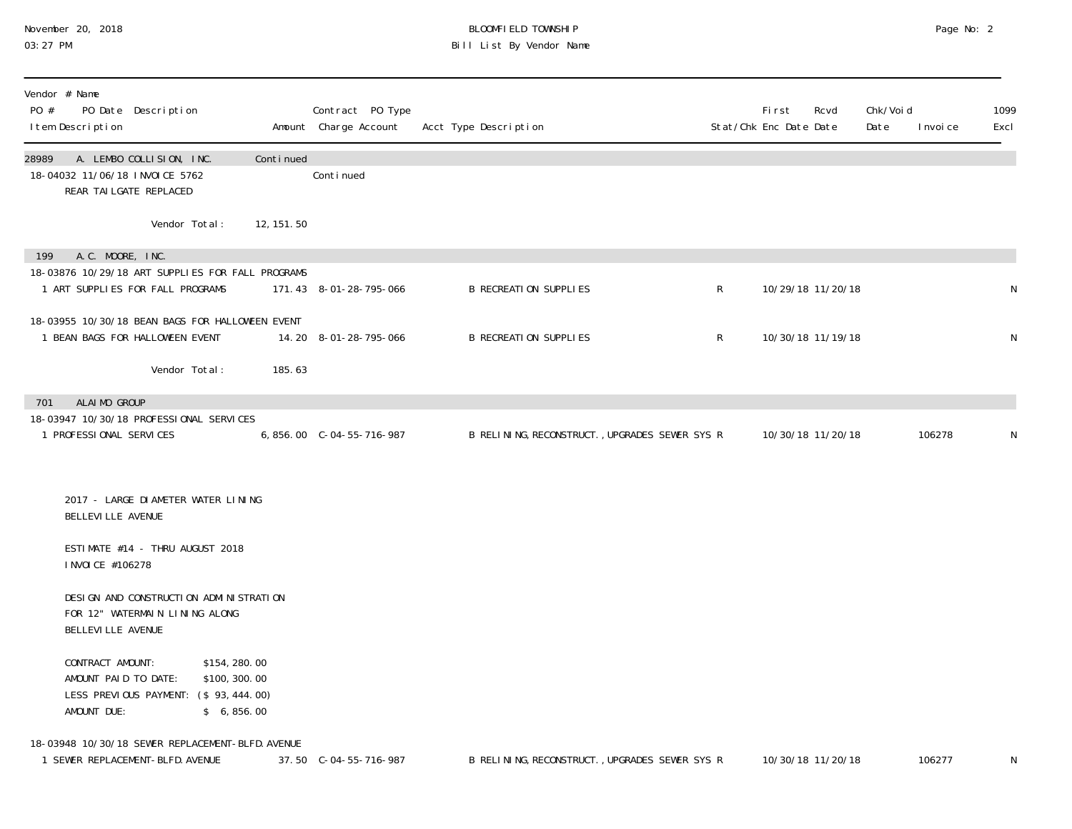BLOOMFIELD TOWNSHIP
Bill List By Vendor Name

November 20, 2018
03:27 PM

| Vendor # Name<br>PO # PO Date Description<br>Item Description | Amount | Contract PO Type<br>Charge Account | Acct Type Description | Stat/Chk | First Enc Date | Rcvd Date | Chk/Void Date | Invoice | 1099 Excl |
|---|---|---|---|---|---|---|---|---|---|
| 28989 A. LEMBO COLLISION, INC. | Continued | | | | | | | | |
| 18-04032 11/06/18 INVOICE 5762 | | Continued | | | | | | | |
| REAR TAILGATE REPLACED | | | | | | | | | |
| Vendor Total: | 12,151.50 | | | | | | | | |
| 199 A.C. MOORE, INC. | | | | | | | | | |
| 18-03876 10/29/18 ART SUPPLIES FOR FALL PROGRAMS | | | | | | | | | |
| 1 ART SUPPLIES FOR FALL PROGRAMS | 171.43 | 8-01-28-795-066 | B RECREATION SUPPLIES | R | 10/29/18 | 11/20/18 | | | N |
| 18-03955 10/30/18 BEAN BAGS FOR HALLOWEEN EVENT | | | | | | | | | |
| 1 BEAN BAGS FOR HALLOWEEN EVENT | 14.20 | 8-01-28-795-066 | B RECREATION SUPPLIES | R | 10/30/18 | 11/19/18 | | | N |
| Vendor Total: | 185.63 | | | | | | | | |
| 701 ALAIMO GROUP | | | | | | | | | |
| 18-03947 10/30/18 PROFESSIONAL SERVICES | | | | | | | | | |
| 1 PROFESSIONAL SERVICES | 6,856.00 | C-04-55-716-987 | B RELINING,RECONSTRUCT.,UPGRADES SEWER SYS | R | 10/30/18 | 11/20/18 | | 106278 | N |

2017 - LARGE DIAMETER WATER LINING
BELLEVILLE AVENUE

ESTIMATE #14 - THRU AUGUST 2018
INVOICE #106278

DESIGN AND CONSTRUCTION ADMINISTRATION
FOR 12" WATERMAIN LINING ALONG
BELLEVILLE AVENUE

| | |
|---|---|
| CONTRACT AMOUNT: | $154,280.00 |
| AMOUNT PAID TO DATE: | $100,300.00 |
| LESS PREVIOUS PAYMENT: | ($ 93,444.00) |
| AMOUNT DUE: | $ 6,856.00 |

| PO # PO Date Description / Item Description | Amount | Charge Account | Acct Type Description | Stat/Chk | First Enc Date | Rcvd Date | Chk/Void Date | Invoice | 1099 Excl |
|---|---|---|---|---|---|---|---|---|---|
| 18-03948 10/30/18 SEWER REPLACEMENT-BLFD.AVENUE | | | | | | | | | |
| 1 SEWER REPLACEMENT-BLFD.AVENUE | 37.50 | C-04-55-716-987 | B RELINING,RECONSTRUCT.,UPGRADES SEWER SYS | R | 10/30/18 | 11/20/18 | | 106277 | N |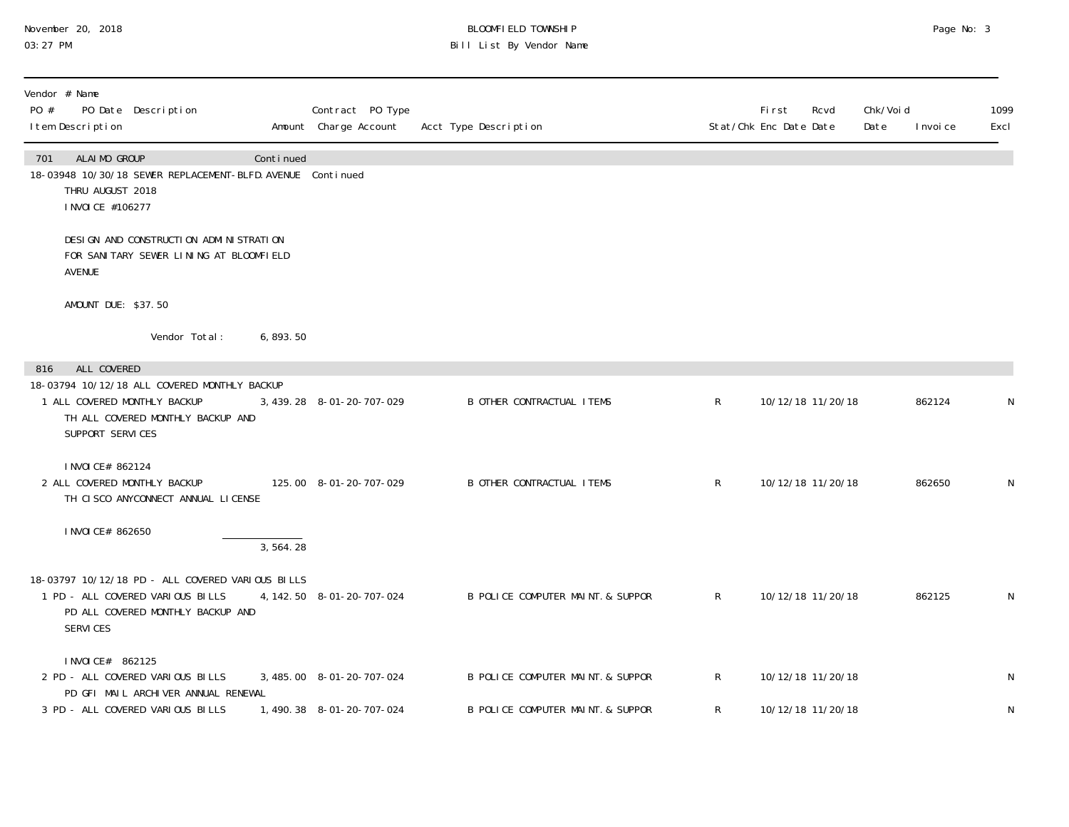# BLOOMFIELD TOWNSHIP

## Bill List By Vendor Name

November 20, 2018
03:27 PM

| Vendor # Name<br>PO # PO Date Description<br>Item Description | Amount | Contract PO Type<br>Charge Account | Acct Type Description | Stat/Chk | First Enc Date | Rcvd Date | Chk/Void Date | Invoice | 1099 Excl |
|---|---|---|---|---|---|---|---|---|---|
| **701 ALAIMO GROUP** | Continued | | | | | | | | |
| 18-03948 10/30/18 SEWER REPLACEMENT-BLFD.AVENUE | | Continued | | | | | | | |
| THRU AUGUST 2018<br>INVOICE #106277<br><br>DESIGN AND CONSTRUCTION ADMINISTRATION FOR SANITARY SEWER LINING AT BLOOMFIELD AVENUE<br><br>AMOUNT DUE: $37.50 | | | | | | | | | |
| Vendor Total: | 6,893.50 | | | | | | | | |
| **816 ALL COVERED** | | | | | | | | | |
| 18-03794 10/12/18 ALL COVERED MONTHLY BACKUP | | | | | | | | | |
| 1 ALL COVERED MONTHLY BACKUP<br>TH ALL COVERED MONTHLY BACKUP AND SUPPORT SERVICES<br><br>INVOICE# 862124 | 3,439.28 | 8-01-20-707-029 | B OTHER CONTRACTUAL ITEMS | R | 10/12/18 | 11/20/18 | | 862124 | N |
| 2 ALL COVERED MONTHLY BACKUP<br>TH CISCO ANYCONNECT ANNUAL LICENSE<br><br>INVOICE# 862650 | 125.00 | 8-01-20-707-029 | B OTHER CONTRACTUAL ITEMS | R | 10/12/18 | 11/20/18 | | 862650 | N |
| | 3,564.28 | | | | | | | | |
| 18-03797 10/12/18 PD - ALL COVERED VARIOUS BILLS | | | | | | | | | |
| 1 PD - ALL COVERED VARIOUS BILLS<br>PD ALL COVERED MONTHLY BACKUP AND SERVICES<br><br>INVOICE# 862125 | 4,142.50 | 8-01-20-707-024 | B POLICE COMPUTER MAINT.& SUPPOR | R | 10/12/18 | 11/20/18 | | 862125 | N |
| 2 PD - ALL COVERED VARIOUS BILLS<br>PD GFI MAIL ARCHIVER ANNUAL RENEWAL | 3,485.00 | 8-01-20-707-024 | B POLICE COMPUTER MAINT.& SUPPOR | R | 10/12/18 | 11/20/18 | | | N |
| 3 PD - ALL COVERED VARIOUS BILLS | 1,490.38 | 8-01-20-707-024 | B POLICE COMPUTER MAINT.& SUPPOR | R | 10/12/18 | 11/20/18 | | | N |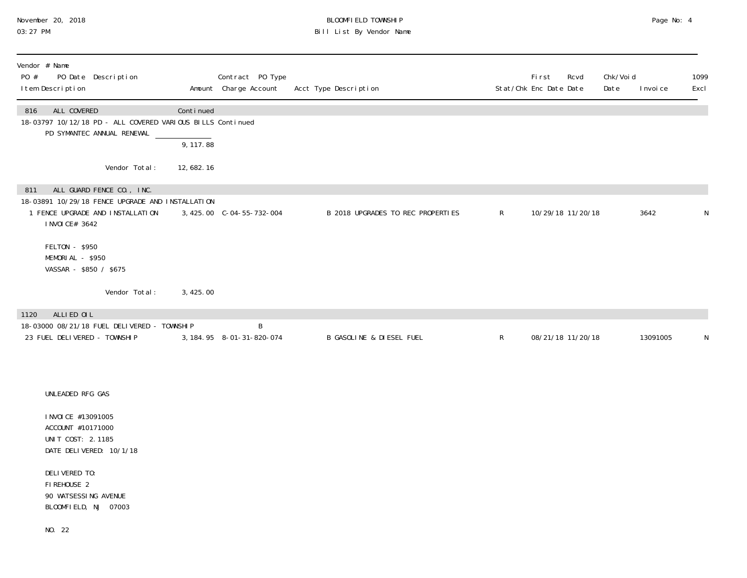| Vendor # Name<br>PO # PO Date Description<br>Item Description | Amount | Contract PO Type<br>Charge Account | Acct Type Description | Stat/Chk | First Enc Date | Rcvd Date | Chk/Void Date | Invoice | 1099 Excl |
|---|---|---|---|---|---|---|---|---|---|
| 816 ALL COVERED | Continued | | | | | | | | |
| 18-03797 10/12/18 PD - ALL COVERED VARIOUS BILLS Continued | | | | | | | | | |
| PD SYMANTEC ANNUAL RENEWAL | | | | | | | | | |
| | 9,117.88 | | | | | | | | |
| Vendor Total: | 12,682.16 | | | | | | | | |
| 811 ALL GUARD FENCE CO., INC. | | | | | | | | | |
| 18-03891 10/29/18 FENCE UPGRADE AND INSTALLATION | | | | | | | | | |
| 1 FENCE UPGRADE AND INSTALLATION<br>INVOICE# 3642<br><br>FELTON - $950<br>MEMORIAL - $950<br>VASSAR - $850 / $675 | 3,425.00 | C-04-55-732-004 | B 2018 UPGRADES TO REC PROPERTIES | R | 10/29/18 | 11/20/18 | | 3642 | N |
| Vendor Total: | 3,425.00 | | | | | | | | |
| 1120 ALLIED OIL | | | | | | | | | |
| 18-03000 08/21/18 FUEL DELIVERED - TOWNSHIP | | B | | | | | | | |
| 23 FUEL DELIVERED - TOWNSHIP<br><br>UNLEADED RFG GAS<br><br>INVOICE #13091005<br>ACCOUNT #10171000<br>UNIT COST: 2.1185<br>DATE DELIVERED: 10/1/18<br><br>DELIVERED TO:<br>FIREHOUSE 2<br>90 WATSESSING AVENUE<br>BLOOMFIELD, NJ 07003<br><br>NO. 22 | 3,184.95 | 8-01-31-820-074 | B GASOLINE & DIESEL FUEL | R | 08/21/18 | 11/20/18 | | 13091005 | N |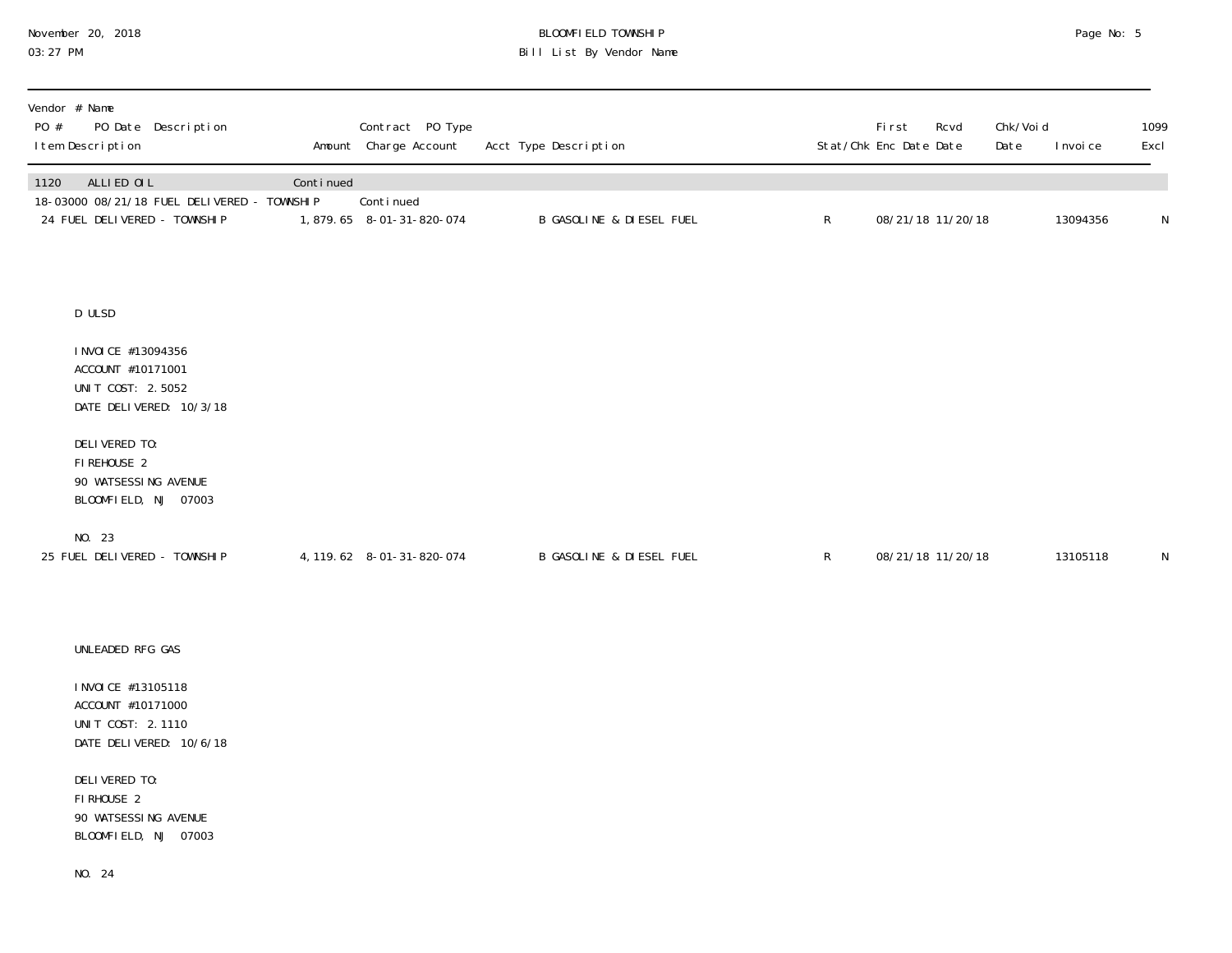| Vendor # Name<br>PO # PO Date Description<br>Item Description | Amount | Contract PO Type<br>Charge Account | Acct Type Description | Stat/Chk | First<br>Enc Date | Rcvd<br>Date | Chk/Void<br>Date | Invoice | 1099<br>Excl |
|---|---|---|---|---|---|---|---|---|---|
| 1120 ALLIED OIL | Continued | | | | | | | | |
| 18-03000 08/21/18 FUEL DELIVERED - TOWNSHIP | | Continued | | | | | | | |
| 24 FUEL DELIVERED - TOWNSHIP | 1,879.65 | 8-01-31-820-074 | B GASOLINE & DIESEL FUEL | R | 08/21/18 | 11/20/18 | | 13094356 | N |

D ULSD

INVOICE #13094356
ACCOUNT #10171001
UNIT COST: 2.5052
DATE DELIVERED: 10/3/18

DELIVERED TO:
FIREHOUSE 2
90 WATSESSING AVENUE
BLOOMFIELD, NJ 07003

NO. 23

| Item Description | Amount | Charge Account | Acct Type Description | Stat/Chk | First Enc Date | Rcvd Date | Chk/Void Date | Invoice | 1099 Excl |
|---|---|---|---|---|---|---|---|---|---|
| 25 FUEL DELIVERED - TOWNSHIP | 4,119.62 | 8-01-31-820-074 | B GASOLINE & DIESEL FUEL | R | 08/21/18 | 11/20/18 | | 13105118 | N |

UNLEADED RFG GAS

INVOICE #13105118
ACCOUNT #10171000
UNIT COST: 2.1110
DATE DELIVERED: 10/6/18

DELIVERED TO:
FIRHOUSE 2
90 WATSESSING AVENUE
BLOOMFIELD, NJ 07003

NO. 24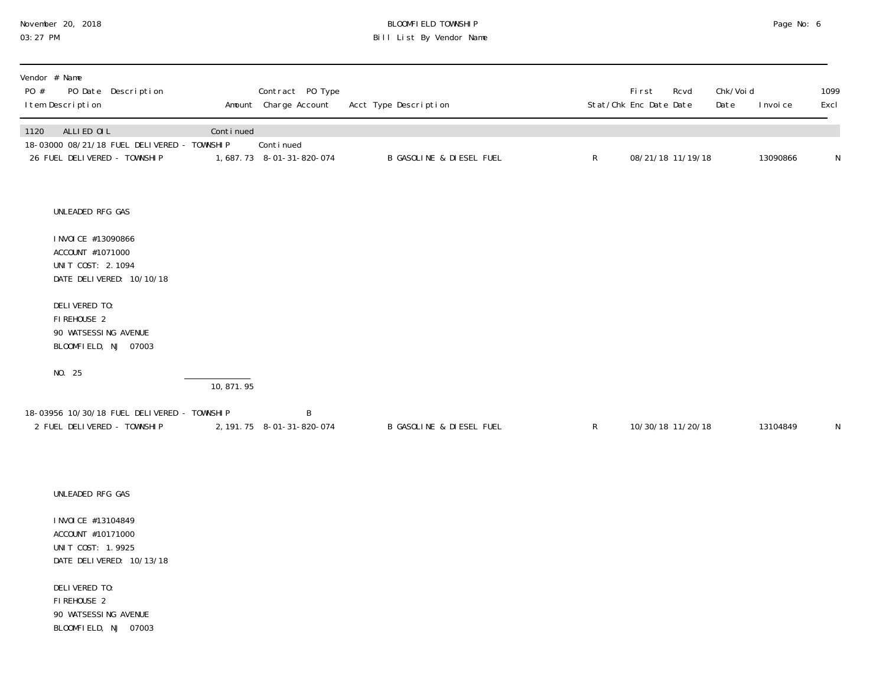| Vendor # Name<br>PO # PO Date Description<br>Item Description | Amount | Contract PO Type<br>Charge Account | Acct Type Description | Stat/Chk | First<br>Enc Date | Rcvd<br>Date | Chk/Void<br>Date | Invoice | 1099<br>Excl |
|---|---|---|---|---|---|---|---|---|---|
| 1120 ALLIED OIL | Continued | | | | | | | | |
| 18-03000 08/21/18 FUEL DELIVERED - TOWNSHIP | | Continued | | | | | | | |
| 26 FUEL DELIVERED - TOWNSHIP | 1,687.73 | 8-01-31-820-074 | B GASOLINE & DIESEL FUEL | R | 08/21/18 | 11/19/18 | | 13090866 | N |

UNLEADED RFG GAS

INVOICE #13090866
ACCOUNT #1071000
UNIT COST: 2.1094
DATE DELIVERED: 10/10/18

DELIVERED TO:
FIREHOUSE 2
90 WATSESSING AVENUE
BLOOMFIELD, NJ 07003

NO. 25

10,871.95

| PO # PO Date Description<br>Item Description | Amount | Contract PO Type<br>Charge Account | Acct Type Description | Stat/Chk | First<br>Enc Date | Rcvd<br>Date | Chk/Void<br>Date | Invoice | 1099<br>Excl |
|---|---|---|---|---|---|---|---|---|---|
| 18-03956 10/30/18 FUEL DELIVERED - TOWNSHIP | | B | | | | | | | |
| 2 FUEL DELIVERED - TOWNSHIP | 2,191.75 | 8-01-31-820-074 | B GASOLINE & DIESEL FUEL | R | 10/30/18 | 11/20/18 | | 13104849 | N |

UNLEADED RFG GAS

INVOICE #13104849
ACCOUNT #10171000
UNIT COST: 1.9925
DATE DELIVERED: 10/13/18

DELIVERED TO:
FIREHOUSE 2
90 WATSESSING AVENUE
BLOOMFIELD, NJ 07003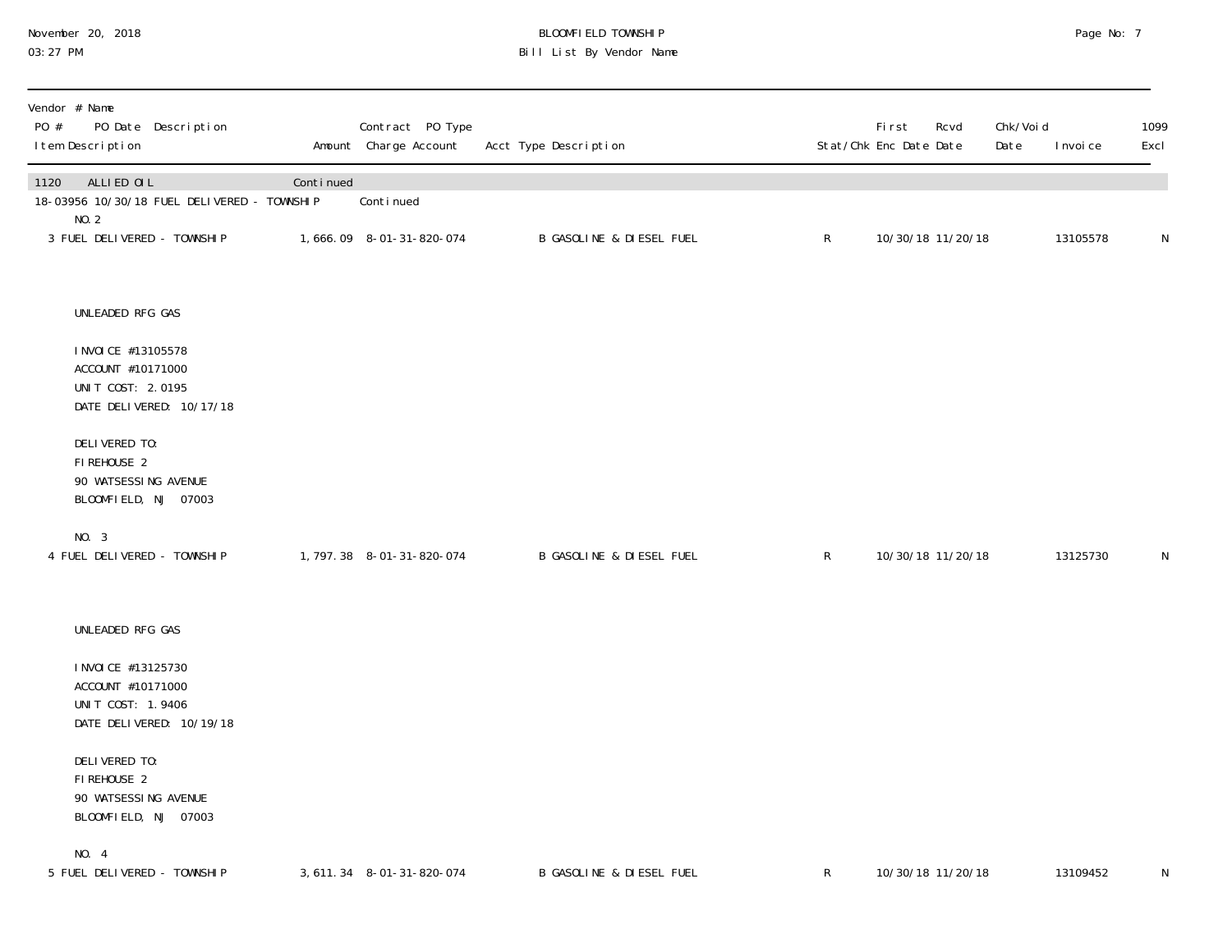**BLOOMFIELD TOWNSHIP**
**Bill List By Vendor Name**

November 20, 2018
03:27 PM

| Vendor # Name / PO # PO Date Description / Item Description | Amount | Contract PO Type / Charge Account | Acct Type Description | Stat/Chk | First Enc Date | Rcvd Date | Chk/Void Date | Invoice | 1099 Excl |
|---|---|---|---|---|---|---|---|---|---|
| 1120 ALLIED OIL | Continued | | | | | | | | |
| 18-03956 10/30/18 FUEL DELIVERED - TOWNSHIP | | Continued | | | | | | | |
| NO. 2 | | | | | | | | | |
| 3 FUEL DELIVERED - TOWNSHIP | 1,666.09 | 8-01-31-820-074 | B GASOLINE & DIESEL FUEL | R | 10/30/18 | 11/20/18 | | 13105578 | N |

UNLEADED RFG GAS

INVOICE #13105578
ACCOUNT #10171000
UNIT COST: 2.0195
DATE DELIVERED: 10/17/18

DELIVERED TO:
FIREHOUSE 2
90 WATSESSING AVENUE
BLOOMFIELD, NJ 07003

| Item Description | Amount | Charge Account | Acct Type Description | Stat/Chk | First Enc Date | Rcvd Date | Chk/Void Date | Invoice | 1099 Excl |
|---|---|---|---|---|---|---|---|---|---|
| NO. 3 | | | | | | | | | |
| 4 FUEL DELIVERED - TOWNSHIP | 1,797.38 | 8-01-31-820-074 | B GASOLINE & DIESEL FUEL | R | 10/30/18 | 11/20/18 | | 13125730 | N |

UNLEADED RFG GAS

INVOICE #13125730
ACCOUNT #10171000
UNIT COST: 1.9406
DATE DELIVERED: 10/19/18

DELIVERED TO:
FIREHOUSE 2
90 WATSESSING AVENUE
BLOOMFIELD, NJ 07003

| Item Description | Amount | Charge Account | Acct Type Description | Stat/Chk | First Enc Date | Rcvd Date | Chk/Void Date | Invoice | 1099 Excl |
|---|---|---|---|---|---|---|---|---|---|
| NO. 4 | | | | | | | | | |
| 5 FUEL DELIVERED - TOWNSHIP | 3,611.34 | 8-01-31-820-074 | B GASOLINE & DIESEL FUEL | R | 10/30/18 | 11/20/18 | | 13109452 | N |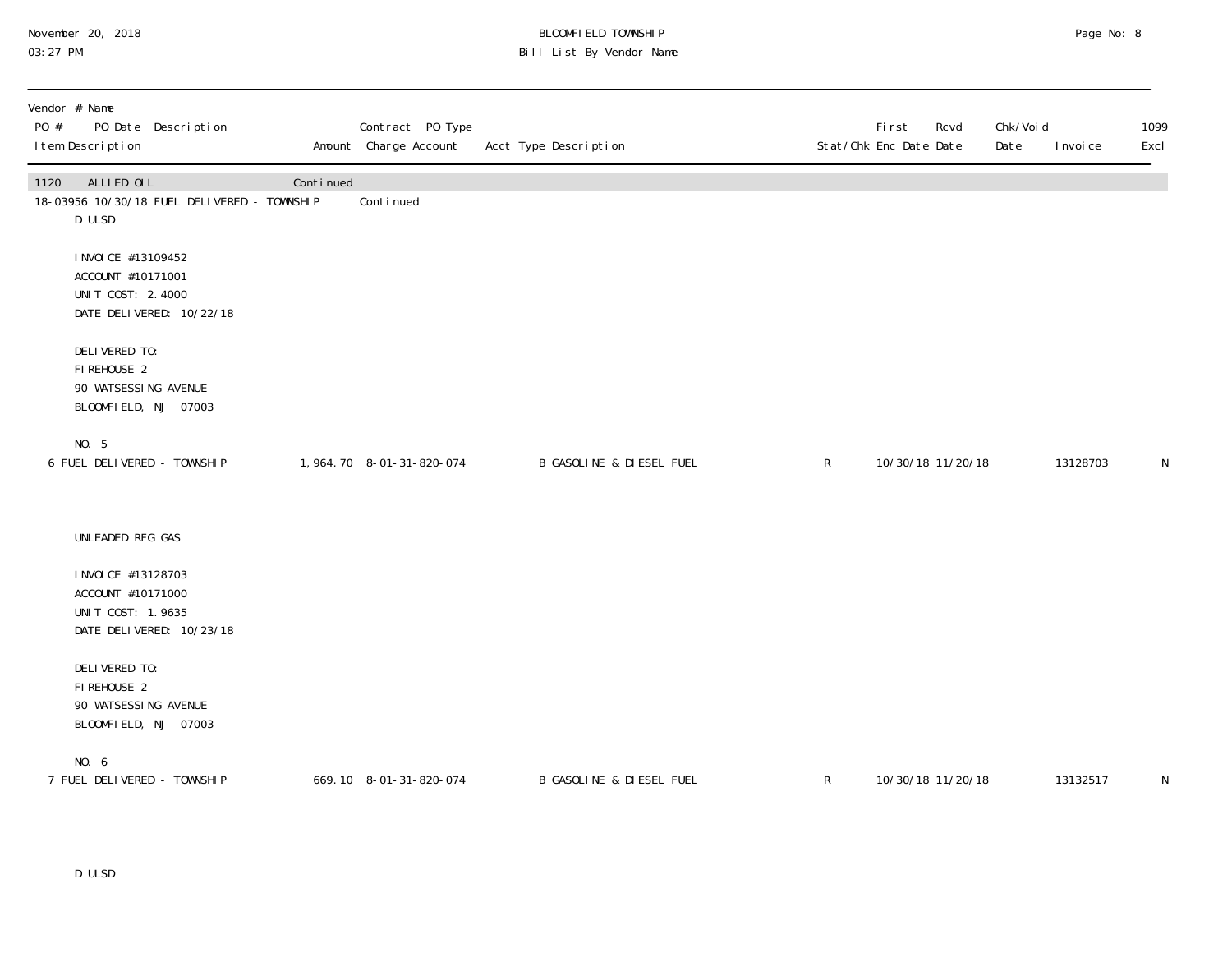BLOOMFIELD TOWNSHIP
Bill List By Vendor Name

| Vendor # Name / PO # PO Date Description / Item Description | Amount | Contract PO Type / Charge Account | Acct Type Description | Stat/Chk | First Enc Date | Rcvd Date | Chk/Void Date | Invoice | 1099 Excl |
|---|---|---|---|---|---|---|---|---|---|
| 1120 ALLIED OIL | Continued | | | | | | | | |
| 18-03956 10/30/18 FUEL DELIVERED - TOWNSHIP | | Continued | | | | | | | |
| D ULSD<br><br>INVOICE #13109452<br>ACCOUNT #10171001<br>UNIT COST: 2.4000<br>DATE DELIVERED: 10/22/18<br><br>DELIVERED TO:<br>FIREHOUSE 2<br>90 WATSESSING AVENUE<br>BLOOMFIELD, NJ 07003<br><br>NO. 5 | | | | | | | | | |
| 6 FUEL DELIVERED - TOWNSHIP | 1,964.70 | 8-01-31-820-074 | B GASOLINE & DIESEL FUEL | R | 10/30/18 | 11/20/18 | | 13128703 | N |
| UNLEADED RFG GAS<br><br>INVOICE #13128703<br>ACCOUNT #10171000<br>UNIT COST: 1.9635<br>DATE DELIVERED: 10/23/18<br><br>DELIVERED TO:<br>FIREHOUSE 2<br>90 WATSESSING AVENUE<br>BLOOMFIELD, NJ 07003<br><br>NO. 6 | | | | | | | | | |
| 7 FUEL DELIVERED - TOWNSHIP | 669.10 | 8-01-31-820-074 | B GASOLINE & DIESEL FUEL | R | 10/30/18 | 11/20/18 | | 13132517 | N |
| D ULSD | | | | | | | | | |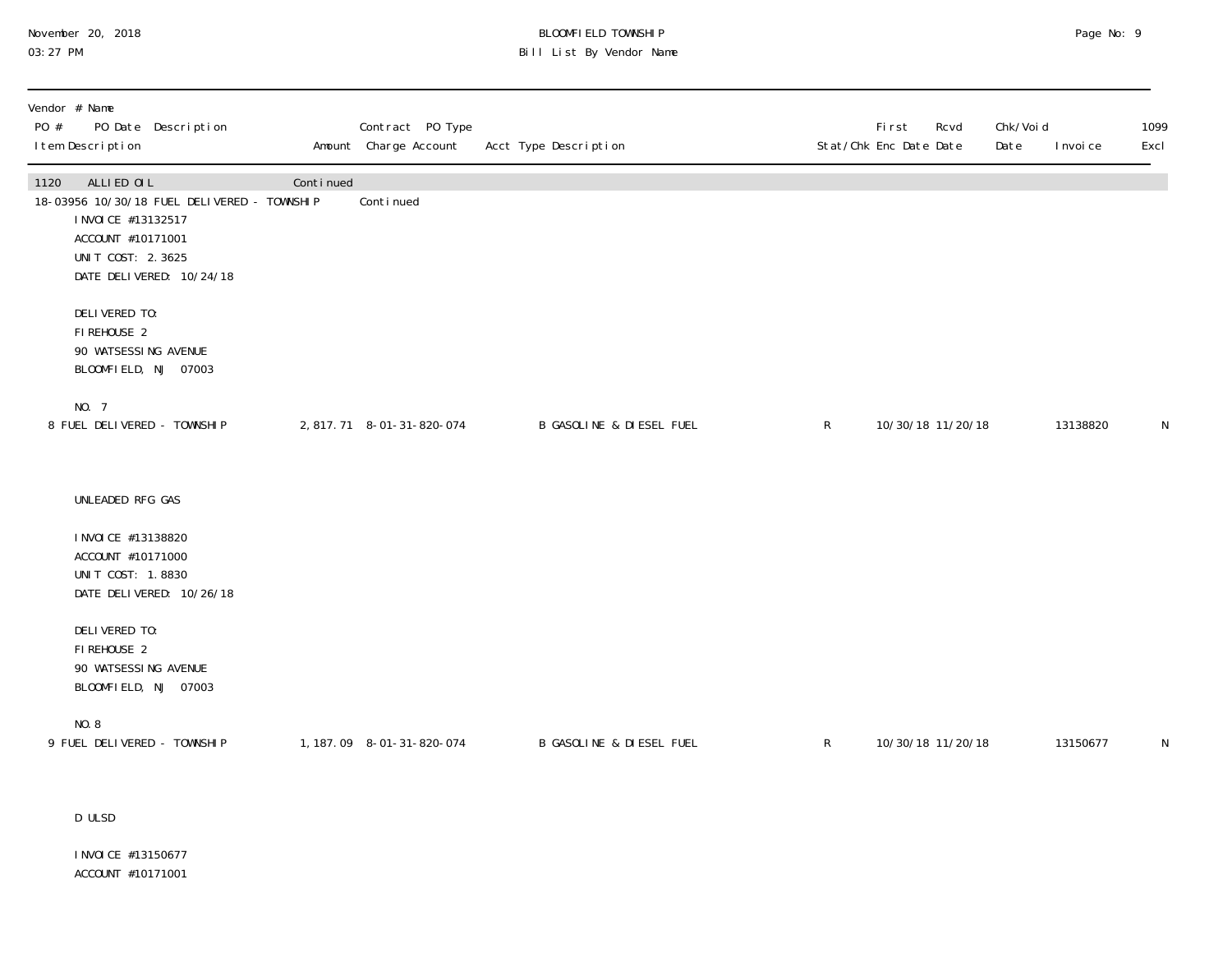November 20, 2018
03:27 PM

BLOOMFIELD TOWNSHIP
Bill List By Vendor Name

| Vendor # Name<br>PO # PO Date Description<br>Item Description | Amount | Contract PO Type<br>Charge Account | Acct Type Description | Stat/Chk | First Enc Date | Rcvd Date | Chk/Void Date | Invoice | 1099 Excl |
|---|---|---|---|---|---|---|---|---|---|
| 1120 ALLIED OIL | Continued | | | | | | | | |
| 18-03956 10/30/18 FUEL DELIVERED - TOWNSHIP | | Continued | | | | | | | |
| INVOICE #13132517<br>ACCOUNT #10171001<br>UNIT COST: 2.3625<br>DATE DELIVERED: 10/24/18<br><br>DELIVERED TO:<br>FIREHOUSE 2<br>90 WATSESSING AVENUE<br>BLOOMFIELD, NJ 07003<br><br>NO. 7 | | | | | | | | | |
| 8 FUEL DELIVERED - TOWNSHIP | 2,817.71 | 8-01-31-820-074 | B GASOLINE & DIESEL FUEL | R | 10/30/18 | 11/20/18 | | 13138820 | N |
| UNLEADED RFG GAS<br><br>INVOICE #13138820<br>ACCOUNT #10171000<br>UNIT COST: 1.8830<br>DATE DELIVERED: 10/26/18<br><br>DELIVERED TO:<br>FIREHOUSE 2<br>90 WATSESSING AVENUE<br>BLOOMFIELD, NJ 07003<br><br>NO.8 | | | | | | | | | |
| 9 FUEL DELIVERED - TOWNSHIP | 1,187.09 | 8-01-31-820-074 | B GASOLINE & DIESEL FUEL | R | 10/30/18 | 11/20/18 | | 13150677 | N |
| D ULSD<br><br>INVOICE #13150677<br>ACCOUNT #10171001 | | | | | | | | | |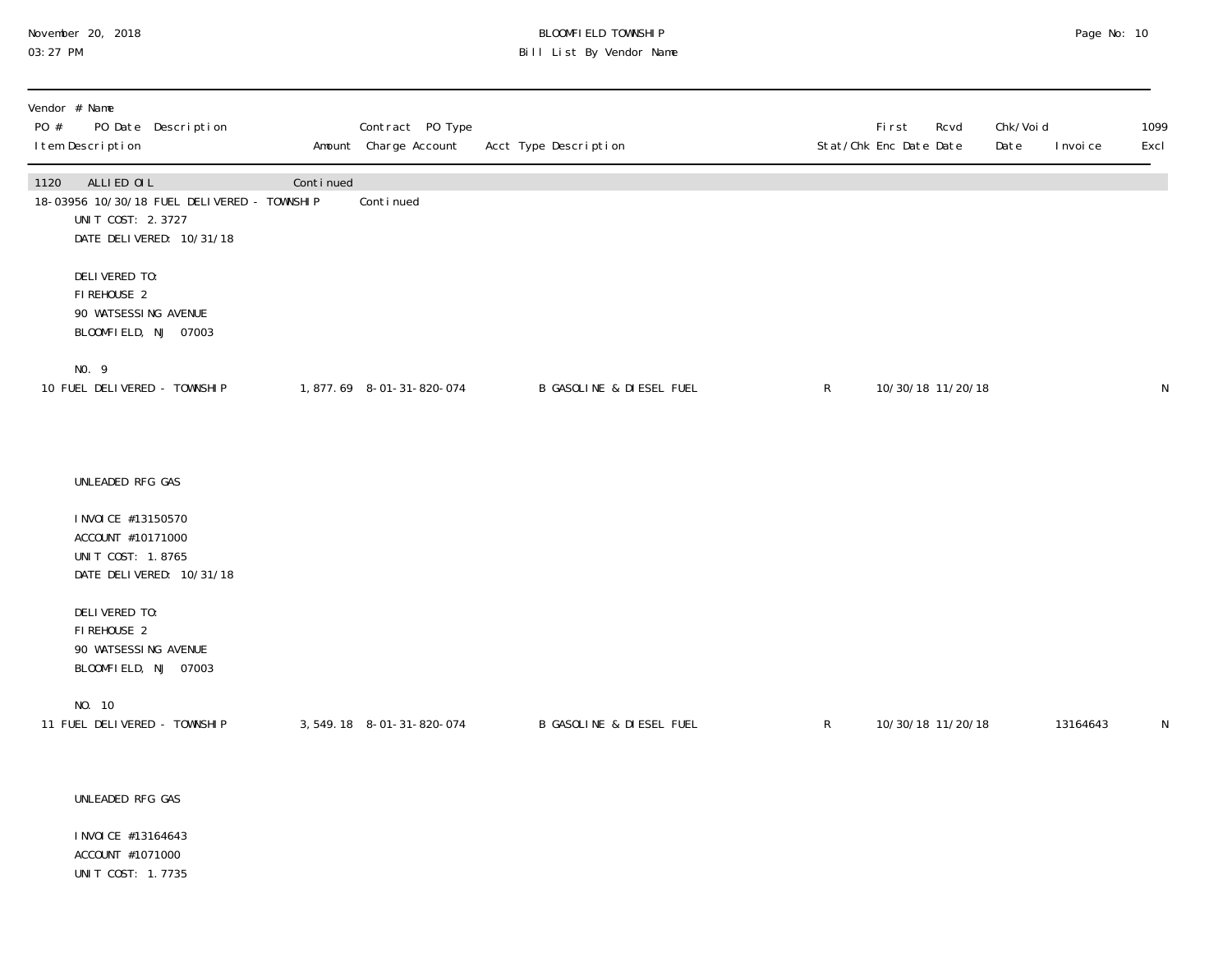BLOOMFIELD TOWNSHIP
Bill List By Vendor Name

| Vendor # Name<br>PO # PO Date Description<br>Item Description | Amount | Contract PO Type<br>Charge Account | Acct Type Description | Stat/Chk | First Enc Date | Rcvd Date | Chk/Void Date | Invoice | 1099 Excl |
|---|---|---|---|---|---|---|---|---|---|
| 1120 ALLIED OIL | Continued | | | | | | | | |
| 18-03956 10/30/18 FUEL DELIVERED - TOWNSHIP | | Continued | | | | | | | |
| UNIT COST: 2.3727<br>DATE DELIVERED: 10/31/18<br><br>DELIVERED TO:<br>FIREHOUSE 2<br>90 WATSESSING AVENUE<br>BLOOMFIELD, NJ 07003<br><br>N0. 9 | | | | | | | | | |
| 10 FUEL DELIVERED - TOWNSHIP | 1,877.69 | 8-01-31-820-074 | B GASOLINE & DIESEL FUEL | R | 10/30/18 | 11/20/18 | | | N |
| UNLEADED RFG GAS<br><br>INVOICE #13150570<br>ACCOUNT #10171000<br>UNIT COST: 1.8765<br>DATE DELIVERED: 10/31/18<br><br>DELIVERED TO:<br>FIREHOUSE 2<br>90 WATSESSING AVENUE<br>BLOOMFIELD, NJ 07003<br><br>NO. 10 | | | | | | | | | |
| 11 FUEL DELIVERED - TOWNSHIP | 3,549.18 | 8-01-31-820-074 | B GASOLINE & DIESEL FUEL | R | 10/30/18 | 11/20/18 | | 13164643 | N |
| UNLEADED RFG GAS<br><br>INVOICE #13164643<br>ACCOUNT #1071000<br>UNIT COST: 1.7735 | | | | | | | | | |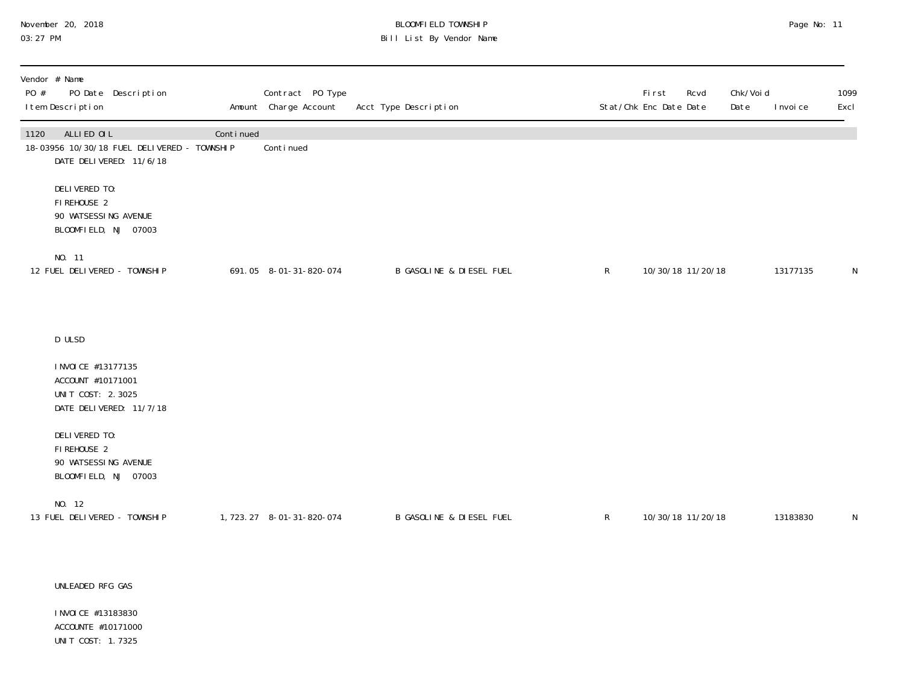| Vendor # Name<br>PO # PO Date Description<br>Item Description | Amount | Contract PO Type<br>Charge Account | Acct Type Description | Stat/Chk | First Enc Date | Rcvd Date | Chk/Void Date | Invoice | 1099 Excl |
|---|---|---|---|---|---|---|---|---|---|
| 1120 ALLIED OIL | Continued | | | | | | | | |
| 18-03956 10/30/18 FUEL DELIVERED - TOWNSHIP | | Continued | | | | | | | |
| DATE DELIVERED: 11/6/18<br><br>DELIVERED TO:<br>FIREHOUSE 2<br>90 WATSESSING AVENUE<br>BLOOMFIELD, NJ 07003<br><br>NO. 11 | | | | | | | | | |
| 12 FUEL DELIVERED - TOWNSHIP | 691.05 | 8-01-31-820-074 | B GASOLINE & DIESEL FUEL | R | 10/30/18 | 11/20/18 | | 13177135 | N |
| D ULSD<br><br>INVOICE #13177135<br>ACCOUNT #10171001<br>UNIT COST: 2.3025<br>DATE DELIVERED: 11/7/18<br><br>DELIVERED TO:<br>FIREHOUSE 2<br>90 WATSESSING AVENUE<br>BLOOMFIELD, NJ 07003<br><br>NO. 12 | | | | | | | | | |
| 13 FUEL DELIVERED - TOWNSHIP | 1,723.27 | 8-01-31-820-074 | B GASOLINE & DIESEL FUEL | R | 10/30/18 | 11/20/18 | | 13183830 | N |
| UNLEADED RFG GAS<br><br>INVOICE #13183830<br>ACCOUNTE #10171000<br>UNIT COST: 1.7325 | | | | | | | | | |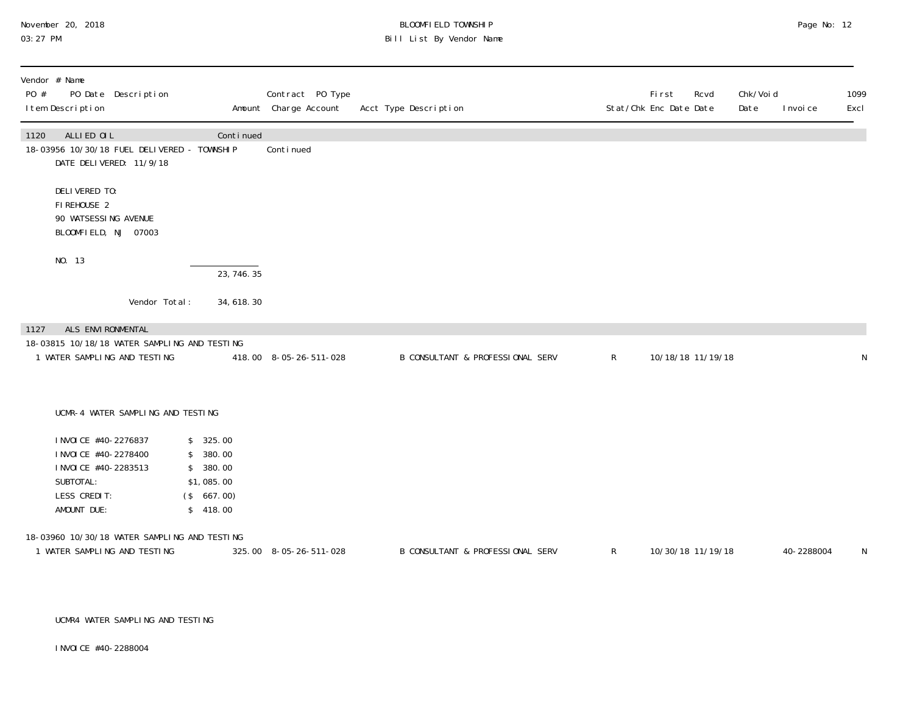BLOOMFIELD TOWNSHIP
Bill List By Vendor Name

November 20, 2018
03:27 PM

| Vendor # Name<br>PO # PO Date Description<br>Item Description | Amount | Contract PO Type<br>Charge Account | Acct Type Description | Stat/Chk | First Enc Date | Rcvd Date | Chk/Void Date | Invoice | 1099 Excl |
|---|---|---|---|---|---|---|---|---|---|
| **1120 ALLIED OIL** | Continued | | | | | | | | |
| 18-03956 10/30/18 FUEL DELIVERED - TOWNSHIP | | Continued | | | | | | | |
| DATE DELIVERED: 11/9/18<br><br>DELIVERED TO:<br>FIREHOUSE 2<br>90 WATSESSING AVENUE<br>BLOOMFIELD, NJ 07003<br><br>NO. 13 | | | | | | | | | |
| | 23,746.35 | | | | | | | | |
| Vendor Total: | 34,618.30 | | | | | | | | |
| **1127 ALS ENVIRONMENTAL** | | | | | | | | | |
| 18-03815 10/18/18 WATER SAMPLING AND TESTING | | | | | | | | | |
| 1 WATER SAMPLING AND TESTING | 418.00 | 8-05-26-511-028 | B CONSULTANT & PROFESSIONAL SERV | R | 10/18/18 | 11/19/18 | | | N |
| UCMR-4 WATER SAMPLING AND TESTING<br><br>INVOICE #40-2276837 $ 325.00<br>INVOICE #40-2278400 $ 380.00<br>INVOICE #40-2283513 $ 380.00<br>SUBTOTAL: $1,085.00<br>LESS CREDIT: ($ 667.00)<br>AMOUNT DUE: $ 418.00 | | | | | | | | | |
| 18-03960 10/30/18 WATER SAMPLING AND TESTING | | | | | | | | | |
| 1 WATER SAMPLING AND TESTING | 325.00 | 8-05-26-511-028 | B CONSULTANT & PROFESSIONAL SERV | R | 10/30/18 | 11/19/18 | | 40-2288004 | N |
| UCMR4 WATER SAMPLING AND TESTING<br><br>INVOICE #40-2288004 | | | | | | | | | |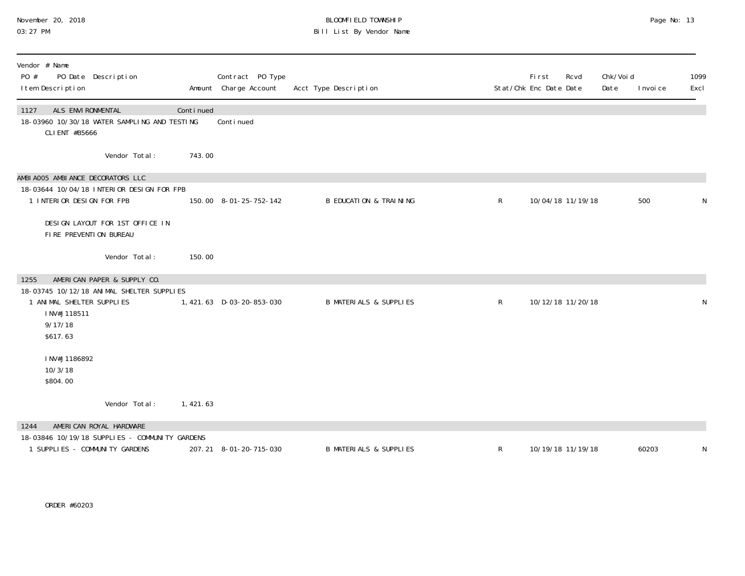| Vendor # Name PO # PO Date Description Item Description | Amount | Contract PO Type Charge Account | Acct Type Description | Stat/Chk | First Enc Date | Rcvd Date | Chk/Void Date | Invoice | 1099 Excl |
|---|---|---|---|---|---|---|---|---|---|
| 1127 ALS ENVIRONMENTAL | Continued | | | | | | | | |
| 18-03960 10/30/18 WATER SAMPLING AND TESTING | | Continued | | | | | | | |
| CLIENT #B5666 | | | | | | | | | |
| Vendor Total: | 743.00 | | | | | | | | |
| AMBIA005 AMBIANCE DECORATORS LLC | | | | | | | | | |
| 18-03644 10/04/18 INTERIOR DESIGN FOR FPB | | | | | | | | | |
| 1 INTERIOR DESIGN FOR FPB | 150.00 | 8-01-25-752-142 | B EDUCATION & TRAINING | R | 10/04/18 | 11/19/18 | | 500 | N |
| DESIGN LAYOUT FOR 1ST OFFICE IN FIRE PREVENTION BUREAU | | | | | | | | | |
| Vendor Total: | 150.00 | | | | | | | | |
| 1255 AMERICAN PAPER & SUPPLY CO. | | | | | | | | | |
| 18-03745 10/12/18 ANIMAL SHELTER SUPPLIES | | | | | | | | | |
| 1 ANIMAL SHELTER SUPPLIES | 1,421.63 | D-03-20-853-030 | B MATERIALS & SUPPLIES | R | 10/12/18 | 11/20/18 | | | N |
| INV#J118511 9/17/18 $617.63 | | | | | | | | | |
| INV#J1186892 10/3/18 $804.00 | | | | | | | | | |
| Vendor Total: | 1,421.63 | | | | | | | | |
| 1244 AMERICAN ROYAL HARDWARE | | | | | | | | | |
| 18-03846 10/19/18 SUPPLIES - COMMUNITY GARDENS | | | | | | | | | |
| 1 SUPPLIES - COMMUNITY GARDENS | 207.21 | 8-01-20-715-030 | B MATERIALS & SUPPLIES | R | 10/19/18 | 11/19/18 | | 60203 | N |
| ORDER #60203 | | | | | | | | | |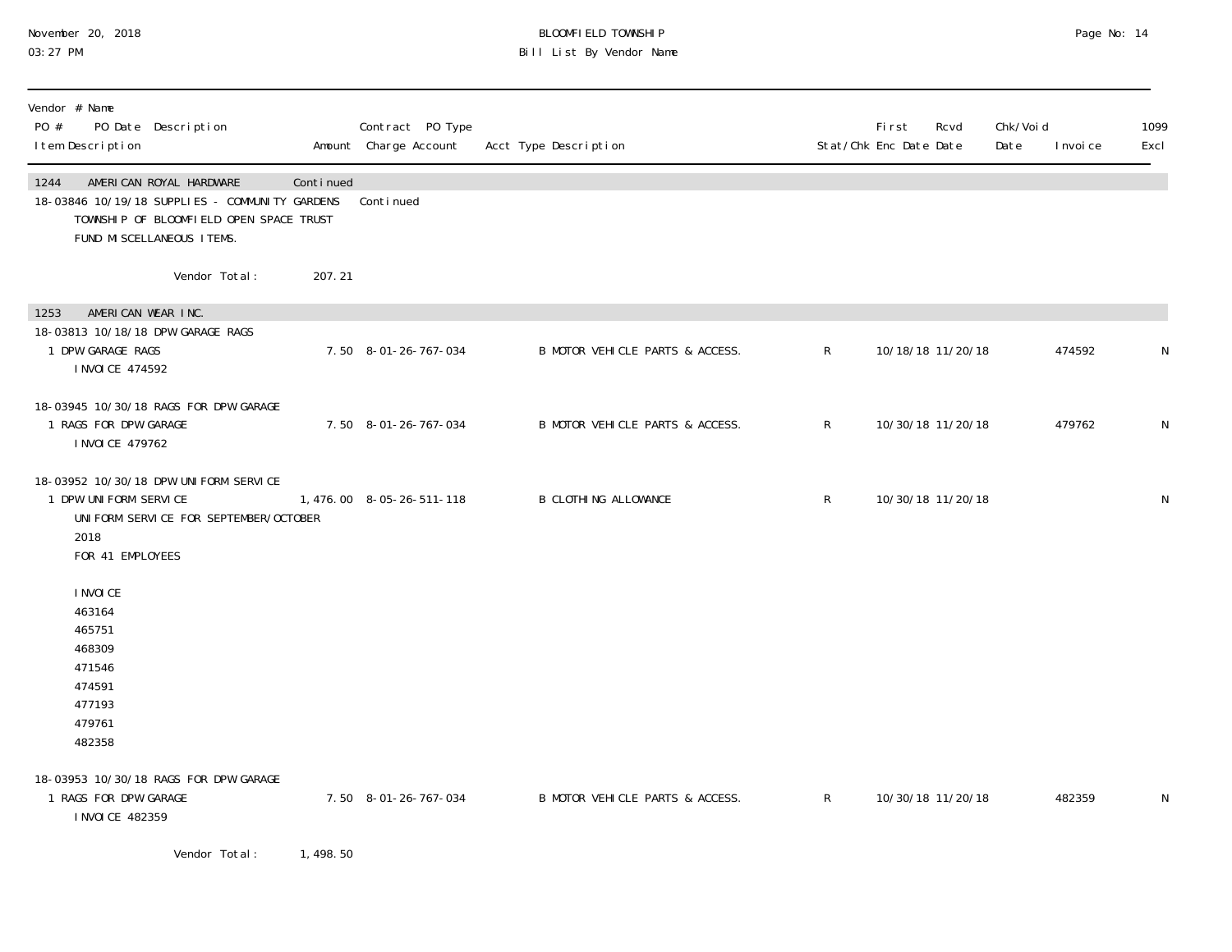| Vendor # Name PO # PO Date Description Item Description | Amount | Contract PO Type Charge Account | Acct Type Description | Stat/Chk | First Enc Date | Rcvd Date | Chk/Void Date | Invoice | 1099 Excl |
|---|---|---|---|---|---|---|---|---|---|
| **1244 AMERICAN ROYAL HARDWARE** | Continued | | | | | | | | |
| 18-03846 10/19/18 SUPPLIES - COMMUNITY GARDENS | | Continued | | | | | | | |
| TOWNSHIP OF BLOOMFIELD OPEN SPACE TRUST FUND MISCELLANEOUS ITEMS. | | | | | | | | | |
| Vendor Total: | 207.21 | | | | | | | | |
| **1253 AMERICAN WEAR INC.** | | | | | | | | | |
| 18-03813 10/18/18 DPW GARAGE RAGS | | | | | | | | | |
| 1 DPW GARAGE RAGS INVOICE 474592 | 7.50 | 8-01-26-767-034 | B MOTOR VEHICLE PARTS & ACCESS. | R | 10/18/18 | 11/20/18 | | 474592 | N |
| 18-03945 10/30/18 RAGS FOR DPW GARAGE | | | | | | | | | |
| 1 RAGS FOR DPW GARAGE INVOICE 479762 | 7.50 | 8-01-26-767-034 | B MOTOR VEHICLE PARTS & ACCESS. | R | 10/30/18 | 11/20/18 | | 479762 | N |
| 18-03952 10/30/18 DPW UNIFORM SERVICE | | | | | | | | | |
| 1 DPW UNIFORM SERVICE UNIFORM SERVICE FOR SEPTEMBER/OCTOBER 2018 FOR 41 EMPLOYEES INVOICE 463164 465751 468309 471546 474591 477193 479761 482358 | 1,476.00 | 8-05-26-511-118 | B CLOTHING ALLOWANCE | R | 10/30/18 | 11/20/18 | | | N |
| 18-03953 10/30/18 RAGS FOR DPW GARAGE | | | | | | | | | |
| 1 RAGS FOR DPW GARAGE INVOICE 482359 | 7.50 | 8-01-26-767-034 | B MOTOR VEHICLE PARTS & ACCESS. | R | 10/30/18 | 11/20/18 | | 482359 | N |
| Vendor Total: | 1,498.50 | | | | | | | | |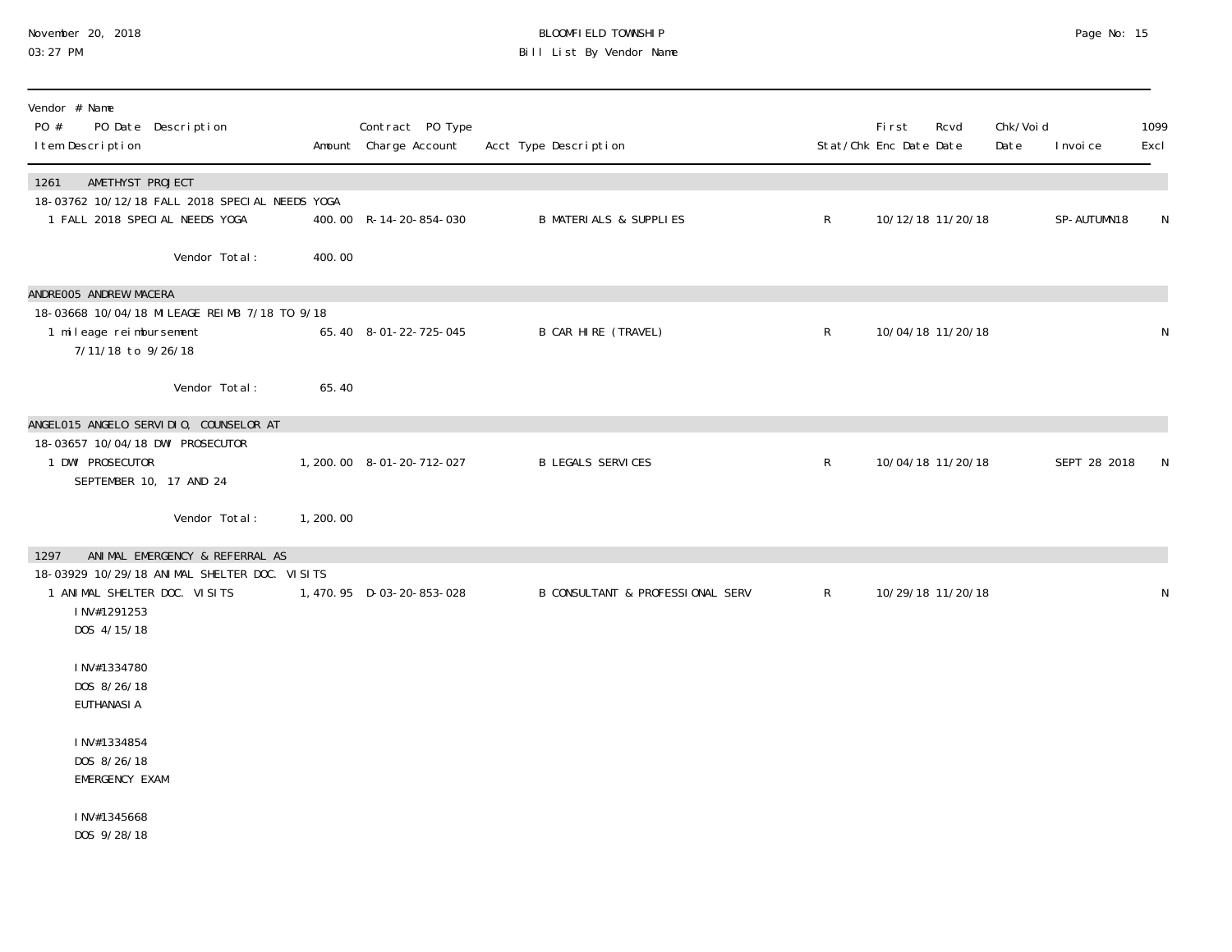BLOOMFIELD TOWNSHIP
Bill List By Vendor Name

November 20, 2018
03:27 PM

| Vendor # Name<br>PO # PO Date Description<br>Item Description | Amount | Contract PO Type<br>Charge Account | Acct Type Description | Stat/Chk | First<br>Enc Date | Rcvd<br>Date | Chk/Void<br>Date | Invoice | 1099<br>Excl |
|---|---|---|---|---|---|---|---|---|---|
| **1261 AMETHYST PROJECT** | | | | | | | | | |
| 18-03762 10/12/18 FALL 2018 SPECIAL NEEDS YOGA | | | | | | | | | |
| 1 FALL 2018 SPECIAL NEEDS YOGA | 400.00 | R-14-20-854-030 | B MATERIALS & SUPPLIES | R | 10/12/18 | 11/20/18 | | SP-AUTUMN18 | N |
| Vendor Total: | 400.00 | | | | | | | | |
| **ANDRE005 ANDREW MACERA** | | | | | | | | | |
| 18-03668 10/04/18 MILEAGE REIMB 7/18 TO 9/18 | | | | | | | | | |
| 1 mileage reimbursement<br>7/11/18 to 9/26/18 | 65.40 | 8-01-22-725-045 | B CAR HIRE (TRAVEL) | R | 10/04/18 | 11/20/18 | | | N |
| Vendor Total: | 65.40 | | | | | | | | |
| **ANGEL015 ANGELO SERVIDIO, COUNSELOR AT** | | | | | | | | | |
| 18-03657 10/04/18 DWI PROSECUTOR | | | | | | | | | |
| 1 DWI PROSECUTOR<br>SEPTEMBER 10, 17 AND 24 | 1,200.00 | 8-01-20-712-027 | B LEGALS SERVICES | R | 10/04/18 | 11/20/18 | | SEPT 28 2018 | N |
| Vendor Total: | 1,200.00 | | | | | | | | |
| **1297 ANIMAL EMERGENCY & REFERRAL AS** | | | | | | | | | |
| 18-03929 10/29/18 ANIMAL SHELTER DOC. VISITS | | | | | | | | | |
| 1 ANIMAL SHELTER DOC. VISITS<br>INV#1291253<br>DOS 4/15/18<br><br>INV#1334780<br>DOS 8/26/18<br>EUTHANASIA<br><br>INV#1334854<br>DOS 8/26/18<br>EMERGENCY EXAM<br><br>INV#1345668<br>DOS 9/28/18 | 1,470.95 | D-03-20-853-028 | B CONSULTANT & PROFESSIONAL SERV | R | 10/29/18 | 11/20/18 | | | N |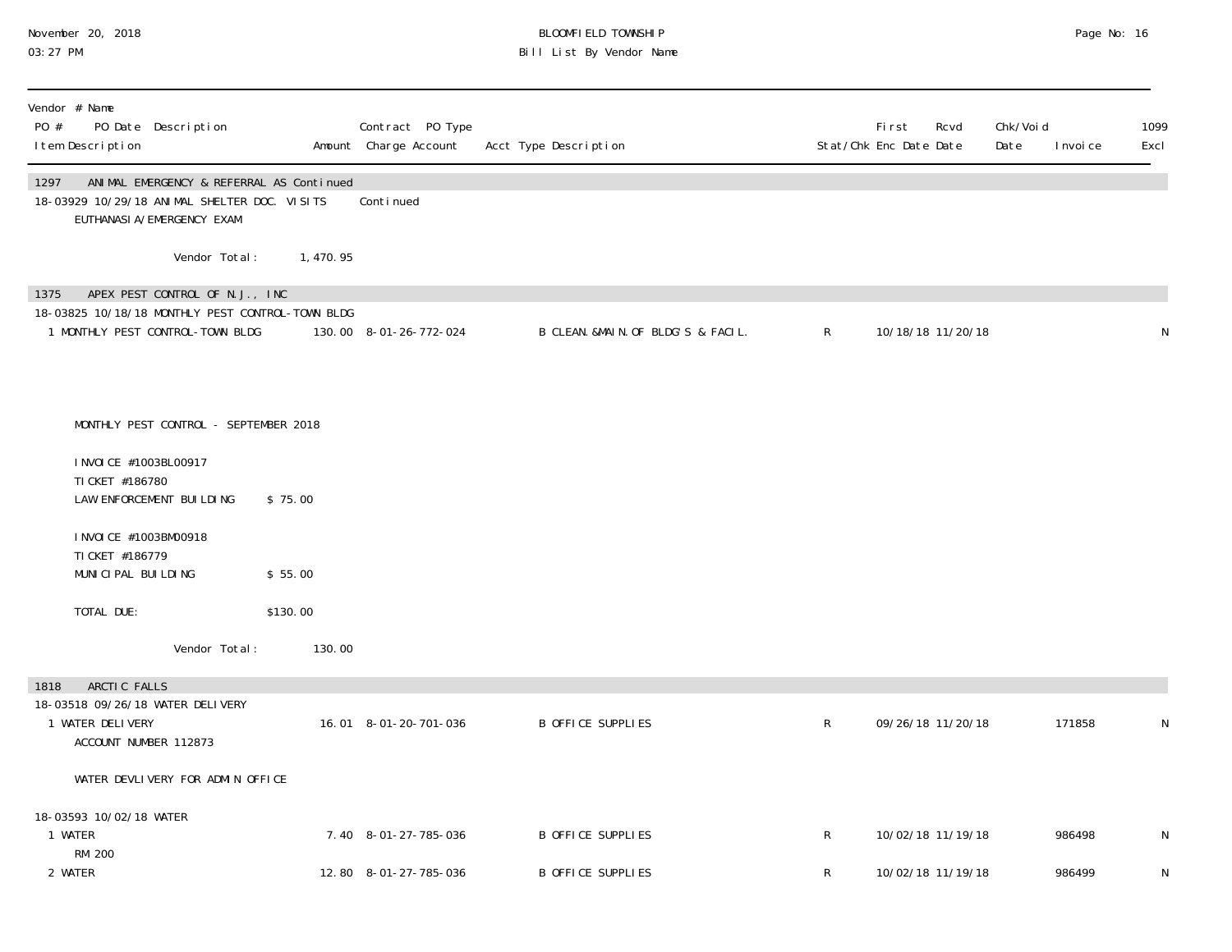| Vendor # Name PO # PO Date Description Item Description | Amount | Contract PO Type Charge Account | Acct Type Description | Stat/Chk | First Enc Date | Rcvd Date | Chk/Void Date | Invoice | 1099 Excl |
|---|---|---|---|---|---|---|---|---|---|
| **1297 ANIMAL EMERGENCY & REFERRAL AS Continued** | | | | | | | | | |
| 18-03929 10/29/18 ANIMAL SHELTER DOC. VISITS | | Continued | | | | | | | |
| EUTHANASIA/EMERGENCY EXAM | | | | | | | | | |
| Vendor Total: | 1,470.95 | | | | | | | | |
| **1375 APEX PEST CONTROL OF N.J., INC** | | | | | | | | | |
| 18-03825 10/18/18 MONTHLY PEST CONTROL-TOWN BLDG | | | | | | | | | |
| 1 MONTHLY PEST CONTROL-TOWN BLDG | 130.00 | 8-01-26-772-024 | B CLEAN.&MAIN.OF BLDG'S & FACIL. | R | 10/18/18 | 11/20/18 | | | N |
| MONTHLY PEST CONTROL - SEPTEMBER 2018 | | | | | | | | | |
| INVOICE #1003BL00917 | | | | | | | | | |
| TICKET #186780 | | | | | | | | | |
| LAW ENFORCEMENT BUILDING $ 75.00 | | | | | | | | | |
| INVOICE #1003BM00918 | | | | | | | | | |
| TICKET #186779 | | | | | | | | | |
| MUNICIPAL BUILDING $ 55.00 | | | | | | | | | |
| TOTAL DUE: $130.00 | | | | | | | | | |
| Vendor Total: | 130.00 | | | | | | | | |
| **1818 ARCTIC FALLS** | | | | | | | | | |
| 18-03518 09/26/18 WATER DELIVERY | | | | | | | | | |
| 1 WATER DELIVERY | 16.01 | 8-01-20-701-036 | B OFFICE SUPPLIES | R | 09/26/18 | 11/20/18 | | 171858 | N |
| ACCOUNT NUMBER 112873 | | | | | | | | | |
| WATER DEVLIVERY FOR ADMIN OFFICE | | | | | | | | | |
| 18-03593 10/02/18 WATER | | | | | | | | | |
| 1 WATER | 7.40 | 8-01-27-785-036 | B OFFICE SUPPLIES | R | 10/02/18 | 11/19/18 | | 986498 | N |
| RM 200 | | | | | | | | | |
| 2 WATER | 12.80 | 8-01-27-785-036 | B OFFICE SUPPLIES | R | 10/02/18 | 11/19/18 | | 986499 | N |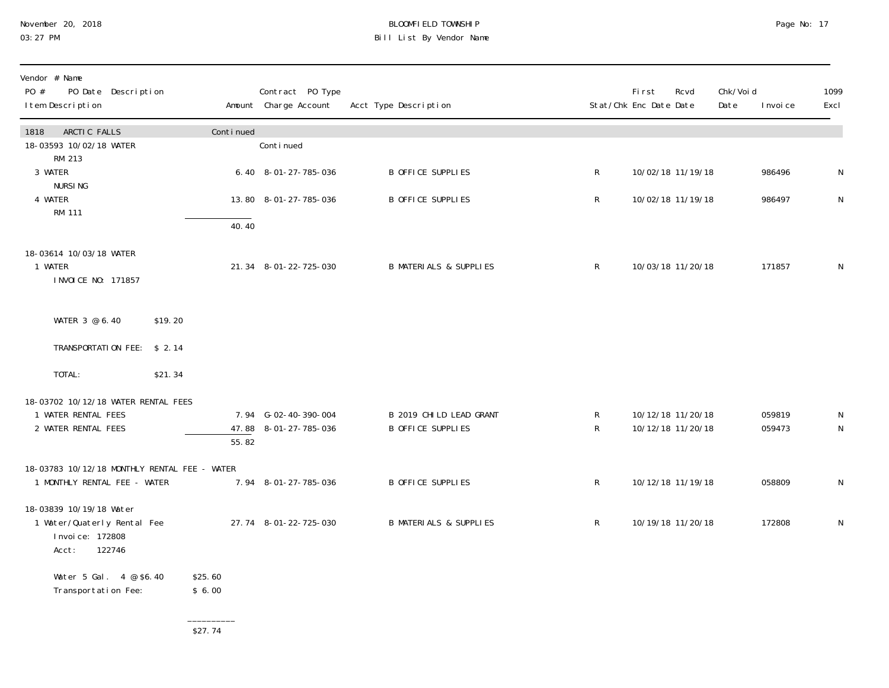November 20, 2018
03:27 PM

**BLOOMFIELD TOWNSHIP**
**Bill List By Vendor Name**

| Vendor # Name<br>PO # PO Date Description<br>Item Description | Amount | Contract PO Type<br>Charge Account | Acct Type Description | Stat/Chk | First Enc Date | Rcvd Date | Chk/Void Date | Invoice | 1099 Excl |
|---|---|---|---|---|---|---|---|---|---|
| **1818 ARCTIC FALLS** | Continued | | | | | | | | |
| 18-03593 10/02/18 WATER | | Continued | | | | | | | |
| RM 213 | | | | | | | | | |
| 3 WATER<br>NURSING | 6.40 | 8-01-27-785-036 | B OFFICE SUPPLIES | R | 10/02/18 | 11/19/18 | | 986496 | N |
| 4 WATER<br>RM 111 | 13.80 | 8-01-27-785-036 | B OFFICE SUPPLIES | R | 10/02/18 | 11/19/18 | | 986497 | N |
| | 40.40 | | | | | | | | |
| 18-03614 10/03/18 WATER | | | | | | | | | |
| 1 WATER<br>INVOICE NO: 171857<br><br>WATER 3 @ 6.40 $19.20<br><br>TRANSPORTATION FEE: $ 2.14<br><br>TOTAL: $21.34 | 21.34 | 8-01-22-725-030 | B MATERIALS & SUPPLIES | R | 10/03/18 | 11/20/18 | | 171857 | N |
| 18-03702 10/12/18 WATER RENTAL FEES | | | | | | | | | |
| 1 WATER RENTAL FEES | 7.94 | G-02-40-390-004 | B 2019 CHILD LEAD GRANT | R | 10/12/18 | 11/20/18 | | 059819 | N |
| 2 WATER RENTAL FEES | 47.88 | 8-01-27-785-036 | B OFFICE SUPPLIES | R | 10/12/18 | 11/20/18 | | 059473 | N |
| | 55.82 | | | | | | | | |
| 18-03783 10/12/18 MONTHLY RENTAL FEE - WATER | | | | | | | | | |
| 1 MONTHLY RENTAL FEE - WATER | 7.94 | 8-01-27-785-036 | B OFFICE SUPPLIES | R | 10/12/18 | 11/19/18 | | 058809 | N |
| 18-03839 10/19/18 Water | | | | | | | | | |
| 1 Water/Quaterly Rental Fee<br>Invoice: 172808<br>Acct: 122746<br><br>Water 5 Gal. 4 @ $6.40 $25.60<br>Transportation Fee: $ 6.00<br>----------<br>$27.74 | 27.74 | 8-01-22-725-030 | B MATERIALS & SUPPLIES | R | 10/19/18 | 11/20/18 | | 172808 | N |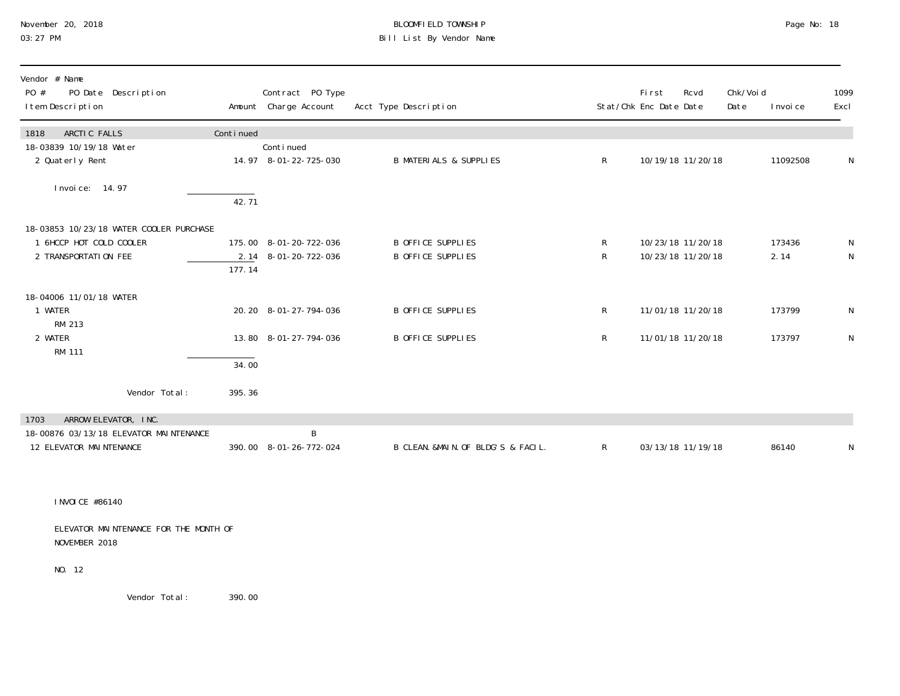BLOOMFIELD TOWNSHIP
Bill List By Vendor Name

November 20, 2018
03:27 PM

| Vendor # Name / PO # PO Date Description / Item Description | Amount | Contract PO Type / Charge Account | Acct Type Description | Stat/Chk | First Enc Date | Rcvd Date | Chk/Void Date | Invoice | 1099 Excl |
|---|---|---|---|---|---|---|---|---|---|
| **1818 ARCTIC FALLS** | Continued | | | | | | | | |
| 18-03839 10/19/18 Water | | Continued | | | | | | | |
| 2 Quaterly Rent | 14.97 | 8-01-22-725-030 | B MATERIALS & SUPPLIES | R | 10/19/18 | 11/20/18 | | 11092508 | N |
| Invoice: 14.97 | 42.71 | | | | | | | | |
| 18-03853 10/23/18 WATER COOLER PURCHASE | | | | | | | | | |
| 1 6HCCP HOT COLD COOLER | 175.00 | 8-01-20-722-036 | B OFFICE SUPPLIES | R | 10/23/18 | 11/20/18 | | 173436 | N |
| 2 TRANSPORTATION FEE | 2.14 | 8-01-20-722-036 | B OFFICE SUPPLIES | R | 10/23/18 | 11/20/18 | | 2.14 | N |
| | 177.14 | | | | | | | | |
| 18-04006 11/01/18 WATER | | | | | | | | | |
| 1 WATER RM 213 | 20.20 | 8-01-27-794-036 | B OFFICE SUPPLIES | R | 11/01/18 | 11/20/18 | | 173799 | N |
| 2 WATER RM 111 | 13.80 | 8-01-27-794-036 | B OFFICE SUPPLIES | R | 11/01/18 | 11/20/18 | | 173797 | N |
| | 34.00 | | | | | | | | |
| Vendor Total: | 395.36 | | | | | | | | |
| **1703 ARROW ELEVATOR, INC.** | | | | | | | | | |
| 18-00876 03/13/18 ELEVATOR MAINTENANCE | | B | | | | | | | |
| 12 ELEVATOR MAINTENANCE | 390.00 | 8-01-26-772-024 | B CLEAN.&MAIN.OF BLDG'S & FACIL. | R | 03/13/18 | 11/19/18 | | 86140 | N |

INVOICE #86140

ELEVATOR MAINTENANCE FOR THE MONTH OF NOVEMBER 2018

NO. 12

Vendor Total: 390.00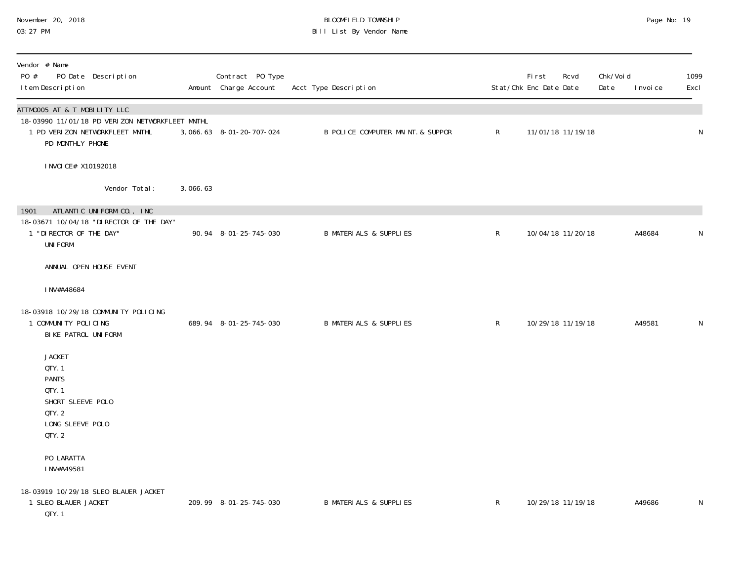BLOOMFIELD TOWNSHIP
Bill List By Vendor Name

| Vendor # Name<br>PO # PO Date Description<br>Item Description | Amount | Contract PO Type<br>Charge Account | Acct Type Description | Stat/Chk | First Enc Date | Rcvd Date | Chk/Void Date | Invoice | 1099 Excl |
|---|---|---|---|---|---|---|---|---|---|
| **ATTMO005 AT & T MOBILITY LLC** | | | | | | | | | |
| 18-03990 11/01/18 PD VERIZON NETWORKFLEET MNTHL | | | | | | | | | |
| 1 PD VERIZON NETWORKFLEET MNTHL<br>PD MONTHLY PHONE<br><br>INVOICE# X10192018 | 3,066.63 | 8-01-20-707-024 | B POLICE COMPUTER MAINT. & SUPPOR | R | 11/01/18 | 11/19/18 | | | N |
| Vendor Total: | 3,066.63 | | | | | | | | |
| **1901 ATLANTIC UNIFORM CO., INC** | | | | | | | | | |
| 18-03671 10/04/18 "DIRECTOR OF THE DAY" | | | | | | | | | |
| 1 "DIRECTOR OF THE DAY"<br>UNIFORM<br><br>ANNUAL OPEN HOUSE EVENT<br><br>INV#A48684 | 90.94 | 8-01-25-745-030 | B MATERIALS & SUPPLIES | R | 10/04/18 | 11/20/18 | | A48684 | N |
| 18-03918 10/29/18 COMMUNITY POLICING | | | | | | | | | |
| 1 COMMUNITY POLICING<br>BIKE PATROL UNIFORM<br><br>JACKET<br>QTY. 1<br>PANTS<br>QTY. 1<br>SHORT SLEEVE POLO<br>QTY. 2<br>LONG SLEEVE POLO<br>QTY. 2<br><br>PO LARATTA<br>INV#A49581 | 689.94 | 8-01-25-745-030 | B MATERIALS & SUPPLIES | R | 10/29/18 | 11/19/18 | | A49581 | N |
| 18-03919 10/29/18 SLEO BLAUER JACKET | | | | | | | | | |
| 1 SLEO BLAUER JACKET<br>QTY. 1 | 209.99 | 8-01-25-745-030 | B MATERIALS & SUPPLIES | R | 10/29/18 | 11/19/18 | | A49686 | N |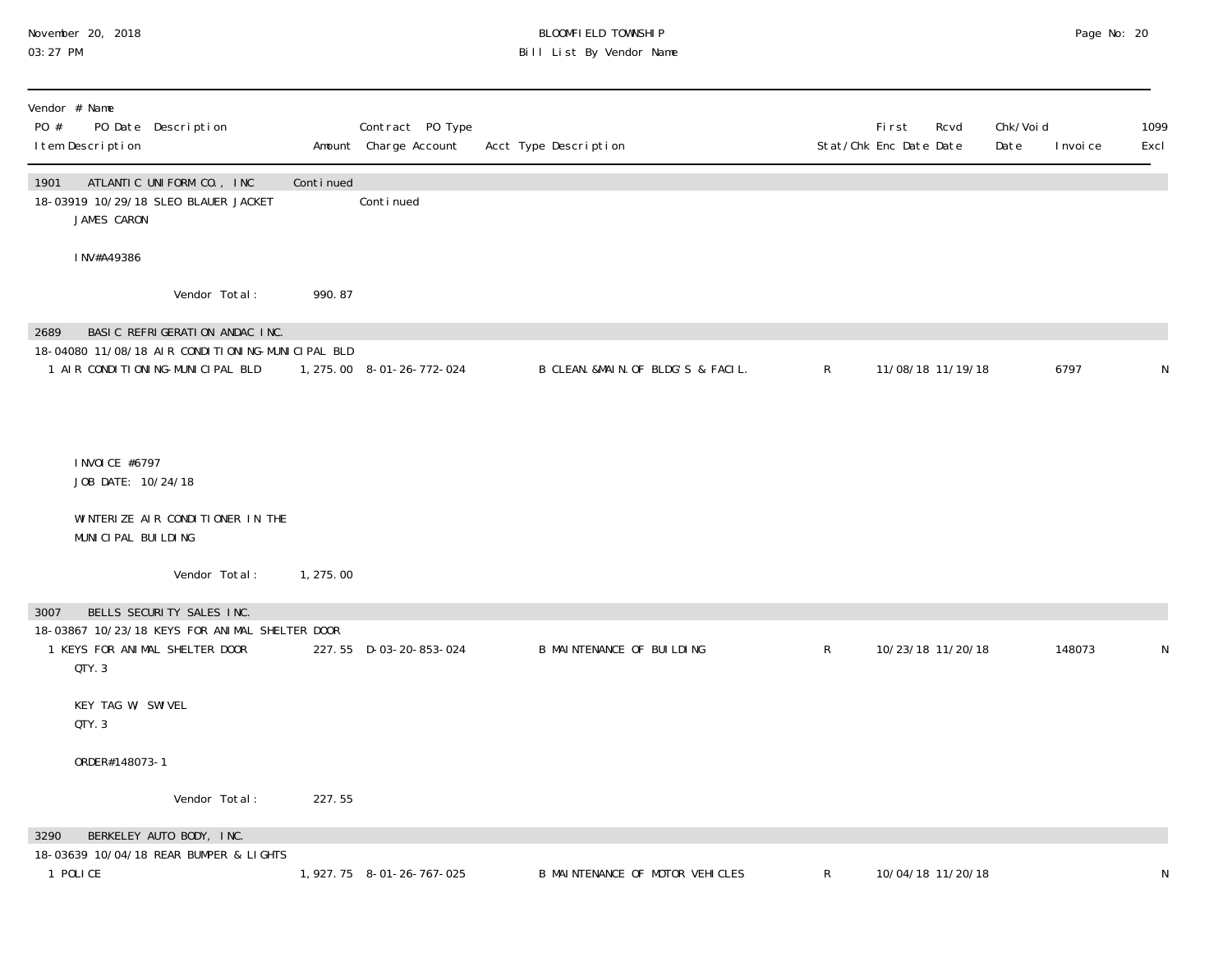BLOOMFIELD TOWNSHIP
Bill List By Vendor Name

| Vendor # Name<br>PO # PO Date Description<br>Item Description | Amount | Contract PO Type<br>Charge Account | Acct Type Description | Stat/Chk | First<br>Enc Date | Rcvd<br>Date | Chk/Void<br>Date | Invoice | 1099<br>Excl |
|---|---|---|---|---|---|---|---|---|---|
| **1901 ATLANTIC UNIFORM CO., INC** | Continued | | | | | | | | |
| 18-03919 10/29/18 SLEO BLAUER JACKET | | Continued | | | | | | | |
| JAMES CARON | | | | | | | | | |
| INV#A49386 | | | | | | | | | |
| Vendor Total: | 990.87 | | | | | | | | |
| **2689 BASIC REFRIGERATION ANDAC INC.** | | | | | | | | | |
| 18-04080 11/08/18 AIR CONDITIONING-MUNICIPAL BLD | | | | | | | | | |
| 1 AIR CONDITIONING-MUNICIPAL BLD | 1,275.00 | 8-01-26-772-024 | B CLEAN.&MAIN.OF BLDG'S & FACIL. | R | 11/08/18 | 11/19/18 | | 6797 | N |
| INVOICE #6797 | | | | | | | | | |
| JOB DATE: 10/24/18 | | | | | | | | | |
| WINTERIZE AIR CONDITIONER IN THE MUNICIPAL BUILDING | | | | | | | | | |
| Vendor Total: | 1,275.00 | | | | | | | | |
| **3007 BELLS SECURITY SALES INC.** | | | | | | | | | |
| 18-03867 10/23/18 KEYS FOR ANIMAL SHELTER DOOR | | | | | | | | | |
| 1 KEYS FOR ANIMAL SHELTER DOOR | 227.55 | D-03-20-853-024 | B MAINTENANCE OF BUILDING | R | 10/23/18 | 11/20/18 | | 148073 | N |
| QTY. 3 | | | | | | | | | |
| KEY TAG W/ SWIVEL | | | | | | | | | |
| QTY. 3 | | | | | | | | | |
| ORDER#148073-1 | | | | | | | | | |
| Vendor Total: | 227.55 | | | | | | | | |
| **3290 BERKELEY AUTO BODY, INC.** | | | | | | | | | |
| 18-03639 10/04/18 REAR BUMPER & LIGHTS | | | | | | | | | |
| 1 POLICE | 1,927.75 | 8-01-26-767-025 | B MAINTENANCE OF MOTOR VEHICLES | R | 10/04/18 | 11/20/18 | | | N |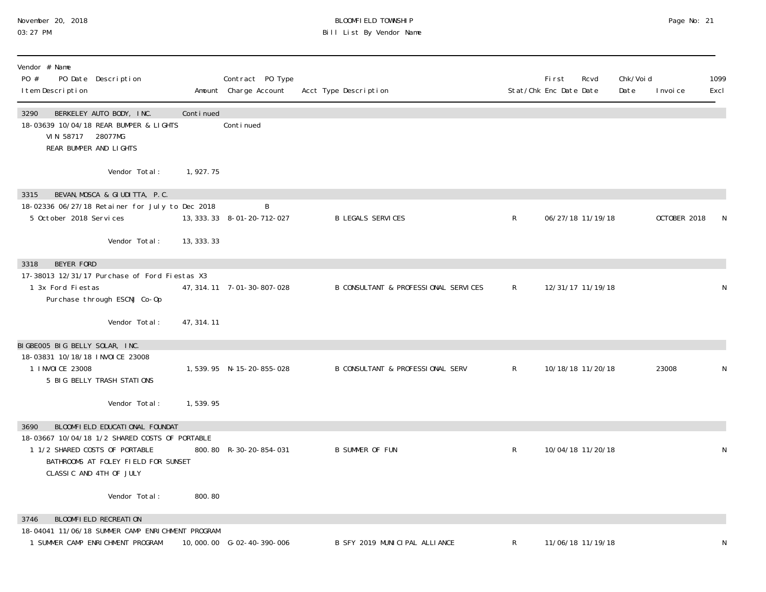November 20, 2018
03:27 PM

BLOOMFIELD TOWNSHIP
Bill List By Vendor Name

| Vendor # Name<br>PO # PO Date Description<br>Item Description | Amount | Contract PO Type<br>Charge Account | Acct Type Description | Stat/Chk | First Enc Date | Rcvd Date | Chk/Void Date | Invoice | 1099 Excl |
|---|---|---|---|---|---|---|---|---|---|
| **3290 BERKELEY AUTO BODY, INC.** | Continued | | | | | | | | |
| 18-03639 10/04/18 REAR BUMPER & LIGHTS | | Continued | | | | | | | |
| VIN 58717 28077MG<br>REAR BUMPER AND LIGHTS | | | | | | | | | |
| Vendor Total: | 1,927.75 | | | | | | | | |
| **3315 BEVAN, MOSCA & GIUDITTA, P.C.** | | | | | | | | | |
| 18-02336 06/27/18 Retainer for July to Dec 2018 | | B | | | | | | | |
| 5 October 2018 Services | 13,333.33 | 8-01-20-712-027 | B LEGALS SERVICES | R | 06/27/18 | 11/19/18 | | OCTOBER 2018 | N |
| Vendor Total: | 13,333.33 | | | | | | | | |
| **3318 BEYER FORD** | | | | | | | | | |
| 17-38013 12/31/17 Purchase of Ford Fiestas X3 | | | | | | | | | |
| 1 3x Ford Fiestas<br>Purchase through ESCNJ Co-Op | 47,314.11 | 7-01-30-807-028 | B CONSULTANT & PROFESSIONAL SERVICES | R | 12/31/17 | 11/19/18 | | | N |
| Vendor Total: | 47,314.11 | | | | | | | | |
| **BIGBE005 BIG BELLY SOLAR, INC.** | | | | | | | | | |
| 18-03831 10/18/18 INVOICE 23008 | | | | | | | | | |
| 1 INVOICE 23008<br>5 BIG BELLY TRASH STATIONS | 1,539.95 | N-15-20-855-028 | B CONSULTANT & PROFESSIONAL SERV | R | 10/18/18 | 11/20/18 | | 23008 | N |
| Vendor Total: | 1,539.95 | | | | | | | | |
| **3690 BLOOMFIELD EDUCATIONAL FOUNDAT** | | | | | | | | | |
| 18-03667 10/04/18 1/2 SHARED COSTS OF PORTABLE | | | | | | | | | |
| 1 1/2 SHARED COSTS OF PORTABLE<br>BATHROOMS AT FOLEY FIELD FOR SUNSET<br>CLASSIC AND 4TH OF JULY | 800.80 | R-30-20-854-031 | B SUMMER OF FUN | R | 10/04/18 | 11/20/18 | | | N |
| Vendor Total: | 800.80 | | | | | | | | |
| **3746 BLOOMFIELD RECREATION** | | | | | | | | | |
| 18-04041 11/06/18 SUMMER CAMP ENRICHMENT PROGRAM | | | | | | | | | |
| 1 SUMMER CAMP ENRICHMENT PROGRAM | 10,000.00 | G-02-40-390-006 | B SFY 2019 MUNICIPAL ALLIANCE | R | 11/06/18 | 11/19/18 | | | N |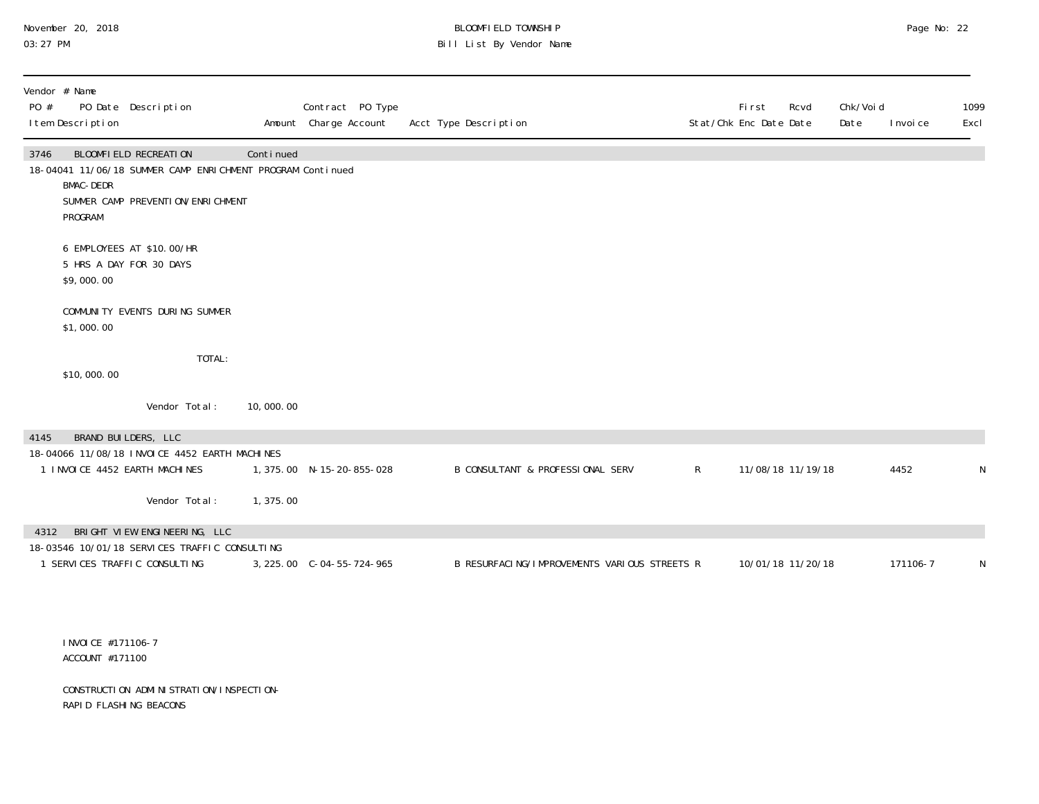BLOOMFIELD TOWNSHIP
Bill List By Vendor Name

| Vendor # Name<br>PO # PO Date Description<br>Item Description | Amount | Contract PO Type<br>Charge Account | Acct Type Description | Stat/Chk | First Enc Date | Rcvd Date | Chk/Void Date | Invoice | 1099 Excl |
|---|---|---|---|---|---|---|---|---|---|
| 3746 BLOOMFIELD RECREATION | Continued | | | | | | | | |
| 18-04041 11/06/18 SUMMER CAMP ENRICHMENT PROGRAM Continued | | | | | | | | | |
| BMAC-DEDR<br>SUMMER CAMP PREVENTION/ENRICHMENT PROGRAM<br><br>6 EMPLOYEES AT $10.00/HR<br>5 HRS A DAY FOR 30 DAYS<br>$9,000.00<br><br>COMMUNITY EVENTS DURING SUMMER<br>$1,000.00<br><br>TOTAL:<br>$10,000.00 | | | | | | | | | |
| Vendor Total: | 10,000.00 | | | | | | | | |
| 4145 BRAND BUILDERS, LLC | | | | | | | | | |
| 18-04066 11/08/18 INVOICE 4452 EARTH MACHINES | | | | | | | | | |
| 1 INVOICE 4452 EARTH MACHINES | 1,375.00 | N-15-20-855-028 | B CONSULTANT & PROFESSIONAL SERV | R | 11/08/18 | 11/19/18 | | 4452 | N |
| Vendor Total: | 1,375.00 | | | | | | | | |
| 4312 BRIGHT VIEW ENGINEERING, LLC | | | | | | | | | |
| 18-03546 10/01/18 SERVICES TRAFFIC CONSULTING | | | | | | | | | |
| 1 SERVICES TRAFFIC CONSULTING | 3,225.00 | C-04-55-724-965 | B RESURFACING/IMPROVEMENTS VARIOUS STREETS | R | 10/01/18 | 11/20/18 | | 171106-7 | N |
| INVOICE #171106-7<br>ACCOUNT #171100<br><br>CONSTRUCTION ADMINISTRATION/INSPECTION-RAPID FLASHING BEACONS | | | | | | | | | |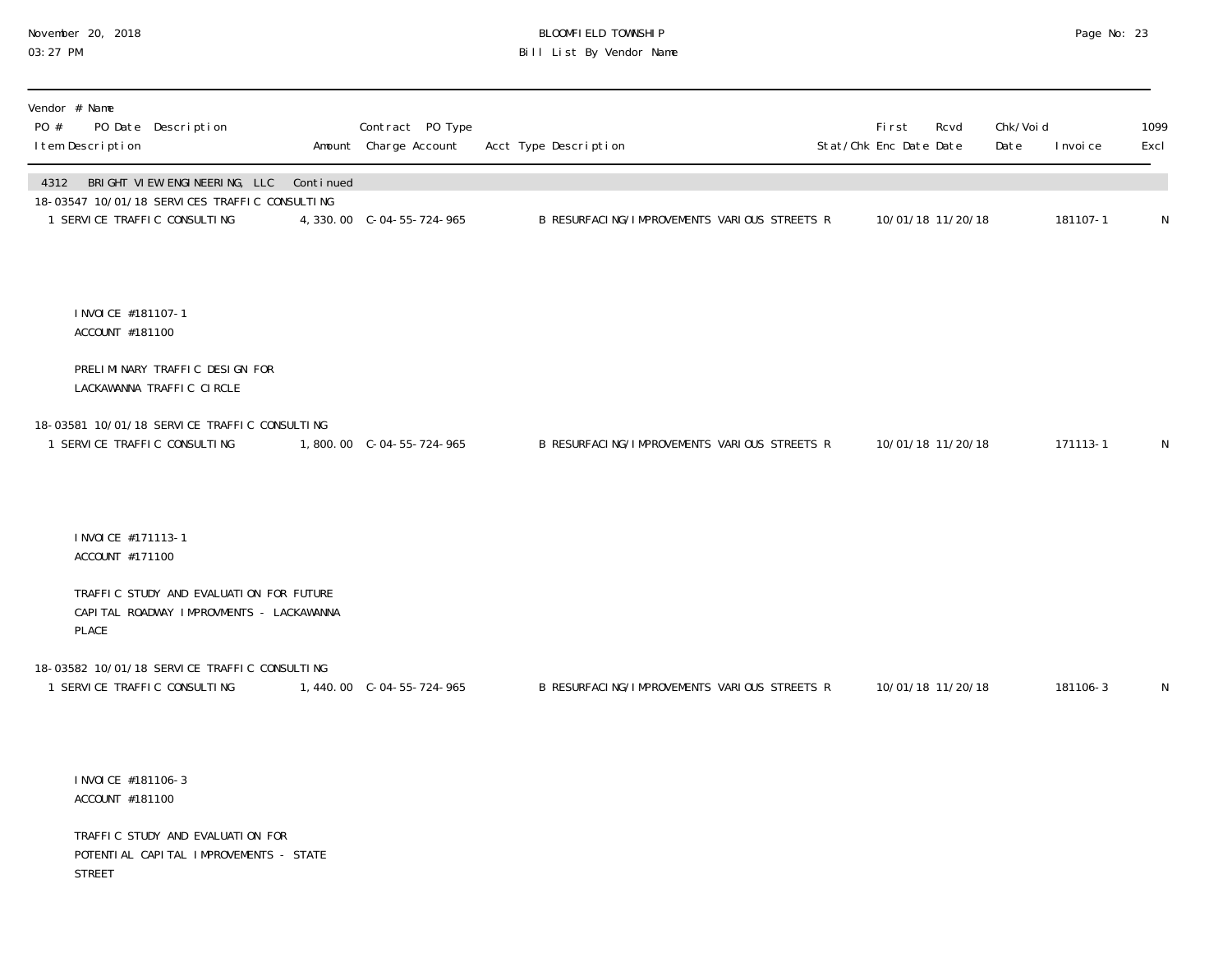**BLOOMFIELD TOWNSHIP**
**Bill List By Vendor Name**

November 20, 2018
03:27 PM

| Vendor # Name / PO # PO Date Description / Item Description | Amount | Contract PO Type Charge Account | Acct Type Description | Stat/Chk | First Enc Date | Rcvd Date | Chk/Void Date | Invoice | 1099 Excl |
|---|---|---|---|---|---|---|---|---|---|
| **4312 BRIGHT VIEW ENGINEERING, LLC Continued** | | | | | | | | | |
| 18-03547 10/01/18 SERVICES TRAFFIC CONSULTING | | | | | | | | | |
| 1 SERVICE TRAFFIC CONSULTING | 4,330.00 | C-04-55-724-965 | B RESURFACING/IMPROVEMENTS VARIOUS STREETS R | | 10/01/18 | 11/20/18 | | 181107-1 | N |

INVOICE #181107-1
ACCOUNT #181100

PRELIMINARY TRAFFIC DESIGN FOR
LACKAWANNA TRAFFIC CIRCLE

| Vendor # Name / PO # PO Date Description / Item Description | Amount | Contract PO Type Charge Account | Acct Type Description | Stat/Chk | First Enc Date | Rcvd Date | Chk/Void Date | Invoice | 1099 Excl |
|---|---|---|---|---|---|---|---|---|---|
| 18-03581 10/01/18 SERVICE TRAFFIC CONSULTING | | | | | | | | | |
| 1 SERVICE TRAFFIC CONSULTING | 1,800.00 | C-04-55-724-965 | B RESURFACING/IMPROVEMENTS VARIOUS STREETS R | | 10/01/18 | 11/20/18 | | 171113-1 | N |

INVOICE #171113-1
ACCOUNT #171100

TRAFFIC STUDY AND EVALUATION FOR FUTURE
CAPITAL ROADWAY IMPROVMENTS - LACKAWANNA
PLACE

| Vendor # Name / PO # PO Date Description / Item Description | Amount | Contract PO Type Charge Account | Acct Type Description | Stat/Chk | First Enc Date | Rcvd Date | Chk/Void Date | Invoice | 1099 Excl |
|---|---|---|---|---|---|---|---|---|---|
| 18-03582 10/01/18 SERVICE TRAFFIC CONSULTING | | | | | | | | | |
| 1 SERVICE TRAFFIC CONSULTING | 1,440.00 | C-04-55-724-965 | B RESURFACING/IMPROVEMENTS VARIOUS STREETS R | | 10/01/18 | 11/20/18 | | 181106-3 | N |

INVOICE #181106-3
ACCOUNT #181100

TRAFFIC STUDY AND EVALUATION FOR
POTENTIAL CAPITAL IMPROVEMENTS - STATE
STREET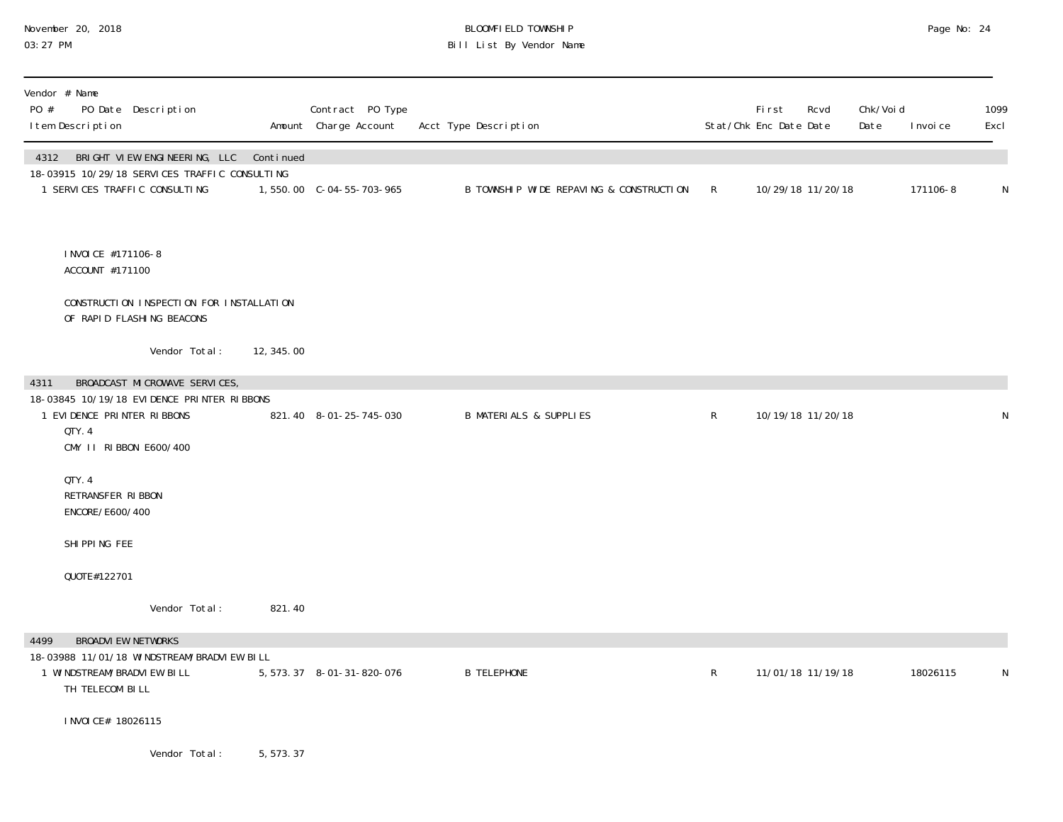BLOOMFIELD TOWNSHIP
Bill List By Vendor Name

November 20, 2018
03:27 PM

| Vendor # Name<br>PO # PO Date Description<br>Item Description | Amount | Contract PO Type<br>Charge Account | Acct Type Description | Stat/Chk | First Enc Date | Rcvd Date | Chk/Void Date | Invoice | 1099 Excl |
|---|---|---|---|---|---|---|---|---|---|
| **4312 BRIGHT VIEW ENGINEERING, LLC Continued** | | | | | | | | | |
| 18-03915 10/29/18 SERVICES TRAFFIC CONSULTING | | | | | | | | | |
| 1 SERVICES TRAFFIC CONSULTING | 1,550.00 | C-04-55-703-965 | B TOWNSHIP WIDE REPAVING & CONSTRUCTION | R | 10/29/18 | 11/20/18 | | 171106-8 | N |
| INVOICE #171106-8<br>ACCOUNT #171100<br><br>CONSTRUCTION INSPECTION FOR INSTALLATION OF RAPID FLASHING BEACONS | | | | | | | | | |
| Vendor Total: | 12,345.00 | | | | | | | | |
| **4311 BROADCAST MICROWAVE SERVICES,** | | | | | | | | | |
| 18-03845 10/19/18 EVIDENCE PRINTER RIBBONS | | | | | | | | | |
| 1 EVIDENCE PRINTER RIBBONS<br>QTY. 4<br>CMY II RIBBON E600/400<br><br>QTY. 4<br>RETRANSFER RIBBON<br>ENCORE/E600/400<br><br>SHIPPING FEE<br><br>QUOTE#122701 | 821.40 | 8-01-25-745-030 | B MATERIALS & SUPPLIES | R | 10/19/18 | 11/20/18 | | | N |
| Vendor Total: | 821.40 | | | | | | | | |
| **4499 BROADVIEW NETWORKS** | | | | | | | | | |
| 18-03988 11/01/18 WINDSTREAM/BRADVIEW BILL | | | | | | | | | |
| 1 WINDSTREAM/BRADVIEW BILL<br>TH TELECOM BILL<br><br>INVOICE# 18026115 | 5,573.37 | 8-01-31-820-076 | B TELEPHONE | R | 11/01/18 | 11/19/18 | | 18026115 | N |
| Vendor Total: | 5,573.37 | | | | | | | | |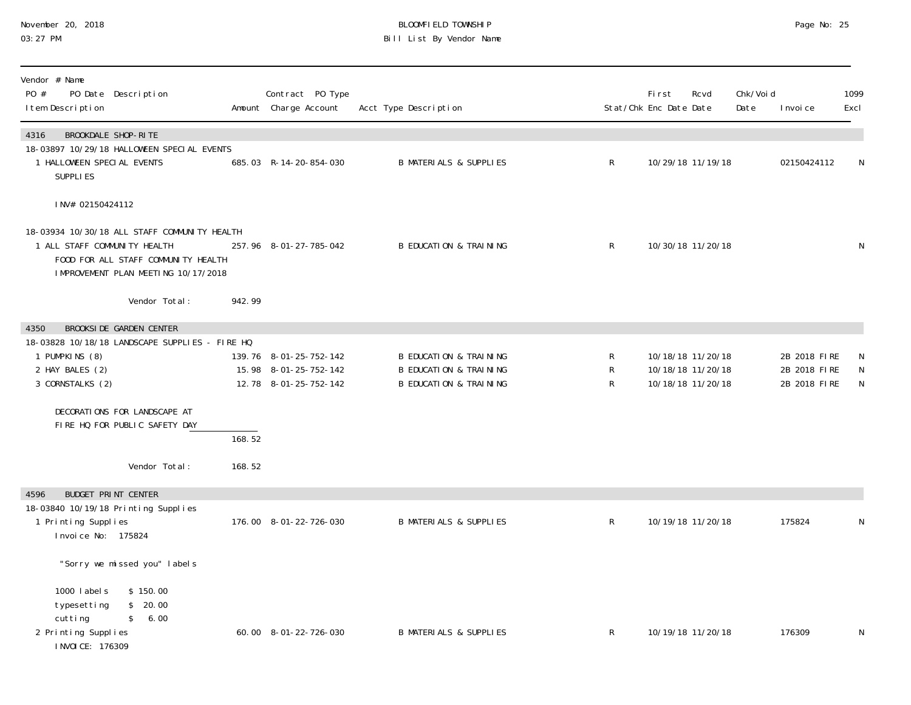BLOOMFIELD TOWNSHIP
Bill List By Vendor Name

| Vendor # Name / PO # PO Date Description / Item Description | Amount | Contract PO Type / Charge Account | Acct Type Description | Stat/Chk | First Enc Date | Rcvd Date | Chk/Void Date | Invoice | 1099 Excl |
|---|---|---|---|---|---|---|---|---|---|
| **4316 BROOKDALE SHOP-RITE** | | | | | | | | | |
| 18-03897 10/29/18 HALLOWEEN SPECIAL EVENTS | | | | | | | | | |
| 1 HALLOWEEN SPECIAL EVENTS SUPPLIES | 685.03 | R-14-20-854-030 | B MATERIALS & SUPPLIES | R | 10/29/18 | 11/19/18 | | 02150424112 | N |
| INV# 02150424112 | | | | | | | | | |
| 18-03934 10/30/18 ALL STAFF COMMUNITY HEALTH | | | | | | | | | |
| 1 ALL STAFF COMMUNITY HEALTH FOOD FOR ALL STAFF COMMUNITY HEALTH IMPROVEMENT PLAN MEETING 10/17/2018 | 257.96 | 8-01-27-785-042 | B EDUCATION & TRAINING | R | 10/30/18 | 11/20/18 | | | N |
| Vendor Total: | 942.99 | | | | | | | | |
| **4350 BROOKSIDE GARDEN CENTER** | | | | | | | | | |
| 18-03828 10/18/18 LANDSCAPE SUPPLIES - FIRE HQ | | | | | | | | | |
| 1 PUMPKINS (8) | 139.76 | 8-01-25-752-142 | B EDUCATION & TRAINING | R | 10/18/18 | 11/20/18 | | 2B 2018 FIRE | N |
| 2 HAY BALES (2) | 15.98 | 8-01-25-752-142 | B EDUCATION & TRAINING | R | 10/18/18 | 11/20/18 | | 2B 2018 FIRE | N |
| 3 CORNSTALKS (2) | 12.78 | 8-01-25-752-142 | B EDUCATION & TRAINING | R | 10/18/18 | 11/20/18 | | 2B 2018 FIRE | N |
| DECORATIONS FOR LANDSCAPE AT FIRE HQ FOR PUBLIC SAFETY DAY | 168.52 | | | | | | | | |
| Vendor Total: | 168.52 | | | | | | | | |
| **4596 BUDGET PRINT CENTER** | | | | | | | | | |
| 18-03840 10/19/18 Printing Supplies | | | | | | | | | |
| 1 Printing Supplies Invoice No: 175824 | 176.00 | 8-01-22-726-030 | B MATERIALS & SUPPLIES | R | 10/19/18 | 11/20/18 | | 175824 | N |
| "Sorry we missed you" labels | | | | | | | | | |
| 1000 labels $ 150.00 | | | | | | | | | |
| typesetting $ 20.00 | | | | | | | | | |
| cutting $ 6.00 | | | | | | | | | |
| 2 Printing Supplies INVOICE: 176309 | 60.00 | 8-01-22-726-030 | B MATERIALS & SUPPLIES | R | 10/19/18 | 11/20/18 | | 176309 | N |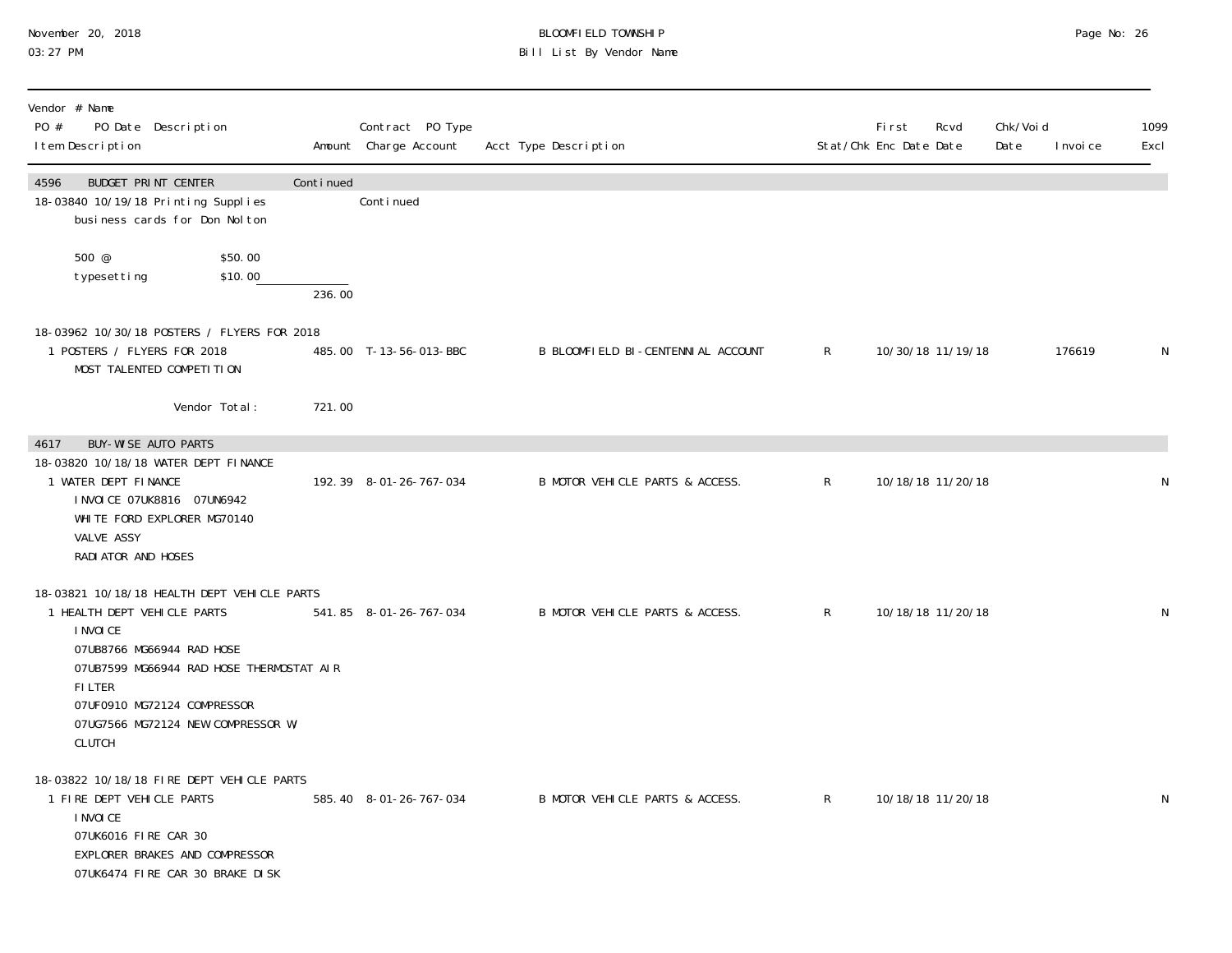| Vendor # Name PO # PO Date Description Item Description | Amount | Contract PO Type Charge Account | Acct Type Description | Stat/Chk | First Enc Date | Rcvd Date | Chk/Void Date | Invoice | 1099 Excl |
|---|---|---|---|---|---|---|---|---|---|
| 4596 BUDGET PRINT CENTER | Continued | | | | | | | | |
| 18-03840 10/19/18 Printing Supplies | | Continued | | | | | | | |
| business cards for Don Nolton | | | | | | | | | |
| 500 @ $50.00 | | | | | | | | | |
| typesetting $10.00 | | | | | | | | | |
| | 236.00 | | | | | | | | |
| 18-03962 10/30/18 POSTERS / FLYERS FOR 2018 | | | | | | | | | |
| 1 POSTERS / FLYERS FOR 2018 MOST TALENTED COMPETITION | 485.00 | T-13-56-013-BBC | B BLOOMFIELD BI-CENTENNIAL ACCOUNT | R | 10/30/18 | 11/19/18 | | 176619 | N |
| Vendor Total: | 721.00 | | | | | | | | |
| 4617 BUY-WISE AUTO PARTS | | | | | | | | | |
| 18-03820 10/18/18 WATER DEPT FINANCE | | | | | | | | | |
| 1 WATER DEPT FINANCE INVOICE 07UK8816 07UN6942 WHITE FORD EXPLORER MG70140 VALVE ASSY RADIATOR AND HOSES | 192.39 | 8-01-26-767-034 | B MOTOR VEHICLE PARTS & ACCESS. | R | 10/18/18 | 11/20/18 | | | N |
| 18-03821 10/18/18 HEALTH DEPT VEHICLE PARTS | | | | | | | | | |
| 1 HEALTH DEPT VEHICLE PARTS INVOICE 07UB8766 MG66944 RAD HOSE 07UB7599 MG66944 RAD HOSE THERMOSTAT AIR FILTER 07UF0910 MG72124 COMPRESSOR 07UG7566 MG72124 NEW COMPRESSOR W/ CLUTCH | 541.85 | 8-01-26-767-034 | B MOTOR VEHICLE PARTS & ACCESS. | R | 10/18/18 | 11/20/18 | | | N |
| 18-03822 10/18/18 FIRE DEPT VEHICLE PARTS | | | | | | | | | |
| 1 FIRE DEPT VEHICLE PARTS INVOICE 07UK6016 FIRE CAR 30 EXPLORER BRAKES AND COMPRESSOR 07UK6474 FIRE CAR 30 BRAKE DISK | 585.40 | 8-01-26-767-034 | B MOTOR VEHICLE PARTS & ACCESS. | R | 10/18/18 | 11/20/18 | | | N |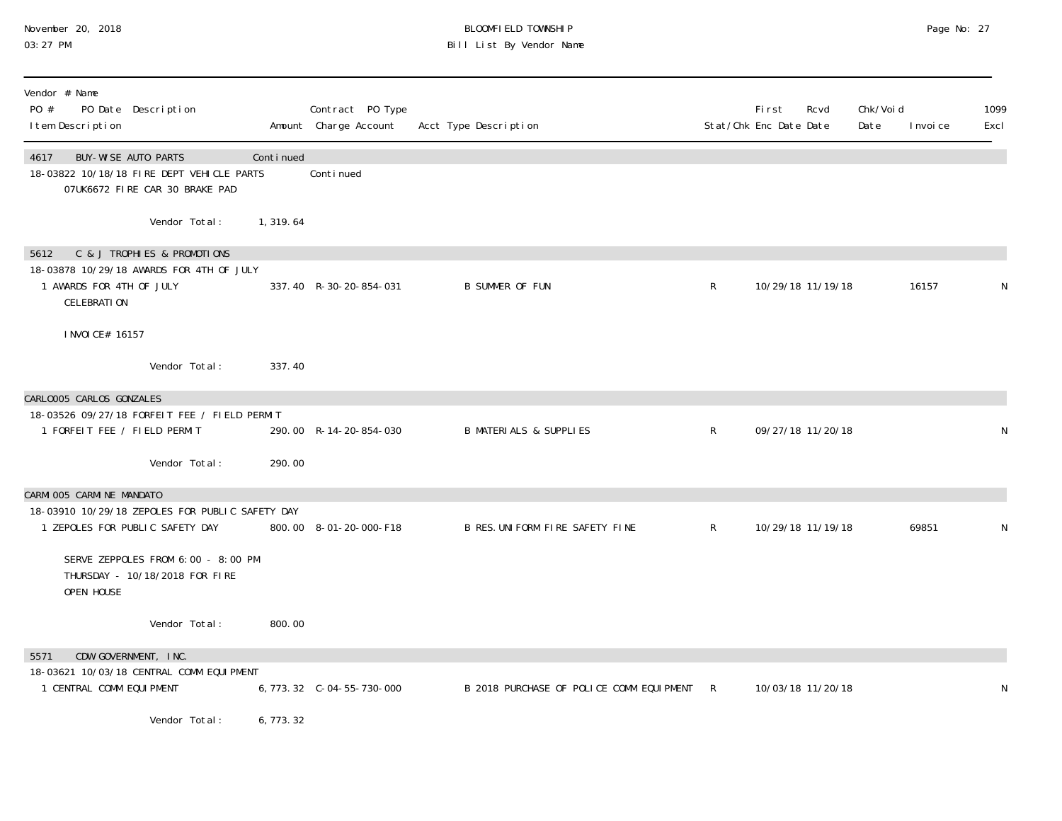BLOOMFIELD TOWNSHIP
Bill List By Vendor Name

November 20, 2018
03:27 PM

| Vendor # Name<br>PO # PO Date Description<br>Item Description | Amount | Contract PO Type<br>Charge Account | Acct Type Description | Stat/Chk | First Enc Date | Rcvd Date | Chk/Void Date | Invoice | 1099 Excl |
|---|---|---|---|---|---|---|---|---|---|
| 4617 BUY-WISE AUTO PARTS | Continued | | | | | | | | |
| 18-03822 10/18/18 FIRE DEPT VEHICLE PARTS | | Continued | | | | | | | |
| 07UK6672 FIRE CAR 30 BRAKE PAD | | | | | | | | | |
| Vendor Total: | 1,319.64 | | | | | | | | |
| 5612 C & J TROPHIES & PROMOTIONS | | | | | | | | | |
| 18-03878 10/29/18 AWARDS FOR 4TH OF JULY | | | | | | | | | |
| 1 AWARDS FOR 4TH OF JULY CELEBRATION<br><br>INVOICE# 16157 | 337.40 | R-30-20-854-031 | B SUMMER OF FUN | R | 10/29/18 | 11/19/18 | | 16157 | N |
| Vendor Total: | 337.40 | | | | | | | | |
| CARLO005 CARLOS GONZALES | | | | | | | | | |
| 18-03526 09/27/18 FORFEIT FEE / FIELD PERMIT | | | | | | | | | |
| 1 FORFEIT FEE / FIELD PERMIT | 290.00 | R-14-20-854-030 | B MATERIALS & SUPPLIES | R | 09/27/18 | 11/20/18 | | | N |
| Vendor Total: | 290.00 | | | | | | | | |
| CARMI005 CARMINE MANDATO | | | | | | | | | |
| 18-03910 10/29/18 ZEPOLES FOR PUBLIC SAFETY DAY | | | | | | | | | |
| 1 ZEPOLES FOR PUBLIC SAFETY DAY<br><br>SERVE ZEPPOLES FROM 6:00 - 8:00 PM THURSDAY - 10/18/2018 FOR FIRE OPEN HOUSE | 800.00 | 8-01-20-000-F18 | B RES.UNIFORM FIRE SAFETY FINE | R | 10/29/18 | 11/19/18 | | 69851 | N |
| Vendor Total: | 800.00 | | | | | | | | |
| 5571 CDW GOVERNMENT, INC. | | | | | | | | | |
| 18-03621 10/03/18 CENTRAL COMM EQUIPMENT | | | | | | | | | |
| 1 CENTRAL COMM EQUIPMENT | 6,773.32 | C-04-55-730-000 | B 2018 PURCHASE OF POLICE COMM EQUIPMENT | R | 10/03/18 | 11/20/18 | | | N |
| Vendor Total: | 6,773.32 | | | | | | | | |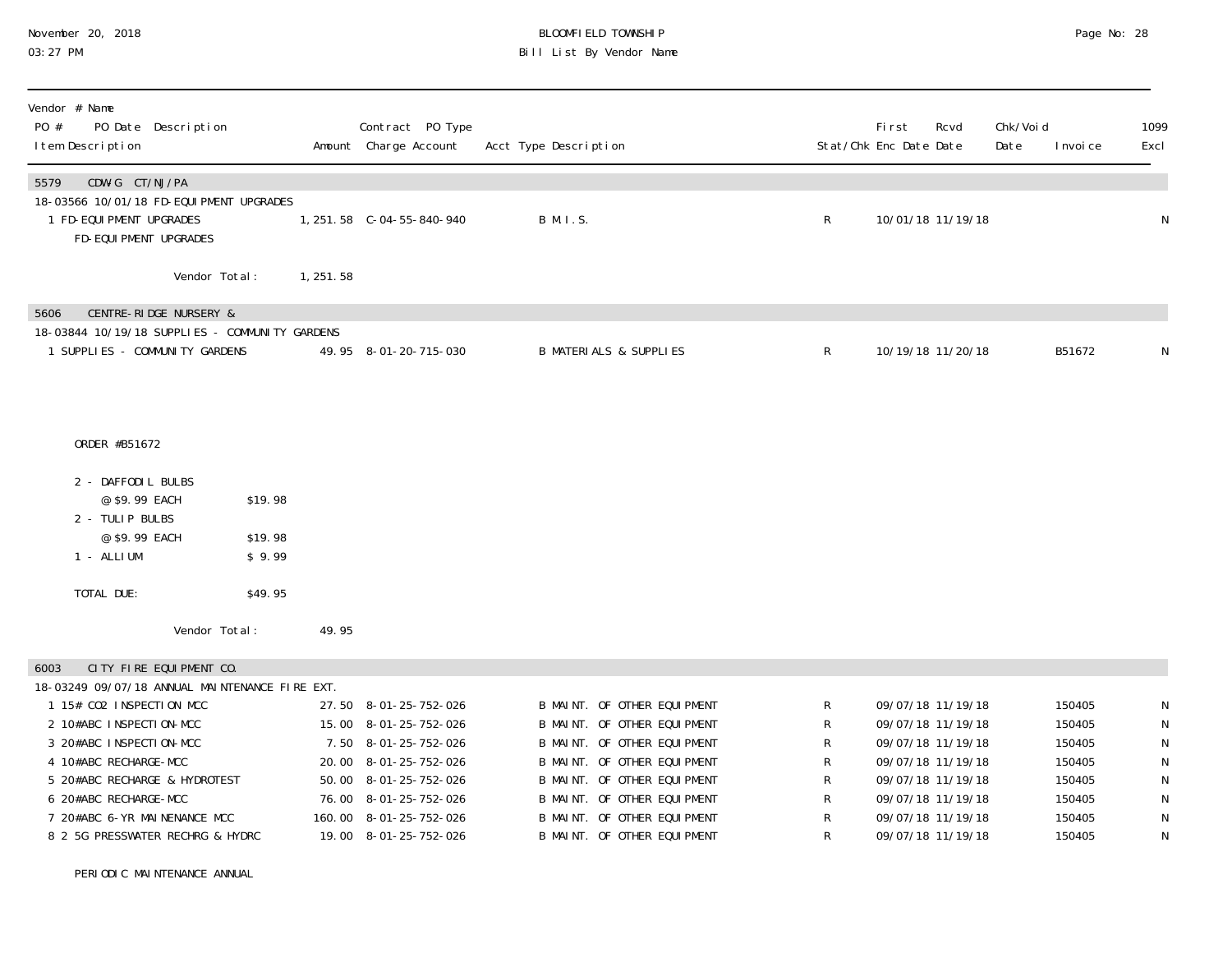# BLOOMFIELD TOWNSHIP
## Bill List By Vendor Name

November 20, 2018
03:27 PM

| Vendor # Name / PO # PO Date Description / Item Description | Amount | Contract PO Type / Charge Account | Acct Type Description | Stat/Chk | First Enc Date | Rcvd Date | Chk/Void Date | Invoice | 1099 Excl |
|---|---|---|---|---|---|---|---|---|---|
| **5579 CDW-G CT/NJ/PA** | | | | | | | | | |
| 18-03566 10/01/18 FD-EQUIPMENT UPGRADES | | | | | | | | | |
| 1 FD-EQUIPMENT UPGRADES<br>FD-EQUIPMENT UPGRADES | 1,251.58 | C-04-55-840-940 | B M.I.S. | R | 10/01/18 | 11/19/18 | | | N |
| Vendor Total: | 1,251.58 | | | | | | | | |
| **5606 CENTRE-RIDGE NURSERY &** | | | | | | | | | |
| 18-03844 10/19/18 SUPPLIES - COMMUNITY GARDENS | | | | | | | | | |
| 1 SUPPLIES - COMMUNITY GARDENS | 49.95 | 8-01-20-715-030 | B MATERIALS & SUPPLIES | R | 10/19/18 | 11/20/18 | | B51672 | N |

ORDER #B51672

2 - DAFFODIL BULBS
@ $9.99 EACH $19.98
2 - TULIP BULBS
@ $9.99 EACH $19.98
1 - ALLIUM $ 9.99

TOTAL DUE: $49.95

| Vendor # Name / PO # PO Date Description / Item Description | Amount | Contract PO Type / Charge Account | Acct Type Description | Stat/Chk | First Enc Date | Rcvd Date | Chk/Void Date | Invoice | 1099 Excl |
|---|---|---|---|---|---|---|---|---|---|
| Vendor Total: | 49.95 | | | | | | | | |
| **6003 CITY FIRE EQUIPMENT CO.** | | | | | | | | | |
| 18-03249 09/07/18 ANNUAL MAINTENANCE FIRE EXT. | | | | | | | | | |
| 1 15# CO2 INSPECTION MCC | 27.50 | 8-01-25-752-026 | B MAINT. OF OTHER EQUIPMENT | R | 09/07/18 | 11/19/18 | | 150405 | N |
| 2 10#ABC INSPECTION-MCC | 15.00 | 8-01-25-752-026 | B MAINT. OF OTHER EQUIPMENT | R | 09/07/18 | 11/19/18 | | 150405 | N |
| 3 20#ABC INSPECTION-MCC | 7.50 | 8-01-25-752-026 | B MAINT. OF OTHER EQUIPMENT | R | 09/07/18 | 11/19/18 | | 150405 | N |
| 4 10#ABC RECHARGE-MCC | 20.00 | 8-01-25-752-026 | B MAINT. OF OTHER EQUIPMENT | R | 09/07/18 | 11/19/18 | | 150405 | N |
| 5 20#ABC RECHARGE & HYDROTEST | 50.00 | 8-01-25-752-026 | B MAINT. OF OTHER EQUIPMENT | R | 09/07/18 | 11/19/18 | | 150405 | N |
| 6 20#ABC RECHARGE-MCC | 76.00 | 8-01-25-752-026 | B MAINT. OF OTHER EQUIPMENT | R | 09/07/18 | 11/19/18 | | 150405 | N |
| 7 20#ABC 6-YR MAINENANCE MCC | 160.00 | 8-01-25-752-026 | B MAINT. OF OTHER EQUIPMENT | R | 09/07/18 | 11/19/18 | | 150405 | N |
| 8 2 5G PRESSWATER RECHRG & HYDRC | 19.00 | 8-01-25-752-026 | B MAINT. OF OTHER EQUIPMENT | R | 09/07/18 | 11/19/18 | | 150405 | N |

PERIODIC MAINTENANCE ANNUAL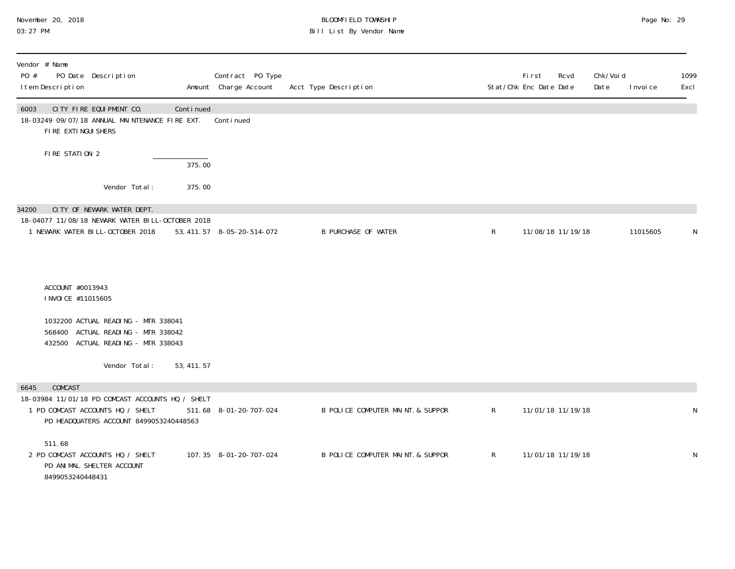**BLOOMFIELD TOWNSHIP**
**Bill List By Vendor Name**

November 20, 2018
03:27 PM

| Vendor # Name / PO # PO Date Description / Item Description | Amount | Contract PO Type / Charge Account | Acct Type Description | Stat/Chk | First Enc Date | Rcvd Date | Chk/Void Date | Invoice | 1099 Excl |
|---|---|---|---|---|---|---|---|---|---|
| **6003 CITY FIRE EQUIPMENT CO.** | Continued | | | | | | | | |
| 18-03249 09/07/18 ANNUAL MAINTENANCE FIRE EXT. | | Continued | | | | | | | |
| FIRE EXTINGUISHERS | | | | | | | | | |
| FIRE STATION 2 | | | | | | | | | |
| | 375.00 | | | | | | | | |
| Vendor Total: | 375.00 | | | | | | | | |
| **34200 CITY OF NEWARK WATER DEPT.** | | | | | | | | | |
| 18-04077 11/08/18 NEWARK WATER BILL-OCTOBER 2018 | | | | | | | | | |
| 1 NEWARK WATER BILL-OCTOBER 2018 | 53,411.57 | 8-05-20-514-072 | B PURCHASE OF WATER | R | 11/08/18 | 11/19/18 | | 11015605 | N |
| ACCOUNT #0013943 | | | | | | | | | |
| INVOICE #11015605 | | | | | | | | | |
| 1032200 ACTUAL READING - MTR 338041 | | | | | | | | | |
| 568400 ACTUAL READING - MTR 338042 | | | | | | | | | |
| 432500 ACTUAL READING - MTR 338043 | | | | | | | | | |
| Vendor Total: | 53,411.57 | | | | | | | | |
| **6645 COMCAST** | | | | | | | | | |
| 18-03984 11/01/18 PD COMCAST ACCOUNTS HQ / SHELT | | | | | | | | | |
| 1 PD COMCAST ACCOUNTS HQ / SHELT | 511.68 | 8-01-20-707-024 | B POLICE COMPUTER MAINT.& SUPPOR | R | 11/01/18 | 11/19/18 | | | N |
| PD HEADQUATERS ACCOUNT 8499053240448563 | | | | | | | | | |
| 511.68 | | | | | | | | | |
| 2 PD COMCAST ACCOUNTS HQ / SHELT | 107.35 | 8-01-20-707-024 | B POLICE COMPUTER MAINT.& SUPPOR | R | 11/01/18 | 11/19/18 | | | N |
| PD ANIMAL SHELTER ACCOUNT | | | | | | | | | |
| 8499053240448431 | | | | | | | | | |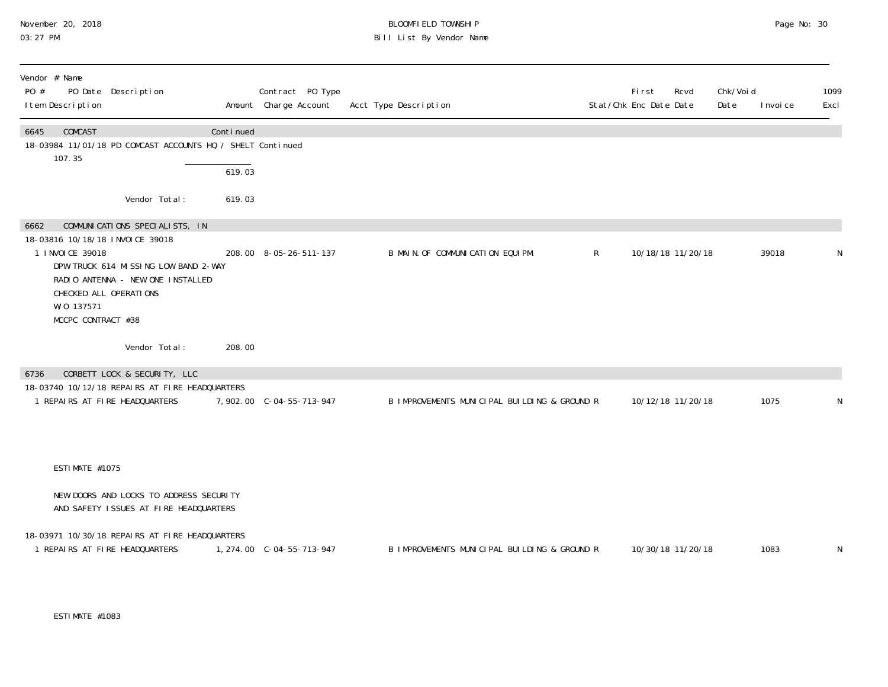| Vendor # Name | | | | | | | | | | |
|---|---|---|---|---|---|---|---|---|---|---|
| PO # PO Date Description | | Contract PO Type | | | | | | | | |
| Item Description | Amount | Charge Account | Acct Type Description | Stat/Chk | First Enc Date | Rcvd Date | Chk/Void Date | Invoice | 1099 Excl |
| **6645 COMCAST** | Continued | | | | | | | | |
| 18-03984 11/01/18 PD COMCAST ACCOUNTS HQ / SHELT Continued | | | | | | | | | |
| 107.35 | | | | | | | | | |
| | 619.03 | | | | | | | | |
| Vendor Total: | 619.03 | | | | | | | | |
| **6662 COMMUNICATIONS SPECIALISTS, IN** | | | | | | | | | |
| 18-03816 10/18/18 INVOICE 39018 | | | | | | | | | |
| 1 INVOICE 39018<br>DPW TRUCK 614 MISSING LOW BAND 2-WAY<br>RADIO ANTENNA - NEW ONE INSTALLED<br>CHECKED ALL OPERATIONS<br>W/O 137571<br>MCCPC CONTRACT #38 | 208.00 | 8-05-26-511-137 | B MAIN.OF COMMUNICATION EQUIPM. | R | 10/18/18 | 11/20/18 | | 39018 | N |
| Vendor Total: | 208.00 | | | | | | | | |
| **6736 CORBETT LOCK & SECURITY, LLC** | | | | | | | | | |
| 18-03740 10/12/18 REPAIRS AT FIRE HEADQUARTERS | | | | | | | | | |
| 1 REPAIRS AT FIRE HEADQUARTERS<br>ESTIMATE #1075<br>NEW DOORS AND LOCKS TO ADDRESS SECURITY<br>AND SAFETY ISSUES AT FIRE HEADQUARTERS | 7,902.00 | C-04-55-713-947 | B IMPROVEMENTS MUNICIPAL BUILDING & GROUND | R | 10/12/18 | 11/20/18 | | 1075 | N |
| 18-03971 10/30/18 REPAIRS AT FIRE HEADQUARTERS | | | | | | | | | |
| 1 REPAIRS AT FIRE HEADQUARTERS<br>ESTIMATE #1083 | 1,274.00 | C-04-55-713-947 | B IMPROVEMENTS MUNICIPAL BUILDING & GROUND | R | 10/30/18 | 11/20/18 | | 1083 | N |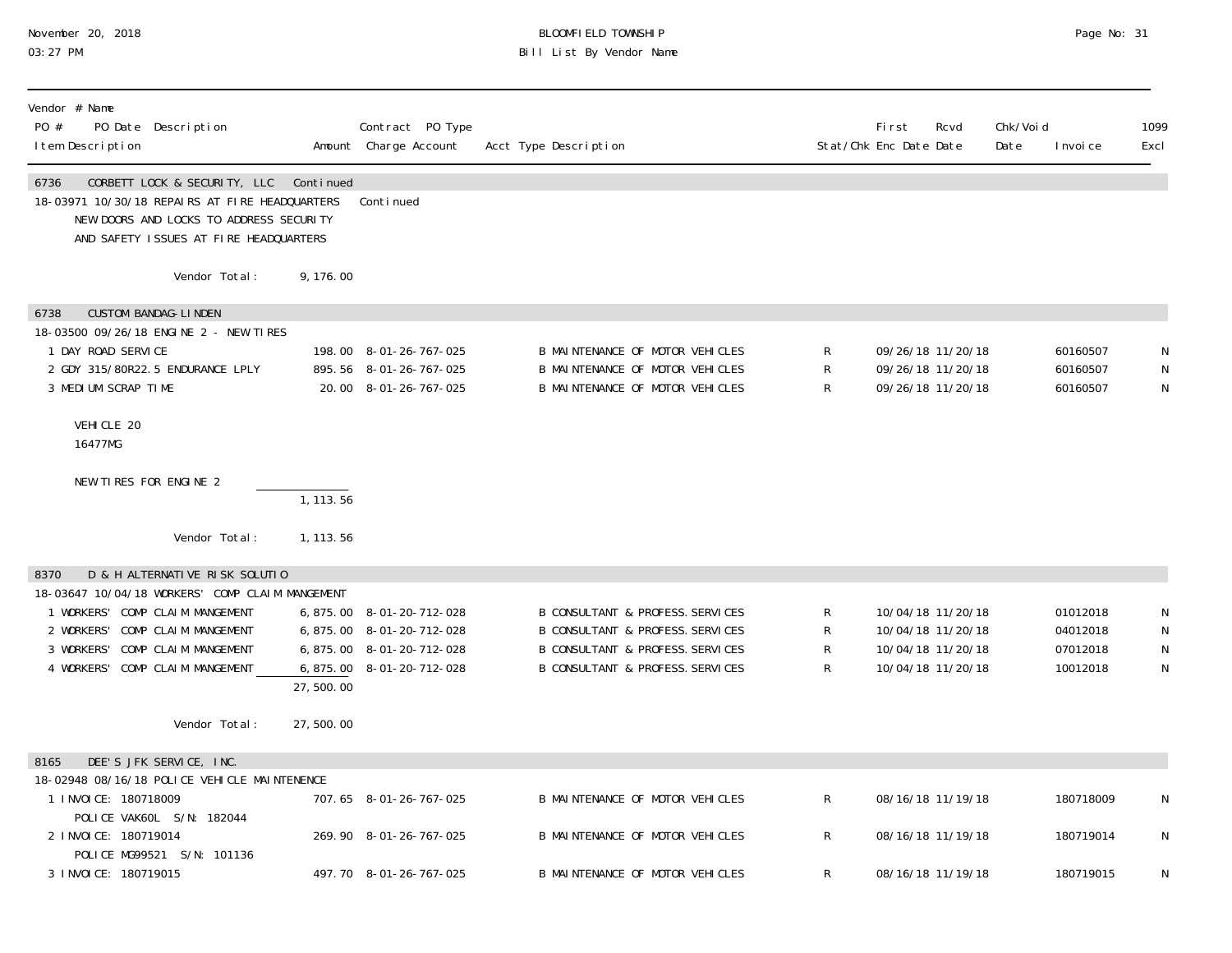| Vendor # Name<br>PO # PO Date Description<br>Item Description | Amount | Contract PO Type<br>Charge Account | Acct Type Description | Stat/Chk | First Enc Date | Rcvd Date | Chk/Void Date | Invoice | 1099 Excl |
|---|---|---|---|---|---|---|---|---|---|
| **6736 CORBETT LOCK & SECURITY, LLC** | Continued | | | | | | | | |
| 18-03971 10/30/18 REPAIRS AT FIRE HEADQUARTERS | | Continued | | | | | | | |
| NEW DOORS AND LOCKS TO ADDRESS SECURITY AND SAFETY ISSUES AT FIRE HEADQUARTERS | | | | | | | | | |
| Vendor Total: | 9,176.00 | | | | | | | | |
| **6738 CUSTOM BANDAG-LINDEN** | | | | | | | | | |
| 18-03500 09/26/18 ENGINE 2 - NEW TIRES | | | | | | | | | |
| 1 DAY ROAD SERVICE | 198.00 | 8-01-26-767-025 | B MAINTENANCE OF MOTOR VEHICLES | R | 09/26/18 | 11/20/18 | | 60160507 | N |
| 2 GDY 315/80R22.5 ENDURANCE LPLY | 895.56 | 8-01-26-767-025 | B MAINTENANCE OF MOTOR VEHICLES | R | 09/26/18 | 11/20/18 | | 60160507 | N |
| 3 MEDIUM SCRAP TIME | 20.00 | 8-01-26-767-025 | B MAINTENANCE OF MOTOR VEHICLES | R | 09/26/18 | 11/20/18 | | 60160507 | N |
| VEHICLE 20<br>16477MG | | | | | | | | | |
| NEW TIRES FOR ENGINE 2 | 1,113.56 | | | | | | | | |
| Vendor Total: | 1,113.56 | | | | | | | | |
| **8370 D & H ALTERNATIVE RISK SOLUTIO** | | | | | | | | | |
| 18-03647 10/04/18 WORKERS' COMP CLAIM MANGEMENT | | | | | | | | | |
| 1 WORKERS' COMP CLAIM MANGEMENT | 6,875.00 | 8-01-20-712-028 | B CONSULTANT & PROFESS. SERVICES | R | 10/04/18 | 11/20/18 | | 01012018 | N |
| 2 WORKERS' COMP CLAIM MANGEMENT | 6,875.00 | 8-01-20-712-028 | B CONSULTANT & PROFESS. SERVICES | R | 10/04/18 | 11/20/18 | | 04012018 | N |
| 3 WORKERS' COMP CLAIM MANGEMENT | 6,875.00 | 8-01-20-712-028 | B CONSULTANT & PROFESS. SERVICES | R | 10/04/18 | 11/20/18 | | 07012018 | N |
| 4 WORKERS' COMP CLAIM MANGEMENT | 6,875.00 | 8-01-20-712-028 | B CONSULTANT & PROFESS. SERVICES | R | 10/04/18 | 11/20/18 | | 10012018 | N |
| | 27,500.00 | | | | | | | | |
| Vendor Total: | 27,500.00 | | | | | | | | |
| **8165 DEE'S JFK SERVICE, INC.** | | | | | | | | | |
| 18-02948 08/16/18 POLICE VEHICLE MAINTENENCE | | | | | | | | | |
| 1 INVOICE: 180718009<br>POLICE VAK60L S/N: 182044 | 707.65 | 8-01-26-767-025 | B MAINTENANCE OF MOTOR VEHICLES | R | 08/16/18 | 11/19/18 | | 180718009 | N |
| 2 INVOICE: 180719014<br>POLICE MG99521 S/N: 101136 | 269.90 | 8-01-26-767-025 | B MAINTENANCE OF MOTOR VEHICLES | R | 08/16/18 | 11/19/18 | | 180719014 | N |
| 3 INVOICE: 180719015 | 497.70 | 8-01-26-767-025 | B MAINTENANCE OF MOTOR VEHICLES | R | 08/16/18 | 11/19/18 | | 180719015 | N |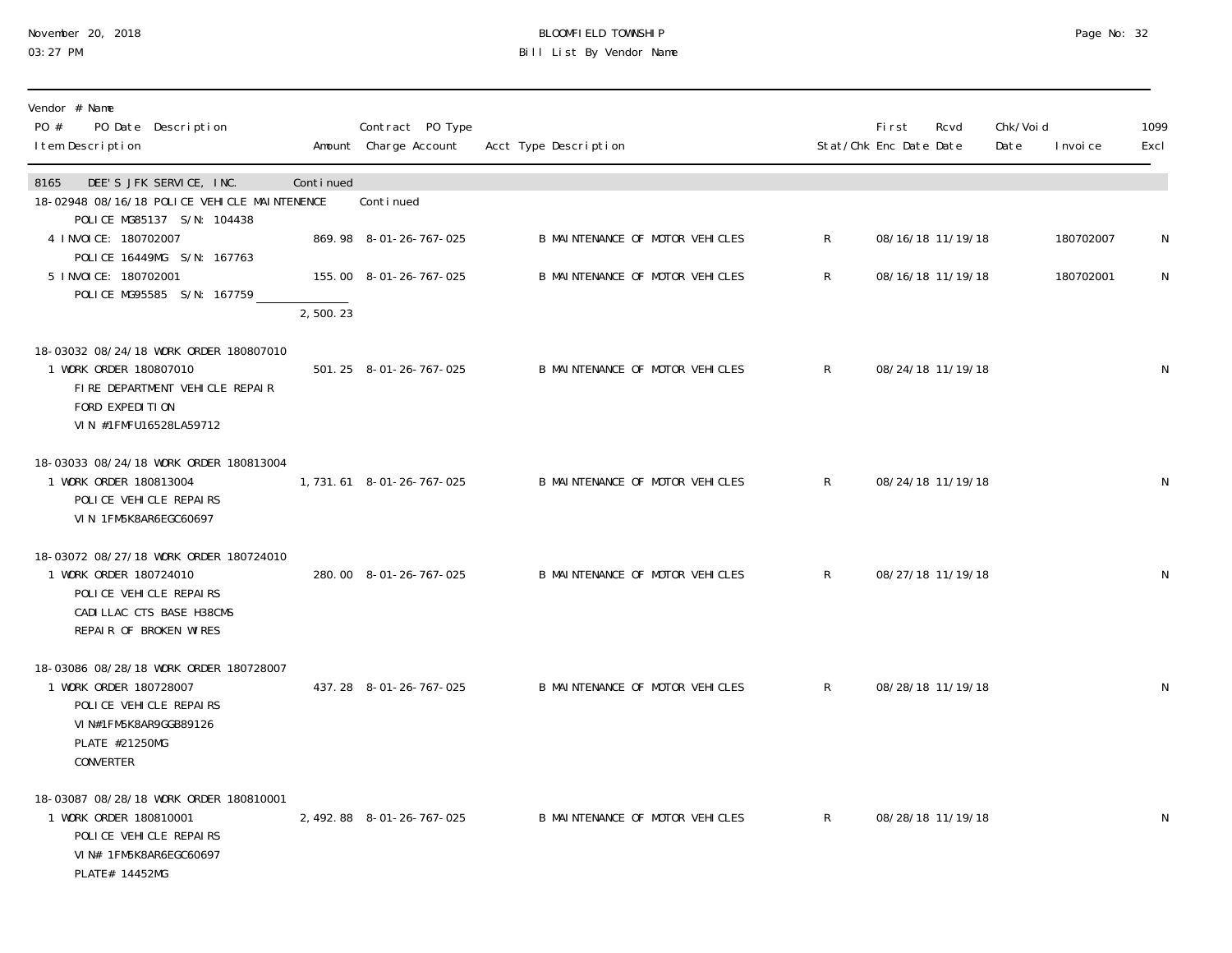BLOOMFIELD TOWNSHIP
Bill List By Vendor Name

November 20, 2018
03:27 PM

| Vendor # Name<br>PO # PO Date Description<br>Item Description | Amount | Contract PO Type<br>Charge Account | Acct Type Description | Stat/Chk | First Enc Date | Rcvd Date | Chk/Void Date | Invoice | 1099 Excl |
|---|---|---|---|---|---|---|---|---|---|
| 8165 DEE'S JFK SERVICE, INC. | Continued | | | | | | | | |
| 18-02948 08/16/18 POLICE VEHICLE MAINTENENCE | | Continued | | | | | | | |
| POLICE MG85137 S/N: 104438 | | | | | | | | | |
| 4 INVOICE: 180702007<br>POLICE 16449MG S/N: 167763 | 869.98 | 8-01-26-767-025 | B MAINTENANCE OF MOTOR VEHICLES | R | 08/16/18 | 11/19/18 | | 180702007 | N |
| 5 INVOICE: 180702001<br>POLICE MG95585 S/N: 167759 | 155.00 | 8-01-26-767-025 | B MAINTENANCE OF MOTOR VEHICLES | R | 08/16/18 | 11/19/18 | | 180702001 | N |
| | 2,500.23 | | | | | | | | |
| 18-03032 08/24/18 WORK ORDER 180807010 | | | | | | | | | |
| 1 WORK ORDER 180807010<br>FIRE DEPARTMENT VEHICLE REPAIR<br>FORD EXPEDITION<br>VIN #1FMFU16528LA59712 | 501.25 | 8-01-26-767-025 | B MAINTENANCE OF MOTOR VEHICLES | R | 08/24/18 | 11/19/18 | | | N |
| 18-03033 08/24/18 WORK ORDER 180813004 | | | | | | | | | |
| 1 WORK ORDER 180813004<br>POLICE VEHICLE REPAIRS<br>VIN 1FM5K8AR6EGC60697 | 1,731.61 | 8-01-26-767-025 | B MAINTENANCE OF MOTOR VEHICLES | R | 08/24/18 | 11/19/18 | | | N |
| 18-03072 08/27/18 WORK ORDER 180724010 | | | | | | | | | |
| 1 WORK ORDER 180724010<br>POLICE VEHICLE REPAIRS<br>CADILLAC CTS BASE H38CMS<br>REPAIR OF BROKEN WIRES | 280.00 | 8-01-26-767-025 | B MAINTENANCE OF MOTOR VEHICLES | R | 08/27/18 | 11/19/18 | | | N |
| 18-03086 08/28/18 WORK ORDER 180728007 | | | | | | | | | |
| 1 WORK ORDER 180728007<br>POLICE VEHICLE REPAIRS<br>VIN#1FM5K8AR9GGB89126<br>PLATE #21250MG<br>CONVERTER | 437.28 | 8-01-26-767-025 | B MAINTENANCE OF MOTOR VEHICLES | R | 08/28/18 | 11/19/18 | | | N |
| 18-03087 08/28/18 WORK ORDER 180810001 | | | | | | | | | |
| 1 WORK ORDER 180810001<br>POLICE VEHICLE REPAIRS<br>VIN# 1FM5K8AR6EGC60697<br>PLATE# 14452MG | 2,492.88 | 8-01-26-767-025 | B MAINTENANCE OF MOTOR VEHICLES | R | 08/28/18 | 11/19/18 | | | N |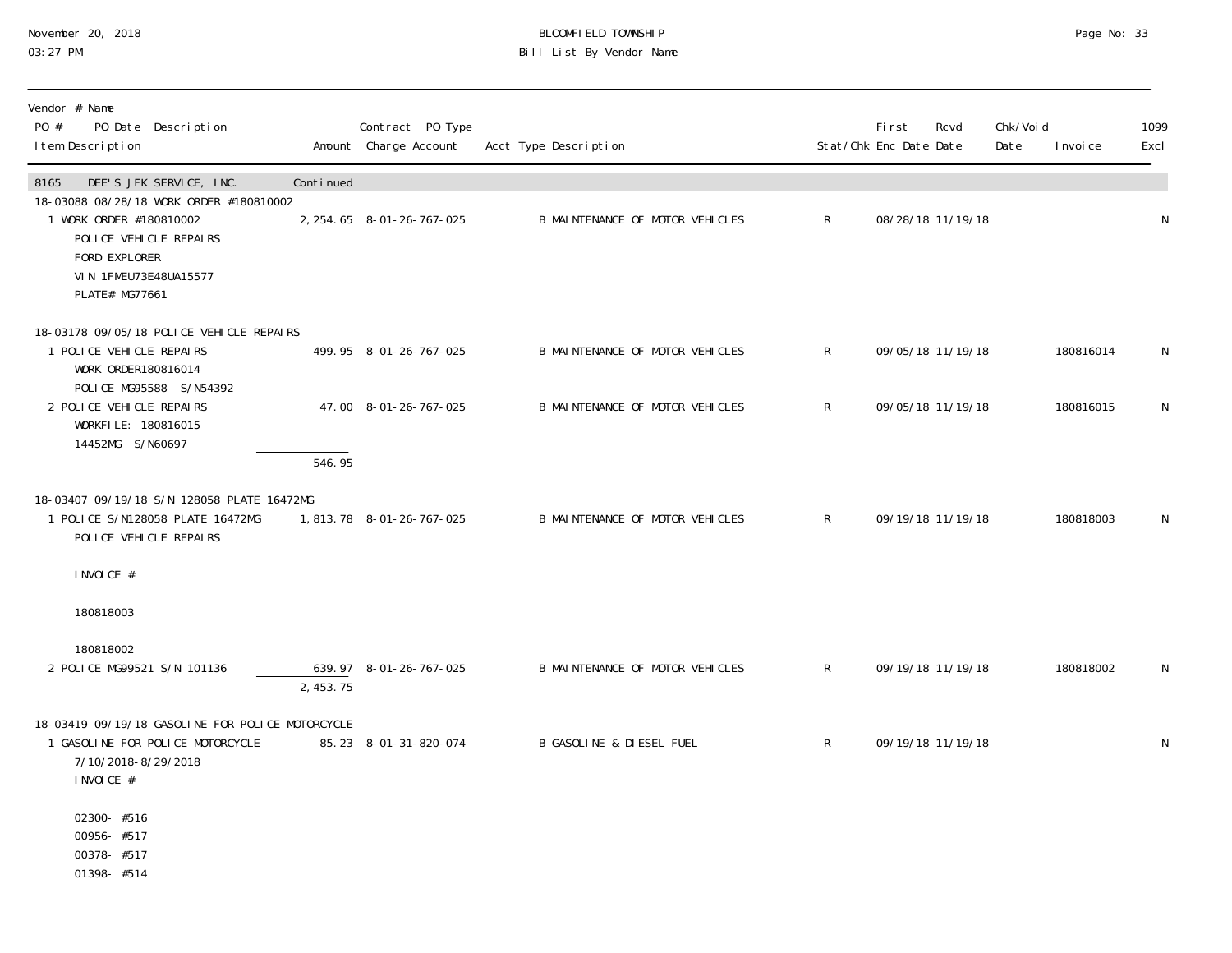| Vendor # Name PO # PO Date Description Item Description | Amount | Contract PO Type Charge Account | Acct Type Description | Stat/Chk | First Enc Date | Rcvd Date | Chk/Void Date | Invoice | 1099 Excl |
|---|---|---|---|---|---|---|---|---|---|
| 8165 DEE'S JFK SERVICE, INC. | Continued | | | | | | | | |
| 18-03088 08/28/18 WORK ORDER #180810002 | | | | | | | | | |
| 1 WORK ORDER #180810002 POLICE VEHICLE REPAIRS FORD EXPLORER VIN 1FMEU73E48UA15577 PLATE# MG77661 | 2,254.65 | 8-01-26-767-025 | B MAINTENANCE OF MOTOR VEHICLES | R | 08/28/18 | 11/19/18 | | | N |
| 18-03178 09/05/18 POLICE VEHICLE REPAIRS | | | | | | | | | |
| 1 POLICE VEHICLE REPAIRS WORK ORDER180816014 POLICE MG95588 S/N54392 | 499.95 | 8-01-26-767-025 | B MAINTENANCE OF MOTOR VEHICLES | R | 09/05/18 | 11/19/18 | | 180816014 | N |
| 2 POLICE VEHICLE REPAIRS WORKFILE: 180816015 14452MG S/N60697 | 47.00 | 8-01-26-767-025 | B MAINTENANCE OF MOTOR VEHICLES | R | 09/05/18 | 11/19/18 | | 180816015 | N |
| | 546.95 | | | | | | | | |
| 18-03407 09/19/18 S/N 128058 PLATE 16472MG | | | | | | | | | |
| 1 POLICE S/N128058 PLATE 16472MG POLICE VEHICLE REPAIRS INVOICE # 180818003 180818002 | 1,813.78 | 8-01-26-767-025 | B MAINTENANCE OF MOTOR VEHICLES | R | 09/19/18 | 11/19/18 | | 180818003 | N |
| 2 POLICE MG99521 S/N 101136 | 639.97 | 8-01-26-767-025 | B MAINTENANCE OF MOTOR VEHICLES | R | 09/19/18 | 11/19/18 | | 180818002 | N |
| | 2,453.75 | | | | | | | | |
| 18-03419 09/19/18 GASOLINE FOR POLICE MOTORCYCLE | | | | | | | | | |
| 1 GASOLINE FOR POLICE MOTORCYCLE 7/10/2018-8/29/2018 INVOICE # 02300- #516 00956- #517 00378- #517 01398- #514 | 85.23 | 8-01-31-820-074 | B GASOLINE & DIESEL FUEL | R | 09/19/18 | 11/19/18 | | | N |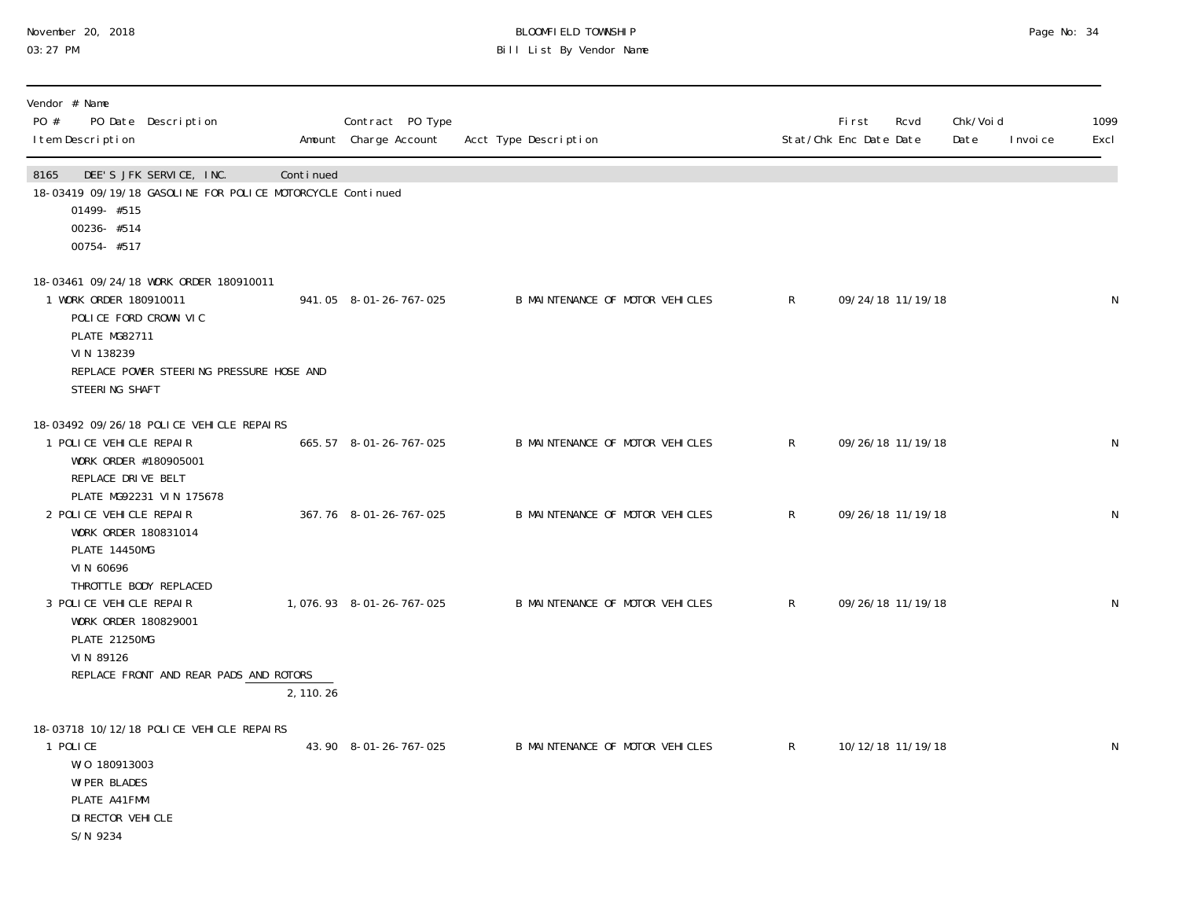BLOOMFIELD TOWNSHIP
Bill List By Vendor Name

November 20, 2018
03:27 PM

| Vendor # Name<br>PO # PO Date Description<br>Item Description | Amount | Contract PO Type<br>Charge Account | Acct Type Description | Stat/Chk | First Enc Date | Rcvd Date | Chk/Void Date | Invoice | 1099 Excl |
|---|---|---|---|---|---|---|---|---|---|
| 8165 DEE'S JFK SERVICE, INC. | Continued | | | | | | | | |
| 18-03419 09/19/18 GASOLINE FOR POLICE MOTORCYCLE Continued | | | | | | | | | |
| 01499- #515 | | | | | | | | | |
| 00236- #514 | | | | | | | | | |
| 00754- #517 | | | | | | | | | |
| 18-03461 09/24/18 WORK ORDER 180910011 | | | | | | | | | |
| 1 WORK ORDER 180910011<br>POLICE FORD CROWN VIC<br>PLATE MG82711<br>VIN 138239<br>REPLACE POWER STEERING PRESSURE HOSE AND STEERING SHAFT | 941.05 | 8-01-26-767-025 | B MAINTENANCE OF MOTOR VEHICLES | R | 09/24/18 | 11/19/18 | | | N |
| 18-03492 09/26/18 POLICE VEHICLE REPAIRS | | | | | | | | | |
| 1 POLICE VEHICLE REPAIR<br>WORK ORDER #180905001<br>REPLACE DRIVE BELT<br>PLATE MG92231 VIN 175678 | 665.57 | 8-01-26-767-025 | B MAINTENANCE OF MOTOR VEHICLES | R | 09/26/18 | 11/19/18 | | | N |
| 2 POLICE VEHICLE REPAIR<br>WORK ORDER 180831014<br>PLATE 14450MG<br>VIN 60696<br>THROTTLE BODY REPLACED | 367.76 | 8-01-26-767-025 | B MAINTENANCE OF MOTOR VEHICLES | R | 09/26/18 | 11/19/18 | | | N |
| 3 POLICE VEHICLE REPAIR<br>WORK ORDER 180829001<br>PLATE 21250MG<br>VIN 89126<br>REPLACE FRONT AND REAR PADS AND ROTORS | 1,076.93 | 8-01-26-767-025 | B MAINTENANCE OF MOTOR VEHICLES | R | 09/26/18 | 11/19/18 | | | N |
| | 2,110.26 | | | | | | | | |
| 18-03718 10/12/18 POLICE VEHICLE REPAIRS | | | | | | | | | |
| 1 POLICE<br>W/O 180913003<br>WIPER BLADES<br>PLATE A41FMM<br>DIRECTOR VEHICLE<br>S/N 9234 | 43.90 | 8-01-26-767-025 | B MAINTENANCE OF MOTOR VEHICLES | R | 10/12/18 | 11/19/18 | | | N |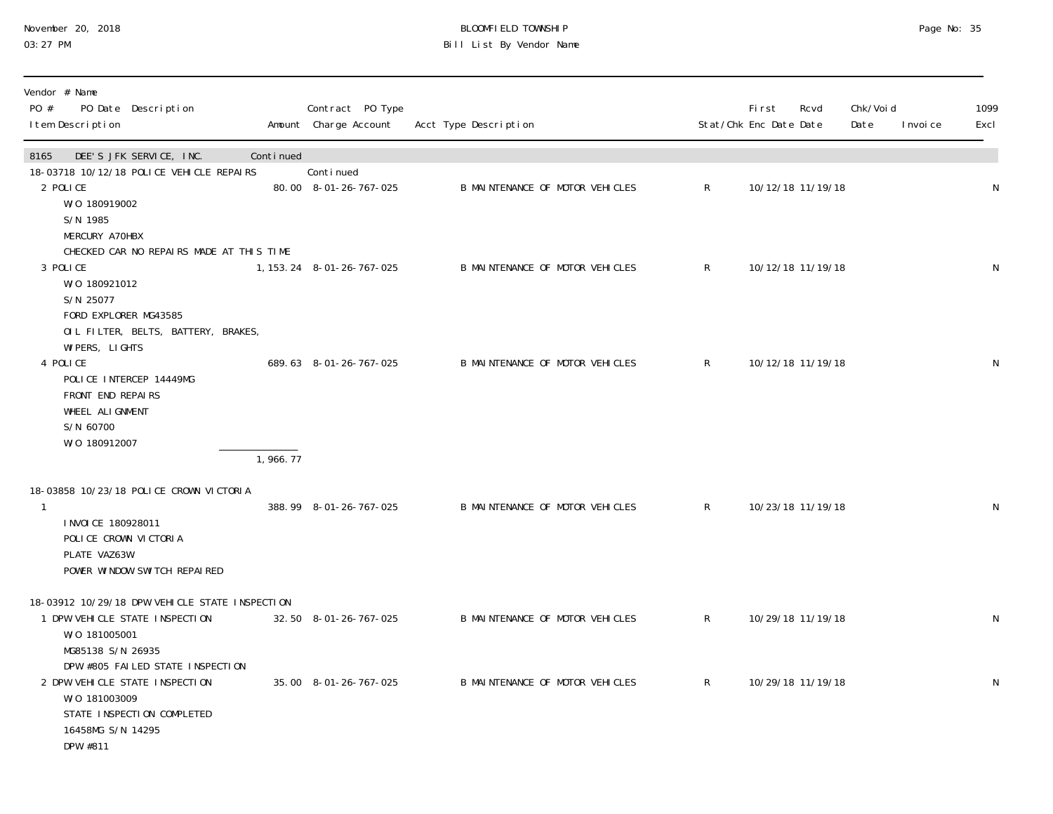November 20, 2018
03:27 PM

BLOOMFIELD TOWNSHIP
Bill List By Vendor Name

| Vendor # Name<br>PO # PO Date Description<br>Item Description | Amount | Contract PO Type<br>Charge Account | Acct Type Description | Stat/Chk | First Enc Date | Rcvd Date | Chk/Void Date | Invoice | 1099 Excl |
|---|---|---|---|---|---|---|---|---|---|
| 8165 DEE'S JFK SERVICE, INC. | Continued | | | | | | | | |
| 18-03718 10/12/18 POLICE VEHICLE REPAIRS | | Continued | | | | | | | |
| 2 POLICE<br>W/O 180919002<br>S/N 1985<br>MERCURY A70HBX<br>CHECKED CAR NO REPAIRS MADE AT THIS TIME | 80.00 | 8-01-26-767-025 | B MAINTENANCE OF MOTOR VEHICLES | R | 10/12/18 | 11/19/18 | | | N |
| 3 POLICE<br>W/O 180921012<br>S/N 25077<br>FORD EXPLORER MG43585<br>OIL FILTER, BELTS, BATTERY, BRAKES,<br>WIPERS, LIGHTS | 1,153.24 | 8-01-26-767-025 | B MAINTENANCE OF MOTOR VEHICLES | R | 10/12/18 | 11/19/18 | | | N |
| 4 POLICE<br>POLICE INTERCEP 14449MG<br>FRONT END REPAIRS<br>WHEEL ALIGNMENT<br>S/N 60700<br>W/O 180912007 | 689.63 | 8-01-26-767-025 | B MAINTENANCE OF MOTOR VEHICLES | R | 10/12/18 | 11/19/18 | | | N |
| | 1,966.77 | | | | | | | | |
| 18-03858 10/23/18 POLICE CROWN VICTORIA | | | | | | | | | |
| 1<br>INVOICE 180928011<br>POLICE CROWN VICTORIA<br>PLATE VAZ63W<br>POWER WINDOW SWITCH REPAIRED | 388.99 | 8-01-26-767-025 | B MAINTENANCE OF MOTOR VEHICLES | R | 10/23/18 | 11/19/18 | | | N |
| 18-03912 10/29/18 DPW VEHICLE STATE INSPECTION | | | | | | | | | |
| 1 DPW VEHICLE STATE INSPECTION<br>W/O 181005001<br>MG85138 S/N 26935<br>DPW #805 FAILED STATE INSPECTION | 32.50 | 8-01-26-767-025 | B MAINTENANCE OF MOTOR VEHICLES | R | 10/29/18 | 11/19/18 | | | N |
| 2 DPW VEHICLE STATE INSPECTION<br>W/O 181003009<br>STATE INSPECTION COMPLETED<br>16458MG S/N 14295<br>DPW #811 | 35.00 | 8-01-26-767-025 | B MAINTENANCE OF MOTOR VEHICLES | R | 10/29/18 | 11/19/18 | | | N |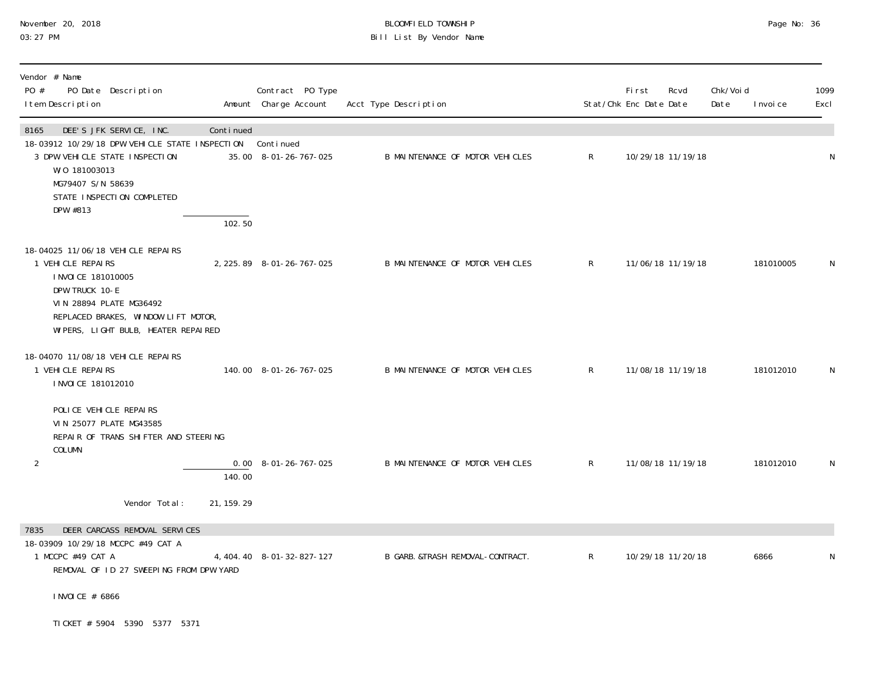BLOOMFIELD TOWNSHIP
Bill List By Vendor Name

November 20, 2018
03:27 PM

| Vendor # Name / PO # PO Date Description / Item Description | Amount | Contract PO Type / Charge Account | Acct Type Description | Stat/Chk | First Enc Date | Rcvd Date | Chk/Void Date | Invoice | 1099 Excl |
|---|---|---|---|---|---|---|---|---|---|
| **8165 DEE'S JFK SERVICE, INC.** | Continued | | | | | | | | |
| 18-03912 10/29/18 DPW VEHICLE STATE INSPECTION | | Continued | | | | | | | |
| 3 DPW VEHICLE STATE INSPECTION<br>W/O 181003013<br>MG79407 S/N 58639<br>STATE INSPECTION COMPLETED<br>DPW #813 | 35.00 | 8-01-26-767-025 | B MAINTENANCE OF MOTOR VEHICLES | R | 10/29/18 | 11/19/18 | | | N |
| | 102.50 | | | | | | | | |
| 18-04025 11/06/18 VEHICLE REPAIRS | | | | | | | | | |
| 1 VEHICLE REPAIRS<br>INVOICE 181010005<br>DPW TRUCK 10-E<br>VIN 28894 PLATE MG36492<br>REPLACED BRAKES, WINDOW LIFT MOTOR,<br>WIPERS, LIGHT BULB, HEATER REPAIRED | 2,225.89 | 8-01-26-767-025 | B MAINTENANCE OF MOTOR VEHICLES | R | 11/06/18 | 11/19/18 | | 181010005 | N |
| 18-04070 11/08/18 VEHICLE REPAIRS | | | | | | | | | |
| 1 VEHICLE REPAIRS<br>INVOICE 181012010<br><br>POLICE VEHICLE REPAIRS<br>VIN 25077 PLATE MG43585<br>REPAIR OF TRANS SHIFTER AND STEERING<br>COLUMN | 140.00 | 8-01-26-767-025 | B MAINTENANCE OF MOTOR VEHICLES | R | 11/08/18 | 11/19/18 | | 181012010 | N |
| 2 | 0.00 | 8-01-26-767-025 | B MAINTENANCE OF MOTOR VEHICLES | R | 11/08/18 | 11/19/18 | | 181012010 | N |
| | 140.00 | | | | | | | | |
| Vendor Total: | 21,159.29 | | | | | | | | |
| **7835 DEER CARCASS REMOVAL SERVICES** | | | | | | | | | |
| 18-03909 10/29/18 MCCPC #49 CAT A | | | | | | | | | |
| 1 MCCPC #49 CAT A<br>REMOVAL OF ID 27 SWEEPING FROM DPW YARD<br><br>INVOICE # 6866<br><br>TICKET # 5904 5390 5377 5371 | 4,404.40 | 8-01-32-827-127 | B GARB.&TRASH REMOVAL-CONTRACT. | R | 10/29/18 | 11/20/18 | | 6866 | N |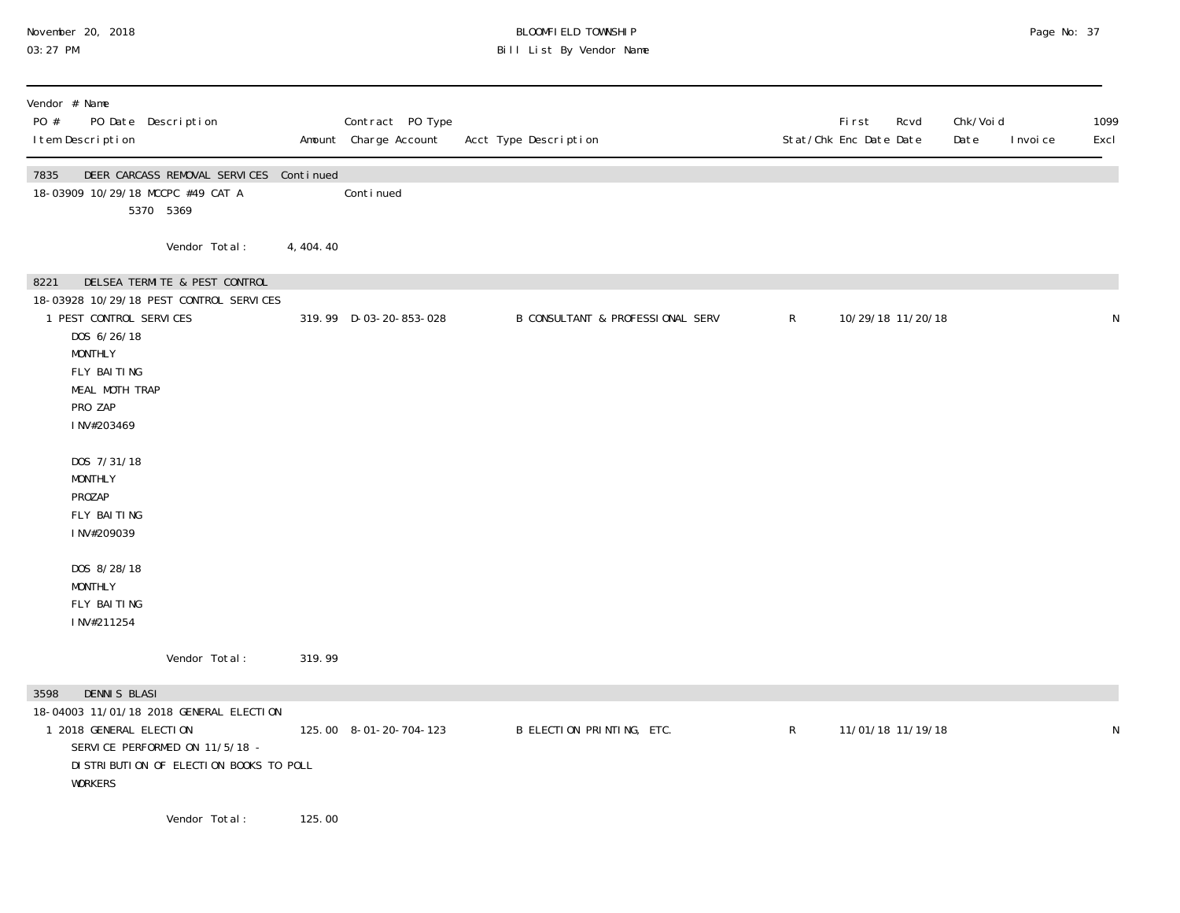| Vendor # Name PO # PO Date Description Item Description | Amount | Contract PO Type Charge Account | Acct Type Description | Stat/Chk | First Enc Date | Rcvd Date | Chk/Void Date | Invoice | 1099 Excl |
|---|---|---|---|---|---|---|---|---|---|
| **7835 DEER CARCASS REMOVAL SERVICES Continued** | | | | | | | | | |
| 18-03909 10/29/18 MCCPC #49 CAT A | | Continued | | | | | | | |
| 5370 5369 | | | | | | | | | |
| Vendor Total: | 4,404.40 | | | | | | | | |
| **8221 DELSEA TERMITE & PEST CONTROL** | | | | | | | | | |
| 18-03928 10/29/18 PEST CONTROL SERVICES | | | | | | | | | |
| 1 PEST CONTROL SERVICES<br>DOS 6/26/18<br>MONTHLY<br>FLY BAITING<br>MEAL MOTH TRAP<br>PRO ZAP<br>INV#203469<br><br>DOS 7/31/18<br>MONTHLY<br>PROZAP<br>FLY BAITING<br>INV#209039<br><br>DOS 8/28/18<br>MONTHLY<br>FLY BAITING<br>INV#211254 | 319.99 | D-03-20-853-028 | B CONSULTANT & PROFESSIONAL SERV | R | 10/29/18 | 11/20/18 | | | N |
| Vendor Total: | 319.99 | | | | | | | | |
| **3598 DENNIS BLASI** | | | | | | | | | |
| 18-04003 11/01/18 2018 GENERAL ELECTION | | | | | | | | | |
| 1 2018 GENERAL ELECTION<br>SERVICE PERFORMED ON 11/5/18 -<br>DISTRIBUTION OF ELECTION BOOKS TO POLL<br>WORKERS | 125.00 | 8-01-20-704-123 | B ELECTION PRINTING, ETC. | R | 11/01/18 | 11/19/18 | | | N |
| Vendor Total: | 125.00 | | | | | | | | |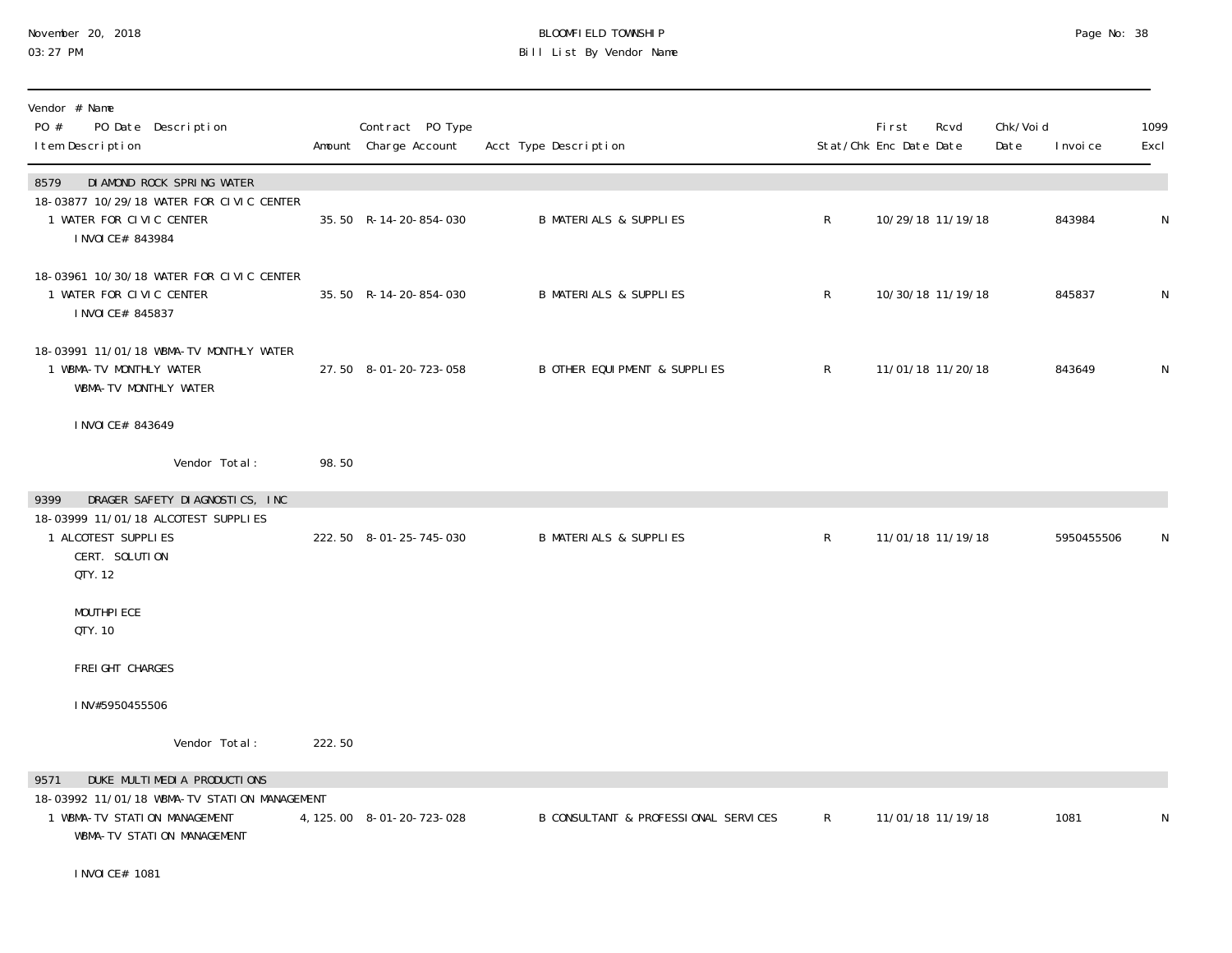# BLOOMFIELD TOWNSHIP

## Bill List By Vendor Name

November 20, 2018
03:27 PM

| Vendor # Name / PO # PO Date Description / Item Description | Amount | Contract PO Type / Charge Account | Acct Type Description | Stat/Chk | First Enc Date | Rcvd Date | Chk/Void Date | Invoice | 1099 Excl |
|---|---|---|---|---|---|---|---|---|---|
| **8579 DIAMOND ROCK SPRING WATER** | | | | | | | | | |
| 18-03877 10/29/18 WATER FOR CIVIC CENTER | | | | | | | | | |
| 1 WATER FOR CIVIC CENTER<br>INVOICE# 843984 | 35.50 | R-14-20-854-030 | B MATERIALS & SUPPLIES | R | 10/29/18 | 11/19/18 | | 843984 | N |
| 18-03961 10/30/18 WATER FOR CIVIC CENTER | | | | | | | | | |
| 1 WATER FOR CIVIC CENTER<br>INVOICE# 845837 | 35.50 | R-14-20-854-030 | B MATERIALS & SUPPLIES | R | 10/30/18 | 11/19/18 | | 845837 | N |
| 18-03991 11/01/18 WBMA-TV MONTHLY WATER | | | | | | | | | |
| 1 WBMA-TV MONTHLY WATER<br>WBMA-TV MONTHLY WATER<br><br>INVOICE# 843649 | 27.50 | 8-01-20-723-058 | B OTHER EQUIPMENT & SUPPLIES | R | 11/01/18 | 11/20/18 | | 843649 | N |
| Vendor Total: | 98.50 | | | | | | | | |
| **9399 DRAGER SAFETY DIAGNOSTICS, INC** | | | | | | | | | |
| 18-03999 11/01/18 ALCOTEST SUPPLIES | | | | | | | | | |
| 1 ALCOTEST SUPPLIES<br>CERT. SOLUTION<br>QTY. 12<br><br>MOUTHPIECE<br>QTY. 10<br><br>FREIGHT CHARGES<br><br>INV#5950455506 | 222.50 | 8-01-25-745-030 | B MATERIALS & SUPPLIES | R | 11/01/18 | 11/19/18 | | 5950455506 | N |
| Vendor Total: | 222.50 | | | | | | | | |
| **9571 DUKE MULTIMEDIA PRODUCTIONS** | | | | | | | | | |
| 18-03992 11/01/18 WBMA-TV STATION MANAGEMENT | | | | | | | | | |
| 1 WBMA-TV STATION MANAGEMENT<br>WBMA-TV STATION MANAGEMENT<br><br>INVOICE# 1081 | 4,125.00 | 8-01-20-723-028 | B CONSULTANT & PROFESSIONAL SERVICES | R | 11/01/18 | 11/19/18 | | 1081 | N |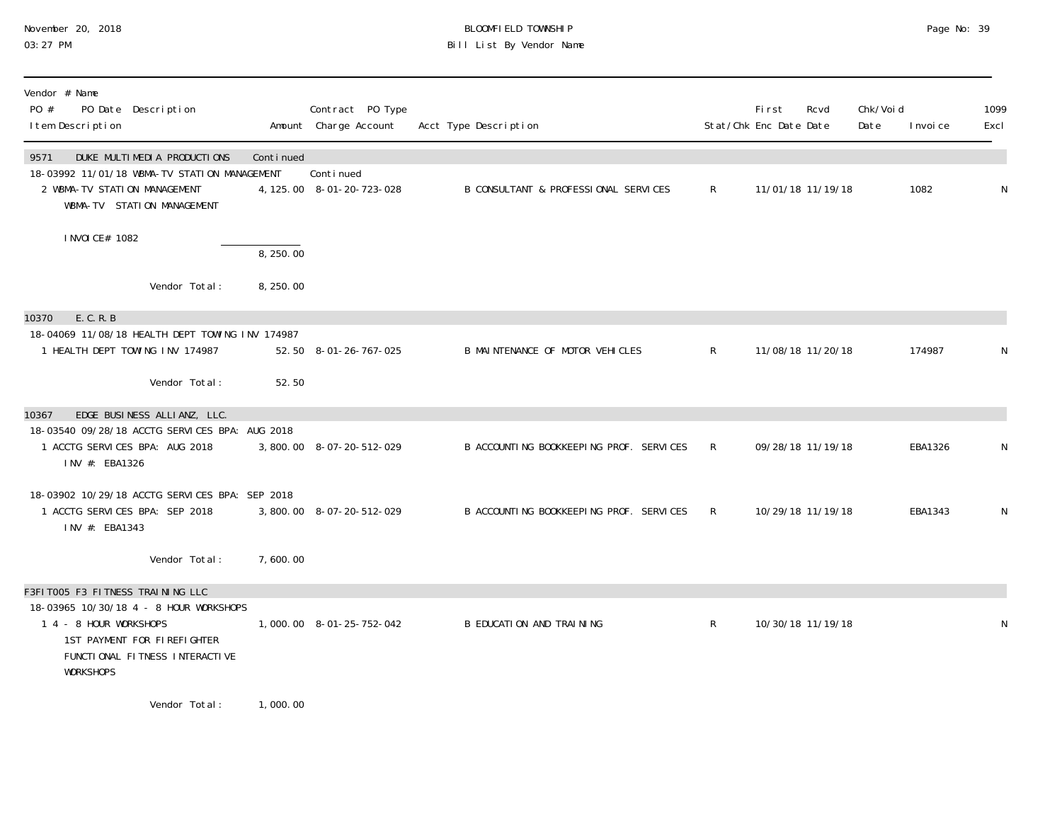| Vendor # Name<br>PO # PO Date Description<br>Item Description | Amount | Contract PO Type<br>Charge Account | Acct Type Description | Stat/Chk | First Enc Date | Rcvd Date | Chk/Void Date | Invoice | 1099 Excl |
|---|---|---|---|---|---|---|---|---|---|
| **9571 DUKE MULTIMEDIA PRODUCTIONS** | Continued | | | | | | | | |
| 18-03992 11/01/18 WBMA-TV STATION MANAGEMENT | | Continued | | | | | | | |
| 2 WBMA-TV STATION MANAGEMENT<br>WBMA-TV STATION MANAGEMENT<br><br>INVOICE# 1082 | 4,125.00 | 8-01-20-723-028 | B CONSULTANT & PROFESSIONAL SERVICES | R | 11/01/18 | 11/19/18 | | 1082 | N |
| | 8,250.00 | | | | | | | | |
| Vendor Total: | 8,250.00 | | | | | | | | |
| **10370 E.C.R.B** | | | | | | | | | |
| 18-04069 11/08/18 HEALTH DEPT TOWING INV 174987 | | | | | | | | | |
| 1 HEALTH DEPT TOWING INV 174987 | 52.50 | 8-01-26-767-025 | B MAINTENANCE OF MOTOR VEHICLES | R | 11/08/18 | 11/20/18 | | 174987 | N |
| Vendor Total: | 52.50 | | | | | | | | |
| **10367 EDGE BUSINESS ALLIANZ, LLC.** | | | | | | | | | |
| 18-03540 09/28/18 ACCTG SERVICES BPA: AUG 2018 | | | | | | | | | |
| 1 ACCTG SERVICES BPA: AUG 2018<br>INV #: EBA1326 | 3,800.00 | 8-07-20-512-029 | B ACCOUNTING BOOKKEEPING PROF. SERVICES | R | 09/28/18 | 11/19/18 | | EBA1326 | N |
| 18-03902 10/29/18 ACCTG SERVICES BPA: SEP 2018 | | | | | | | | | |
| 1 ACCTG SERVICES BPA: SEP 2018<br>INV #: EBA1343 | 3,800.00 | 8-07-20-512-029 | B ACCOUNTING BOOKKEEPING PROF. SERVICES | R | 10/29/18 | 11/19/18 | | EBA1343 | N |
| Vendor Total: | 7,600.00 | | | | | | | | |
| **F3FIT005 F3 FITNESS TRAINING LLC** | | | | | | | | | |
| 18-03965 10/30/18 4 - 8 HOUR WORKSHOPS | | | | | | | | | |
| 1 4 - 8 HOUR WORKSHOPS<br>1ST PAYMENT FOR FIREFIGHTER<br>FUNCTIONAL FITNESS INTERACTIVE<br>WORKSHOPS | 1,000.00 | 8-01-25-752-042 | B EDUCATION AND TRAINING | R | 10/30/18 | 11/19/18 | | | N |
| Vendor Total: | 1,000.00 | | | | | | | | |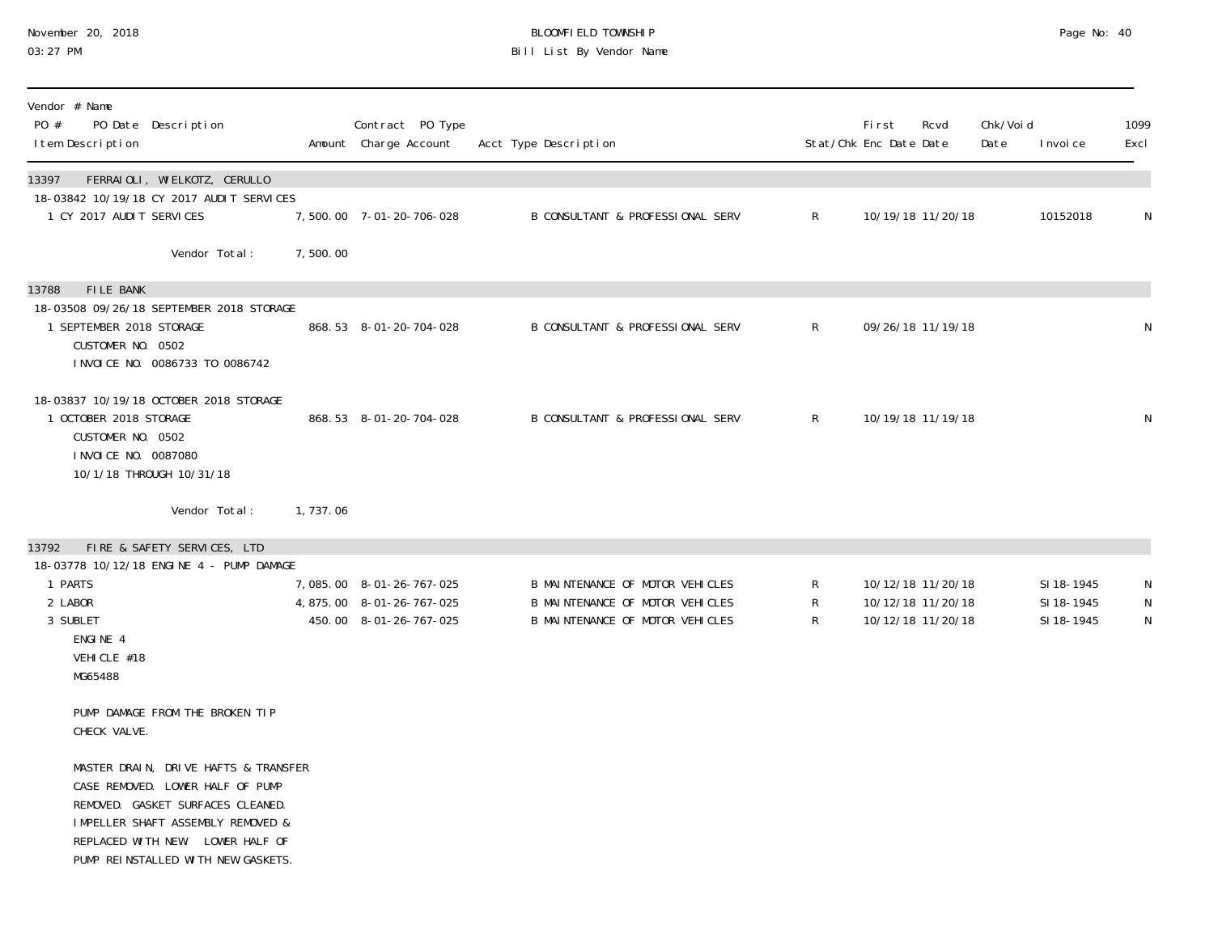BLOOMFIELD TOWNSHIP
Bill List By Vendor Name

November 20, 2018
03:27 PM

| Vendor # Name<br>PO # PO Date Description<br>Item Description | Amount | Contract PO Type<br>Charge Account | Acct Type Description | Stat/Chk | First Enc Date | Rcvd Date | Chk/Void Date | Invoice | 1099 Excl |
|---|---|---|---|---|---|---|---|---|---|
| **13397 FERRAIOLI, WIELKOTZ, CERULLO** | | | | | | | | | |
| 18-03842 10/19/18 CY 2017 AUDIT SERVICES | | | | | | | | | |
| 1 CY 2017 AUDIT SERVICES | 7,500.00 | 7-01-20-706-028 | B CONSULTANT & PROFESSIONAL SERV | R | 10/19/18 | 11/20/18 | | 10152018 | N |
| Vendor Total: | 7,500.00 | | | | | | | | |
| **13788 FILE BANK** | | | | | | | | | |
| 18-03508 09/26/18 SEPTEMBER 2018 STORAGE | | | | | | | | | |
| 1 SEPTEMBER 2018 STORAGE<br>CUSTOMER NO. 0502<br>INVOICE NO. 0086733 TO 0086742 | 868.53 | 8-01-20-704-028 | B CONSULTANT & PROFESSIONAL SERV | R | 09/26/18 | 11/19/18 | | | N |
| 18-03837 10/19/18 OCTOBER 2018 STORAGE | | | | | | | | | |
| 1 OCTOBER 2018 STORAGE<br>CUSTOMER NO. 0502<br>INVOICE NO. 0087080<br>10/1/18 THROUGH 10/31/18 | 868.53 | 8-01-20-704-028 | B CONSULTANT & PROFESSIONAL SERV | R | 10/19/18 | 11/19/18 | | | N |
| Vendor Total: | 1,737.06 | | | | | | | | |
| **13792 FIRE & SAFETY SERVICES, LTD** | | | | | | | | | |
| 18-03778 10/12/18 ENGINE 4 - PUMP DAMAGE | | | | | | | | | |
| 1 PARTS | 7,085.00 | 8-01-26-767-025 | B MAINTENANCE OF MOTOR VEHICLES | R | 10/12/18 | 11/20/18 | | SI18-1945 | N |
| 2 LABOR | 4,875.00 | 8-01-26-767-025 | B MAINTENANCE OF MOTOR VEHICLES | R | 10/12/18 | 11/20/18 | | SI18-1945 | N |
| 3 SUBLET<br>ENGINE 4<br>VEHICLE #18<br>MG65488<br><br>PUMP DAMAGE FROM THE BROKEN TIP CHECK VALVE.<br><br>MASTER DRAIN, DRIVE HAFTS & TRANSFER CASE REMOVED. LOWER HALF OF PUMP REMOVED. GASKET SURFACES CLEANED. IMPELLER SHAFT ASSEMBLY REMOVED & REPLACED WITH NEW. LOWER HALF OF PUMP REINSTALLED WITH NEW GASKETS. | 450.00 | 8-01-26-767-025 | B MAINTENANCE OF MOTOR VEHICLES | R | 10/12/18 | 11/20/18 | | SI18-1945 | N |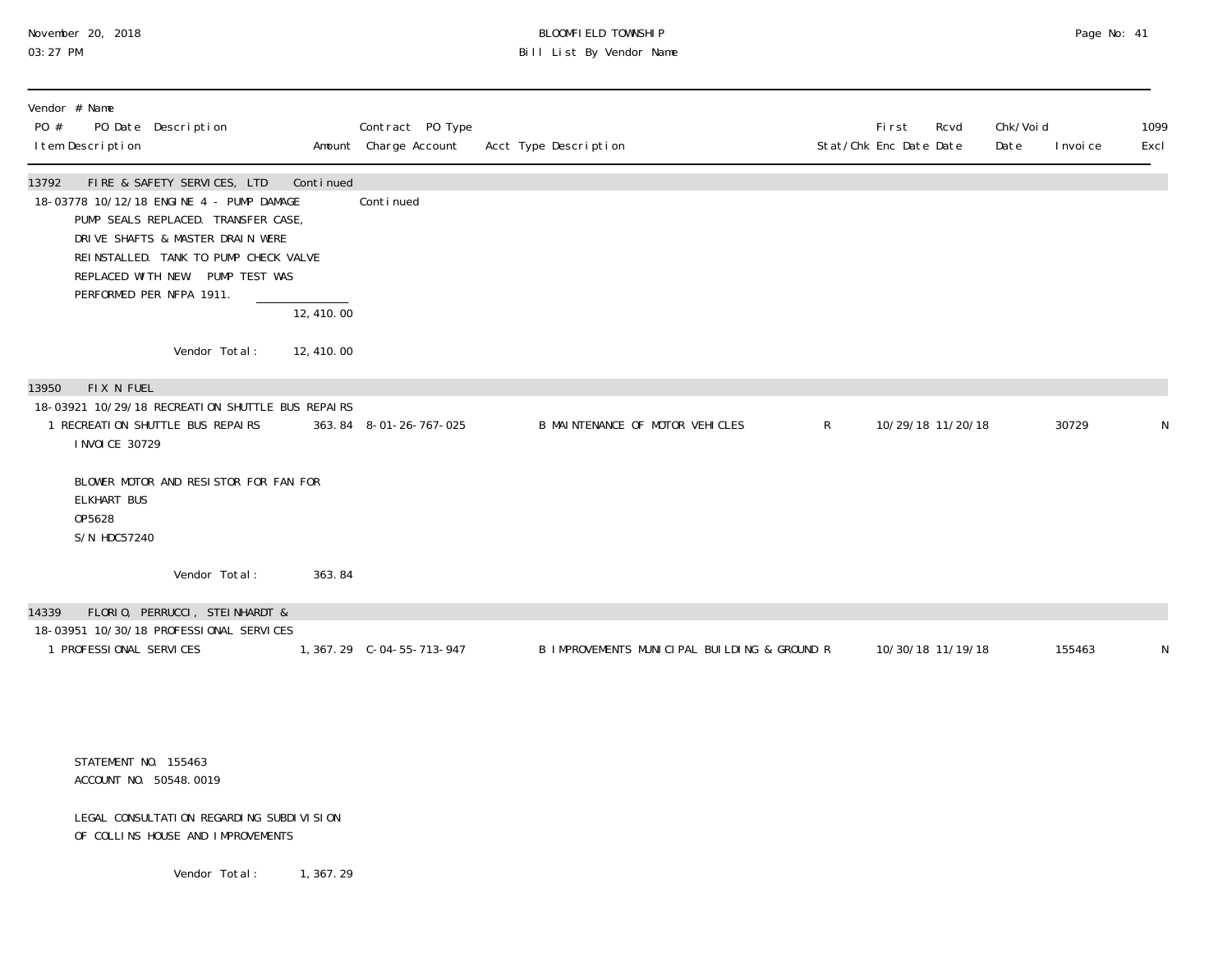November 20, 2018
03:27 PM

# BLOOMFIELD TOWNSHIP
## Bill List By Vendor Name

| Vendor # Name<br>PO # PO Date Description<br>Item Description | Amount | Contract PO Type<br>Charge Account | Acct Type Description | Stat/Chk | First Enc Date | Rcvd Date | Chk/Void Date | Invoice | 1099 Excl |
|---|---|---|---|---|---|---|---|---|---|
| **13792 FIRE & SAFETY SERVICES, LTD** | Continued | | | | | | | | |
| 18-03778 10/12/18 ENGINE 4 - PUMP DAMAGE | | Continued | | | | | | | |
| PUMP SEALS REPLACED. TRANSFER CASE, DRIVE SHAFTS & MASTER DRAIN WERE REINSTALLED. TANK TO PUMP CHECK VALVE REPLACED WITH NEW PUMP TEST WAS PERFORMED PER NFPA 1911. | | | | | | | | | |
| | 12,410.00 | | | | | | | | |
| Vendor Total: | 12,410.00 | | | | | | | | |
| **13950 FIX N FUEL** | | | | | | | | | |
| 18-03921 10/29/18 RECREATION SHUTTLE BUS REPAIRS | | | | | | | | | |
| 1 RECREATION SHUTTLE BUS REPAIRS | 363.84 | 8-01-26-767-025 | B MAINTENANCE OF MOTOR VEHICLES | R | 10/29/18 | 11/20/18 | | 30729 | N |
| INVOICE 30729<br><br>BLOWER MOTOR AND RESISTOR FOR FAN FOR ELKHART BUS<br>OP5628<br>S/N HDC57240 | | | | | | | | | |
| Vendor Total: | 363.84 | | | | | | | | |
| **14339 FLORIO, PERRUCCI, STEINHARDT &** | | | | | | | | | |
| 18-03951 10/30/18 PROFESSIONAL SERVICES | | | | | | | | | |
| 1 PROFESSIONAL SERVICES | 1,367.29 | C-04-55-713-947 | B IMPROVEMENTS MUNICIPAL BUILDING & GROUND | R | 10/30/18 | 11/19/18 | | 155463 | N |
| STATEMENT NO. 155463<br>ACCOUNT NO. 50548.0019<br><br>LEGAL CONSULTATION REGARDING SUBDIVISION OF COLLINS HOUSE AND IMPROVEMENTS | | | | | | | | | |
| Vendor Total: | 1,367.29 | | | | | | | | |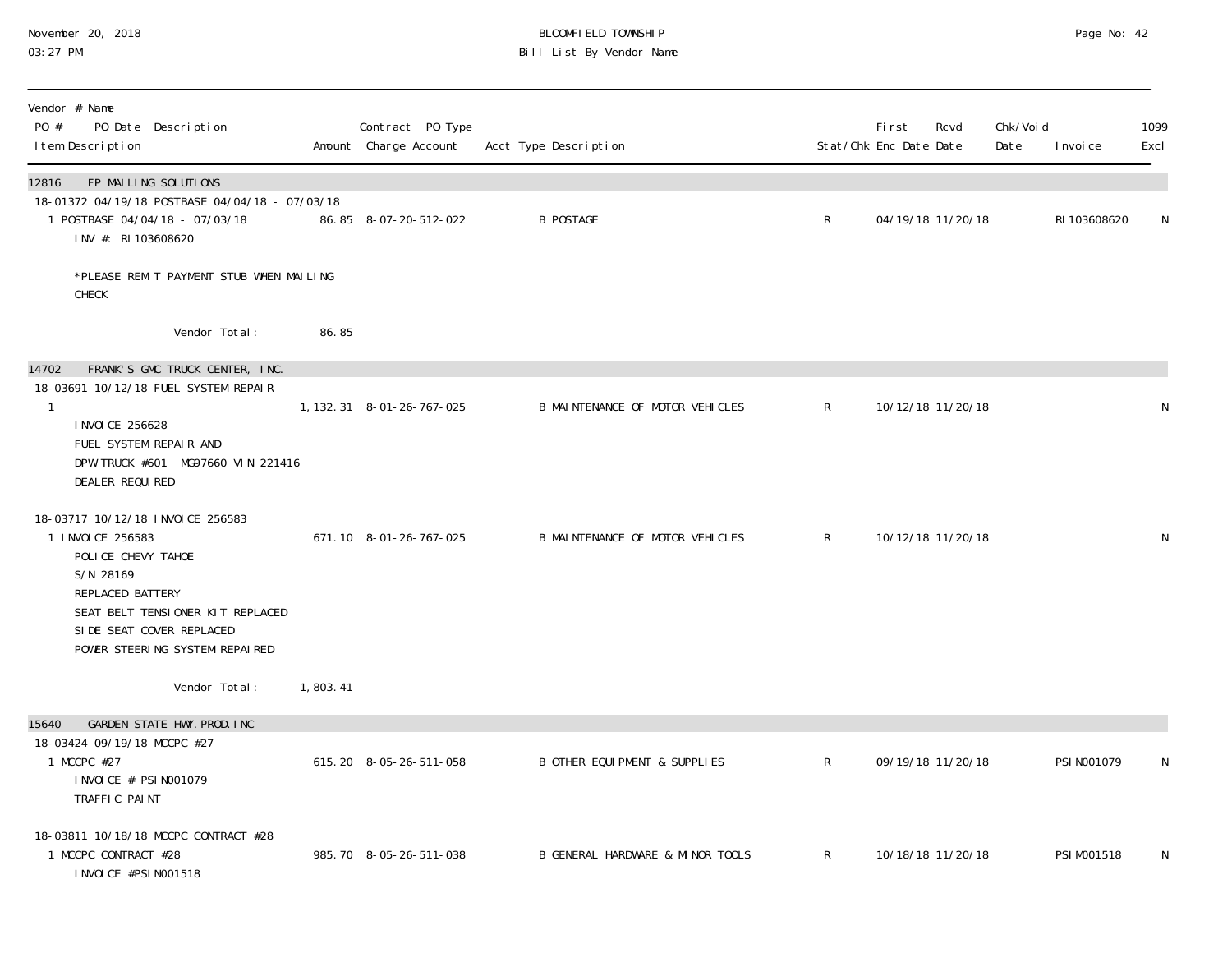BLOOMFIELD TOWNSHIP

Bill List By Vendor Name

November 20, 2018
03:27 PM

| Vendor # Name / PO # PO Date Description / Item Description | Amount | Contract PO Type / Charge Account | Acct Type Description | Stat/Chk | First Enc Date | Rcvd Date | Chk/Void Date | Invoice | 1099 Excl |
|---|---|---|---|---|---|---|---|---|---|
| **12816 FP MAILING SOLUTIONS** | | | | | | | | | |
| 18-01372 04/19/18 POSTBASE 04/04/18 - 07/03/18 | | | | | | | | | |
| 1 POSTBASE 04/04/18 - 07/03/18<br>INV #: RI103608620<br><br>*PLEASE REMIT PAYMENT STUB WHEN MAILING CHECK | 86.85 | 8-07-20-512-022 | B POSTAGE | R | 04/19/18 | 11/20/18 | | RI103608620 | N |
| Vendor Total: | 86.85 | | | | | | | | |
| **14702 FRANK'S GMC TRUCK CENTER, INC.** | | | | | | | | | |
| 18-03691 10/12/18 FUEL SYSTEM REPAIR | | | | | | | | | |
| 1<br>INVOICE 256628<br>FUEL SYSTEM REPAIR AND<br>DPW TRUCK #601 MG97660 VIN 221416<br>DEALER REQUIRED | 1,132.31 | 8-01-26-767-025 | B MAINTENANCE OF MOTOR VEHICLES | R | 10/12/18 | 11/20/18 | | | N |
| 18-03717 10/12/18 INVOICE 256583 | | | | | | | | | |
| 1 INVOICE 256583<br>POLICE CHEVY TAHOE<br>S/N 28169<br>REPLACED BATTERY<br>SEAT BELT TENSIONER KIT REPLACED<br>SIDE SEAT COVER REPLACED<br>POWER STEERING SYSTEM REPAIRED | 671.10 | 8-01-26-767-025 | B MAINTENANCE OF MOTOR VEHICLES | R | 10/12/18 | 11/20/18 | | | N |
| Vendor Total: | 1,803.41 | | | | | | | | |
| **15640 GARDEN STATE HWY. PROD. INC** | | | | | | | | | |
| 18-03424 09/19/18 MCCPC #27 | | | | | | | | | |
| 1 MCCPC #27<br>INVOICE # PSIN001079<br>TRAFFIC PAINT | 615.20 | 8-05-26-511-058 | B OTHER EQUIPMENT & SUPPLIES | R | 09/19/18 | 11/20/18 | | PSIN001079 | N |
| 18-03811 10/18/18 MCCPC CONTRACT #28 | | | | | | | | | |
| 1 MCCPC CONTRACT #28<br>INVOICE #PSIN001518 | 985.70 | 8-05-26-511-038 | B GENERAL HARDWARE & MINOR TOOLS | R | 10/18/18 | 11/20/18 | | PSIN001518 | N |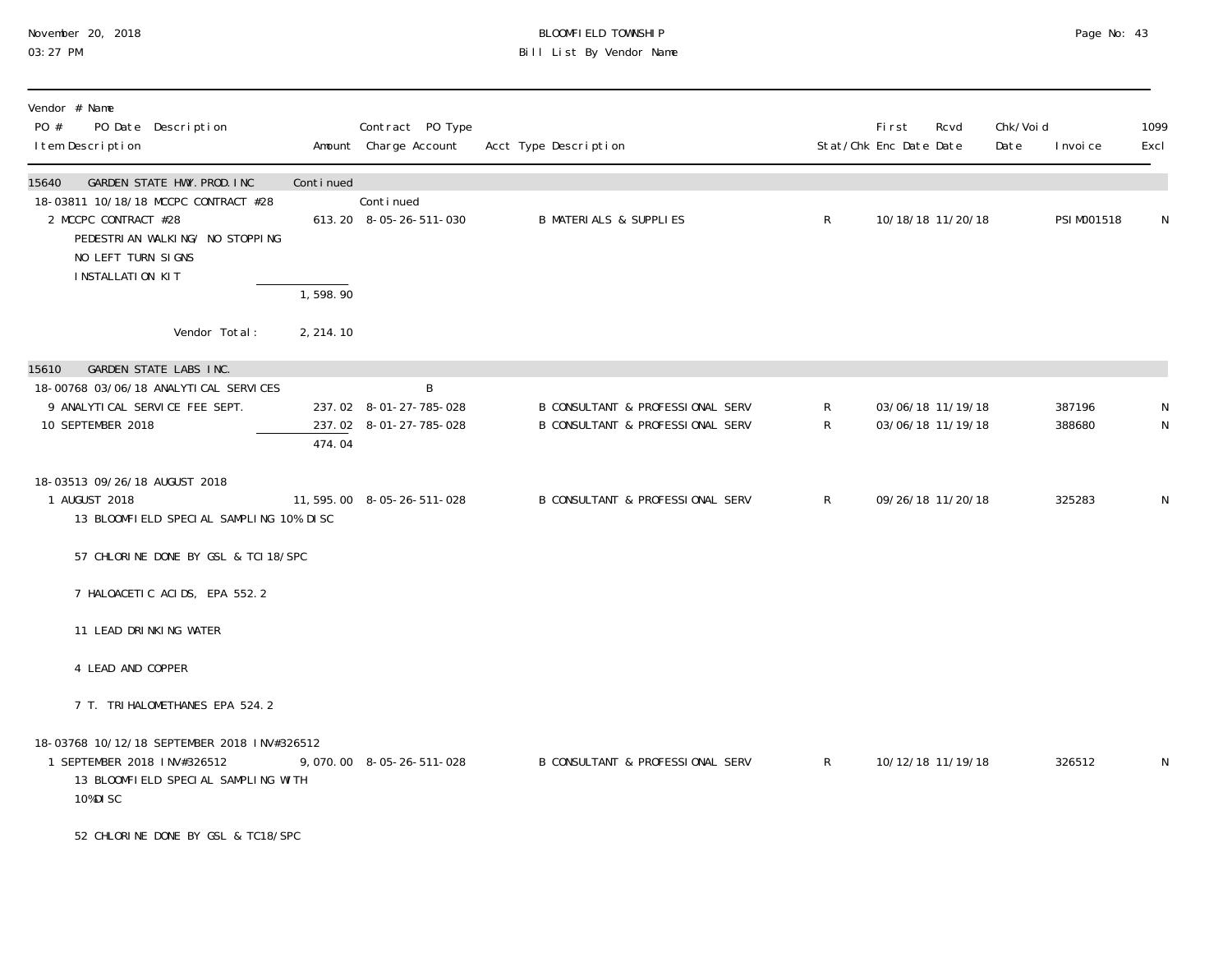BLOOMFIELD TOWNSHIP
Bill List By Vendor Name

November 20, 2018
03:27 PM

| Vendor # Name<br>PO # PO Date Description<br>Item Description | Amount | Contract PO Type<br>Charge Account | Acct Type Description | Stat/Chk | First Enc Date | Rcvd Date | Chk/Void Date | Invoice | 1099 Excl |
|---|---|---|---|---|---|---|---|---|---|
| 15640 GARDEN STATE HWY.PROD.INC | Continued | | | | | | | | |
| 18-03811 10/18/18 MCCPC CONTRACT #28 | | Continued | | | | | | | |
| 2 MCCPC CONTRACT #28<br>PEDESTRIAN WALKING/ NO STOPPING<br>NO LEFT TURN SIGNS<br>INSTALLATION KIT | 613.20 | 8-05-26-511-030 | B MATERIALS & SUPPLIES | R | 10/18/18 | 11/20/18 | | PSIM001518 | N |
| | 1,598.90 | | | | | | | | |
| Vendor Total: | 2,214.10 | | | | | | | | |
| 15610 GARDEN STATE LABS INC. | | | | | | | | | |
| 18-00768 03/06/18 ANALYTICAL SERVICES | | B | | | | | | | |
| 9 ANALYTICAL SERVICE FEE SEPT. | 237.02 | 8-01-27-785-028 | B CONSULTANT & PROFESSIONAL SERV | R | 03/06/18 | 11/19/18 | | 387196 | N |
| 10 SEPTEMBER 2018 | 237.02 | 8-01-27-785-028 | B CONSULTANT & PROFESSIONAL SERV | R | 03/06/18 | 11/19/18 | | 388680 | N |
| | 474.04 | | | | | | | | |
| 18-03513 09/26/18 AUGUST 2018 | | | | | | | | | |
| 1 AUGUST 2018<br>13 BLOOMFIELD SPECIAL SAMPLING 10% DISC<br>57 CHLORINE DONE BY GSL & TCI18/SPC<br>7 HALOACETIC ACIDS, EPA 552.2<br>11 LEAD DRINKING WATER<br>4 LEAD AND COPPER<br>7 T. TRIHALOMETHANES EPA 524.2 | 11,595.00 | 8-05-26-511-028 | B CONSULTANT & PROFESSIONAL SERV | R | 09/26/18 | 11/20/18 | | 325283 | N |
| 18-03768 10/12/18 SEPTEMBER 2018 INV#326512 | | | | | | | | | |
| 1 SEPTEMBER 2018 INV#326512<br>13 BLOOMFIELD SPECIAL SAMPLING WITH 10%DISC<br>52 CHLORINE DONE BY GSL & TC18/SPC | 9,070.00 | 8-05-26-511-028 | B CONSULTANT & PROFESSIONAL SERV | R | 10/12/18 | 11/19/18 | | 326512 | N |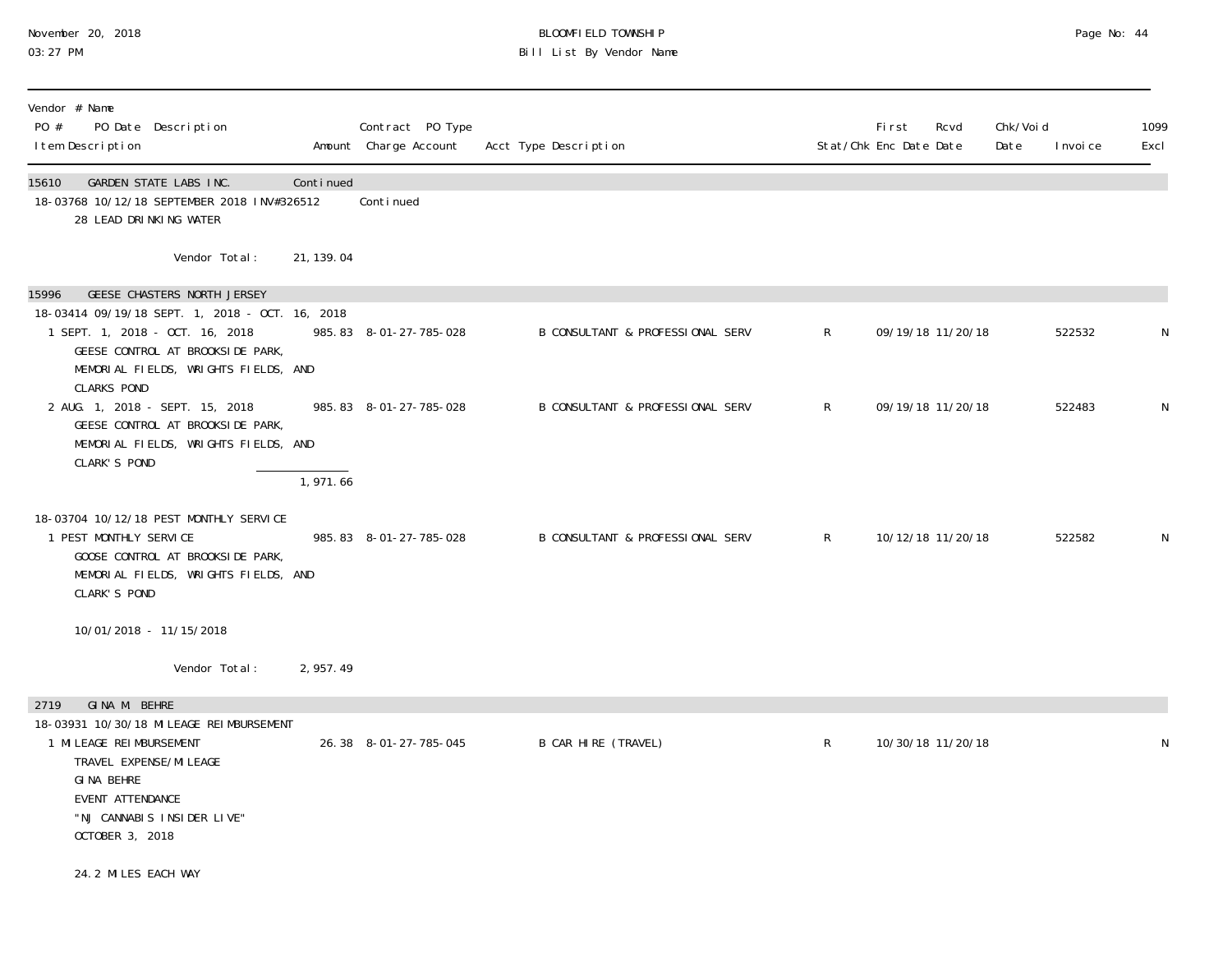| Vendor # Name<br>PO # PO Date Description<br>Item Description | Amount | Contract PO Type<br>Charge Account | Acct Type Description | Stat/Chk | First Enc Date | Rcvd Date | Chk/Void Date | Invoice | 1099 Excl |
|---|---|---|---|---|---|---|---|---|---|
| 15610 GARDEN STATE LABS INC. | Continued | | | | | | | | |
| 18-03768 10/12/18 SEPTEMBER 2018 INV#326512 | | Continued | | | | | | | |
| 28 LEAD DRINKING WATER | | | | | | | | | |
| Vendor Total: | 21,139.04 | | | | | | | | |
| 15996 GEESE CHASTERS NORTH JERSEY | | | | | | | | | |
| 18-03414 09/19/18 SEPT. 1, 2018 - OCT. 16, 2018 | | | | | | | | | |
| 1 SEPT. 1, 2018 - OCT. 16, 2018<br>GEESE CONTROL AT BROOKSIDE PARK,<br>MEMORIAL FIELDS, WRIGHTS FIELDS, AND<br>CLARKS POND | 985.83 | 8-01-27-785-028 | B CONSULTANT & PROFESSIONAL SERV | R | 09/19/18 | 11/20/18 | | 522532 | N |
| 2 AUG. 1, 2018 - SEPT. 15, 2018<br>GEESE CONTROL AT BROOKSIDE PARK,<br>MEMORIAL FIELDS, WRIGHTS FIELDS, AND<br>CLARK'S POND | 985.83 | 8-01-27-785-028 | B CONSULTANT & PROFESSIONAL SERV | R | 09/19/18 | 11/20/18 | | 522483 | N |
| | 1,971.66 | | | | | | | | |
| 18-03704 10/12/18 PEST MONTHLY SERVICE | | | | | | | | | |
| 1 PEST MONTHLY SERVICE<br>GOOSE CONTROL AT BROOKSIDE PARK,<br>MEMORIAL FIELDS, WRIGHTS FIELDS, AND<br>CLARK'S POND<br><br>10/01/2018 - 11/15/2018 | 985.83 | 8-01-27-785-028 | B CONSULTANT & PROFESSIONAL SERV | R | 10/12/18 | 11/20/18 | | 522582 | N |
| Vendor Total: | 2,957.49 | | | | | | | | |
| 2719 GINA M. BEHRE | | | | | | | | | |
| 18-03931 10/30/18 MILEAGE REIMBURSEMENT | | | | | | | | | |
| 1 MILEAGE REIMBURSEMENT<br>TRAVEL EXPENSE/MILEAGE<br>GINA BEHRE<br>EVENT ATTENDANCE<br>"NJ CANNABIS INSIDER LIVE"<br>OCTOBER 3, 2018<br><br>24.2 MILES EACH WAY | 26.38 | 8-01-27-785-045 | B CAR HIRE (TRAVEL) | R | 10/30/18 | 11/20/18 | | | N |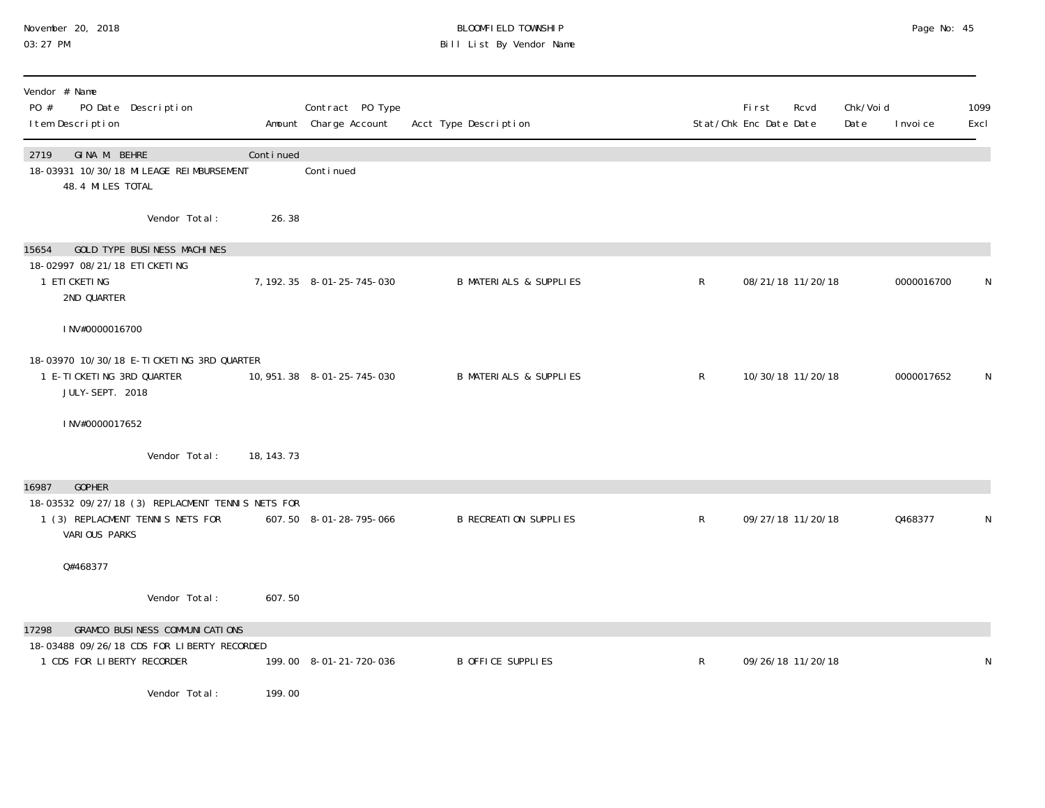BLOOMFIELD TOWNSHIP
Bill List By Vendor Name

November 20, 2018
03:27 PM

| Vendor # Name<br>PO # PO Date Description<br>Item Description | Amount | Contract PO Type<br>Charge Account | Acct Type Description | Stat/Chk | First Enc Date | Rcvd Date | Chk/Void Date | Invoice | 1099 Excl |
|---|---|---|---|---|---|---|---|---|---|
| **2719 GINA M. BEHRE** | Continued | | | | | | | | |
| 18-03931 10/30/18 MILEAGE REIMBURSEMENT | | Continued | | | | | | | |
| 48.4 MILES TOTAL | | | | | | | | | |
| Vendor Total: | 26.38 | | | | | | | | |
| **15654 GOLD TYPE BUSINESS MACHINES** | | | | | | | | | |
| 18-02997 08/21/18 ETICKETING | | | | | | | | | |
| 1 ETICKETING<br>2ND QUARTER<br><br>INV#0000016700 | 7,192.35 | 8-01-25-745-030 | B MATERIALS & SUPPLIES | R | 08/21/18 | 11/20/18 | | 0000016700 | N |
| 18-03970 10/30/18 E-TICKETING 3RD QUARTER | | | | | | | | | |
| 1 E-TICKETING 3RD QUARTER<br>JULY-SEPT. 2018<br><br>INV#0000017652 | 10,951.38 | 8-01-25-745-030 | B MATERIALS & SUPPLIES | R | 10/30/18 | 11/20/18 | | 0000017652 | N |
| Vendor Total: | 18,143.73 | | | | | | | | |
| **16987 GOPHER** | | | | | | | | | |
| 18-03532 09/27/18 (3) REPLACMENT TENNIS NETS FOR | | | | | | | | | |
| 1 (3) REPLACMENT TENNIS NETS FOR<br>VARIOUS PARKS<br><br>Q#468377 | 607.50 | 8-01-28-795-066 | B RECREATION SUPPLIES | R | 09/27/18 | 11/20/18 | | Q468377 | N |
| Vendor Total: | 607.50 | | | | | | | | |
| **17298 GRAMCO BUSINESS COMMUNICATIONS** | | | | | | | | | |
| 18-03488 09/26/18 CDS FOR LIBERTY RECORDED | | | | | | | | | |
| 1 CDS FOR LIBERTY RECORDER | 199.00 | 8-01-21-720-036 | B OFFICE SUPPLIES | R | 09/26/18 | 11/20/18 | | | N |
| Vendor Total: | 199.00 | | | | | | | | |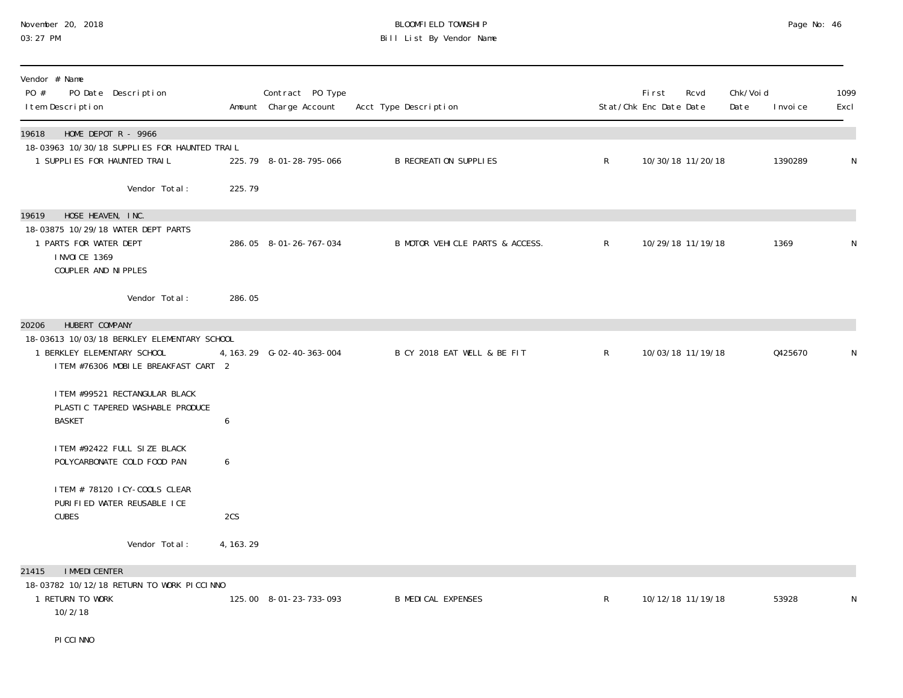BLOOMFIELD TOWNSHIP

Bill List By Vendor Name

November 20, 2018
03:27 PM

| Vendor # Name<br>PO # PO Date Description<br>Item Description | Amount | Contract PO Type<br>Charge Account | Acct Type Description | Stat/Chk | First Enc Date | Rcvd Date | Chk/Void Date | Invoice | 1099 Excl |
|---|---|---|---|---|---|---|---|---|---|
| **19618 HOME DEPOT R - 9966** | | | | | | | | | |
| 18-03963 10/30/18 SUPPLIES FOR HAUNTED TRAIL | | | | | | | | | |
| 1 SUPPLIES FOR HAUNTED TRAIL | 225.79 | 8-01-28-795-066 | B RECREATION SUPPLIES | R | 10/30/18 | 11/20/18 | | 1390289 | N |
| Vendor Total: | 225.79 | | | | | | | | |
| **19619 HOSE HEAVEN, INC.** | | | | | | | | | |
| 18-03875 10/29/18 WATER DEPT PARTS | | | | | | | | | |
| 1 PARTS FOR WATER DEPT<br>INVOICE 1369<br>COUPLER AND NIPPLES | 286.05 | 8-01-26-767-034 | B MOTOR VEHICLE PARTS & ACCESS. | R | 10/29/18 | 11/19/18 | | 1369 | N |
| Vendor Total: | 286.05 | | | | | | | | |
| **20206 HUBERT COMPANY** | | | | | | | | | |
| 18-03613 10/03/18 BERKLEY ELEMENTARY SCHOOL | | | | | | | | | |
| 1 BERKLEY ELEMENTARY SCHOOL | 4,163.29 | G-02-40-363-004 | B CY 2018 EAT WELL & BE FIT | R | 10/03/18 | 11/19/18 | | Q425670 | N |
| ITEM #76306 MOBILE BREAKFAST CART | 2 | | | | | | | | |
| ITEM #99521 RECTANGULAR BLACK PLASTIC TAPERED WASHABLE PRODUCE BASKET | 6 | | | | | | | | |
| ITEM #92422 FULL SIZE BLACK POLYCARBONATE COLD FOOD PAN | 6 | | | | | | | | |
| ITEM # 78120 ICY-COOLS CLEAR PURIFIED WATER REUSABLE ICE CUBES | 2CS | | | | | | | | |
| Vendor Total: | 4,163.29 | | | | | | | | |
| **21415 IMMEDICENTER** | | | | | | | | | |
| 18-03782 10/12/18 RETURN TO WORK PICCINNO | | | | | | | | | |
| 1 RETURN TO WORK<br>10/2/18<br><br>PICCINNO | 125.00 | 8-01-23-733-093 | B MEDICAL EXPENSES | R | 10/12/18 | 11/19/18 | | 53928 | N |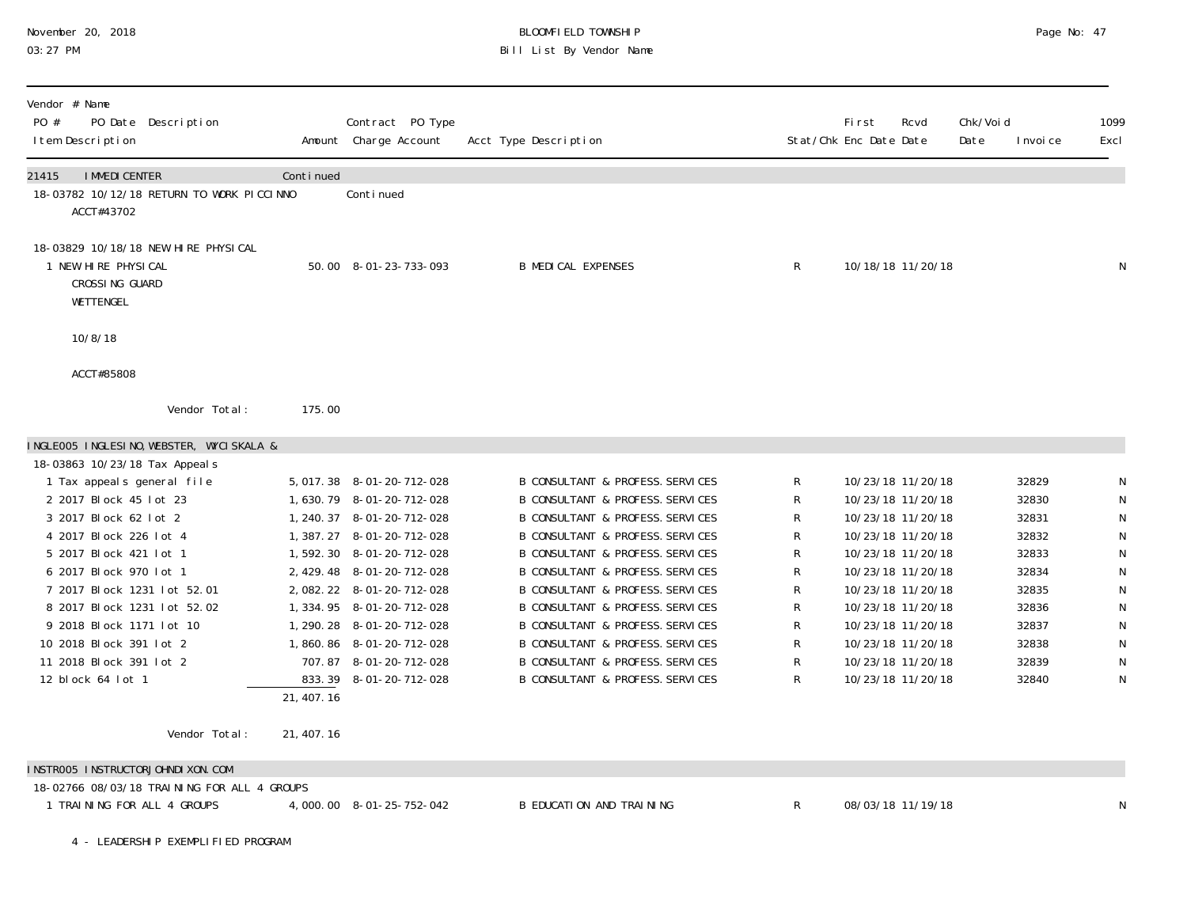BLOOMFIELD TOWNSHIP

Bill List By Vendor Name

November 20, 2018
03:27 PM

| Vendor # Name<br>PO # PO Date Description<br>Item Description | Amount | Contract PO Type<br>Charge Account | Acct Type Description | Stat/Chk | First Enc Date | Rcvd Date | Chk/Void Date | Invoice | 1099 Excl |
|---|---|---|---|---|---|---|---|---|---|
| 21415 IMMEDICENTER | Continued | | | | | | | | |
| 18-03782 10/12/18 RETURN TO WORK PICCINNO | | Continued | | | | | | | |
| ACCT#43702 | | | | | | | | | |
| 18-03829 10/18/18 NEW HIRE PHYSICAL | | | | | | | | | |
| 1 NEW HIRE PHYSICAL<br>CROSSING GUARD<br>WETTENGEL<br><br>10/8/18<br><br>ACCT#85808 | 50.00 | 8-01-23-733-093 | B MEDICAL EXPENSES | R | 10/18/18 | 11/20/18 | | | N |
| Vendor Total: | 175.00 | | | | | | | | |
| INGLE005 INGLESINO, WEBSTER, WYCISKALA & | | | | | | | | | |
| 18-03863 10/23/18 Tax Appeals | | | | | | | | | |
| 1 Tax appeals general file | 5,017.38 | 8-01-20-712-028 | B CONSULTANT & PROFESS. SERVICES | R | 10/23/18 | 11/20/18 | | 32829 | N |
| 2 2017 Block 45 lot 23 | 1,630.79 | 8-01-20-712-028 | B CONSULTANT & PROFESS. SERVICES | R | 10/23/18 | 11/20/18 | | 32830 | N |
| 3 2017 Block 62 lot 2 | 1,240.37 | 8-01-20-712-028 | B CONSULTANT & PROFESS. SERVICES | R | 10/23/18 | 11/20/18 | | 32831 | N |
| 4 2017 Block 226 lot 4 | 1,387.27 | 8-01-20-712-028 | B CONSULTANT & PROFESS. SERVICES | R | 10/23/18 | 11/20/18 | | 32832 | N |
| 5 2017 Block 421 lot 1 | 1,592.30 | 8-01-20-712-028 | B CONSULTANT & PROFESS. SERVICES | R | 10/23/18 | 11/20/18 | | 32833 | N |
| 6 2017 Block 970 lot 1 | 2,429.48 | 8-01-20-712-028 | B CONSULTANT & PROFESS. SERVICES | R | 10/23/18 | 11/20/18 | | 32834 | N |
| 7 2017 Block 1231 lot 52.01 | 2,082.22 | 8-01-20-712-028 | B CONSULTANT & PROFESS. SERVICES | R | 10/23/18 | 11/20/18 | | 32835 | N |
| 8 2017 Block 1231 lot 52.02 | 1,334.95 | 8-01-20-712-028 | B CONSULTANT & PROFESS. SERVICES | R | 10/23/18 | 11/20/18 | | 32836 | N |
| 9 2018 Block 1171 lot 10 | 1,290.28 | 8-01-20-712-028 | B CONSULTANT & PROFESS. SERVICES | R | 10/23/18 | 11/20/18 | | 32837 | N |
| 10 2018 Block 391 lot 2 | 1,860.86 | 8-01-20-712-028 | B CONSULTANT & PROFESS. SERVICES | R | 10/23/18 | 11/20/18 | | 32838 | N |
| 11 2018 Block 391 lot 2 | 707.87 | 8-01-20-712-028 | B CONSULTANT & PROFESS. SERVICES | R | 10/23/18 | 11/20/18 | | 32839 | N |
| 12 block 64 lot 1 | 833.39 | 8-01-20-712-028 | B CONSULTANT & PROFESS. SERVICES | R | 10/23/18 | 11/20/18 | | 32840 | N |
| | 21,407.16 | | | | | | | | |
| Vendor Total: | 21,407.16 | | | | | | | | |
| INSTR005 INSTRUCTORJOHNDIXON.COM | | | | | | | | | |
| 18-02766 08/03/18 TRAINING FOR ALL 4 GROUPS | | | | | | | | | |
| 1 TRAINING FOR ALL 4 GROUPS<br><br>4 - LEADERSHIP EXEMPLIFIED PROGRAM | 4,000.00 | 8-01-25-752-042 | B EDUCATION AND TRAINING | R | 08/03/18 | 11/19/18 | | | N |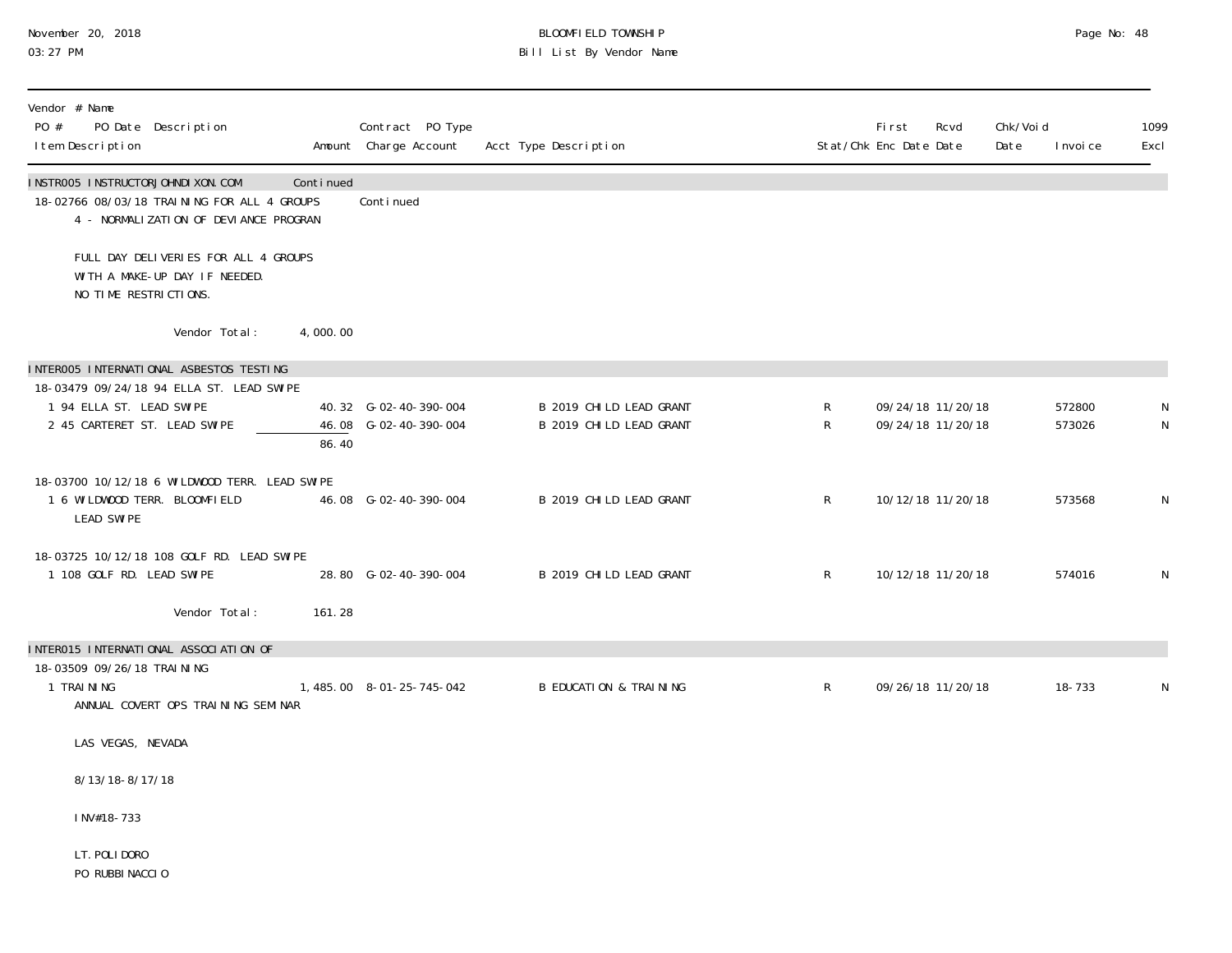| Vendor # Name<br>PO # PO Date Description<br>Item Description | Amount | Contract PO Type<br>Charge Account | Acct Type Description | Stat/Chk | First<br>Enc Date | Rcvd<br>Date | Chk/Void<br>Date | Invoice | 1099<br>Excl |
|---|---|---|---|---|---|---|---|---|---|
| INSTR005 INSTRUCTORJOHNDIXON.COM | Continued | | | | | | | | |
| 18-02766 08/03/18 TRAINING FOR ALL 4 GROUPS | | Continued | | | | | | | |
| 4 - NORMALIZATION OF DEVIANCE PROGRAN<br><br>FULL DAY DELIVERIES FOR ALL 4 GROUPS<br>WITH A MAKE-UP DAY IF NEEDED.<br>NO TIME RESTRICTIONS. | | | | | | | | | |
| Vendor Total: | 4,000.00 | | | | | | | | |
| INTER005 INTERNATIONAL ASBESTOS TESTING | | | | | | | | | |
| 18-03479 09/24/18 94 ELLA ST. LEAD SWIPE | | | | | | | | | |
| 1 94 ELLA ST. LEAD SWIPE | 40.32 | G-02-40-390-004 | B 2019 CHILD LEAD GRANT | R | 09/24/18 | 11/20/18 | | 572800 | N |
| 2 45 CARTERET ST. LEAD SWIPE | 46.08 | G-02-40-390-004 | B 2019 CHILD LEAD GRANT | R | 09/24/18 | 11/20/18 | | 573026 | N |
| | 86.40 | | | | | | | | |
| 18-03700 10/12/18 6 WILDWOOD TERR. LEAD SWIPE | | | | | | | | | |
| 1 6 WILDWOOD TERR. BLOOMFIELD<br>LEAD SWIPE | 46.08 | G-02-40-390-004 | B 2019 CHILD LEAD GRANT | R | 10/12/18 | 11/20/18 | | 573568 | N |
| 18-03725 10/12/18 108 GOLF RD. LEAD SWIPE | | | | | | | | | |
| 1 108 GOLF RD. LEAD SWIPE | 28.80 | G-02-40-390-004 | B 2019 CHILD LEAD GRANT | R | 10/12/18 | 11/20/18 | | 574016 | N |
| Vendor Total: | 161.28 | | | | | | | | |
| INTER015 INTERNATIONAL ASSOCIATION OF | | | | | | | | | |
| 18-03509 09/26/18 TRAINING | | | | | | | | | |
| 1 TRAINING<br>ANNUAL COVERT OPS TRAINING SEMINAR<br><br>LAS VEGAS, NEVADA<br><br>8/13/18-8/17/18<br><br>INV#18-733<br><br>LT. POLIDORO<br>PO RUBBINACCIO | 1,485.00 | 8-01-25-745-042 | B EDUCATION & TRAINING | R | 09/26/18 | 11/20/18 | | 18-733 | N |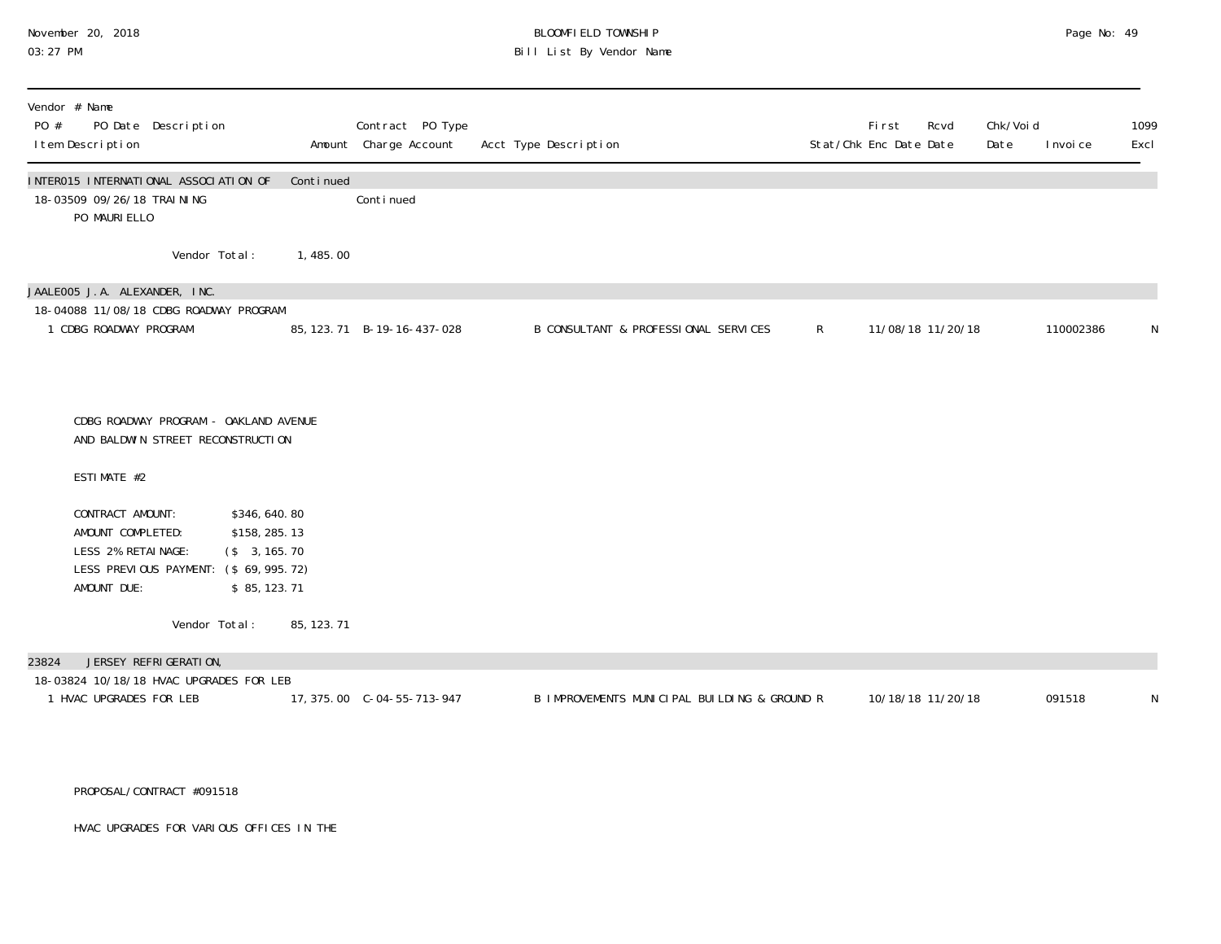| Vendor # Name<br>PO # PO Date Description<br>Item Description | Amount | Contract PO Type<br>Charge Account | Acct Type Description | Stat/Chk | First<br>Enc Date | Rcvd<br>Date | Chk/Void<br>Date | Invoice | 1099<br>Excl |
|---|---|---|---|---|---|---|---|---|---|
| INTER015 INTERNATIONAL ASSOCIATION OF | Continued | | | | | | | | |
| 18-03509 09/26/18 TRAINING<br>PO MAURIELLO | | Continued | | | | | | | |
| Vendor Total: | 1,485.00 | | | | | | | | |
| JAALE005 J.A. ALEXANDER, INC. | | | | | | | | | |
| 18-04088 11/08/18 CDBG ROADWAY PROGRAM | | | | | | | | | |
| 1 CDBG ROADWAY PROGRAM | 85,123.71 | B-19-16-437-028 | B CONSULTANT & PROFESSIONAL SERVICES | R | 11/08/18 | 11/20/18 | | 110002386 | N |

CDBG ROADWAY PROGRAM - OAKLAND AVENUE
AND BALDWIN STREET RECONSTRUCTION

ESTIMATE #2

CONTRACT AMOUNT: $346,640.80
AMOUNT COMPLETED: $158,285.13
LESS 2% RETAINAGE: ($ 3,165.70
LESS PREVIOUS PAYMENT: ($ 69,995.72)
AMOUNT DUE: $ 85,123.71

| | | | | | | | | | |
|---|---|---|---|---|---|---|---|---|---|
| Vendor Total: | 85,123.71 | | | | | | | | |
| 23824 JERSEY REFRIGERATION, | | | | | | | | | |
| 18-03824 10/18/18 HVAC UPGRADES FOR LEB | | | | | | | | | |
| 1 HVAC UPGRADES FOR LEB | 17,375.00 | C-04-55-713-947 | B IMPROVEMENTS MUNICIPAL BUILDING & GROUND | R | 10/18/18 | 11/20/18 | | 091518 | N |

PROPOSAL/CONTRACT #091518

HVAC UPGRADES FOR VARIOUS OFFICES IN THE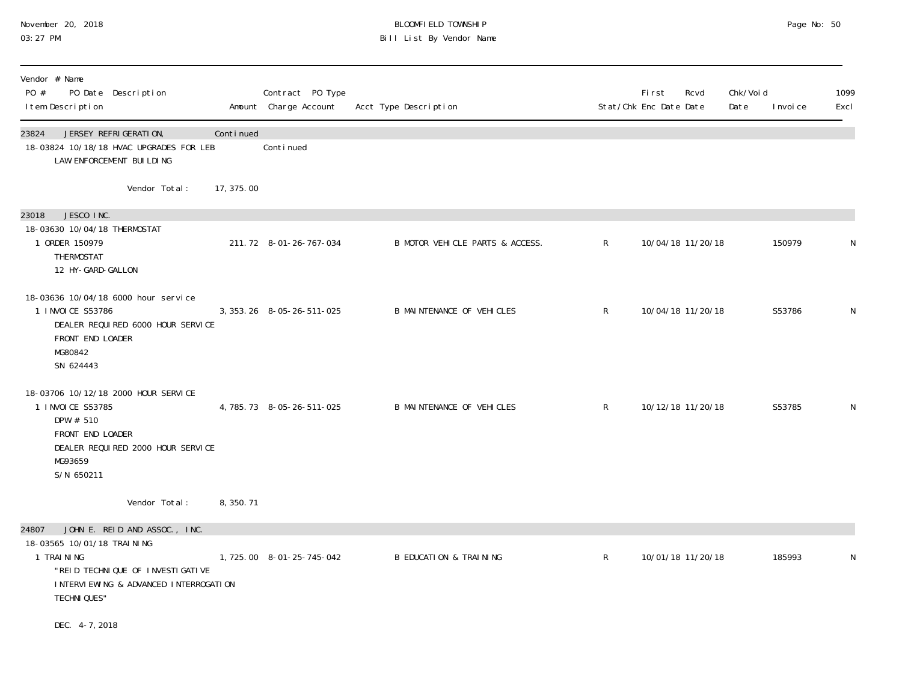BLOOMFIELD TOWNSHIP
Bill List By Vendor Name

| Vendor # Name<br>PO # PO Date Description<br>Item Description | Amount | Contract PO Type<br>Charge Account | Acct Type Description | Stat/Chk | First Enc Date | Rcvd Date | Chk/Void Date | Invoice | 1099 Excl |
|---|---|---|---|---|---|---|---|---|---|
| **23824 JERSEY REFRIGERATION,** | Continued | | | | | | | | |
| 18-03824 10/18/18 HVAC UPGRADES FOR LEB LAW ENFORCEMENT BUILDING | | Continued | | | | | | | |
| Vendor Total: | 17,375.00 | | | | | | | | |
| **23018 JESCO INC.** | | | | | | | | | |
| 18-03630 10/04/18 THERMOSTAT | | | | | | | | | |
| 1 ORDER 150979<br>THERMOSTAT<br>12 HY-GARD-GALLON | 211.72 | 8-01-26-767-034 | B MOTOR VEHICLE PARTS & ACCESS. | R | 10/04/18 | 11/20/18 | | 150979 | N |
| 18-03636 10/04/18 6000 hour service | | | | | | | | | |
| 1 INVOICE S53786<br>DEALER REQUIRED 6000 HOUR SERVICE<br>FRONT END LOADER<br>MG80842<br>SN 624443 | 3,353.26 | 8-05-26-511-025 | B MAINTENANCE OF VEHICLES | R | 10/04/18 | 11/20/18 | | S53786 | N |
| 18-03706 10/12/18 2000 HOUR SERVICE | | | | | | | | | |
| 1 INVOICE S53785<br>DPW # 510<br>FRONT END LOADER<br>DEALER REQUIRED 2000 HOUR SERVICE<br>MG93659<br>S/N 650211 | 4,785.73 | 8-05-26-511-025 | B MAINTENANCE OF VEHICLES | R | 10/12/18 | 11/20/18 | | S53785 | N |
| Vendor Total: | 8,350.71 | | | | | | | | |
| **24807 JOHN E. REID AND ASSOC., INC.** | | | | | | | | | |
| 18-03565 10/01/18 TRAINING | | | | | | | | | |
| 1 TRAINING<br>"REID TECHNIQUE OF INVESTIGATIVE INTERVIEWING & ADVANCED INTERROGATION TECHNIQUES"<br><br>DEC. 4-7, 2018 | 1,725.00 | 8-01-25-745-042 | B EDUCATION & TRAINING | R | 10/01/18 | 11/20/18 | | 185993 | N |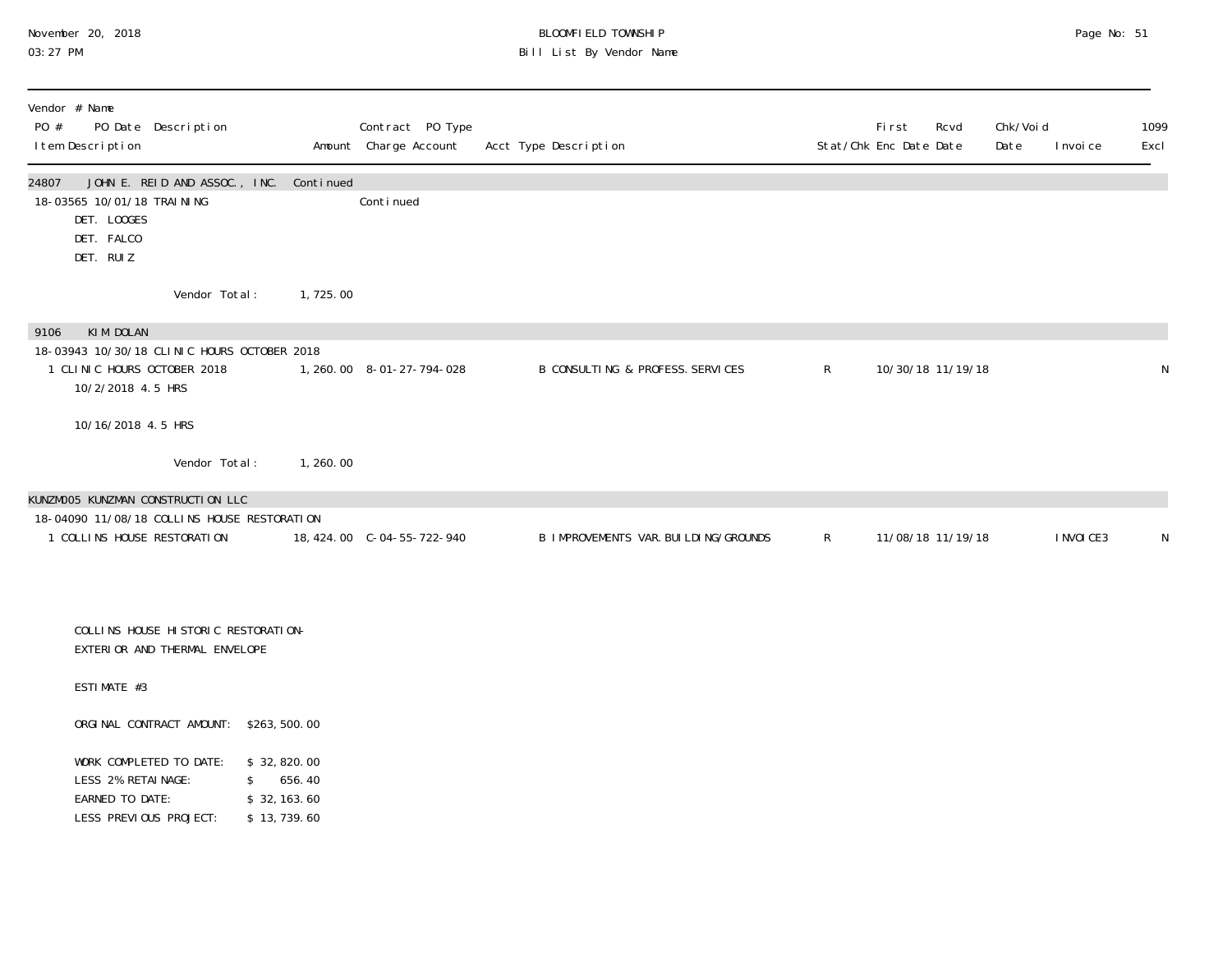BLOOMFIELD TOWNSHIP
Bill List By Vendor Name

| Vendor # Name<br>PO # PO Date Description<br>Item Description | Amount | Contract PO Type<br>Charge Account | Acct Type Description | Stat/Chk | First Enc Date | Rcvd Date | Chk/Void Date | Invoice | 1099 Excl |
|---|---|---|---|---|---|---|---|---|---|
| **24807 JOHN E. REID AND ASSOC., INC.** Continued | | | | | | | | | |
| 18-03565 10/01/18 TRAINING | | Continued | | | | | | | |
| DET. LOOGES<br>DET. FALCO<br>DET. RUIZ | | | | | | | | | |
| Vendor Total: | 1,725.00 | | | | | | | | |
| **9106 KIM DOLAN** | | | | | | | | | |
| 18-03943 10/30/18 CLINIC HOURS OCTOBER 2018 | | | | | | | | | |
| 1 CLINIC HOURS OCTOBER 2018<br>10/2/2018 4.5 HRS<br>10/16/2018 4.5 HRS | 1,260.00 | 8-01-27-794-028 | B CONSULTING & PROFESS.SERVICES | R | 10/30/18 | 11/19/18 | | | N |
| Vendor Total: | 1,260.00 | | | | | | | | |
| **KUNZM005 KUNZMAN CONSTRUCTION LLC** | | | | | | | | | |
| 18-04090 11/08/18 COLLINS HOUSE RESTORATION | | | | | | | | | |
| 1 COLLINS HOUSE RESTORATION | 18,424.00 | C-04-55-722-940 | B IMPROVEMENTS VAR.BUILDING/GROUNDS | R | 11/08/18 | 11/19/18 | | INVOICE3 | N |

COLLINS HOUSE HISTORIC RESTORATION-
EXTERIOR AND THERMAL ENVELOPE

ESTIMATE #3

ORGINAL CONTRACT AMOUNT: $263,500.00

WORK COMPLETED TO DATE: $ 32,820.00
LESS 2% RETAINAGE: $ 656.40
EARNED TO DATE: $ 32,163.60
LESS PREVIOUS PROJECT: $ 13,739.60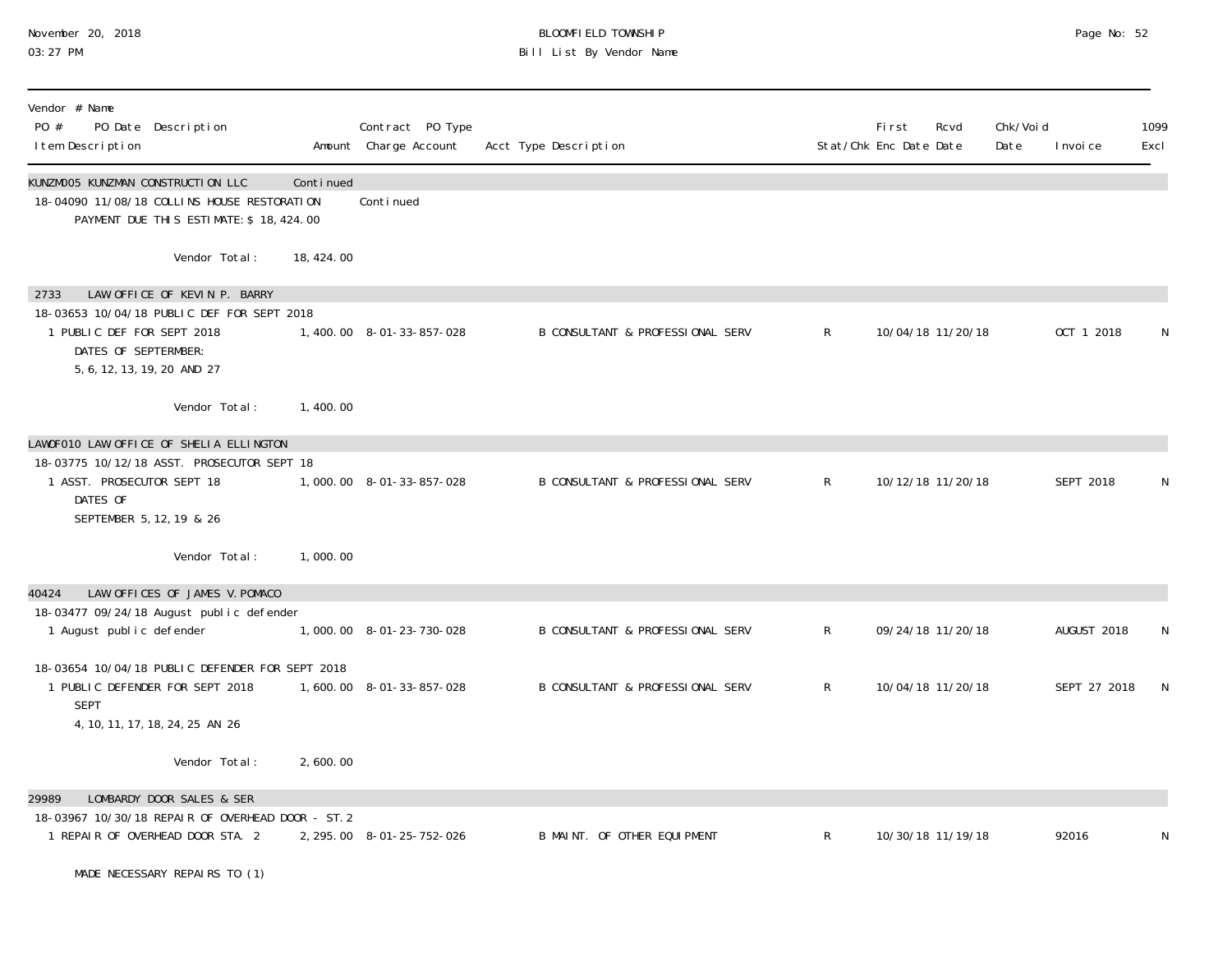November 20, 2018
03:27 PM

BLOOMFIELD TOWNSHIP
Bill List By Vendor Name

| Vendor # Name<br>PO # PO Date Description<br>Item Description | Amount | Contract PO Type<br>Charge Account | Acct Type Description | Stat/Chk | First Enc Date | Rcvd Date | Chk/Void Date | Invoice | 1099 Excl |
|---|---|---|---|---|---|---|---|---|---|
| **KUNZM005 KUNZMAN CONSTRUCTION LLC** | Continued | | | | | | | | |
| 18-04090 11/08/18 COLLINS HOUSE RESTORATION | | Continued | | | | | | | |
| PAYMENT DUE THIS ESTIMATE: $ 18,424.00 | | | | | | | | | |
| Vendor Total: | 18,424.00 | | | | | | | | |
| **2733 LAW OFFICE OF KEVIN P. BARRY** | | | | | | | | | |
| 18-03653 10/04/18 PUBLIC DEF FOR SEPT 2018 | | | | | | | | | |
| 1 PUBLIC DEF FOR SEPT 2018<br>DATES OF SEPTERMBER:<br>5, 6, 12, 13, 19, 20 AND 27 | 1,400.00 | 8-01-33-857-028 | B CONSULTANT & PROFESSIONAL SERV | R | 10/04/18 | 11/20/18 | | OCT 1 2018 | N |
| Vendor Total: | 1,400.00 | | | | | | | | |
| **LAWOF010 LAW OFFICE OF SHELIA ELLINGTON** | | | | | | | | | |
| 18-03775 10/12/18 ASST. PROSECUTOR SEPT 18 | | | | | | | | | |
| 1 ASST. PROSECUTOR SEPT 18<br>DATES OF<br>SEPTEMBER 5, 12, 19 & 26 | 1,000.00 | 8-01-33-857-028 | B CONSULTANT & PROFESSIONAL SERV | R | 10/12/18 | 11/20/18 | | SEPT 2018 | N |
| Vendor Total: | 1,000.00 | | | | | | | | |
| **40424 LAW OFFICES OF JAMES V. POMACO** | | | | | | | | | |
| 18-03477 09/24/18 August public defender | | | | | | | | | |
| 1 August public defender | 1,000.00 | 8-01-23-730-028 | B CONSULTANT & PROFESSIONAL SERV | R | 09/24/18 | 11/20/18 | | AUGUST 2018 | N |
| 18-03654 10/04/18 PUBLIC DEFENDER FOR SEPT 2018 | | | | | | | | | |
| 1 PUBLIC DEFENDER FOR SEPT 2018<br>SEPT<br>4, 10, 11, 17, 18, 24, 25 AN 26 | 1,600.00 | 8-01-33-857-028 | B CONSULTANT & PROFESSIONAL SERV | R | 10/04/18 | 11/20/18 | | SEPT 27 2018 | N |
| Vendor Total: | 2,600.00 | | | | | | | | |
| **29989 LOMBARDY DOOR SALES & SER** | | | | | | | | | |
| 18-03967 10/30/18 REPAIR OF OVERHEAD DOOR - ST. 2 | | | | | | | | | |
| 1 REPAIR OF OVERHEAD DOOR STA. 2<br>MADE NECESSARY REPAIRS TO (1) | 2,295.00 | 8-01-25-752-026 | B MAINT. OF OTHER EQUIPMENT | R | 10/30/18 | 11/19/18 | | 92016 | N |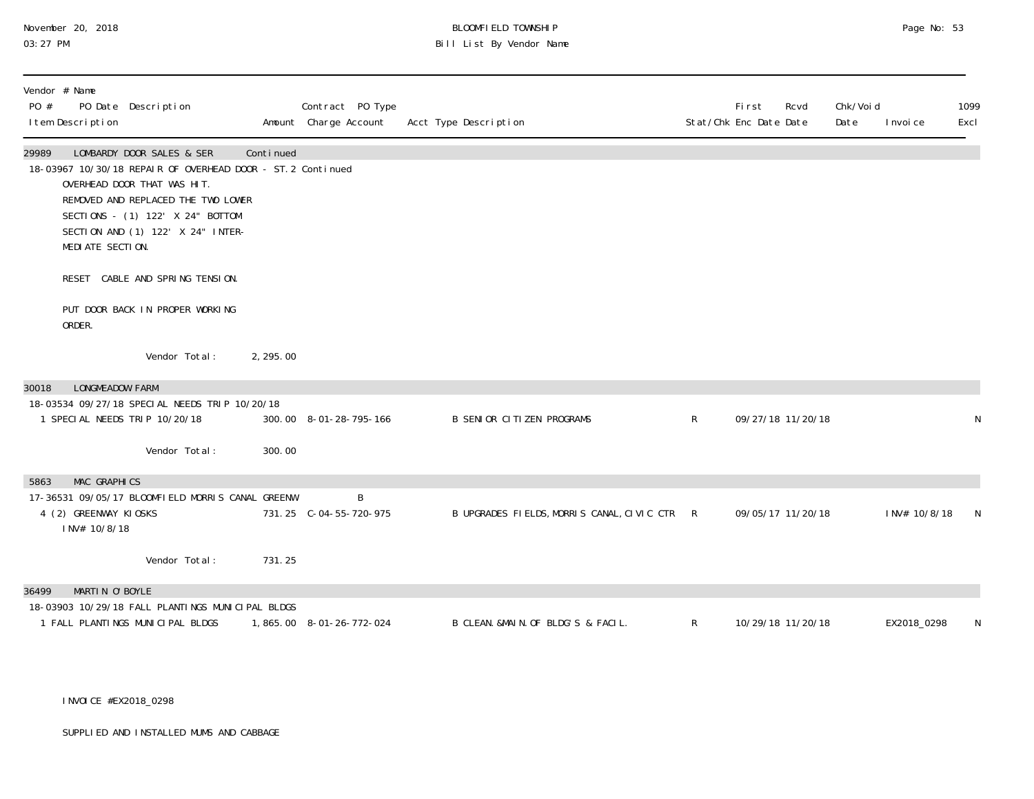BLOOMFIELD TOWNSHIP
Bill List By Vendor Name

November 20, 2018
03:27 PM

| Vendor # Name<br>PO # PO Date Description<br>Item Description | Amount | Contract PO Type<br>Charge Account | Acct Type Description | Stat/Chk | First Enc Date | Rcvd Date | Chk/Void Date | Invoice | 1099 Excl |
|---|---|---|---|---|---|---|---|---|---|
| 29989 LOMBARDY DOOR SALES & SER | Continued | | | | | | | | |
| 18-03967 10/30/18 REPAIR OF OVERHEAD DOOR - ST.2 Continued | | | | | | | | | |
| OVERHEAD DOOR THAT WAS HIT.<br>REMOVED AND REPLACED THE TWO LOWER SECTIONS - (1) 122' X 24" BOTTOM SECTION AND (1) 122' X 24" INTER-MEDIATE SECTION.<br><br>RESET CABLE AND SPRING TENSION.<br><br>PUT DOOR BACK IN PROPER WORKING ORDER. | | | | | | | | | |
| Vendor Total: | 2,295.00 | | | | | | | | |
| 30018 LONGMEADOW FARM | | | | | | | | | |
| 18-03534 09/27/18 SPECIAL NEEDS TRIP 10/20/18 | | | | | | | | | |
| 1 SPECIAL NEEDS TRIP 10/20/18 | 300.00 | 8-01-28-795-166 | B SENIOR CITIZEN PROGRAMS | R | 09/27/18 | 11/20/18 | | | N |
| Vendor Total: | 300.00 | | | | | | | | |
| 5863 MAC GRAPHICS | | | | | | | | | |
| 17-36531 09/05/17 BLOOMFIELD MORRIS CANAL GREENW | | B | | | | | | | |
| 4 (2) GREENWAY KIOSKS<br>INV# 10/8/18 | 731.25 | C-04-55-720-975 | B UPGRADES FIELDS, MORRIS CANAL, CIVIC CTR | R | 09/05/17 | 11/20/18 | | INV# 10/8/18 | N |
| Vendor Total: | 731.25 | | | | | | | | |
| 36499 MARTIN O'BOYLE | | | | | | | | | |
| 18-03903 10/29/18 FALL PLANTINGS MUNICIPAL BLDGS | | | | | | | | | |
| 1 FALL PLANTINGS MUNICIPAL BLDGS<br><br>INVOICE #EX2018_0298<br><br>SUPPLIED AND INSTALLED MUMS AND CABBAGE | 1,865.00 | 8-01-26-772-024 | B CLEAN.&MAIN.OF BLDG'S & FACIL. | R | 10/29/18 | 11/20/18 | | EX2018_0298 | N |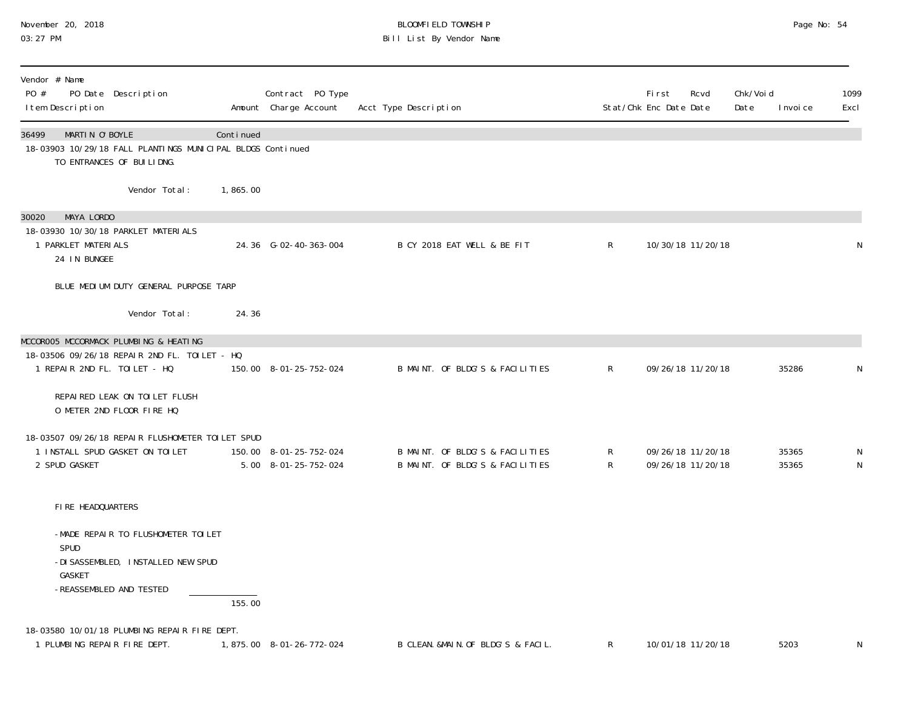| Vendor # Name<br>PO # PO Date Description<br>Item Description | Amount | Contract PO Type<br>Charge Account | Acct Type Description | Stat/Chk | First Enc Date | Rcvd Date | Chk/Void Date | Invoice | 1099 Excl |
|---|---|---|---|---|---|---|---|---|---|
| 36499 MARTIN O'BOYLE | Continued | | | | | | | | |
| 18-03903 10/29/18 FALL PLANTINGS MUNICIPAL BLDGS Continued | | | | | | | | | |
| TO ENTRANCES OF BUILIDNG. | | | | | | | | | |
| Vendor Total: | 1,865.00 | | | | | | | | |
| 30020 MAYA LORDO | | | | | | | | | |
| 18-03930 10/30/18 PARKLET MATERIALS | | | | | | | | | |
| 1 PARKLET MATERIALS<br>24 IN BUNGEE | 24.36 | G-02-40-363-004 | B CY 2018 EAT WELL & BE FIT | R | 10/30/18 | 11/20/18 | | | N |
| BLUE MEDIUM DUTY GENERAL PURPOSE TARP | | | | | | | | | |
| Vendor Total: | 24.36 | | | | | | | | |
| MCCOR005 MCCORMACK PLUMBING & HEATING | | | | | | | | | |
| 18-03506 09/26/18 REPAIR 2ND FL. TOILET - HQ | | | | | | | | | |
| 1 REPAIR 2ND FL. TOILET - HQ | 150.00 | 8-01-25-752-024 | B MAINT. OF BLDG'S & FACILITIES | R | 09/26/18 | 11/20/18 | | 35286 | N |
| REPAIRED LEAK ON TOILET FLUSH<br>O METER 2ND FLOOR FIRE HQ | | | | | | | | | |
| 18-03507 09/26/18 REPAIR FLUSHOMETER TOILET SPUD | | | | | | | | | |
| 1 INSTALL SPUD GASKET ON TOILET | 150.00 | 8-01-25-752-024 | B MAINT. OF BLDG'S & FACILITIES | R | 09/26/18 | 11/20/18 | | 35365 | N |
| 2 SPUD GASKET | 5.00 | 8-01-25-752-024 | B MAINT. OF BLDG'S & FACILITIES | R | 09/26/18 | 11/20/18 | | 35365 | N |
| FIRE HEADQUARTERS<br>-MADE REPAIR TO FLUSHOMETER TOILET SPUD<br>-DISASSEMBLED, INSTALLED NEW SPUD GASKET<br>-REASSEMBLED AND TESTED | | | | | | | | | |
| | 155.00 | | | | | | | | |
| 18-03580 10/01/18 PLUMBING REPAIR FIRE DEPT. | | | | | | | | | |
| 1 PLUMBING REPAIR FIRE DEPT. | 1,875.00 | 8-01-26-772-024 | B CLEAN.&MAIN.OF BLDG'S & FACIL. | R | 10/01/18 | 11/20/18 | | 5203 | N |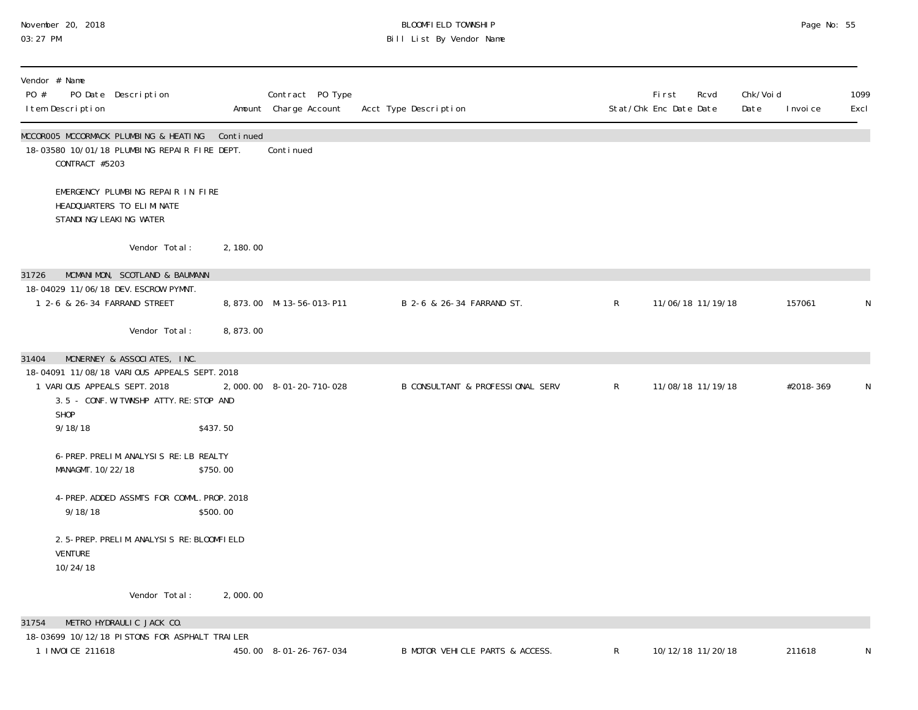| Vendor # Name<br>PO # PO Date Description<br>Item Description | Amount | Contract PO Type<br>Charge Account | Acct Type Description | Stat/Chk | First Enc Date | Rcvd Date | Chk/Void Date | Invoice | 1099 Excl |
|---|---|---|---|---|---|---|---|---|---|
| MCCOR005 MCCORMACK PLUMBING & HEATING | Continued | | | | | | | | |
| 18-03580 10/01/18 PLUMBING REPAIR FIRE DEPT. | | Continued | | | | | | | |
| CONTRACT #5203<br><br>EMERGENCY PLUMBING REPAIR IN FIRE HEADQUARTERS TO ELIMINATE STANDING/LEAKING WATER | | | | | | | | | |
| Vendor Total: | 2,180.00 | | | | | | | | |
| 31726 MCMANIMON, SCOTLAND & BAUMANN | | | | | | | | | |
| 18-04029 11/06/18 DEV. ESCROW PYMNT. | | | | | | | | | |
| 1 2-6 & 26-34 FARRAND STREET | 8,873.00 | M-13-56-013-P11 | B 2-6 & 26-34 FARRAND ST. | R | 11/06/18 | 11/19/18 | | 157061 | N |
| Vendor Total: | 8,873.00 | | | | | | | | |
| 31404 MCNERNEY & ASSOCIATES, INC. | | | | | | | | | |
| 18-04091 11/08/18 VARIOUS APPEALS SEPT. 2018 | | | | | | | | | |
| 1 VARIOUS APPEALS SEPT. 2018 | 2,000.00 | 8-01-20-710-028 | B CONSULTANT & PROFESSIONAL SERV | R | 11/08/18 | 11/19/18 | | #2018-369 | N |
| 3.5 - CONF. W/TWNSHP ATTY. RE: STOP AND SHOP 9/18/18 $437.50<br><br>6-PREP. PRELIM. ANALYSIS RE: LB REALTY MANAGMT. 10/22/18 $750.00<br><br>4-PREP. ADDED ASSMTS FOR COMML. PROP. 2018 9/18/18 $500.00<br><br>2.5-PREP. PRELIM. ANALYSIS RE: BLOOMFIELD VENTURE 10/24/18 | | | | | | | | | |
| Vendor Total: | 2,000.00 | | | | | | | | |
| 31754 METRO HYDRAULIC JACK CO. | | | | | | | | | |
| 18-03699 10/12/18 PISTONS FOR ASPHALT TRAILER | | | | | | | | | |
| 1 INVOICE 211618 | 450.00 | 8-01-26-767-034 | B MOTOR VEHICLE PARTS & ACCESS. | R | 10/12/18 | 11/20/18 | | 211618 | N |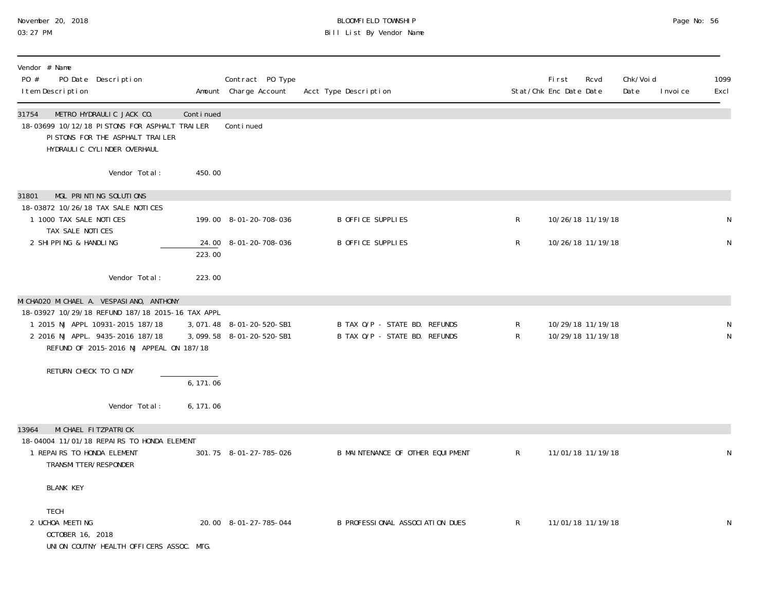# BLOOMFIELD TOWNSHIP
## Bill List By Vendor Name

November 20, 2018
03:27 PM

| Vendor # Name / PO # PO Date Description / Item Description | Amount | Contract PO Type / Charge Account | Acct Type Description | Stat/Chk | First Enc Date | Rcvd Date | Chk/Void Date | Invoice | 1099 Excl |
|---|---|---|---|---|---|---|---|---|---|
| **31754 METRO HYDRAULIC JACK CO.** | Continued | | | | | | | | |
| 18-03699 10/12/18 PISTONS FOR ASPHALT TRAILER | | Continued | | | | | | | |
| PISTONS FOR THE ASPHALT TRAILER | | | | | | | | | |
| HYDRAULIC CYLINDER OVERHAUL | | | | | | | | | |
| Vendor Total: | 450.00 | | | | | | | | |
| **31801 MGL PRINTING SOLUTIONS** | | | | | | | | | |
| 18-03872 10/26/18 TAX SALE NOTICES | | | | | | | | | |
| 1 1000 TAX SALE NOTICES | 199.00 | 8-01-20-708-036 | B OFFICE SUPPLIES | R | 10/26/18 | 11/19/18 | | | N |
| TAX SALE NOTICES | | | | | | | | | |
| 2 SHIPPING & HANDLING | 24.00 | 8-01-20-708-036 | B OFFICE SUPPLIES | R | 10/26/18 | 11/19/18 | | | N |
| | 223.00 | | | | | | | | |
| Vendor Total: | 223.00 | | | | | | | | |
| **MICHA020 MICHAEL A. VESPASIANO, ANTHONY** | | | | | | | | | |
| 18-03927 10/29/18 REFUND 187/18 2015-16 TAX APPL | | | | | | | | | |
| 1 2015 NJ APPL 10931-2015 187/18 | 3,071.48 | 8-01-20-520-SB1 | B TAX O/P - STATE BD. REFUNDS | R | 10/29/18 | 11/19/18 | | | N |
| 2 2016 NJ APPL. 9435-2016 187/18 | 3,099.58 | 8-01-20-520-SB1 | B TAX O/P - STATE BD. REFUNDS | R | 10/29/18 | 11/19/18 | | | N |
| REFUND OF 2015-2016 NJ APPEAL ON 187/18 | | | | | | | | | |
| RETURN CHECK TO CINDY | | | | | | | | | |
| | 6,171.06 | | | | | | | | |
| Vendor Total: | 6,171.06 | | | | | | | | |
| **13964 MICHAEL FITZPATRICK** | | | | | | | | | |
| 18-04004 11/01/18 REPAIRS TO HONDA ELEMENT | | | | | | | | | |
| 1 REPAIRS TO HONDA ELEMENT | 301.75 | 8-01-27-785-026 | B MAINTENANCE OF OTHER EQUIPMENT | R | 11/01/18 | 11/19/18 | | | N |
| TRANSMITTER/RESPONDER | | | | | | | | | |
| BLANK KEY | | | | | | | | | |
| TECH | | | | | | | | | |
| 2 UCHOA MEETING | 20.00 | 8-01-27-785-044 | B PROFESSIONAL ASSOCIATION DUES | R | 11/01/18 | 11/19/18 | | | N |
| OCTOBER 16, 2018 | | | | | | | | | |
| UNION COUTNY HEALTH OFFICERS ASSOC. MTG. | | | | | | | | | |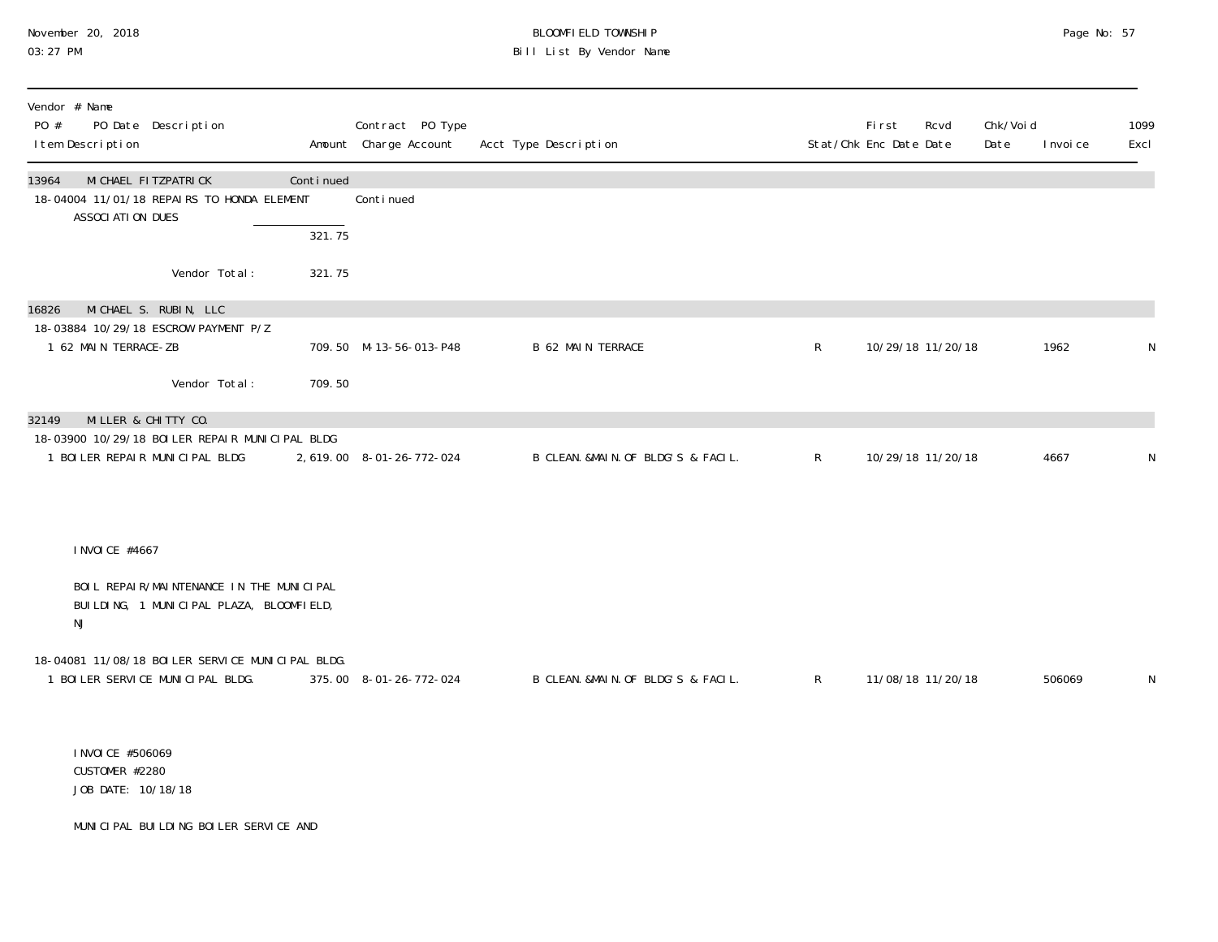| Vendor # Name<br>PO # PO Date Description<br>Item Description | Amount | Contract PO Type<br>Charge Account | Acct Type Description | Stat/Chk | First Enc Date | Rcvd Date | Chk/Void Date | Invoice | 1099 Excl |
|---|---|---|---|---|---|---|---|---|---|
| **13964 MICHAEL FITZPATRICK** | Continued | | | | | | | | |
| 18-04004 11/01/18 REPAIRS TO HONDA ELEMENT | | Continued | | | | | | | |
| ASSOCIATION DUES | | | | | | | | | |
| | 321.75 | | | | | | | | |
| Vendor Total: | 321.75 | | | | | | | | |
| **16826 MICHAEL S. RUBIN, LLC** | | | | | | | | | |
| 18-03884 10/29/18 ESCROW PAYMENT P/Z | | | | | | | | | |
| 1 62 MAIN TERRACE-ZB | 709.50 | M-13-56-013-P48 | B 62 MAIN TERRACE | R | 10/29/18 | 11/20/18 | | 1962 | N |
| Vendor Total: | 709.50 | | | | | | | | |
| **32149 MILLER & CHITTY CO.** | | | | | | | | | |
| 18-03900 10/29/18 BOILER REPAIR MUNICIPAL BLDG | | | | | | | | | |
| 1 BOILER REPAIR MUNICIPAL BLDG | 2,619.00 | 8-01-26-772-024 | B CLEAN.&MAIN.OF BLDG'S & FACIL. | R | 10/29/18 | 11/20/18 | | 4667 | N |
| INVOICE #4667<br><br>BOIL REPAIR/MAINTENANCE IN THE MUNICIPAL BUILDING, 1 MUNICIPAL PLAZA, BLOOMFIELD, NJ | | | | | | | | | |
| 18-04081 11/08/18 BOILER SERVICE MUNICIPAL BLDG. | | | | | | | | | |
| 1 BOILER SERVICE MUNICIPAL BLDG. | 375.00 | 8-01-26-772-024 | B CLEAN.&MAIN.OF BLDG'S & FACIL. | R | 11/08/18 | 11/20/18 | | 506069 | N |
| INVOICE #506069<br>CUSTOMER #2280<br>JOB DATE: 10/18/18<br><br>MUNICIPAL BUILDING BOILER SERVICE AND | | | | | | | | | |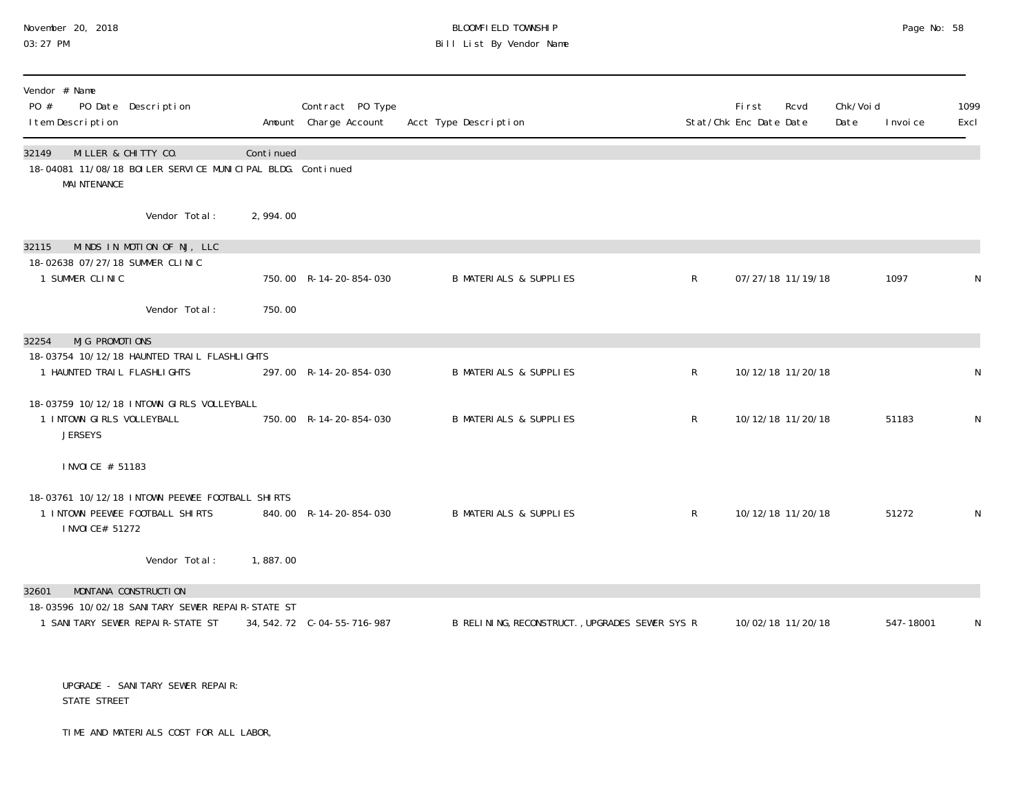BLOOMFIELD TOWNSHIP

Bill List By Vendor Name

| Vendor # Name PO # PO Date Description Item Description | Amount | Contract PO Type Charge Account | Acct Type Description | Stat/Chk | First Enc Date | Rcvd Date | Chk/Void Date | Invoice | 1099 Excl |
|---|---|---|---|---|---|---|---|---|---|
| 32149 MILLER & CHITTY CO. | Continued | | | | | | | | |
| 18-04081 11/08/18 BOILER SERVICE MUNICIPAL BLDG. Continued MAINTENANCE | | | | | | | | | |
| Vendor Total: | 2,994.00 | | | | | | | | |
| 32115 MINDS IN MOTION OF NJ, LLC | | | | | | | | | |
| 18-02638 07/27/18 SUMMER CLINIC | | | | | | | | | |
| 1 SUMMER CLINIC | 750.00 | R-14-20-854-030 | B MATERIALS & SUPPLIES | R | 07/27/18 | 11/19/18 | | 1097 | N |
| Vendor Total: | 750.00 | | | | | | | | |
| 32254 MJG PROMOTIONS | | | | | | | | | |
| 18-03754 10/12/18 HAUNTED TRAIL FLASHLIGHTS | | | | | | | | | |
| 1 HAUNTED TRAIL FLASHLIGHTS | 297.00 | R-14-20-854-030 | B MATERIALS & SUPPLIES | R | 10/12/18 | 11/20/18 | | | N |
| 18-03759 10/12/18 INTOWN GIRLS VOLLEYBALL | | | | | | | | | |
| 1 INTOWN GIRLS VOLLEYBALL JERSEYS<br><br>INVOICE # 51183 | 750.00 | R-14-20-854-030 | B MATERIALS & SUPPLIES | R | 10/12/18 | 11/20/18 | | 51183 | N |
| 18-03761 10/12/18 INTOWN PEEWEE FOOTBALL SHIRTS | | | | | | | | | |
| 1 INTOWN PEEWEE FOOTBALL SHIRTS INVOICE# 51272 | 840.00 | R-14-20-854-030 | B MATERIALS & SUPPLIES | R | 10/12/18 | 11/20/18 | | 51272 | N |
| Vendor Total: | 1,887.00 | | | | | | | | |
| 32601 MONTANA CONSTRUCTION | | | | | | | | | |
| 18-03596 10/02/18 SANITARY SEWER REPAIR-STATE ST | | | | | | | | | |
| 1 SANITARY SEWER REPAIR-STATE ST<br><br>UPGRADE - SANITARY SEWER REPAIR: STATE STREET<br><br>TIME AND MATERIALS COST FOR ALL LABOR, | 34,542.72 | C-04-55-716-987 | B RELINING,RECONSTRUCT.,UPGRADES SEWER SYS | R | 10/02/18 | 11/20/18 | | 547-18001 | N |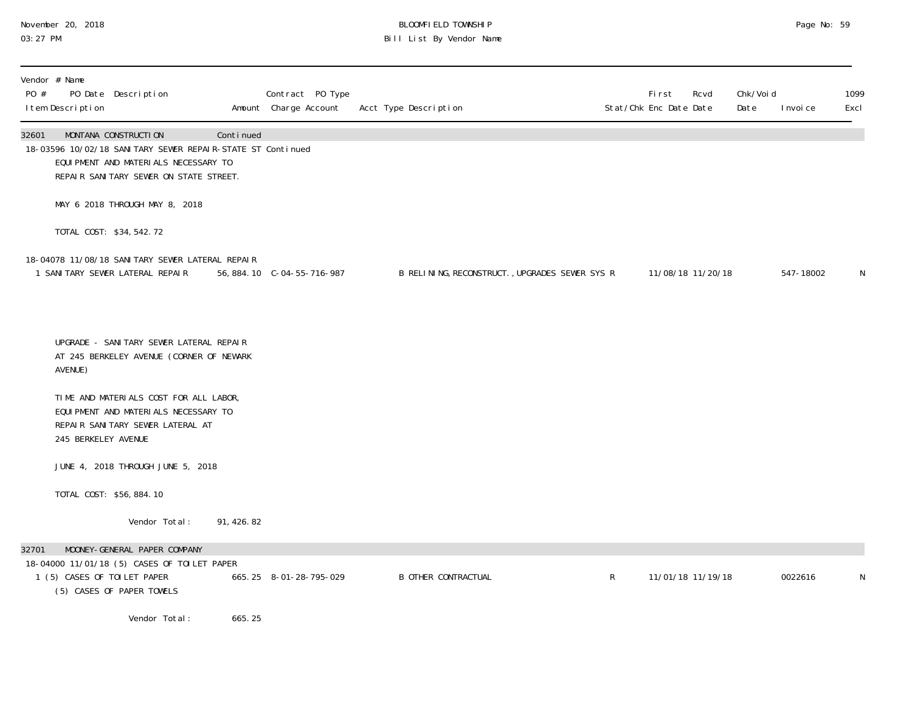November 20, 2018
03:27 PM

BLOOMFIELD TOWNSHIP
Bill List By Vendor Name

| Vendor # Name<br>PO # PO Date Description<br>Item Description | Amount | Contract PO Type<br>Charge Account | Acct Type Description | Stat/Chk | First Enc Date | Rcvd Date | Chk/Void Date | Invoice | 1099 Excl |
|---|---|---|---|---|---|---|---|---|---|
| **32601 MONTANA CONSTRUCTION** | Continued | | | | | | | | |
| 18-03596 10/02/18 SANITARY SEWER REPAIR-STATE ST Continued | | | | | | | | | |
| EQUIPMENT AND MATERIALS NECESSARY TO REPAIR SANITARY SEWER ON STATE STREET.<br><br>MAY 6 2018 THROUGH MAY 8, 2018<br><br>TOTAL COST: $34,542.72 | | | | | | | | | |
| 18-04078 11/08/18 SANITARY SEWER LATERAL REPAIR | | | | | | | | | |
| 1 SANITARY SEWER LATERAL REPAIR | 56,884.10 | C-04-55-716-987 | B RELINING,RECONSTRUCT.,UPGRADES SEWER SYS | R | 11/08/18 | 11/20/18 | | 547-18002 | N |
| UPGRADE - SANITARY SEWER LATERAL REPAIR AT 245 BERKELEY AVENUE (CORNER OF NEWARK AVENUE)<br><br>TIME AND MATERIALS COST FOR ALL LABOR, EQUIPMENT AND MATERIALS NECESSARY TO REPAIR SANITARY SEWER LATERAL AT 245 BERKELEY AVENUE<br><br>JUNE 4, 2018 THROUGH JUNE 5, 2018<br><br>TOTAL COST: $56,884.10 | | | | | | | | | |
| Vendor Total: | 91,426.82 | | | | | | | | |
| **32701 MOONEY-GENERAL PAPER COMPANY** | | | | | | | | | |
| 18-04000 11/01/18 (5) CASES OF TOILET PAPER | | | | | | | | | |
| 1 (5) CASES OF TOILET PAPER<br>(5) CASES OF PAPER TOWELS | 665.25 | 8-01-28-795-029 | B OTHER CONTRACTUAL | R | 11/01/18 | 11/19/18 | | 0022616 | N |
| Vendor Total: | 665.25 | | | | | | | | |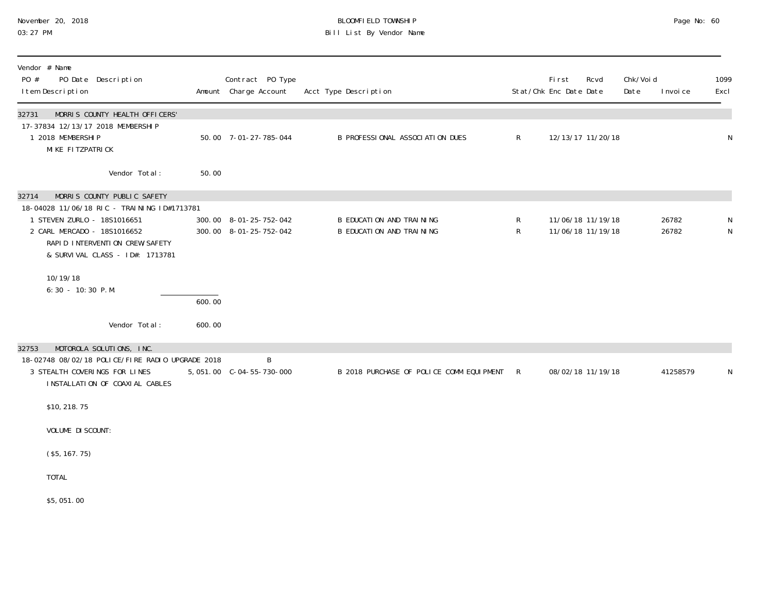BLOOMFIELD TOWNSHIP
Bill List By Vendor Name

November 20, 2018
03:27 PM

| Vendor # Name<br>PO # PO Date Description<br>Item Description | Amount | Contract PO Type<br>Charge Account | Acct Type Description | Stat/Chk | First Enc Date | Rcvd Date | Chk/Void Date | Invoice | 1099 Excl |
|---|---|---|---|---|---|---|---|---|---|
| **32731 MORRIS COUNTY HEALTH OFFICERS'** | | | | | | | | | |
| 17-37834 12/13/17 2018 MEMBERSHIP | | | | | | | | | |
| 1 2018 MEMBERSHIP<br>MIKE FITZPATRICK | 50.00 | 7-01-27-785-044 | B PROFESSIONAL ASSOCIATION DUES | R | 12/13/17 | 11/20/18 | | | N |
| Vendor Total: | 50.00 | | | | | | | | |
| **32714 MORRIS COUNTY PUBLIC SAFETY** | | | | | | | | | |
| 18-04028 11/06/18 RIC - TRAINING ID#1713781 | | | | | | | | | |
| 1 STEVEN ZURLO - 18S1016651 | 300.00 | 8-01-25-752-042 | B EDUCATION AND TRAINING | R | 11/06/18 | 11/19/18 | | 26782 | N |
| 2 CARL MERCADO - 18S1016652<br>RAPID INTERVENTION CREW/SAFETY<br>& SURVIVAL CLASS - ID#: 1713781<br><br>10/19/18<br>6:30 - 10:30 P.M. | 300.00 | 8-01-25-752-042 | B EDUCATION AND TRAINING | R | 11/06/18 | 11/19/18 | | 26782 | N |
| | 600.00 | | | | | | | | |
| Vendor Total: | 600.00 | | | | | | | | |
| **32753 MOTOROLA SOLUTIONS, INC.** | | | | | | | | | |
| 18-02748 08/02/18 POLICE/FIRE RADIO UPGRADE 2018 | | B | | | | | | | |
| 3 STEALTH COVERINGS FOR LINES<br>INSTALLATION OF COAXIAL CABLES<br><br>$10,218.75<br><br>VOLUME DISCOUNT:<br><br>($5,167.75)<br><br>TOTAL<br><br>$5,051.00 | 5,051.00 | C-04-55-730-000 | B 2018 PURCHASE OF POLICE COMM EQUIPMENT | R | 08/02/18 | 11/19/18 | | 41258579 | N |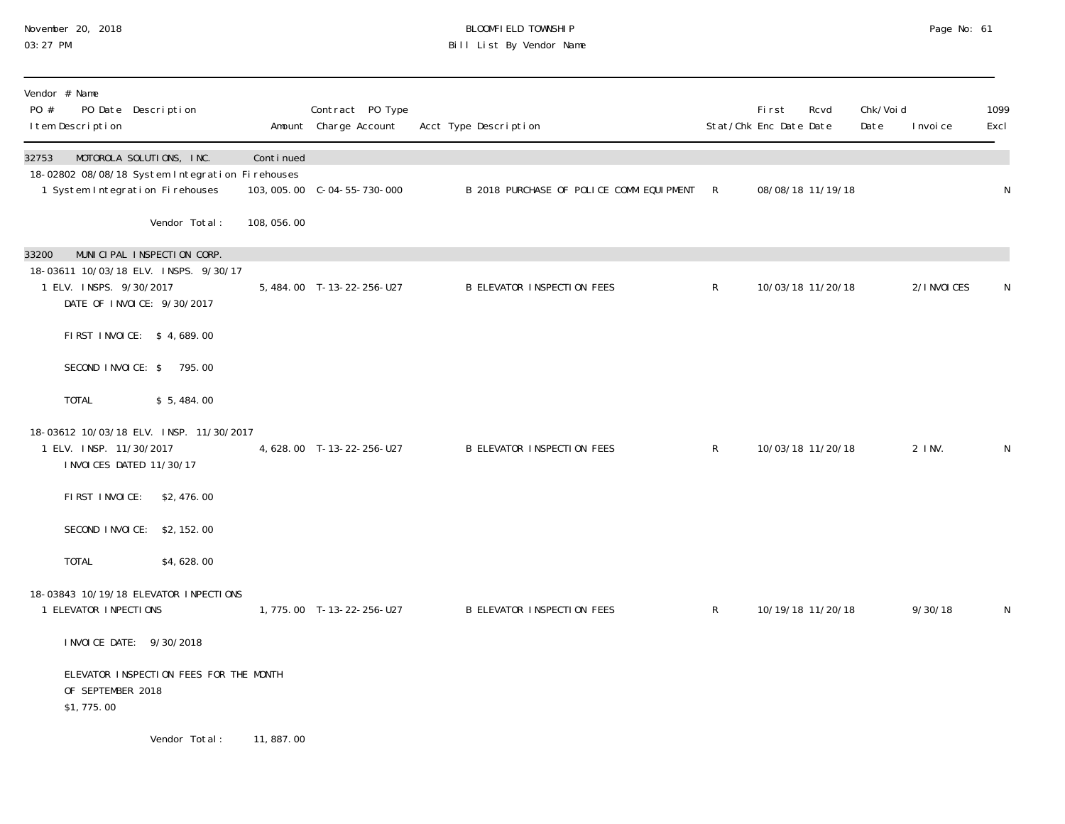| Vendor # Name<br>PO # PO Date Description<br>Item Description | Amount | Contract PO Type<br>Charge Account | Acct Type Description | Stat/Chk | First Enc Date | Rcvd Date | Chk/Void Date | Invoice | 1099 Excl |
|---|---|---|---|---|---|---|---|---|---|
| **32753 MOTOROLA SOLUTIONS, INC.** | Continued | | | | | | | | |
| 18-02802 08/08/18 System Integration Firehouses | | | | | | | | | |
| 1 System Integration Firehouses | 103,005.00 | C-04-55-730-000 | B 2018 PURCHASE OF POLICE COMM EQUIPMENT | R | 08/08/18 | 11/19/18 | | | N |
| Vendor Total: | 108,056.00 | | | | | | | | |
| **33200 MUNICIPAL INSPECTION CORP.** | | | | | | | | | |
| 18-03611 10/03/18 ELV. INSPS. 9/30/17 | | | | | | | | | |
| 1 ELV. INSPS. 9/30/2017<br>DATE OF INVOICE: 9/30/2017<br>FIRST INVOICE: $ 4,689.00<br>SECOND INVOICE: $ 795.00<br>TOTAL $ 5,484.00 | 5,484.00 | T-13-22-256-U27 | B ELEVATOR INSPECTION FEES | R | 10/03/18 | 11/20/18 | | 2/INVOICES | N |
| 18-03612 10/03/18 ELV. INSP. 11/30/2017 | | | | | | | | | |
| 1 ELV. INSP. 11/30/2017<br>INVOICES DATED 11/30/17<br>FIRST INVOICE: $2,476.00<br>SECOND INVOICE: $2,152.00<br>TOTAL $4,628.00 | 4,628.00 | T-13-22-256-U27 | B ELEVATOR INSPECTION FEES | R | 10/03/18 | 11/20/18 | | 2 INV. | N |
| 18-03843 10/19/18 ELEVATOR INPECTIONS | | | | | | | | | |
| 1 ELEVATOR INPECTIONS<br>INVOICE DATE: 9/30/2018<br>ELEVATOR INSPECTION FEES FOR THE MONTH OF SEPTEMBER 2018<br>$1,775.00 | 1,775.00 | T-13-22-256-U27 | B ELEVATOR INSPECTION FEES | R | 10/19/18 | 11/20/18 | | 9/30/18 | N |
| Vendor Total: | 11,887.00 | | | | | | | | |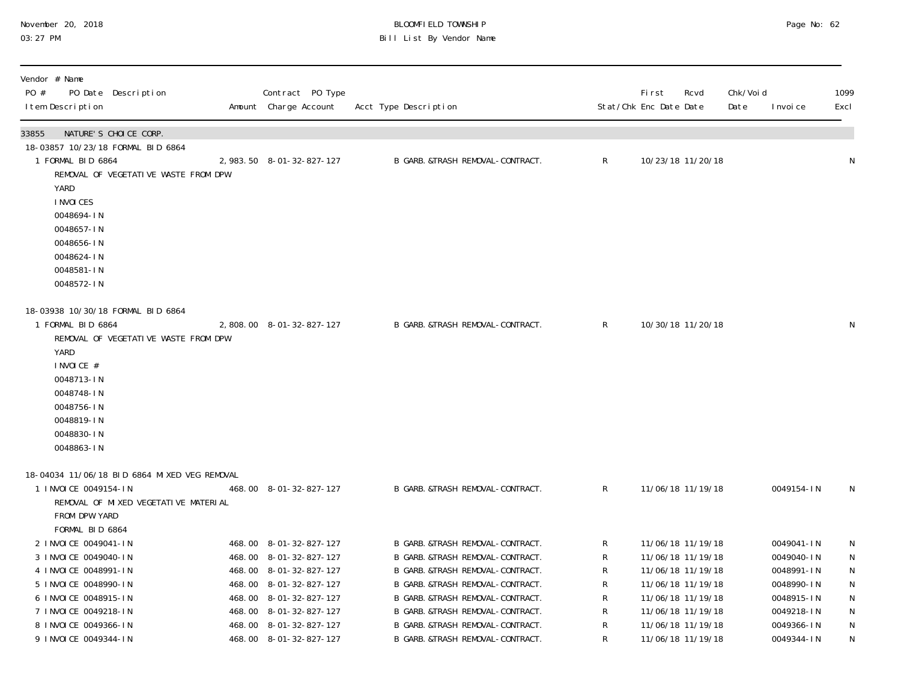BLOOMFIELD TOWNSHIP

Bill List By Vendor Name

| Vendor # Name<br>PO # PO Date Description<br>Item Description | Amount | Contract PO Type<br>Charge Account | Acct Type Description | Stat/Chk | First Enc Date | Rcvd Date | Chk/Void Date | Invoice | 1099 Excl |
|---|---|---|---|---|---|---|---|---|---|
| **33855 NATURE'S CHOICE CORP.** | | | | | | | | | |
| 18-03857 10/23/18 FORMAL BID 6864 | | | | | | | | | |
| 1 FORMAL BID 6864<br>REMOVAL OF VEGETATIVE WASTE FROM DPW YARD<br>INVOICES<br>0048694-IN<br>0048657-IN<br>0048656-IN<br>0048624-IN<br>0048581-IN<br>0048572-IN | 2,983.50 | 8-01-32-827-127 | B GARB.&TRASH REMOVAL-CONTRACT. | R | 10/23/18 | 11/20/18 | | | N |
| 18-03938 10/30/18 FORMAL BID 6864 | | | | | | | | | |
| 1 FORMAL BID 6864<br>REMOVAL OF VEGETATIVE WASTE FROM DPW YARD<br>INVOICE #<br>0048713-IN<br>0048748-IN<br>0048756-IN<br>0048819-IN<br>0048830-IN<br>0048863-IN | 2,808.00 | 8-01-32-827-127 | B GARB.&TRASH REMOVAL-CONTRACT. | R | 10/30/18 | 11/20/18 | | | N |
| 18-04034 11/06/18 BID 6864 MIXED VEG REMOVAL | | | | | | | | | |
| 1 INVOICE 0049154-IN<br>REMOVAL OF MIXED VEGETATIVE MATERIAL FROM DPW YARD<br>FORMAL BID 6864 | 468.00 | 8-01-32-827-127 | B GARB.&TRASH REMOVAL-CONTRACT. | R | 11/06/18 | 11/19/18 | | 0049154-IN | N |
| 2 INVOICE 0049041-IN | 468.00 | 8-01-32-827-127 | B GARB.&TRASH REMOVAL-CONTRACT. | R | 11/06/18 | 11/19/18 | | 0049041-IN | N |
| 3 INVOICE 0049040-IN | 468.00 | 8-01-32-827-127 | B GARB.&TRASH REMOVAL-CONTRACT. | R | 11/06/18 | 11/19/18 | | 0049040-IN | N |
| 4 INVOICE 0048991-IN | 468.00 | 8-01-32-827-127 | B GARB.&TRASH REMOVAL-CONTRACT. | R | 11/06/18 | 11/19/18 | | 0048991-IN | N |
| 5 INVOICE 0048990-IN | 468.00 | 8-01-32-827-127 | B GARB.&TRASH REMOVAL-CONTRACT. | R | 11/06/18 | 11/19/18 | | 0048990-IN | N |
| 6 INVOICE 0048915-IN | 468.00 | 8-01-32-827-127 | B GARB.&TRASH REMOVAL-CONTRACT. | R | 11/06/18 | 11/19/18 | | 0048915-IN | N |
| 7 INVOICE 0049218-IN | 468.00 | 8-01-32-827-127 | B GARB.&TRASH REMOVAL-CONTRACT. | R | 11/06/18 | 11/19/18 | | 0049218-IN | N |
| 8 INVOICE 0049366-IN | 468.00 | 8-01-32-827-127 | B GARB.&TRASH REMOVAL-CONTRACT. | R | 11/06/18 | 11/19/18 | | 0049366-IN | N |
| 9 INVOICE 0049344-IN | 468.00 | 8-01-32-827-127 | B GARB.&TRASH REMOVAL-CONTRACT. | R | 11/06/18 | 11/19/18 | | 0049344-IN | N |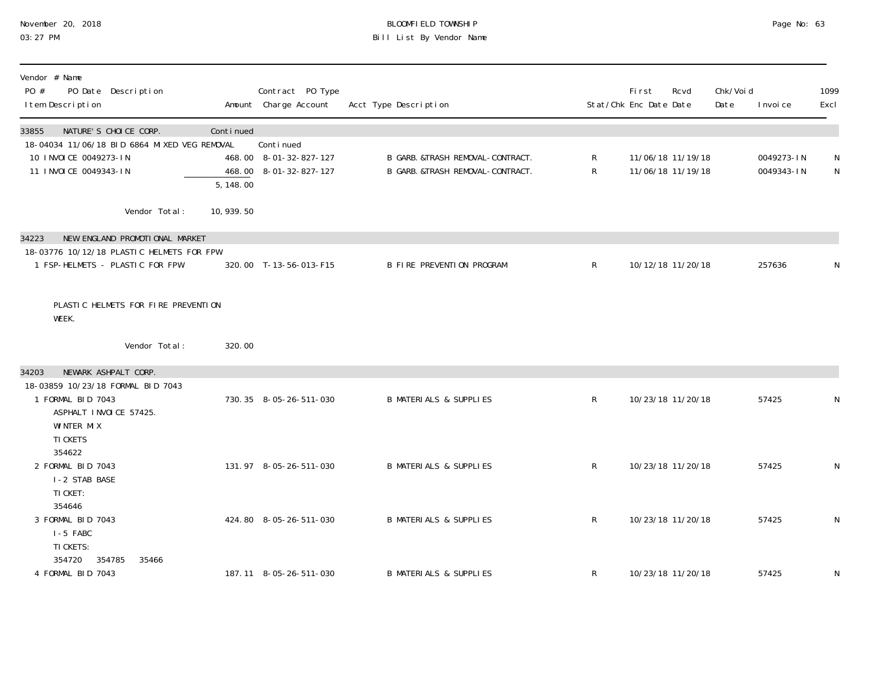BLOOMFIELD TOWNSHIP

Bill List By Vendor Name

| Vendor # Name / PO # PO Date Description / Item Description | Amount | Contract PO Type / Charge Account | Acct Type Description | Stat/Chk | First Enc Date | Rcvd Date | Chk/Void Date | Invoice | 1099 Excl |
|---|---|---|---|---|---|---|---|---|---|
| **33855 NATURE'S CHOICE CORP.** | Continued | | | | | | | | |
| 18-04034 11/06/18 BID 6864 MIXED VEG REMOVAL | | Continued | | | | | | | |
| 10 INVOICE 0049273-IN | 468.00 | 8-01-32-827-127 | B GARB.&TRASH REMOVAL-CONTRACT. | R | 11/06/18 | 11/19/18 | | 0049273-IN | N |
| 11 INVOICE 0049343-IN | 468.00 | 8-01-32-827-127 | B GARB.&TRASH REMOVAL-CONTRACT. | R | 11/06/18 | 11/19/18 | | 0049343-IN | N |
| | 5,148.00 | | | | | | | | |
| Vendor Total: | 10,939.50 | | | | | | | | |
| **34223 NEW ENGLAND PROMOTIONAL MARKET** | | | | | | | | | |
| 18-03776 10/12/18 PLASTIC HELMETS FOR FPW | | | | | | | | | |
| 1 FSP-HELMETS - PLASTIC FOR FPW | 320.00 | T-13-56-013-F15 | B FIRE PREVENTION PROGRAM | R | 10/12/18 | 11/20/18 | | 257636 | N |
| PLASTIC HELMETS FOR FIRE PREVENTION WEEK. | | | | | | | | | |
| Vendor Total: | 320.00 | | | | | | | | |
| **34203 NEWARK ASHPALT CORP.** | | | | | | | | | |
| 18-03859 10/23/18 FORMAL BID 7043 | | | | | | | | | |
| 1 FORMAL BID 7043<br>ASPHALT INVOICE 57425.<br>WINTER MIX<br>TICKETS<br>354622 | 730.35 | 8-05-26-511-030 | B MATERIALS & SUPPLIES | R | 10/23/18 | 11/20/18 | | 57425 | N |
| 2 FORMAL BID 7043<br>I-2 STAB BASE<br>TICKET:<br>354646 | 131.97 | 8-05-26-511-030 | B MATERIALS & SUPPLIES | R | 10/23/18 | 11/20/18 | | 57425 | N |
| 3 FORMAL BID 7043<br>I-5 FABC<br>TICKETS:<br>354720 354785 35466 | 424.80 | 8-05-26-511-030 | B MATERIALS & SUPPLIES | R | 10/23/18 | 11/20/18 | | 57425 | N |
| 4 FORMAL BID 7043 | 187.11 | 8-05-26-511-030 | B MATERIALS & SUPPLIES | R | 10/23/18 | 11/20/18 | | 57425 | N |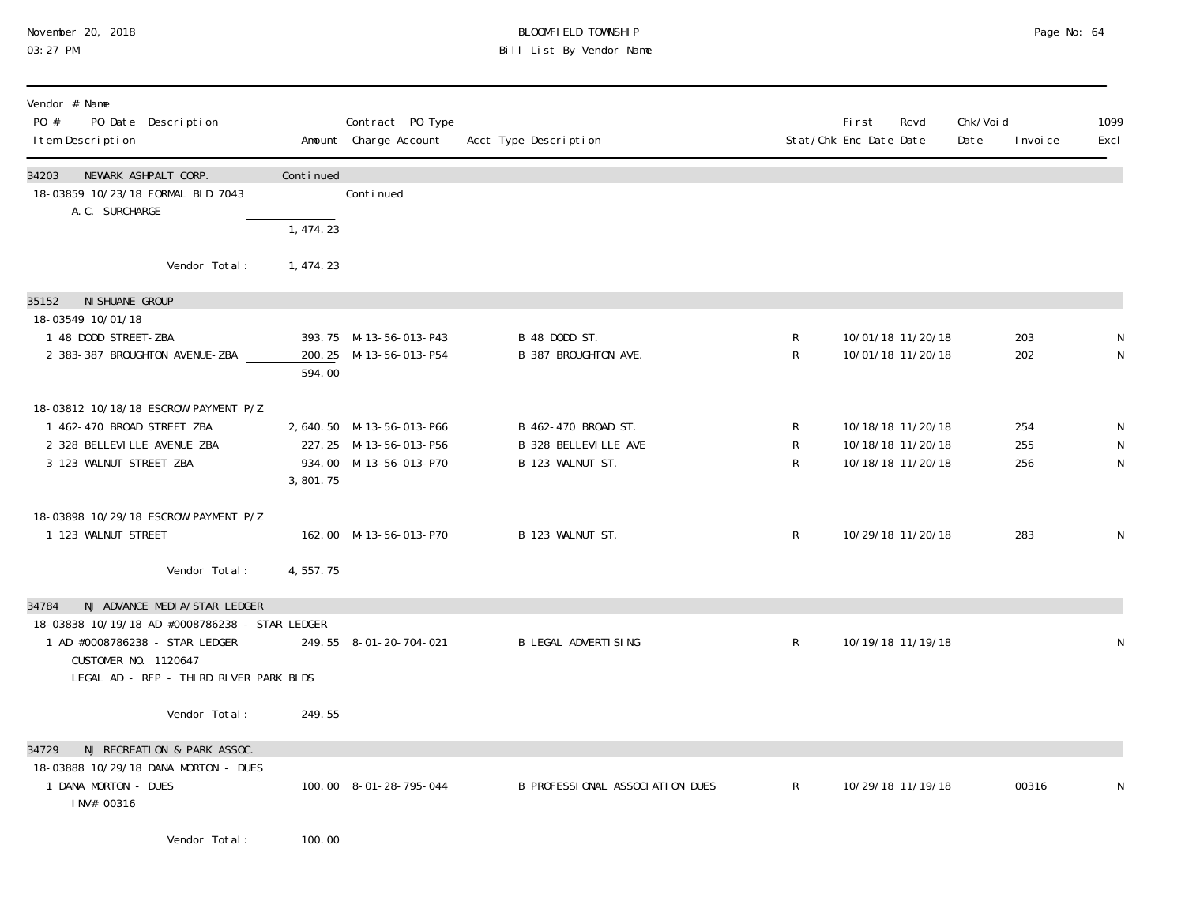| Vendor # Name<br>PO # PO Date Description<br>Item Description | Amount | Contract PO Type<br>Charge Account | Acct Type Description | Stat/Chk | First Enc Date | Rcvd Date | Chk/Void Date | Invoice | 1099 Excl |
|---|---|---|---|---|---|---|---|---|---|
| 34203 NEWARK ASHPALT CORP. | Continued | | | | | | | | |
| 18-03859 10/23/18 FORMAL BID 7043 | | Continued | | | | | | | |
| A.C. SURCHARGE | | | | | | | | | |
| | 1,474.23 | | | | | | | | |
| Vendor Total: | 1,474.23 | | | | | | | | |
| 35152 NISHUANE GROUP | | | | | | | | | |
| 18-03549 10/01/18 | | | | | | | | | |
| 1 48 DODD STREET-ZBA | 393.75 | M-13-56-013-P43 | B 48 DODD ST. | R | 10/01/18 | 11/20/18 | | 203 | N |
| 2 383-387 BROUGHTON AVENUE-ZBA | 200.25 | M-13-56-013-P54 | B 387 BROUGHTON AVE. | R | 10/01/18 | 11/20/18 | | 202 | N |
| | 594.00 | | | | | | | | |
| 18-03812 10/18/18 ESCROW PAYMENT P/Z | | | | | | | | | |
| 1 462-470 BROAD STREET ZBA | 2,640.50 | M-13-56-013-P66 | B 462-470 BROAD ST. | R | 10/18/18 | 11/20/18 | | 254 | N |
| 2 328 BELLEVILLE AVENUE ZBA | 227.25 | M-13-56-013-P56 | B 328 BELLEVILLE AVE | R | 10/18/18 | 11/20/18 | | 255 | N |
| 3 123 WALNUT STREET ZBA | 934.00 | M-13-56-013-P70 | B 123 WALNUT ST. | R | 10/18/18 | 11/20/18 | | 256 | N |
| | 3,801.75 | | | | | | | | |
| 18-03898 10/29/18 ESCROW PAYMENT P/Z | | | | | | | | | |
| 1 123 WALNUT STREET | 162.00 | M-13-56-013-P70 | B 123 WALNUT ST. | R | 10/29/18 | 11/20/18 | | 283 | N |
| Vendor Total: | 4,557.75 | | | | | | | | |
| 34784 NJ ADVANCE MEDIA/STAR LEDGER | | | | | | | | | |
| 18-03838 10/19/18 AD #0008786238 - STAR LEDGER | | | | | | | | | |
| 1 AD #0008786238 - STAR LEDGER<br>CUSTOMER NO. 1120647<br>LEGAL AD - RFP - THIRD RIVER PARK BIDS | 249.55 | 8-01-20-704-021 | B LEGAL ADVERTISING | R | 10/19/18 | 11/19/18 | | | N |
| Vendor Total: | 249.55 | | | | | | | | |
| 34729 NJ RECREATION & PARK ASSOC. | | | | | | | | | |
| 18-03888 10/29/18 DANA MORTON - DUES | | | | | | | | | |
| 1 DANA MORTON - DUES<br>INV# 00316 | 100.00 | 8-01-28-795-044 | B PROFESSIONAL ASSOCIATION DUES | R | 10/29/18 | 11/19/18 | | 00316 | N |
| Vendor Total: | 100.00 | | | | | | | | |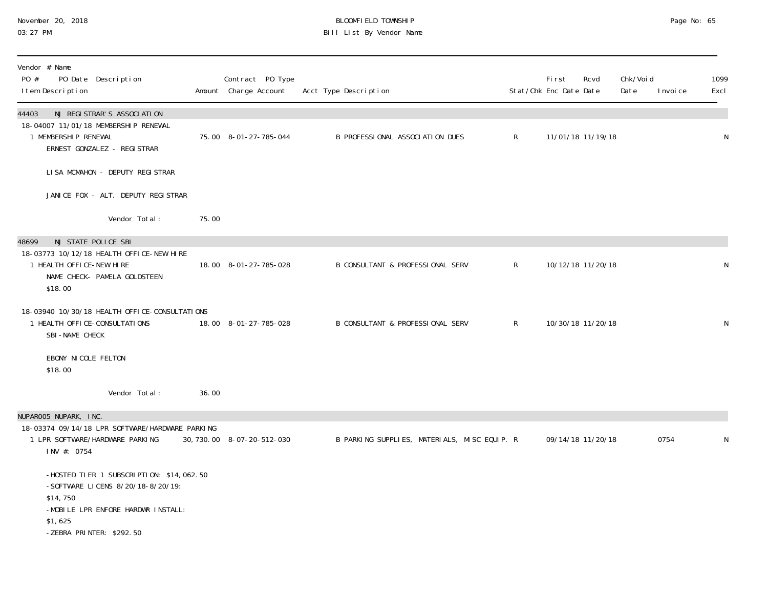| Vendor # Name<br>PO # PO Date Description<br>Item Description | Amount | Contract PO Type<br>Charge Account | Acct Type Description | Stat/Chk | First<br>Enc Date | Rcvd<br>Date | Chk/Void<br>Date | Invoice | 1099<br>Excl |
|---|---|---|---|---|---|---|---|---|---|
| **44403 NJ REGISTRAR'S ASSOCIATION** | | | | | | | | | |
| 18-04007 11/01/18 MEMBERSHIP RENEWAL | | | | | | | | | |
| 1 MEMBERSHIP RENEWAL<br>ERNEST GONZALEZ - REGISTRAR<br><br>LISA MCMAHON - DEPUTY REGISTRAR<br><br>JANICE FOX - ALT. DEPUTY REGISTRAR | 75.00 | 8-01-27-785-044 | B PROFESSIONAL ASSOCIATION DUES | R | 11/01/18 | 11/19/18 | | | N |
| Vendor Total: | 75.00 | | | | | | | | |
| **48699 NJ STATE POLICE SBI** | | | | | | | | | |
| 18-03773 10/12/18 HEALTH OFFICE-NEW HIRE | | | | | | | | | |
| 1 HEALTH OFFICE-NEW HIRE<br>NAME CHECK- PAMELA GOLDSTEEN<br>$18.00 | 18.00 | 8-01-27-785-028 | B CONSULTANT & PROFESSIONAL SERV | R | 10/12/18 | 11/20/18 | | | N |
| 18-03940 10/30/18 HEALTH OFFICE-CONSULTATIONS | | | | | | | | | |
| 1 HEALTH OFFICE-CONSULTATIONS<br>SBI-NAME CHECK<br><br>EBONY NICOLE FELTON<br>$18.00 | 18.00 | 8-01-27-785-028 | B CONSULTANT & PROFESSIONAL SERV | R | 10/30/18 | 11/20/18 | | | N |
| Vendor Total: | 36.00 | | | | | | | | |
| **NUPAR005 NUPARK, INC.** | | | | | | | | | |
| 18-03374 09/14/18 LPR SOFTWARE/HARDWARE PARKING | | | | | | | | | |
| 1 LPR SOFTWARE/HARDWARE PARKING<br>INV #: 0754<br><br>-HOSTED TIER 1 SUBSCRIPTION: $14,062.50<br>-SOFTWARE LICENS 8/20/18-8/20/19:<br>$14,750<br>-MOBILE LPR ENFORE HARDWR INSTALL:<br>$1,625<br>-ZEBRA PRINTER: $292.50 | 30,730.00 | 8-07-20-512-030 | B PARKING SUPPLIES, MATERIALS, MISC EQUIP. | R | 09/14/18 | 11/20/18 | | 0754 | N |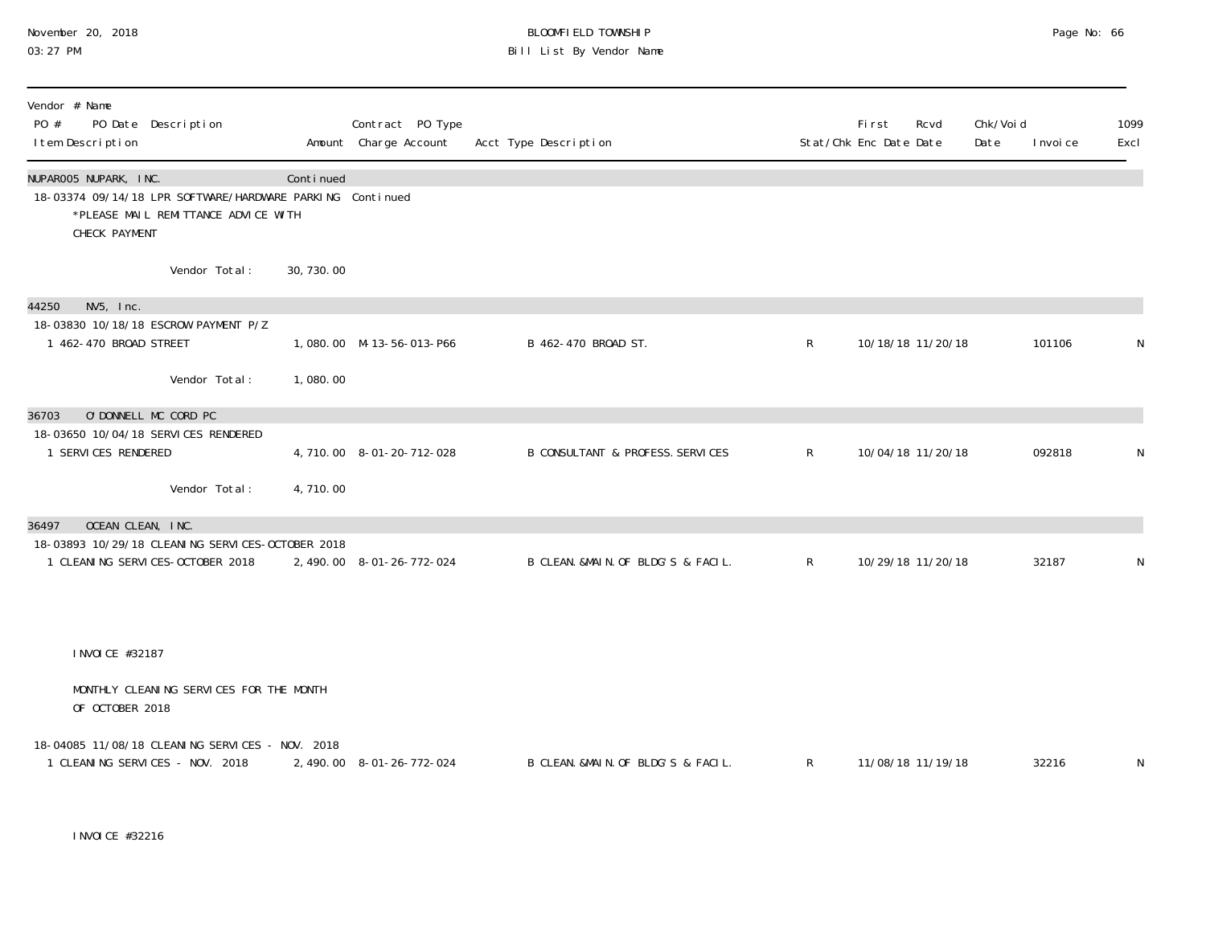| Vendor # Name<br>PO # PO Date Description<br>Item Description | Amount | Contract PO Type<br>Charge Account | Acct Type Description | Stat/Chk | First Enc Date | Rcvd Date | Chk/Void Date | Invoice | 1099 Excl |
|---|---|---|---|---|---|---|---|---|---|
| NUPAR005 NUPARK, INC. | Continued | | | | | | | | |
| 18-03374 09/14/18 LPR SOFTWARE/HARDWARE PARKING | | Continued | | | | | | | |
| *PLEASE MAIL REMITTANCE ADVICE WITH CHECK PAYMENT | | | | | | | | | |
| Vendor Total: | 30,730.00 | | | | | | | | |
| 44250 NV5, Inc. | | | | | | | | | |
| 18-03830 10/18/18 ESCROW PAYMENT P/Z | | | | | | | | | |
| 1 462-470 BROAD STREET | 1,080.00 | M-13-56-013-P66 | B 462-470 BROAD ST. | R | 10/18/18 | 11/20/18 | | 101106 | N |
| Vendor Total: | 1,080.00 | | | | | | | | |
| 36703 O'DONNELL MC CORD PC | | | | | | | | | |
| 18-03650 10/04/18 SERVICES RENDERED | | | | | | | | | |
| 1 SERVICES RENDERED | 4,710.00 | 8-01-20-712-028 | B CONSULTANT & PROFESS. SERVICES | R | 10/04/18 | 11/20/18 | | 092818 | N |
| Vendor Total: | 4,710.00 | | | | | | | | |
| 36497 OCEAN CLEAN, INC. | | | | | | | | | |
| 18-03893 10/29/18 CLEANING SERVICES-OCTOBER 2018 | | | | | | | | | |
| 1 CLEANING SERVICES-OCTOBER 2018 | 2,490.00 | 8-01-26-772-024 | B CLEAN.&MAIN.OF BLDG'S & FACIL. | R | 10/29/18 | 11/20/18 | | 32187 | N |
| INVOICE #32187<br>MONTHLY CLEANING SERVICES FOR THE MONTH OF OCTOBER 2018 | | | | | | | | | |
| 18-04085 11/08/18 CLEANING SERVICES - NOV. 2018 | | | | | | | | | |
| 1 CLEANING SERVICES - NOV. 2018 | 2,490.00 | 8-01-26-772-024 | B CLEAN.&MAIN.OF BLDG'S & FACIL. | R | 11/08/18 | 11/19/18 | | 32216 | N |
| INVOICE #32216 | | | | | | | | | |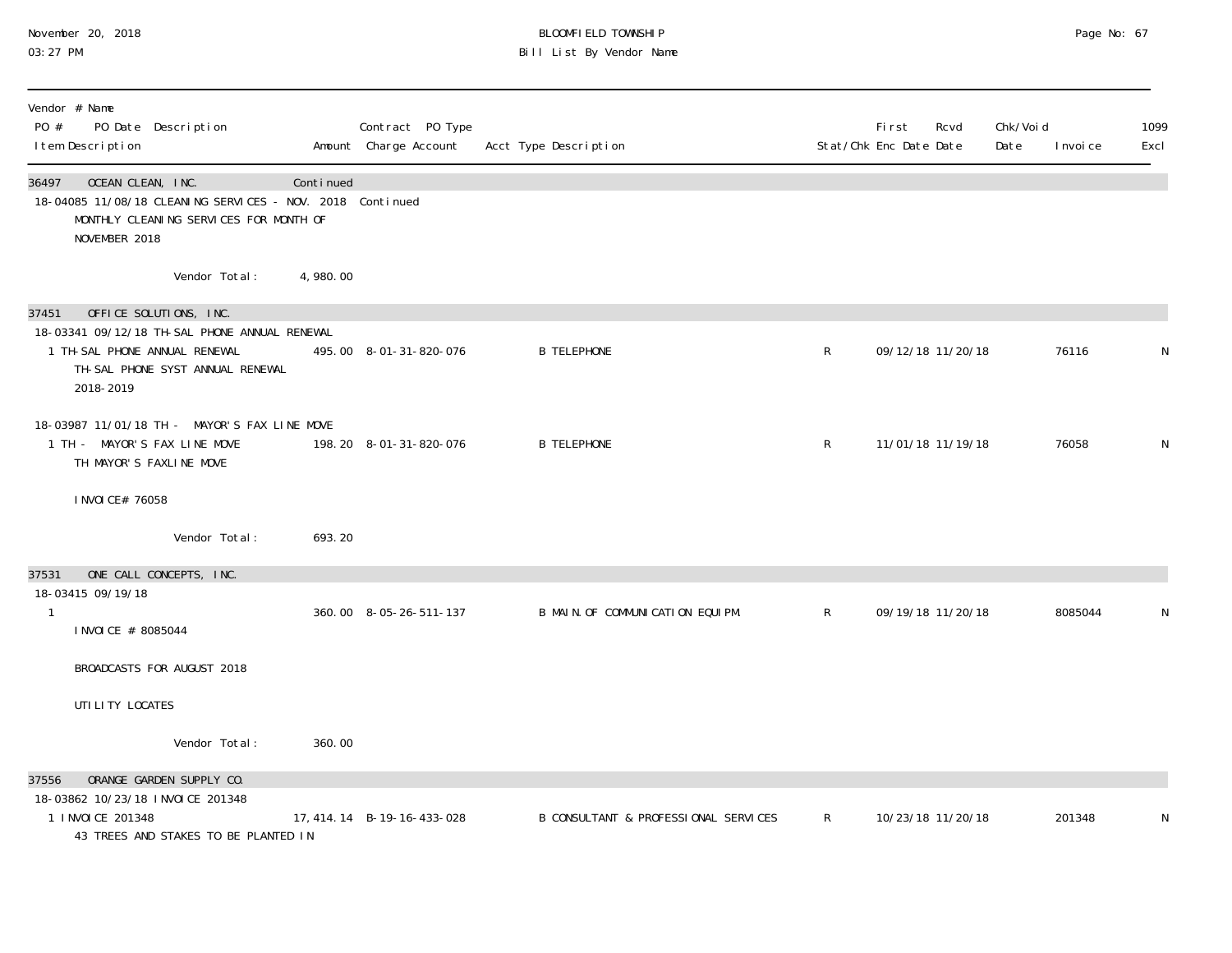BLOOMFIELD TOWNSHIP
Bill List By Vendor Name

| Vendor # Name<br>PO # PO Date Description<br>Item Description | Amount | Contract PO Type<br>Charge Account | Acct Type Description | Stat/Chk | First Enc Date | Rcvd Date | Chk/Void Date | Invoice | 1099 Excl |
|---|---|---|---|---|---|---|---|---|---|
| **36497 OCEAN CLEAN, INC.** | Continued | | | | | | | | |
| 18-04085 11/08/18 CLEANING SERVICES - NOV. 2018 | | Continued | | | | | | | |
| MONTHLY CLEANING SERVICES FOR MONTH OF NOVEMBER 2018 | | | | | | | | | |
| Vendor Total: | 4,980.00 | | | | | | | | |
| **37451 OFFICE SOLUTIONS, INC.** | | | | | | | | | |
| 18-03341 09/12/18 TH-SAL PHONE ANNUAL RENEWAL | | | | | | | | | |
| 1 TH-SAL PHONE ANNUAL RENEWAL<br>TH-SAL PHONE SYST ANNUAL RENEWAL 2018-2019 | 495.00 | 8-01-31-820-076 | B TELEPHONE | R | 09/12/18 | 11/20/18 | | 76116 | N |
| 18-03987 11/01/18 TH - MAYOR'S FAX LINE MOVE | | | | | | | | | |
| 1 TH - MAYOR'S FAX LINE MOVE<br>TH MAYOR'S FAXLINE MOVE<br>INVOICE# 76058 | 198.20 | 8-01-31-820-076 | B TELEPHONE | R | 11/01/18 | 11/19/18 | | 76058 | N |
| Vendor Total: | 693.20 | | | | | | | | |
| **37531 ONE CALL CONCEPTS, INC.** | | | | | | | | | |
| 18-03415 09/19/18 | | | | | | | | | |
| 1<br>INVOICE # 8085044<br>BROADCASTS FOR AUGUST 2018<br>UTILITY LOCATES | 360.00 | 8-05-26-511-137 | B MAIN.OF COMMUNICATION EQUIPM. | R | 09/19/18 | 11/20/18 | | 8085044 | N |
| Vendor Total: | 360.00 | | | | | | | | |
| **37556 ORANGE GARDEN SUPPLY CO.** | | | | | | | | | |
| 18-03862 10/23/18 INVOICE 201348 | | | | | | | | | |
| 1 INVOICE 201348<br>43 TREES AND STAKES TO BE PLANTED IN | 17,414.14 | B-19-16-433-028 | B CONSULTANT & PROFESSIONAL SERVICES | R | 10/23/18 | 11/20/18 | | 201348 | N |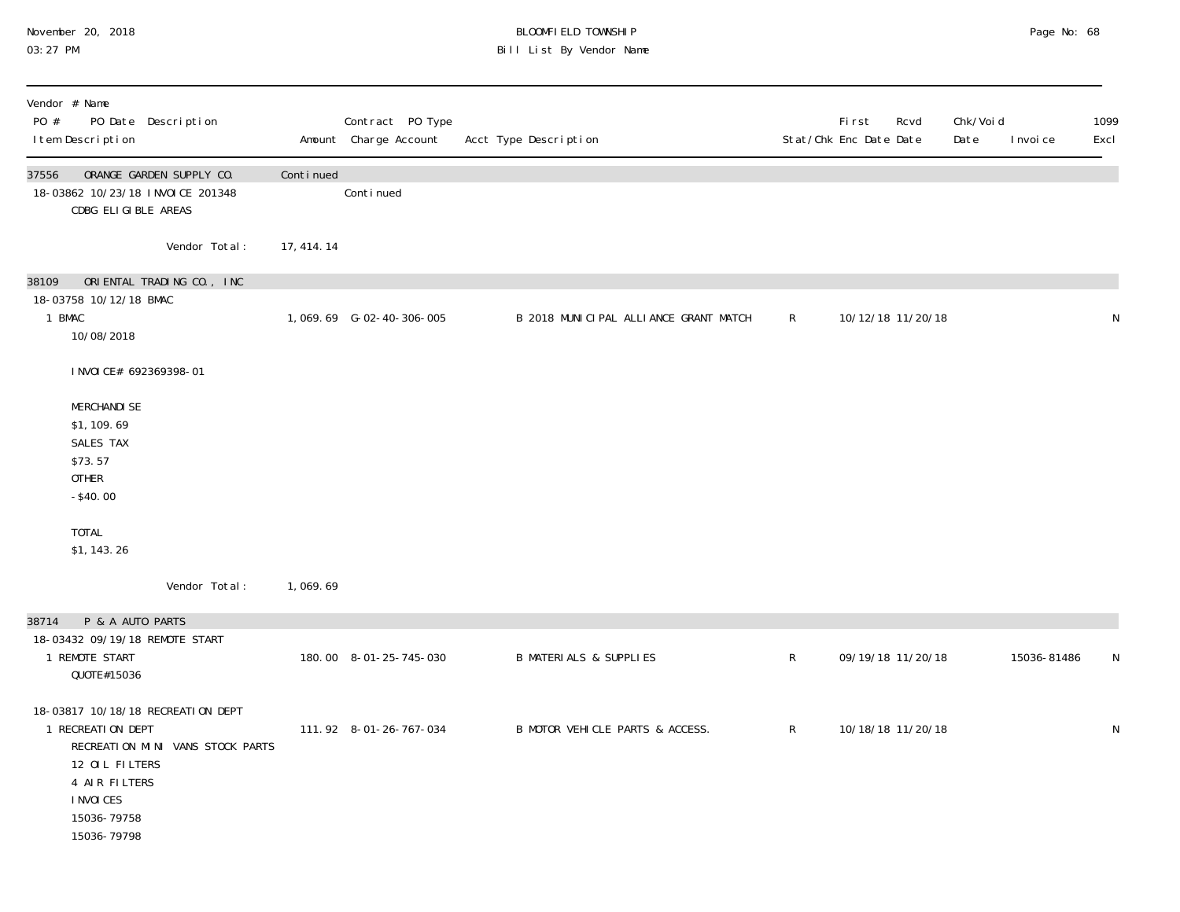| Vendor # Name<br>PO # PO Date Description<br>Item Description | Amount | Contract PO Type<br>Charge Account | Acct Type Description | Stat/Chk | First Enc Date | Rcvd Date | Chk/Void Date | Invoice | 1099 Excl |
|---|---|---|---|---|---|---|---|---|---|
| 37556 ORANGE GARDEN SUPPLY CO. | Continued | | | | | | | | |
| 18-03862 10/23/18 INVOICE 201348<br>CDBG ELIGIBLE AREAS | | Continued | | | | | | | |
| Vendor Total: | 17,414.14 | | | | | | | | |
| 38109 ORIENTAL TRADING CO., INC | | | | | | | | | |
| 18-03758 10/12/18 BMAC | | | | | | | | | |
| 1 BMAC<br>10/08/2018<br>INVOICE# 692369398-01<br>MERCHANDISE<br>$1,109.69<br>SALES TAX<br>$73.57<br>OTHER<br>-$40.00<br>TOTAL<br>$1,143.26 | 1,069.69 | G-02-40-306-005 | B 2018 MUNICIPAL ALLIANCE GRANT MATCH | R | 10/12/18 | 11/20/18 | | | N |
| Vendor Total: | 1,069.69 | | | | | | | | |
| 38714 P & A AUTO PARTS | | | | | | | | | |
| 18-03432 09/19/18 REMOTE START | | | | | | | | | |
| 1 REMOTE START<br>QUOTE#15036 | 180.00 | 8-01-25-745-030 | B MATERIALS & SUPPLIES | R | 09/19/18 | 11/20/18 | | 15036-81486 | N |
| 18-03817 10/18/18 RECREATION DEPT | | | | | | | | | |
| 1 RECREATION DEPT<br>RECREATION MINI VANS STOCK PARTS<br>12 OIL FILTERS<br>4 AIR FILTERS<br>INVOICES<br>15036-79758<br>15036-79798 | 111.92 | 8-01-26-767-034 | B MOTOR VEHICLE PARTS & ACCESS. | R | 10/18/18 | 11/20/18 | | | N |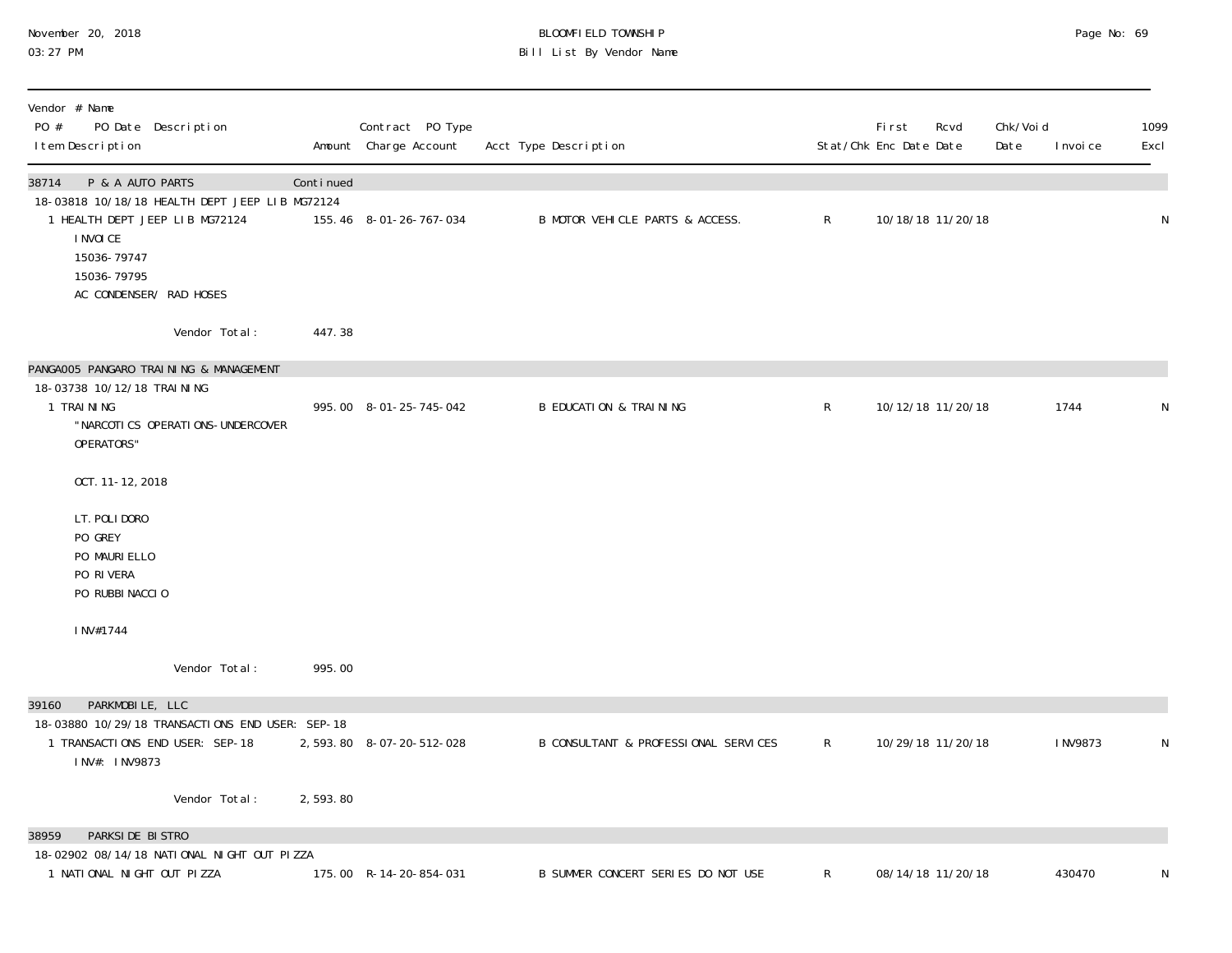BLOOMFIELD TOWNSHIP
Bill List By Vendor Name

November 20, 2018
03:27 PM

| Vendor # Name<br>PO # PO Date Description<br>Item Description | Amount | Contract PO Type<br>Charge Account | Acct Type Description | Stat/Chk | First Enc Date | Rcvd Date | Chk/Void Date | Invoice | 1099 Excl |
|---|---|---|---|---|---|---|---|---|---|
| **38714 P & A AUTO PARTS** | Continued | | | | | | | | |
| 18-03818 10/18/18 HEALTH DEPT JEEP LIB MG72124 | | | | | | | | | |
| 1 HEALTH DEPT JEEP LIB MG72124<br>INVOICE<br>15036-79747<br>15036-79795<br>AC CONDENSER/ RAD HOSES | 155.46 | 8-01-26-767-034 | B MOTOR VEHICLE PARTS & ACCESS. | R | 10/18/18 | 11/20/18 | | | N |
| Vendor Total: | 447.38 | | | | | | | | |
| **PANGA005 PANGARO TRAINING & MANAGEMENT** | | | | | | | | | |
| 18-03738 10/12/18 TRAINING | | | | | | | | | |
| 1 TRAINING<br>"NARCOTICS OPERATIONS-UNDERCOVER OPERATORS"<br><br>OCT. 11-12, 2018<br><br>LT. POLIDORO<br>PO GREY<br>PO MAURIELLO<br>PO RIVERA<br>PO RUBBINACCIO<br><br>INV#1744 | 995.00 | 8-01-25-745-042 | B EDUCATION & TRAINING | R | 10/12/18 | 11/20/18 | | 1744 | N |
| Vendor Total: | 995.00 | | | | | | | | |
| **39160 PARKMOBILE, LLC** | | | | | | | | | |
| 18-03880 10/29/18 TRANSACTIONS END USER: SEP-18 | | | | | | | | | |
| 1 TRANSACTIONS END USER: SEP-18<br>INV#: INV9873 | 2,593.80 | 8-07-20-512-028 | B CONSULTANT & PROFESSIONAL SERVICES | R | 10/29/18 | 11/20/18 | | INV9873 | N |
| Vendor Total: | 2,593.80 | | | | | | | | |
| **38959 PARKSIDE BISTRO** | | | | | | | | | |
| 18-02902 08/14/18 NATIONAL NIGHT OUT PIZZA | | | | | | | | | |
| 1 NATIONAL NIGHT OUT PIZZA | 175.00 | R-14-20-854-031 | B SUMMER CONCERT SERIES DO NOT USE | R | 08/14/18 | 11/20/18 | | 430470 | N |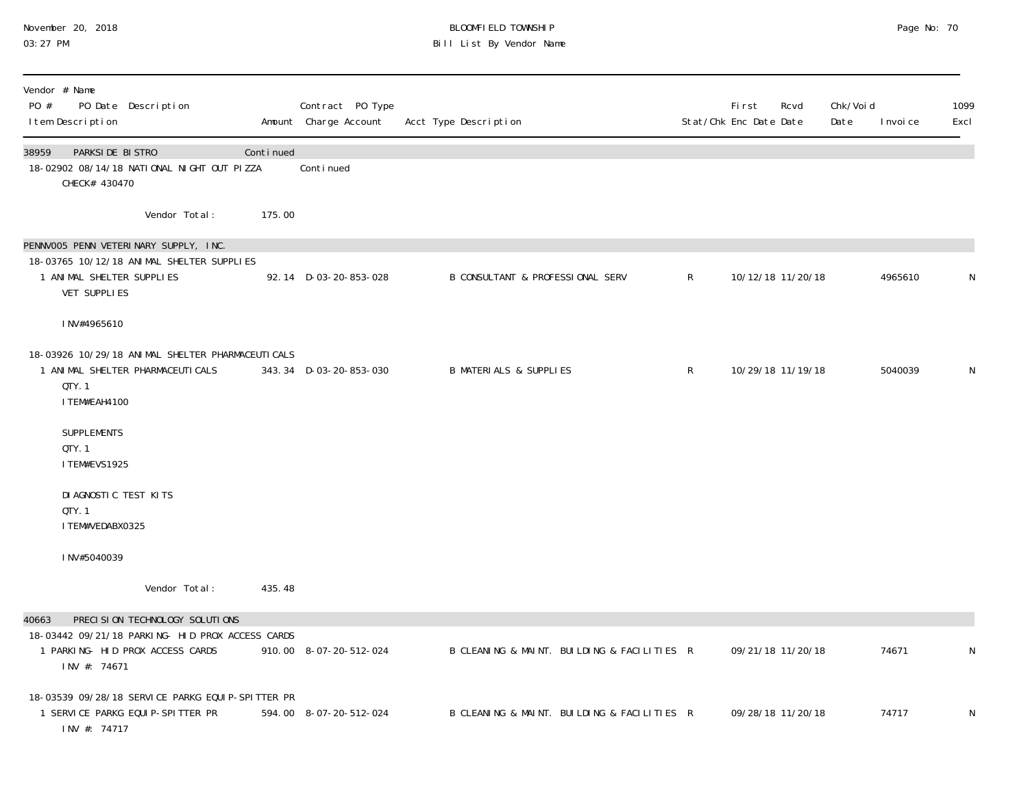| Vendor # Name<br>PO # PO Date Description<br>Item Description | Amount | Contract PO Type<br>Charge Account | Acct Type Description | Stat/Chk | First Enc Date | Rcvd Date | Chk/Void Date | Invoice | 1099 Excl |
|---|---|---|---|---|---|---|---|---|---|
| **38959 PARKSIDE BISTRO** | Continued | | | | | | | | |
| 18-02902 08/14/18 NATIONAL NIGHT OUT PIZZA | | Continued | | | | | | | |
| CHECK# 430470 | | | | | | | | | |
| Vendor Total: | 175.00 | | | | | | | | |
| **PENNV005 PENN VETERINARY SUPPLY, INC.** | | | | | | | | | |
| 18-03765 10/12/18 ANIMAL SHELTER SUPPLIES | | | | | | | | | |
| 1 ANIMAL SHELTER SUPPLIES<br>VET SUPPLIES<br><br>INV#4965610 | 92.14 | D-03-20-853-028 | B CONSULTANT & PROFESSIONAL SERV | R | 10/12/18 | 11/20/18 | | 4965610 | N |
| 18-03926 10/29/18 ANIMAL SHELTER PHARMACEUTICALS | | | | | | | | | |
| 1 ANIMAL SHELTER PHARMACEUTICALS<br>QTY. 1<br>ITEM#EAH4100<br><br>SUPPLEMENTS<br>QTY. 1<br>ITEM#EVS1925<br><br>DIAGNOSTIC TEST KITS<br>QTY. 1<br>ITEM#VEDABX0325<br><br>INV#5040039 | 343.34 | D-03-20-853-030 | B MATERIALS & SUPPLIES | R | 10/29/18 | 11/19/18 | | 5040039 | N |
| Vendor Total: | 435.48 | | | | | | | | |
| **40663 PRECISION TECHNOLOGY SOLUTIONS** | | | | | | | | | |
| 18-03442 09/21/18 PARKING- HID PROX ACCESS CARDS | | | | | | | | | |
| 1 PARKING- HID PROX ACCESS CARDS<br>INV #: 74671 | 910.00 | 8-07-20-512-024 | B CLEANING & MAINT. BUILDING & FACILITIES | R | 09/21/18 | 11/20/18 | | 74671 | N |
| 18-03539 09/28/18 SERVICE PARKG EQUIP-SPITTER PR | | | | | | | | | |
| 1 SERVICE PARKG EQUIP-SPITTER PR<br>INV #: 74717 | 594.00 | 8-07-20-512-024 | B CLEANING & MAINT. BUILDING & FACILITIES | R | 09/28/18 | 11/20/18 | | 74717 | N |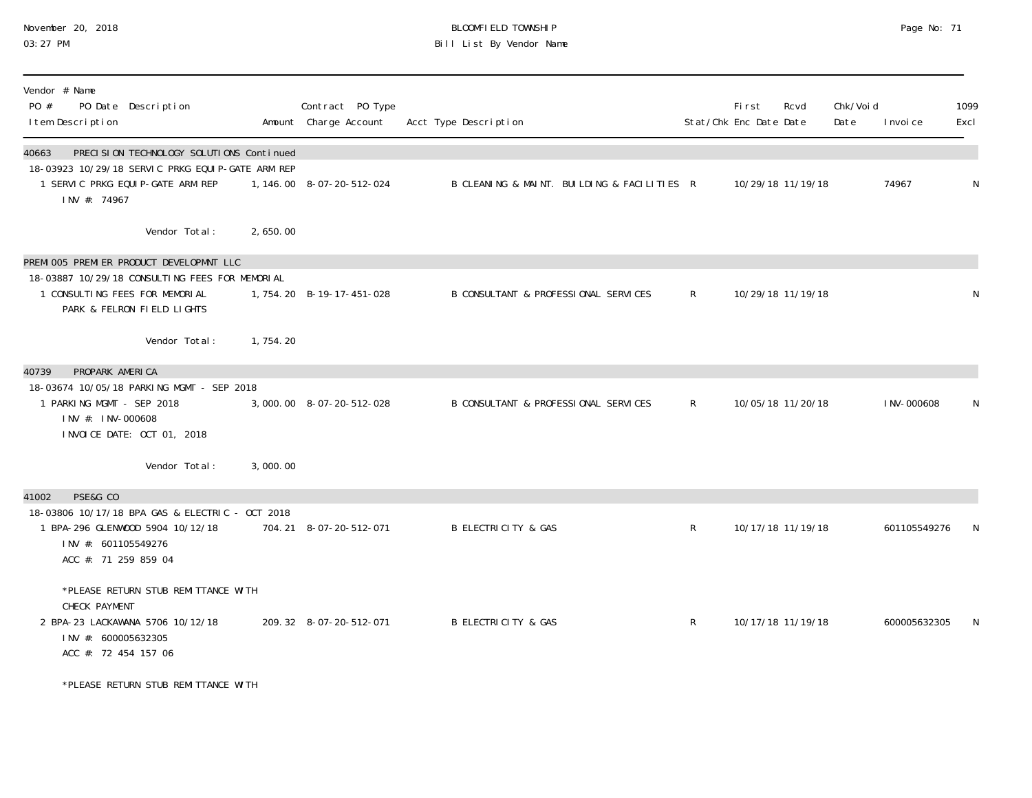BLOOMFIELD TOWNSHIP
Bill List By Vendor Name

November 20, 2018
03:27 PM

| Vendor # Name<br>PO # PO Date Description<br>Item Description | Amount | Contract PO Type<br>Charge Account | Acct Type Description | Stat/Chk | First Enc Date | Rcvd Date | Chk/Void Date | Invoice | 1099 Excl |
|---|---|---|---|---|---|---|---|---|---|
| **40663 PRECISION TECHNOLOGY SOLUTIONS Continued** | | | | | | | | | |
| 18-03923 10/29/18 SERVIC PRKG EQUIP-GATE ARM REP | | | | | | | | | |
| 1 SERVIC PRKG EQUIP-GATE ARM REP<br>INV #: 74967 | 1,146.00 | 8-07-20-512-024 | B CLEANING & MAINT. BUILDING & FACILITIES | R | 10/29/18 | 11/19/18 | | 74967 | N |
| Vendor Total: | 2,650.00 | | | | | | | | |
| **PREMI005 PREMIER PRODUCT DEVELOPMNT LLC** | | | | | | | | | |
| 18-03887 10/29/18 CONSULTING FEES FOR MEMORIAL | | | | | | | | | |
| 1 CONSULTING FEES FOR MEMORIAL<br>PARK & FELRON FIELD LIGHTS | 1,754.20 | B-19-17-451-028 | B CONSULTANT & PROFESSIONAL SERVICES | R | 10/29/18 | 11/19/18 | | | N |
| Vendor Total: | 1,754.20 | | | | | | | | |
| **40739 PROPARK AMERICA** | | | | | | | | | |
| 18-03674 10/05/18 PARKING MGMT - SEP 2018 | | | | | | | | | |
| 1 PARKING MGMT - SEP 2018<br>INV #: INV-000608<br>INVOICE DATE: OCT 01, 2018 | 3,000.00 | 8-07-20-512-028 | B CONSULTANT & PROFESSIONAL SERVICES | R | 10/05/18 | 11/20/18 | | INV-000608 | N |
| Vendor Total: | 3,000.00 | | | | | | | | |
| **41002 PSE&G CO** | | | | | | | | | |
| 18-03806 10/17/18 BPA GAS & ELECTRIC - OCT 2018 | | | | | | | | | |
| 1 BPA-296 GLENWOOD 5904 10/12/18<br>INV #: 601105549276<br>ACC #: 71 259 859 04<br><br>*PLEASE RETURN STUB REMITTANCE WITH<br>CHECK PAYMENT | 704.21 | 8-07-20-512-071 | B ELECTRICITY & GAS | R | 10/17/18 | 11/19/18 | | 601105549276 | N |
| 2 BPA-23 LACKAWANA 5706 10/12/18<br>INV #: 600005632305<br>ACC #: 72 454 157 06<br><br>*PLEASE RETURN STUB REMITTANCE WITH | 209.32 | 8-07-20-512-071 | B ELECTRICITY & GAS | R | 10/17/18 | 11/19/18 | | 600005632305 | N |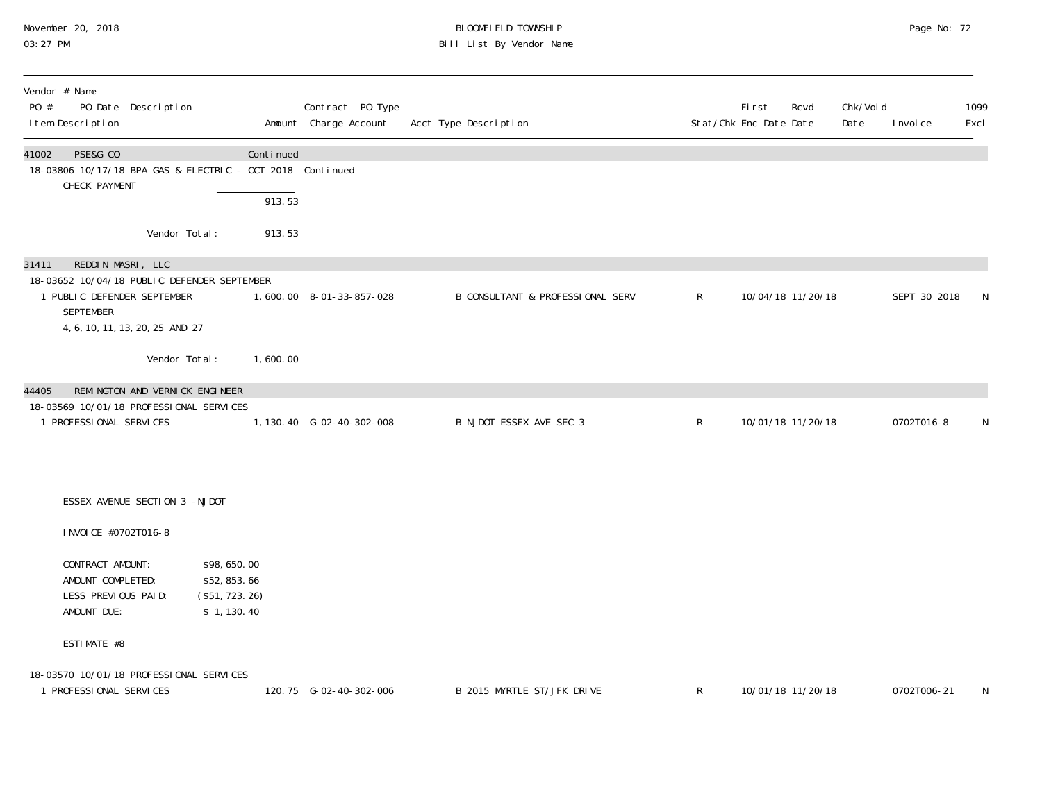| Vendor # Name PO # PO Date Description Item Description | Amount | Contract PO Type Charge Account | Acct Type Description | Stat/Chk | First Enc Date | Rcvd Date | Chk/Void Date | Invoice | 1099 Excl |
|---|---|---|---|---|---|---|---|---|---|
| 41002 PSE&G CO | Continued | | | | | | | | |
| 18-03806 10/17/18 BPA GAS & ELECTRIC - OCT 2018 | Continued | | | | | | | | |
| CHECK PAYMENT | | | | | | | | | |
| | 913.53 | | | | | | | | |
| Vendor Total: | 913.53 | | | | | | | | |
| 31411 REDDIN MASRI, LLC | | | | | | | | | |
| 18-03652 10/04/18 PUBLIC DEFENDER SEPTEMBER | | | | | | | | | |
| 1 PUBLIC DEFENDER SEPTEMBER SEPTEMBER 4, 6, 10, 11, 13, 20, 25 AND 27 | 1,600.00 | 8-01-33-857-028 | B CONSULTANT & PROFESSIONAL SERV | R | 10/04/18 | 11/20/18 | | SEPT 30 2018 | N |
| Vendor Total: | 1,600.00 | | | | | | | | |
| 44405 REMINGTON AND VERNICK ENGINEER | | | | | | | | | |
| 18-03569 10/01/18 PROFESSIONAL SERVICES | | | | | | | | | |
| 1 PROFESSIONAL SERVICES | 1,130.40 | G-02-40-302-008 | B NJDOT ESSEX AVE SEC 3 | R | 10/01/18 | 11/20/18 | | 0702T016-8 | N |
| ESSEX AVENUE SECTION 3 -NJDOT<br><br>INVOICE #0702T016-8<br><br>CONTRACT AMOUNT: $98,650.00<br>AMOUNT COMPLETED: $52,853.66<br>LESS PREVIOUS PAID: ($51,723.26)<br>AMOUNT DUE: $ 1,130.40<br><br>ESTIMATE #8 | | | | | | | | | |
| 18-03570 10/01/18 PROFESSIONAL SERVICES | | | | | | | | | |
| 1 PROFESSIONAL SERVICES | 120.75 | G-02-40-302-006 | B 2015 MYRTLE ST/JFK DRIVE | R | 10/01/18 | 11/20/18 | | 0702T006-21 | N |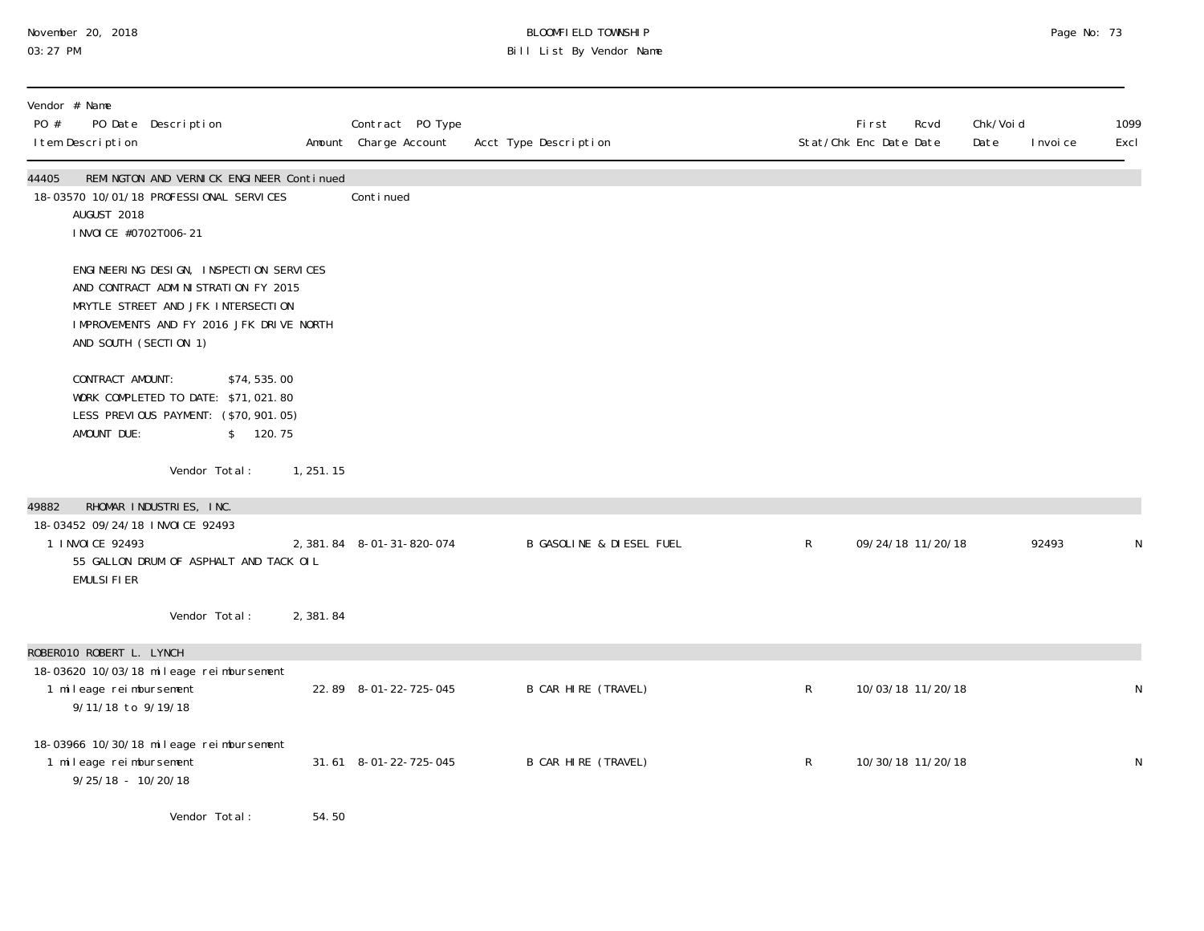| Vendor # Name<br>PO # PO Date Description<br>Item Description | Amount | Contract PO Type<br>Charge Account | Acct Type Description | Stat/Chk | First Enc Date | Rcvd Date | Chk/Void Date | Invoice | 1099 Excl |
|---|---|---|---|---|---|---|---|---|---|
| **44405 REMINGTON AND VERNICK ENGINEER Continued** | | | | | | | | | |
| 18-03570 10/01/18 PROFESSIONAL SERVICES<br>AUGUST 2018<br>INVOICE #0702T006-21<br><br>ENGINEERING DESIGN, INSPECTION SERVICES AND CONTRACT ADMINISTRATION FY 2015 MRYTLE STREET AND JFK INTERSECTION IMPROVEMENTS AND FY 2016 JFK DRIVE NORTH AND SOUTH (SECTION 1)<br><br>CONTRACT AMOUNT: $74,535.00<br>WORK COMPLETED TO DATE: $71,021.80<br>LESS PREVIOUS PAYMENT: ($70,901.05)<br>AMOUNT DUE: $ 120.75 | | Continued | | | | | | | |
| Vendor Total: | 1,251.15 | | | | | | | | |
| **49882 RHOMAR INDUSTRIES, INC.** | | | | | | | | | |
| 18-03452 09/24/18 INVOICE 92493 | | | | | | | | | |
| 1 INVOICE 92493<br>55 GALLON DRUM OF ASPHALT AND TACK OIL EMULSIFIER | 2,381.84 | 8-01-31-820-074 | B GASOLINE & DIESEL FUEL | R | 09/24/18 | 11/20/18 | | 92493 | N |
| Vendor Total: | 2,381.84 | | | | | | | | |
| **ROBER010 ROBERT L. LYNCH** | | | | | | | | | |
| 18-03620 10/03/18 mileage reimbursement | | | | | | | | | |
| 1 mileage reimbursement<br>9/11/18 to 9/19/18 | 22.89 | 8-01-22-725-045 | B CAR HIRE (TRAVEL) | R | 10/03/18 | 11/20/18 | | | N |
| 18-03966 10/30/18 mileage reimbursement | | | | | | | | | |
| 1 mileage reimbursement<br>9/25/18 - 10/20/18 | 31.61 | 8-01-22-725-045 | B CAR HIRE (TRAVEL) | R | 10/30/18 | 11/20/18 | | | N |
| Vendor Total: | 54.50 | | | | | | | | |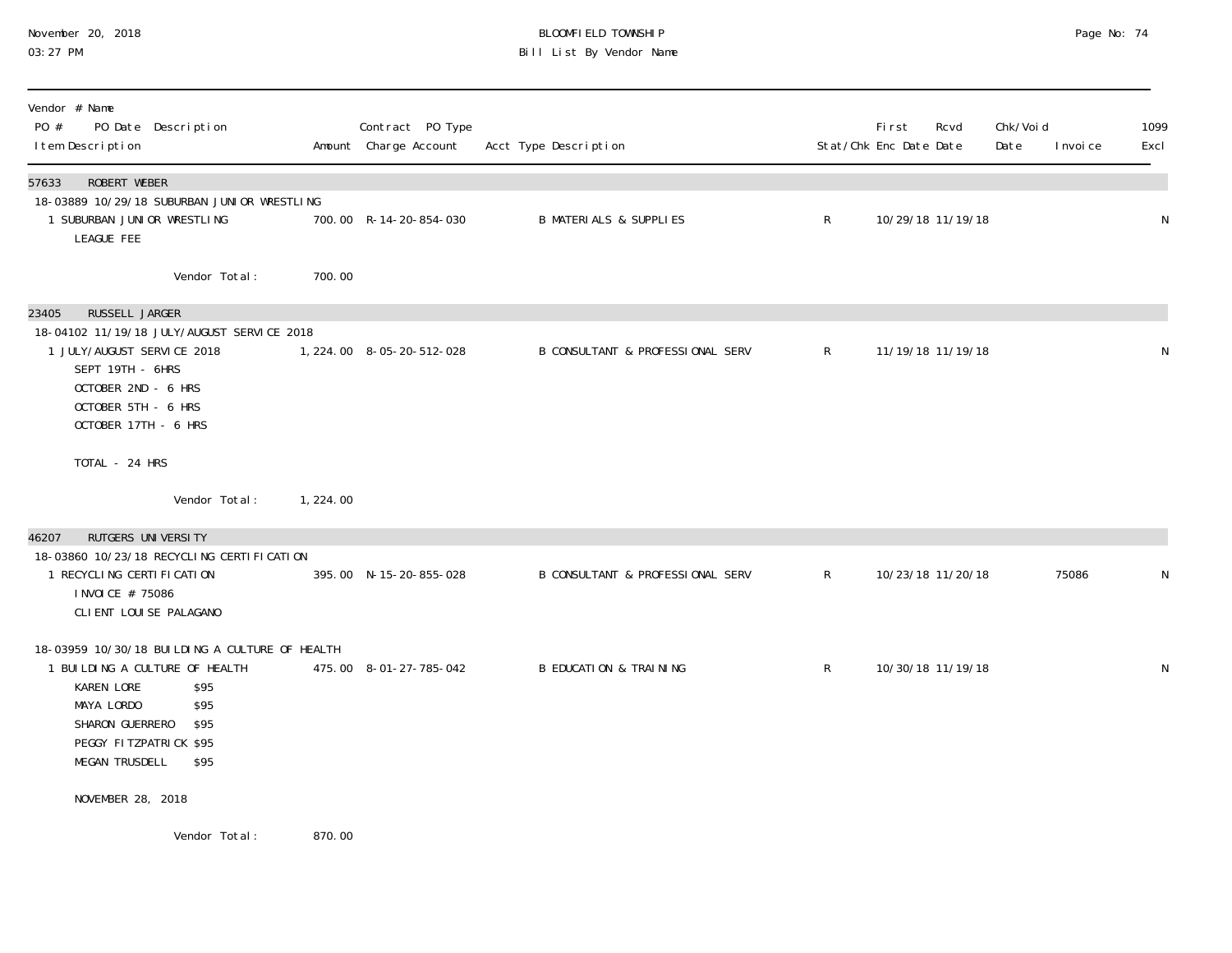# BLOOMFIELD TOWNSHIP
## Bill List By Vendor Name

November 20, 2018
03:27 PM

| Vendor # Name / PO # PO Date Description / Item Description | Amount | Contract PO Type Charge Account | Acct Type Description | Stat/Chk | First Enc Date | Rcvd Date | Chk/Void Date | Invoice | 1099 Excl |
|---|---|---|---|---|---|---|---|---|---|
| **57633 ROBERT WEBER** | | | | | | | | | |
| 18-03889 10/29/18 SUBURBAN JUNIOR WRESTLING | | | | | | | | | |
| 1 SUBURBAN JUNIOR WRESTLING LEAGUE FEE | 700.00 | R-14-20-854-030 | B MATERIALS & SUPPLIES | R | 10/29/18 | 11/19/18 | | | N |
| Vendor Total: | 700.00 | | | | | | | | |
| **23405 RUSSELL JARGER** | | | | | | | | | |
| 18-04102 11/19/18 JULY/AUGUST SERVICE 2018 | | | | | | | | | |
| 1 JULY/AUGUST SERVICE 2018 SEPT 19TH - 6HRS OCTOBER 2ND - 6 HRS OCTOBER 5TH - 6 HRS OCTOBER 17TH - 6 HRS TOTAL - 24 HRS | 1,224.00 | 8-05-20-512-028 | B CONSULTANT & PROFESSIONAL SERV | R | 11/19/18 | 11/19/18 | | | N |
| Vendor Total: | 1,224.00 | | | | | | | | |
| **46207 RUTGERS UNIVERSITY** | | | | | | | | | |
| 18-03860 10/23/18 RECYCLING CERTIFICATION | | | | | | | | | |
| 1 RECYCLING CERTIFICATION INVOICE # 75086 CLIENT LOUISE PALAGANO | 395.00 | N-15-20-855-028 | B CONSULTANT & PROFESSIONAL SERV | R | 10/23/18 | 11/20/18 | | 75086 | N |
| 18-03959 10/30/18 BUILDING A CULTURE OF HEALTH | | | | | | | | | |
| 1 BUILDING A CULTURE OF HEALTH KAREN LORE $95 MAYA LORDO $95 SHARON GUERRERO $95 PEGGY FITZPATRICK $95 MEGAN TRUSDELL $95 NOVEMBER 28, 2018 | 475.00 | 8-01-27-785-042 | B EDUCATION & TRAINING | R | 10/30/18 | 11/19/18 | | | N |
| Vendor Total: | 870.00 | | | | | | | | |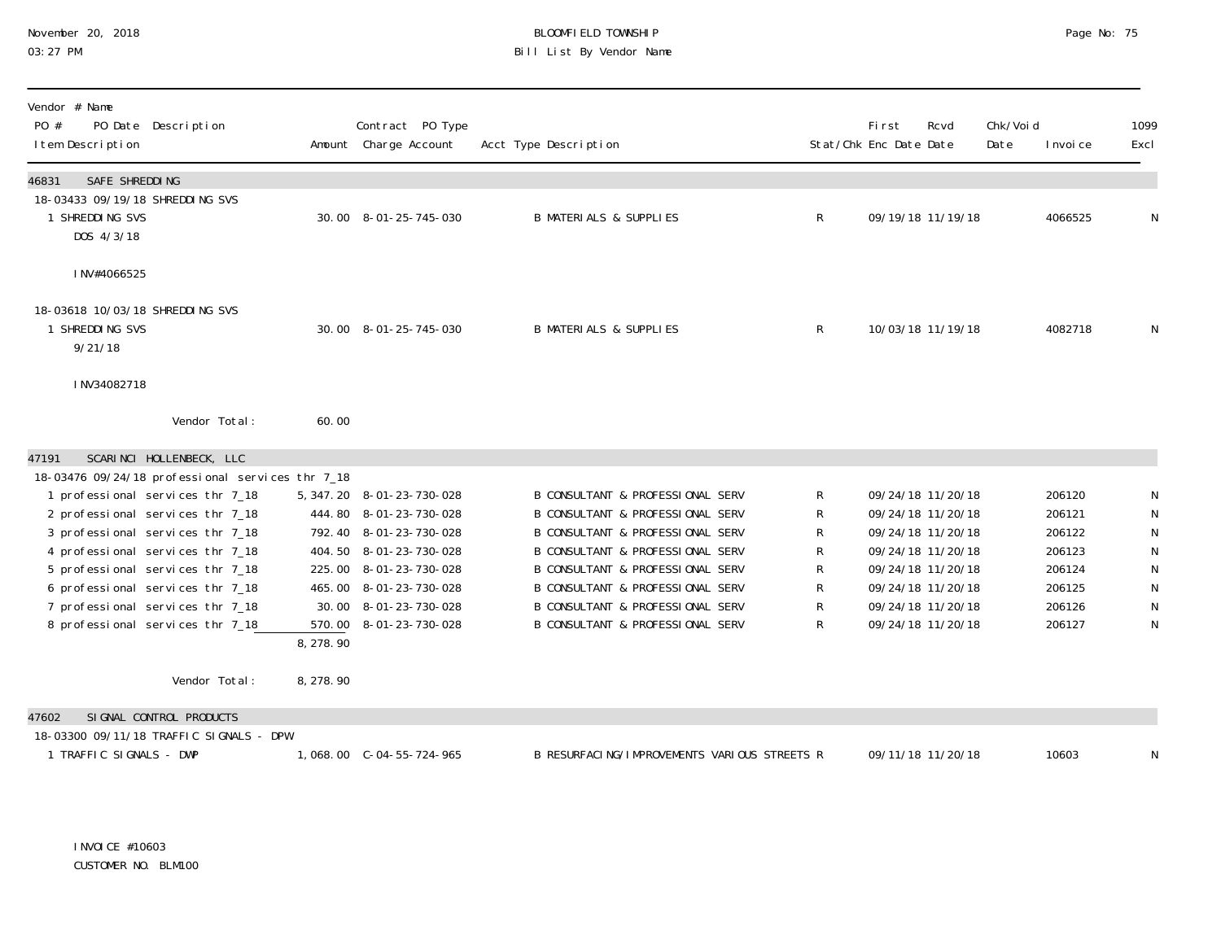| Vendor # Name PO # PO Date Description Item Description | Amount | Contract PO Type Charge Account | Acct Type Description | Stat/Chk | First Enc Date | Rcvd Date | Chk/Void Date | Invoice | 1099 Excl |
|---|---|---|---|---|---|---|---|---|---|
| **46831 SAFE SHREDDING** | | | | | | | | | |
| 18-03433 09/19/18 SHREDDING SVS | | | | | | | | | |
| 1 SHREDDING SVS DOS 4/3/18 INV#4066525 | 30.00 | 8-01-25-745-030 | B MATERIALS & SUPPLIES | R | 09/19/18 | 11/19/18 | | 4066525 | N |
| 18-03618 10/03/18 SHREDDING SVS | | | | | | | | | |
| 1 SHREDDING SVS 9/21/18 INV34082718 | 30.00 | 8-01-25-745-030 | B MATERIALS & SUPPLIES | R | 10/03/18 | 11/19/18 | | 4082718 | N |
| Vendor Total: | 60.00 | | | | | | | | |
| **47191 SCARINCI HOLLENBECK, LLC** | | | | | | | | | |
| 18-03476 09/24/18 professional services thr 7_18 | | | | | | | | | |
| 1 professional services thr 7_18 | 5,347.20 | 8-01-23-730-028 | B CONSULTANT & PROFESSIONAL SERV | R | 09/24/18 | 11/20/18 | | 206120 | N |
| 2 professional services thr 7_18 | 444.80 | 8-01-23-730-028 | B CONSULTANT & PROFESSIONAL SERV | R | 09/24/18 | 11/20/18 | | 206121 | N |
| 3 professional services thr 7_18 | 792.40 | 8-01-23-730-028 | B CONSULTANT & PROFESSIONAL SERV | R | 09/24/18 | 11/20/18 | | 206122 | N |
| 4 professional services thr 7_18 | 404.50 | 8-01-23-730-028 | B CONSULTANT & PROFESSIONAL SERV | R | 09/24/18 | 11/20/18 | | 206123 | N |
| 5 professional services thr 7_18 | 225.00 | 8-01-23-730-028 | B CONSULTANT & PROFESSIONAL SERV | R | 09/24/18 | 11/20/18 | | 206124 | N |
| 6 professional services thr 7_18 | 465.00 | 8-01-23-730-028 | B CONSULTANT & PROFESSIONAL SERV | R | 09/24/18 | 11/20/18 | | 206125 | N |
| 7 professional services thr 7_18 | 30.00 | 8-01-23-730-028 | B CONSULTANT & PROFESSIONAL SERV | R | 09/24/18 | 11/20/18 | | 206126 | N |
| 8 professional services thr 7_18 | 570.00 | 8-01-23-730-028 | B CONSULTANT & PROFESSIONAL SERV | R | 09/24/18 | 11/20/18 | | 206127 | N |
| | 8,278.90 | | | | | | | | |
| Vendor Total: | 8,278.90 | | | | | | | | |
| **47602 SIGNAL CONTROL PRODUCTS** | | | | | | | | | |
| 18-03300 09/11/18 TRAFFIC SIGNALS - DPW | | | | | | | | | |
| 1 TRAFFIC SIGNALS - DWP INVOICE #10603 CUSTOMER NO. BLM100 | 1,068.00 | C-04-55-724-965 | B RESURFACING/IMPROVEMENTS VARIOUS STREETS | R | 09/11/18 | 11/20/18 | | 10603 | N |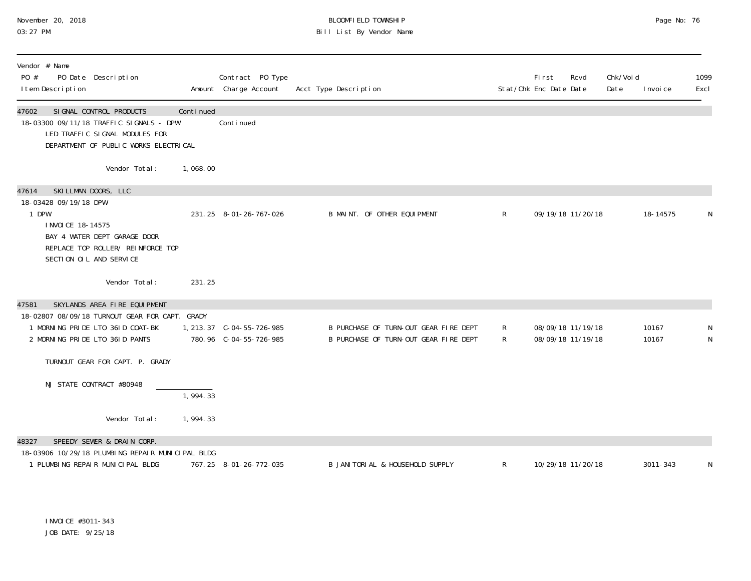| Vendor # Name<br>PO # PO Date Description<br>Item Description | Amount | Contract PO Type<br>Charge Account | Acct Type Description | Stat/Chk | First Enc Date | Rcvd Date | Chk/Void Date | Invoice | 1099 Excl |
|---|---|---|---|---|---|---|---|---|---|
| **47602 SIGNAL CONTROL PRODUCTS** | Continued | | | | | | | | |
| 18-03300 09/11/18 TRAFFIC SIGNALS - DPW | | Continued | | | | | | | |
| LED TRAFFIC SIGNAL MODULES FOR<br>DEPARTMENT OF PUBLIC WORKS ELECTRICAL | | | | | | | | | |
| Vendor Total: | 1,068.00 | | | | | | | | |
| **47614 SKILLMAN DOORS, LLC** | | | | | | | | | |
| 18-03428 09/19/18 DPW | | | | | | | | | |
| 1 DPW | 231.25 | 8-01-26-767-026 | B MAINT. OF OTHER EQUIPMENT | R | 09/19/18 | 11/20/18 | | 18-14575 | N |
| INVOICE 18-14575<br>BAY 4 WATER DEPT GARAGE DOOR<br>REPLACE TOP ROLLER/ REINFORCE TOP<br>SECTION OIL AND SERVICE | | | | | | | | | |
| Vendor Total: | 231.25 | | | | | | | | |
| **47581 SKYLANDS AREA FIRE EQUIPMENT** | | | | | | | | | |
| 18-02807 08/09/18 TURNOUT GEAR FOR CAPT. GRADY | | | | | | | | | |
| 1 MORNING PRIDE LTO 36ID COAT-BK | 1,213.37 | C-04-55-726-985 | B PURCHASE OF TURN-OUT GEAR FIRE DEPT | R | 08/09/18 | 11/19/18 | | 10167 | N |
| 2 MORNING PRIDE LTO 36ID PANTS | 780.96 | C-04-55-726-985 | B PURCHASE OF TURN-OUT GEAR FIRE DEPT | R | 08/09/18 | 11/19/18 | | 10167 | N |
| TURNOUT GEAR FOR CAPT. P. GRADY | | | | | | | | | |
| NJ STATE CONTRACT #80948 | 1,994.33 | | | | | | | | |
| Vendor Total: | 1,994.33 | | | | | | | | |
| **48327 SPEEDY SEWER & DRAIN CORP.** | | | | | | | | | |
| 18-03906 10/29/18 PLUMBING REPAIR MUNICIPAL BLDG | | | | | | | | | |
| 1 PLUMBING REPAIR MUNICIPAL BLDG | 767.25 | 8-01-26-772-035 | B JANITORIAL & HOUSEHOLD SUPPLY | R | 10/29/18 | 11/20/18 | | 3011-343 | N |
| INVOICE #3011-343<br>JOB DATE: 9/25/18 | | | | | | | | | |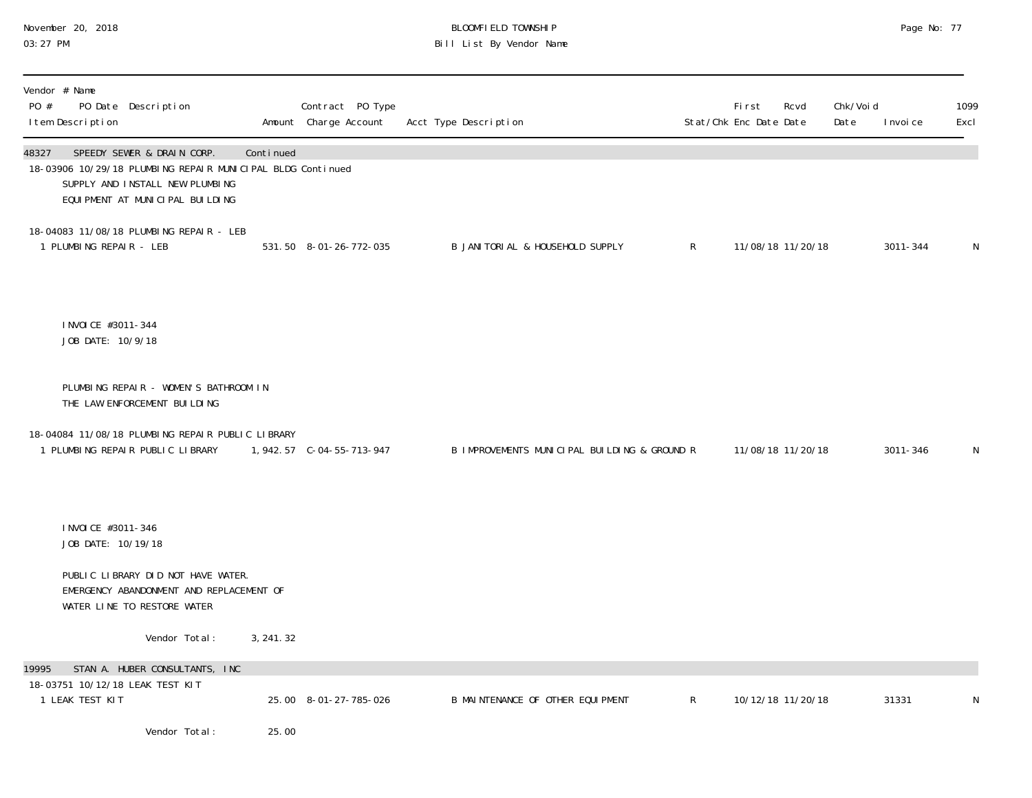| Vendor # Name<br>PO # PO Date Description<br>Item Description | Amount | Contract PO Type<br>Charge Account | Acct Type Description | Stat/Chk | First Enc Date | Rcvd Date | Chk/Void Date | Invoice | 1099 Excl |
|---|---|---|---|---|---|---|---|---|---|
| **48327 SPEEDY SEWER & DRAIN CORP.** | Continued | | | | | | | | |
| 18-03906 10/29/18 PLUMBING REPAIR MUNICIPAL BLDG Continued | | | | | | | | | |
| SUPPLY AND INSTALL NEW PLUMBING EQUIPMENT AT MUNICIPAL BUILDING | | | | | | | | | |
| 18-04083 11/08/18 PLUMBING REPAIR - LEB | | | | | | | | | |
| 1 PLUMBING REPAIR - LEB | 531.50 | 8-01-26-772-035 | B JANITORIAL & HOUSEHOLD SUPPLY | R | 11/08/18 | 11/20/18 | | 3011-344 | N |
| INVOICE #3011-344<br>JOB DATE: 10/9/18 | | | | | | | | | |
| PLUMBING REPAIR - WOMEN'S BATHROOM IN THE LAW ENFORCEMENT BUILDING | | | | | | | | | |
| 18-04084 11/08/18 PLUMBING REPAIR PUBLIC LIBRARY | | | | | | | | | |
| 1 PLUMBING REPAIR PUBLIC LIBRARY | 1,942.57 | C-04-55-713-947 | B IMPROVEMENTS MUNICIPAL BUILDING & GROUND | R | 11/08/18 | 11/20/18 | | 3011-346 | N |
| INVOICE #3011-346<br>JOB DATE: 10/19/18 | | | | | | | | | |
| PUBLIC LIBRARY DID NOT HAVE WATER. EMERGENCY ABANDONMENT AND REPLACEMENT OF WATER LINE TO RESTORE WATER | | | | | | | | | |
| Vendor Total: | 3,241.32 | | | | | | | | |
| **19995 STAN A. HUBER CONSULTANTS, INC** | | | | | | | | | |
| 18-03751 10/12/18 LEAK TEST KIT | | | | | | | | | |
| 1 LEAK TEST KIT | 25.00 | 8-01-27-785-026 | B MAINTENANCE OF OTHER EQUIPMENT | R | 10/12/18 | 11/20/18 | | 31331 | N |
| Vendor Total: | 25.00 | | | | | | | | |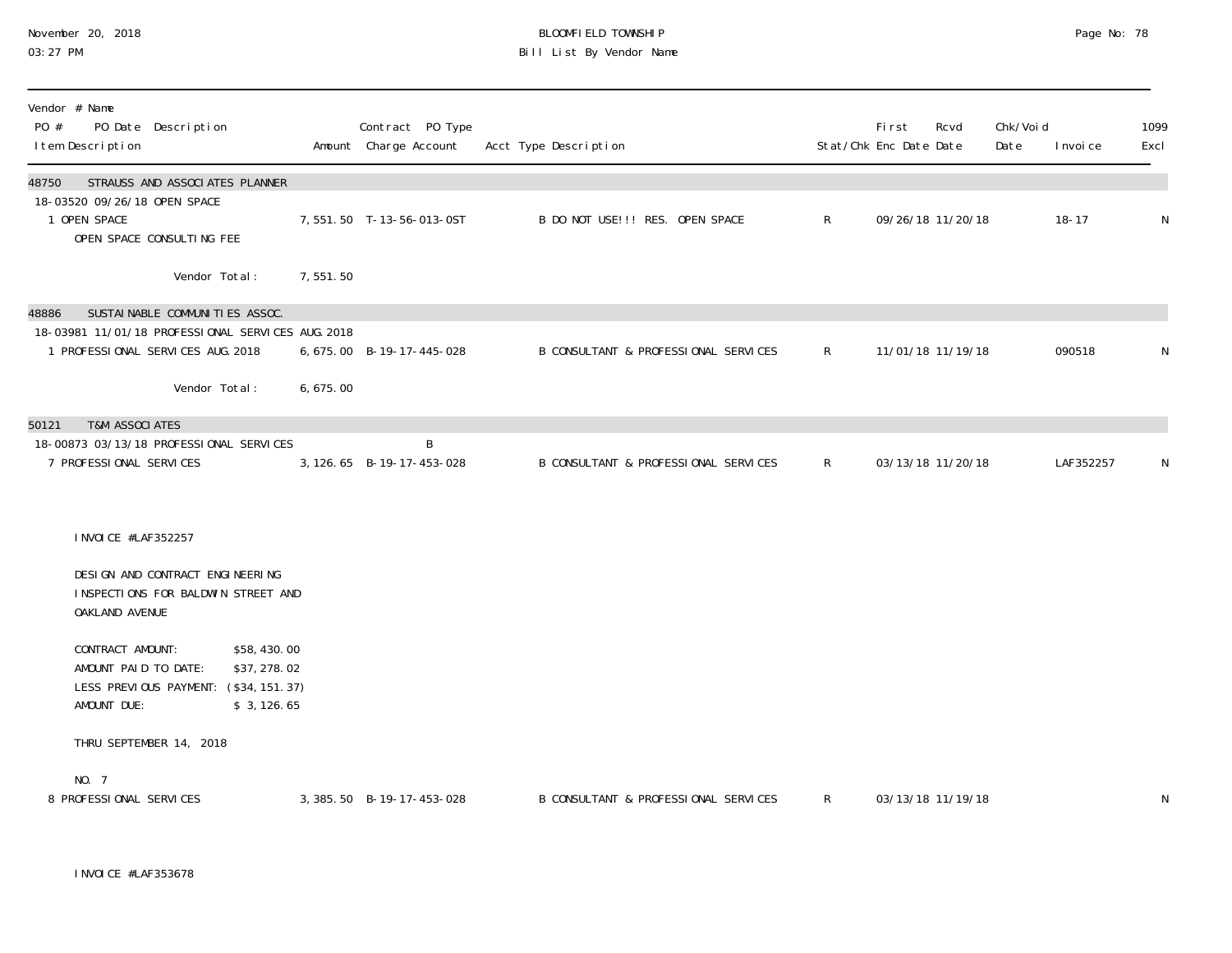BLOOMFIELD TOWNSHIP

Bill List By Vendor Name

November 20, 2018
03:27 PM

| Vendor # Name<br>PO # PO Date Description<br>Item Description | Amount | Contract PO Type<br>Charge Account | Acct Type Description | Stat/Chk | First Enc Date | Rcvd Date | Chk/Void Date | Invoice | 1099 Excl |
|---|---|---|---|---|---|---|---|---|---|
| **48750 STRAUSS AND ASSOCIATES PLANNER** | | | | | | | | | |
| 18-03520 09/26/18 OPEN SPACE | | | | | | | | | |
| 1 OPEN SPACE<br>OPEN SPACE CONSULTING FEE | 7,551.50 | T-13-56-013-OST | B DO NOT USE!!! RES. OPEN SPACE | R | 09/26/18 | 11/20/18 | | 18-17 | N |
| Vendor Total: | 7,551.50 | | | | | | | | |
| **48886 SUSTAINABLE COMMUNITIES ASSOC.** | | | | | | | | | |
| 18-03981 11/01/18 PROFESSIONAL SERVICES AUG.2018 | | | | | | | | | |
| 1 PROFESSIONAL SERVICES AUG.2018 | 6,675.00 | B-19-17-445-028 | B CONSULTANT & PROFESSIONAL SERVICES | R | 11/01/18 | 11/19/18 | | 090518 | N |
| Vendor Total: | 6,675.00 | | | | | | | | |
| **50121 T&M ASSOCIATES** | | | | | | | | | |
| 18-00873 03/13/18 PROFESSIONAL SERVICES | | B | | | | | | | |
| 7 PROFESSIONAL SERVICES | 3,126.65 | B-19-17-453-028 | B CONSULTANT & PROFESSIONAL SERVICES | R | 03/13/18 | 11/20/18 | | LAF352257 | N |

INVOICE #LAF352257

DESIGN AND CONTRACT ENGINEERING
INSPECTIONS FOR BALDWIN STREET AND
OAKLAND AVENUE

| | |
|---|---|
| CONTRACT AMOUNT: | $58,430.00 |
| AMOUNT PAID TO DATE: | $37,278.02 |
| LESS PREVIOUS PAYMENT: | ($34,151.37) |
| AMOUNT DUE: | $ 3,126.65 |

THRU SEPTEMBER 14, 2018

NO. 7

| Item Description | Amount | Charge Account | Acct Type Description | Stat/Chk | First Enc Date | Rcvd Date | Chk/Void Date | Invoice | 1099 Excl |
|---|---|---|---|---|---|---|---|---|---|
| 8 PROFESSIONAL SERVICES | 3,385.50 | B-19-17-453-028 | B CONSULTANT & PROFESSIONAL SERVICES | R | 03/13/18 | 11/19/18 | | | N |

INVOICE #LAF353678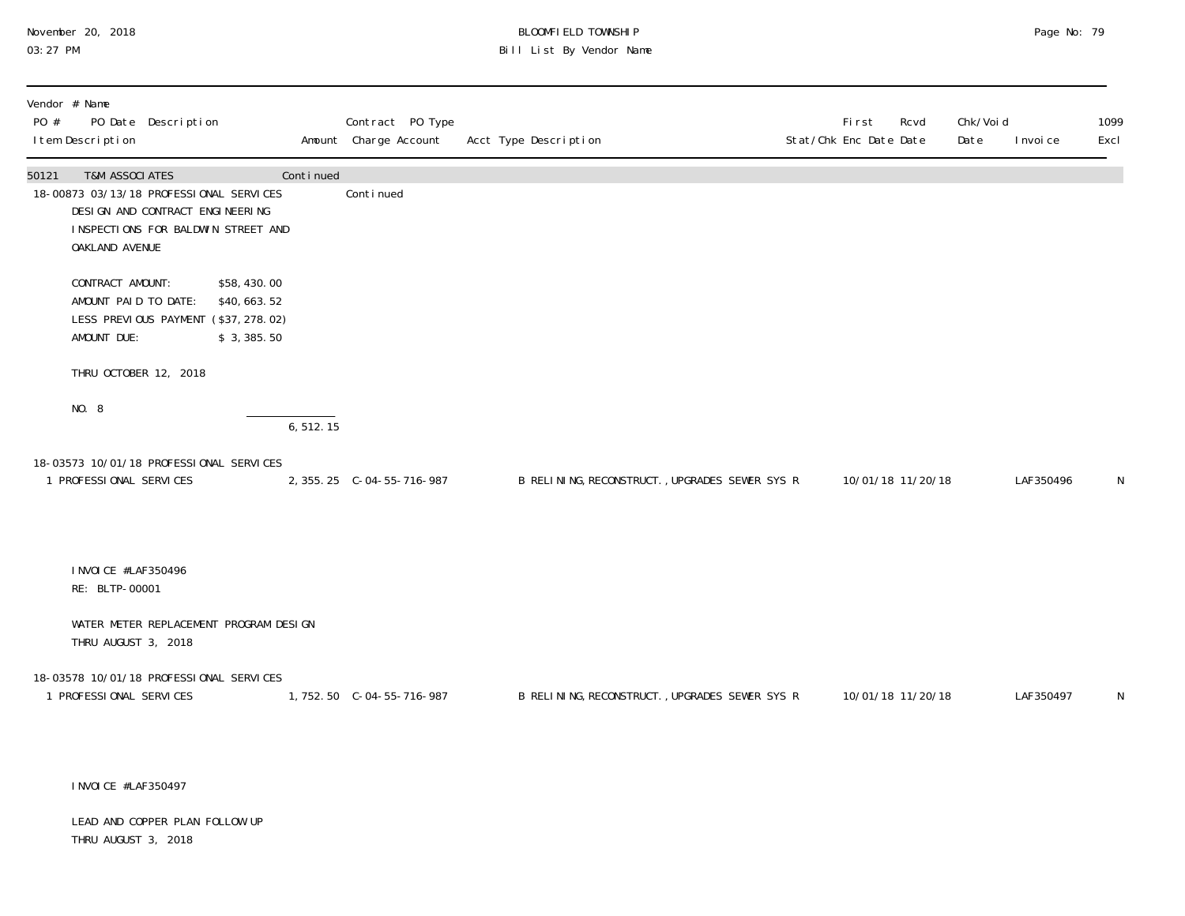| Vendor # Name<br>PO # PO Date Description<br>Item Description | Amount | Contract PO Type<br>Charge Account | Acct Type Description | Stat/Chk | First<br>Enc Date | Rcvd<br>Date | Chk/Void<br>Date | Invoice | 1099<br>Excl |
|---|---|---|---|---|---|---|---|---|---|
| 50121 T&M ASSOCIATES | Continued | | | | | | | | |
| 18-00873 03/13/18 PROFESSIONAL SERVICES | | Continued | | | | | | | |
| DESIGN AND CONTRACT ENGINEERING<br>INSPECTIONS FOR BALDWIN STREET AND<br>OAKLAND AVENUE<br><br>CONTRACT AMOUNT: $58,430.00<br>AMOUNT PAID TO DATE: $40,663.52<br>LESS PREVIOUS PAYMENT ($37,278.02)<br>AMOUNT DUE: $ 3,385.50<br><br>THRU OCTOBER 12, 2018<br><br>NO. 8 | | | | | | | | | |
| | 6,512.15 | | | | | | | | |
| 18-03573 10/01/18 PROFESSIONAL SERVICES | | | | | | | | | |
| 1 PROFESSIONAL SERVICES | 2,355.25 | C-04-55-716-987 | B RELINING,RECONSTRUCT.,UPGRADES SEWER SYS R | | 10/01/18 | 11/20/18 | | LAF350496 | N |
| INVOICE #LAF350496<br>RE: BLTP-00001<br><br>WATER METER REPLACEMENT PROGRAM DESIGN<br>THRU AUGUST 3, 2018 | | | | | | | | | |
| 18-03578 10/01/18 PROFESSIONAL SERVICES | | | | | | | | | |
| 1 PROFESSIONAL SERVICES | 1,752.50 | C-04-55-716-987 | B RELINING,RECONSTRUCT.,UPGRADES SEWER SYS R | | 10/01/18 | 11/20/18 | | LAF350497 | N |
| INVOICE #LAF350497<br><br>LEAD AND COPPER PLAN FOLLOW UP<br>THRU AUGUST 3, 2018 | | | | | | | | | |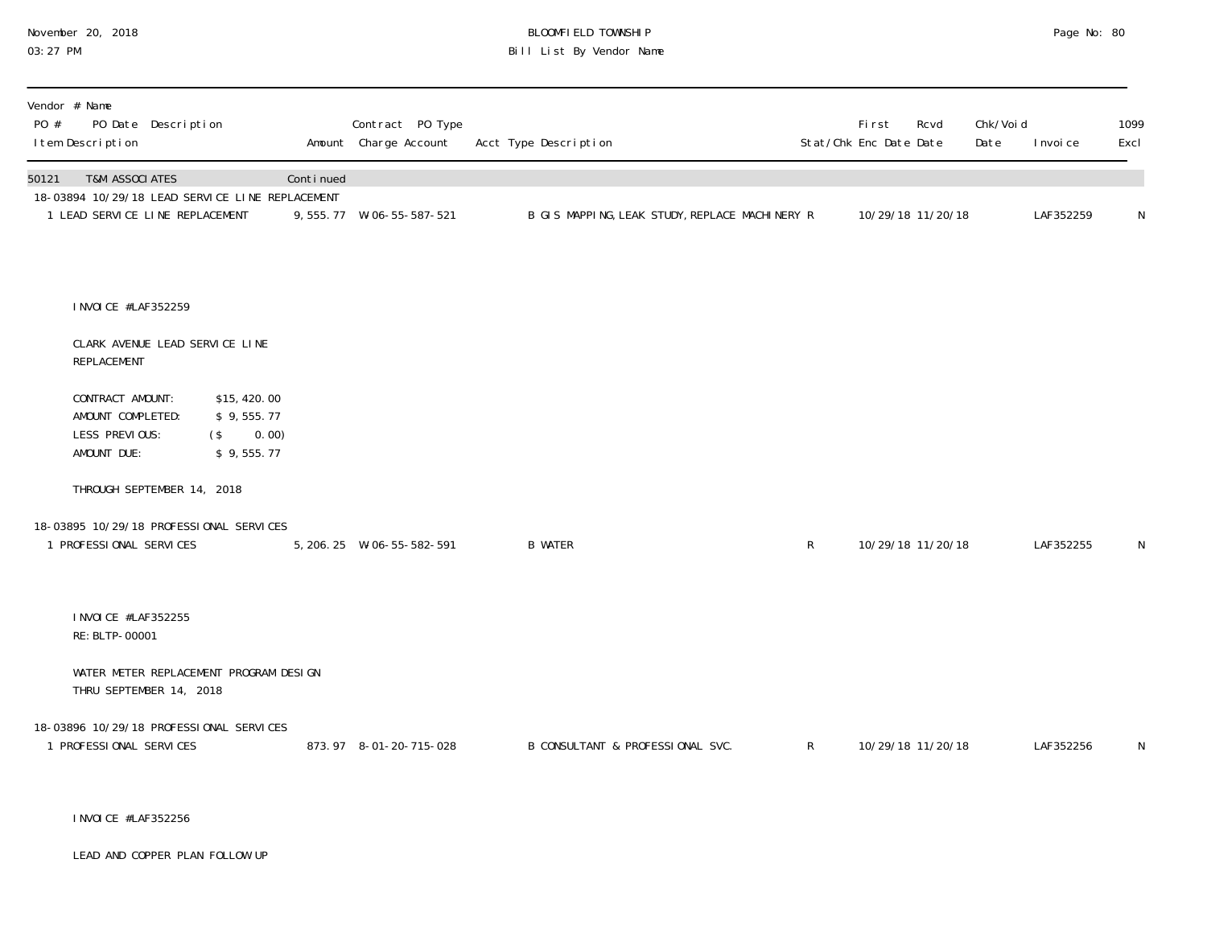BLOOMFIELD TOWNSHIP
Bill List By Vendor Name

| Vendor # Name<br>PO # PO Date Description<br>Item Description | Amount | Contract PO Type<br>Charge Account | Acct Type Description | Stat/Chk | First<br>Enc Date | Rcvd<br>Date | Chk/Void<br>Date | Invoice | 1099<br>Excl |
|---|---|---|---|---|---|---|---|---|---|
| 50121 T&M ASSOCIATES | Continued | | | | | | | | |
| 18-03894 10/29/18 LEAD SERVICE LINE REPLACEMENT | | | | | | | | | |
| 1 LEAD SERVICE LINE REPLACEMENT | 9,555.77 | W-06-55-587-521 | B GIS MAPPING,LEAK STUDY,REPLACE MACHINERY | R | 10/29/18 | 11/20/18 | | LAF352259 | N |

INVOICE #LAF352259

CLARK AVENUE LEAD SERVICE LINE REPLACEMENT

CONTRACT AMOUNT: $15,420.00
AMOUNT COMPLETED: $ 9,555.77
LESS PREVIOUS: ($ 0.00)
AMOUNT DUE: $ 9,555.77

THROUGH SEPTEMBER 14, 2018

| PO # PO Date Description<br>Item Description | Amount | Charge Account | Acct Type Description | Stat/Chk | First<br>Enc Date | Rcvd<br>Date | Chk/Void<br>Date | Invoice | 1099<br>Excl |
|---|---|---|---|---|---|---|---|---|---|
| 18-03895 10/29/18 PROFESSIONAL SERVICES | | | | | | | | | |
| 1 PROFESSIONAL SERVICES | 5,206.25 | W-06-55-582-591 | B WATER | R | 10/29/18 | 11/20/18 | | LAF352255 | N |

INVOICE #LAF352255
RE: BLTP-00001

WATER METER REPLACEMENT PROGRAM DESIGN
THRU SEPTEMBER 14, 2018

| PO # PO Date Description<br>Item Description | Amount | Charge Account | Acct Type Description | Stat/Chk | First<br>Enc Date | Rcvd<br>Date | Chk/Void<br>Date | Invoice | 1099<br>Excl |
|---|---|---|---|---|---|---|---|---|---|
| 18-03896 10/29/18 PROFESSIONAL SERVICES | | | | | | | | | |
| 1 PROFESSIONAL SERVICES | 873.97 | 8-01-20-715-028 | B CONSULTANT & PROFESSIONAL SVC. | R | 10/29/18 | 11/20/18 | | LAF352256 | N |

INVOICE #LAF352256

LEAD AND COPPER PLAN FOLLOW UP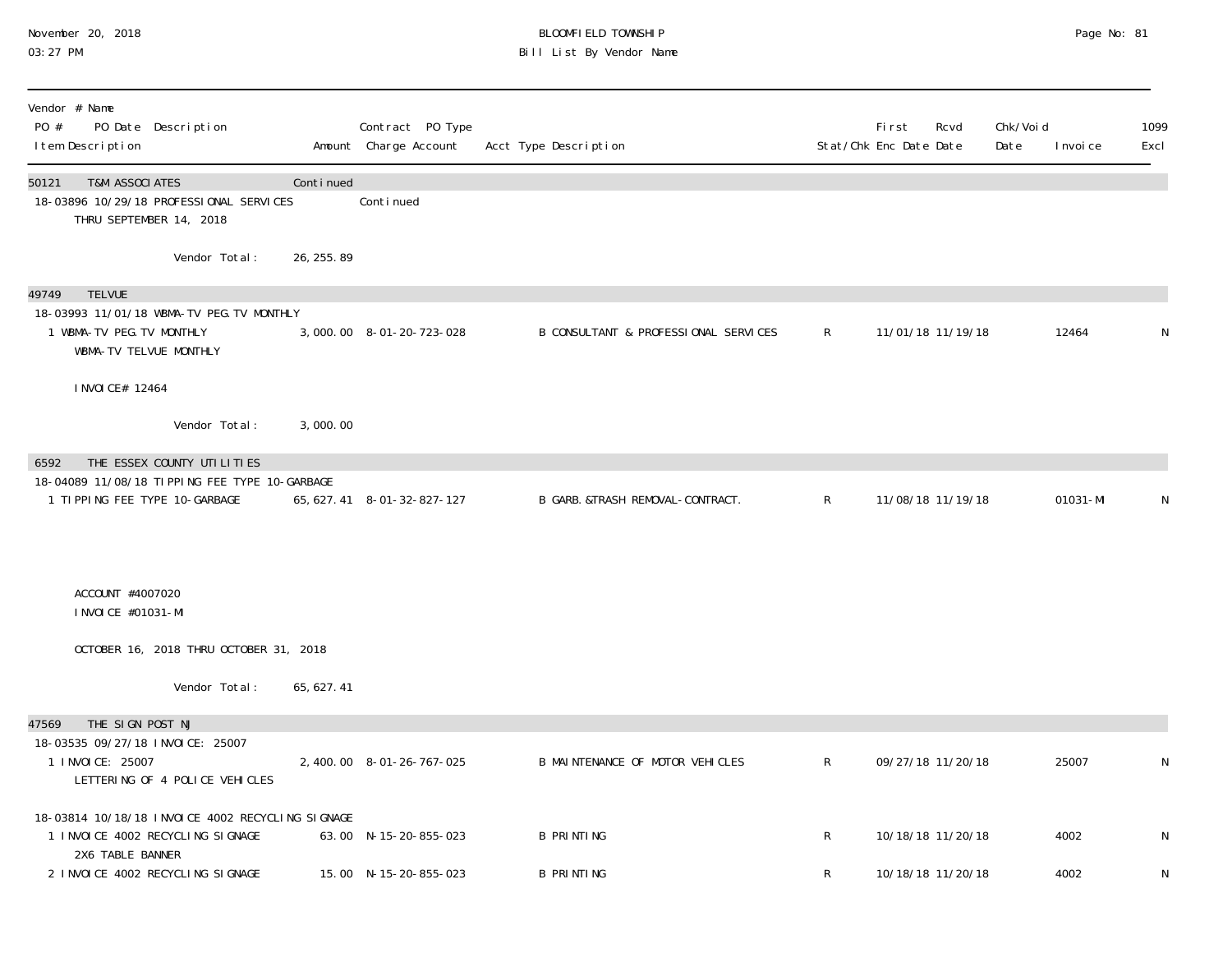**BLOOMFIELD TOWNSHIP**
**Bill List By Vendor Name**

November 20, 2018
03:27 PM

| Vendor # Name / PO # PO Date Description / Item Description | Amount | Contract PO Type / Charge Account | Acct Type Description | Stat/Chk | First Enc Date | Rcvd Date | Chk/Void Date | Invoice | 1099 Excl |
|---|---|---|---|---|---|---|---|---|---|
| 50121 T&M ASSOCIATES | Continued | | | | | | | | |
| 18-03896 10/29/18 PROFESSIONAL SERVICES THRU SEPTEMBER 14, 2018 | | Continued | | | | | | | |
| Vendor Total: | 26,255.89 | | | | | | | | |
| 49749 TELVUE | | | | | | | | | |
| 18-03993 11/01/18 WBMA-TV PEG.TV MONTHLY | | | | | | | | | |
| 1 WBMA-TV PEG.TV MONTHLY WBMA-TV TELVUE MONTHLY INVOICE# 12464 | 3,000.00 | 8-01-20-723-028 | B CONSULTANT & PROFESSIONAL SERVICES | R | 11/01/18 | 11/19/18 | | 12464 | N |
| Vendor Total: | 3,000.00 | | | | | | | | |
| 6592 THE ESSEX COUNTY UTILITIES | | | | | | | | | |
| 18-04089 11/08/18 TIPPING FEE TYPE 10-GARBAGE | | | | | | | | | |
| 1 TIPPING FEE TYPE 10-GARBAGE ACCOUNT #4007020 INVOICE #01031-MI OCTOBER 16, 2018 THRU OCTOBER 31, 2018 | 65,627.41 | 8-01-32-827-127 | B GARB.&TRASH REMOVAL-CONTRACT. | R | 11/08/18 | 11/19/18 | | 01031-MI | N |
| Vendor Total: | 65,627.41 | | | | | | | | |
| 47569 THE SIGN POST NJ | | | | | | | | | |
| 18-03535 09/27/18 INVOICE: 25007 | | | | | | | | | |
| 1 INVOICE: 25007 LETTERING OF 4 POLICE VEHICLES | 2,400.00 | 8-01-26-767-025 | B MAINTENANCE OF MOTOR VEHICLES | R | 09/27/18 | 11/20/18 | | 25007 | N |
| 18-03814 10/18/18 INVOICE 4002 RECYCLING SIGNAGE | | | | | | | | | |
| 1 INVOICE 4002 RECYCLING SIGNAGE 2X6 TABLE BANNER | 63.00 | N-15-20-855-023 | B PRINTING | R | 10/18/18 | 11/20/18 | | 4002 | N |
| 2 INVOICE 4002 RECYCLING SIGNAGE | 15.00 | N-15-20-855-023 | B PRINTING | R | 10/18/18 | 11/20/18 | | 4002 | N |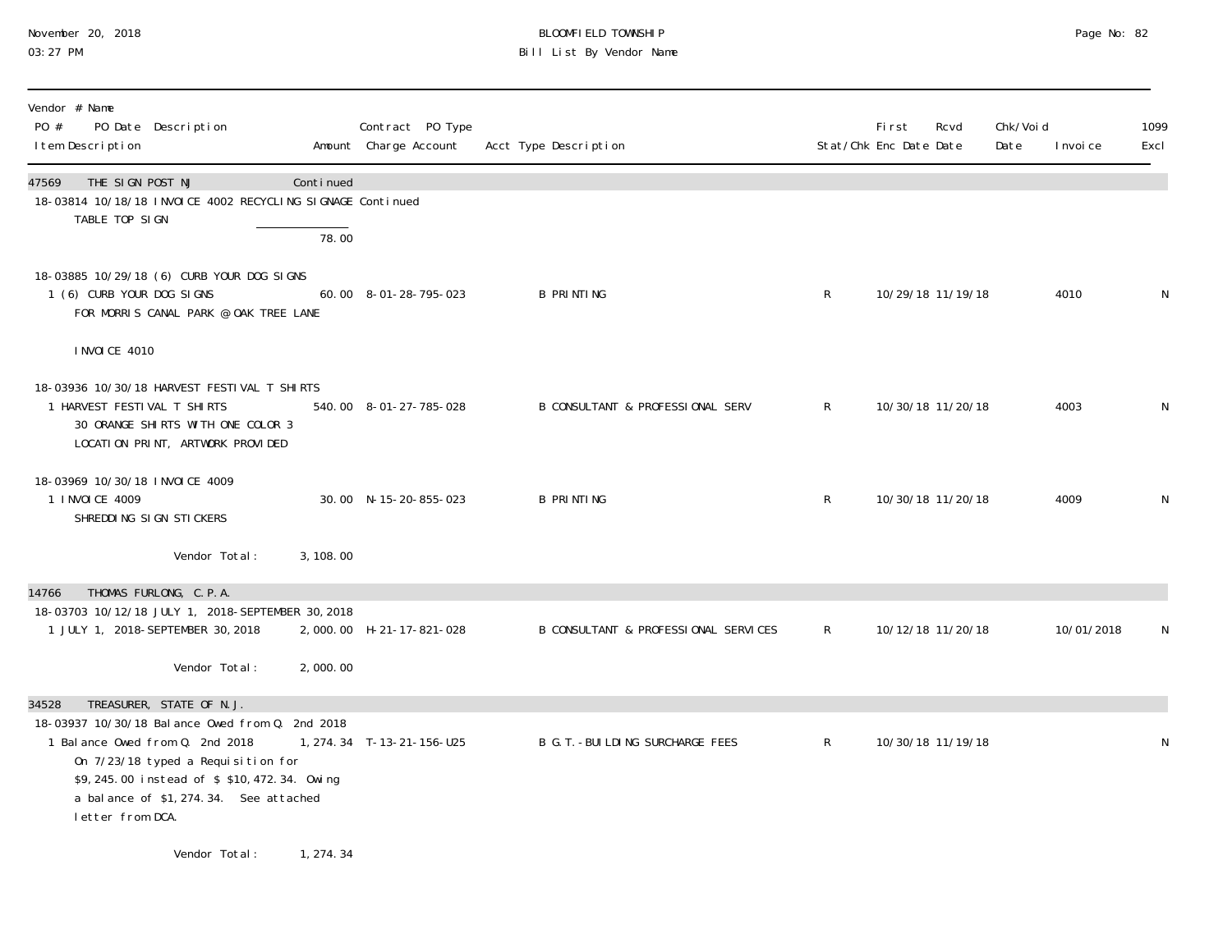BLOOMFIELD TOWNSHIP
Bill List By Vendor Name

November 20, 2018
03:27 PM

| Vendor # Name / PO # PO Date Description / Item Description | Amount | Contract PO Type / Charge Account | Acct Type Description | Stat/Chk | First Enc Date | Rcvd Date | Chk/Void Date | Invoice | 1099 Excl |
|---|---|---|---|---|---|---|---|---|---|
| **47569 THE SIGN POST NJ** | Continued | | | | | | | | |
| 18-03814 10/18/18 INVOICE 4002 RECYCLING SIGNAGE Continued | | | | | | | | | |
| TABLE TOP SIGN | | | | | | | | | |
| | 78.00 | | | | | | | | |
| 18-03885 10/29/18 (6) CURB YOUR DOG SIGNS | | | | | | | | | |
| 1 (6) CURB YOUR DOG SIGNS FOR MORRIS CANAL PARK @ OAK TREE LANE INVOICE 4010 | 60.00 | 8-01-28-795-023 | B PRINTING | R | 10/29/18 | 11/19/18 | | 4010 | N |
| 18-03936 10/30/18 HARVEST FESTIVAL T SHIRTS | | | | | | | | | |
| 1 HARVEST FESTIVAL T SHIRTS 30 ORANGE SHIRTS WITH ONE COLOR 3 LOCATION PRINT, ARTWORK PROVIDED | 540.00 | 8-01-27-785-028 | B CONSULTANT & PROFESSIONAL SERV | R | 10/30/18 | 11/20/18 | | 4003 | N |
| 18-03969 10/30/18 INVOICE 4009 | | | | | | | | | |
| 1 INVOICE 4009 SHREDDING SIGN STICKERS | 30.00 | N-15-20-855-023 | B PRINTING | R | 10/30/18 | 11/20/18 | | 4009 | N |
| Vendor Total: | 3,108.00 | | | | | | | | |
| **14766 THOMAS FURLONG, C.P.A.** | | | | | | | | | |
| 18-03703 10/12/18 JULY 1, 2018-SEPTEMBER 30,2018 | | | | | | | | | |
| 1 JULY 1, 2018-SEPTEMBER 30,2018 | 2,000.00 | H-21-17-821-028 | B CONSULTANT & PROFESSIONAL SERVICES | R | 10/12/18 | 11/20/18 | | 10/01/2018 | N |
| Vendor Total: | 2,000.00 | | | | | | | | |
| **34528 TREASURER, STATE OF N.J.** | | | | | | | | | |
| 18-03937 10/30/18 Balance Owed from Q. 2nd 2018 | | | | | | | | | |
| 1 Balance Owed from Q. 2nd 2018 On 7/23/18 typed a Requisition for $9,245.00 instead of $ $10,472.34. Owing a balance of $1,274.34. See attached letter from DCA. | 1,274.34 | T-13-21-156-U25 | B G.T.-BUILDING SURCHARGE FEES | R | 10/30/18 | 11/19/18 | | | N |
| Vendor Total: | 1,274.34 | | | | | | | | |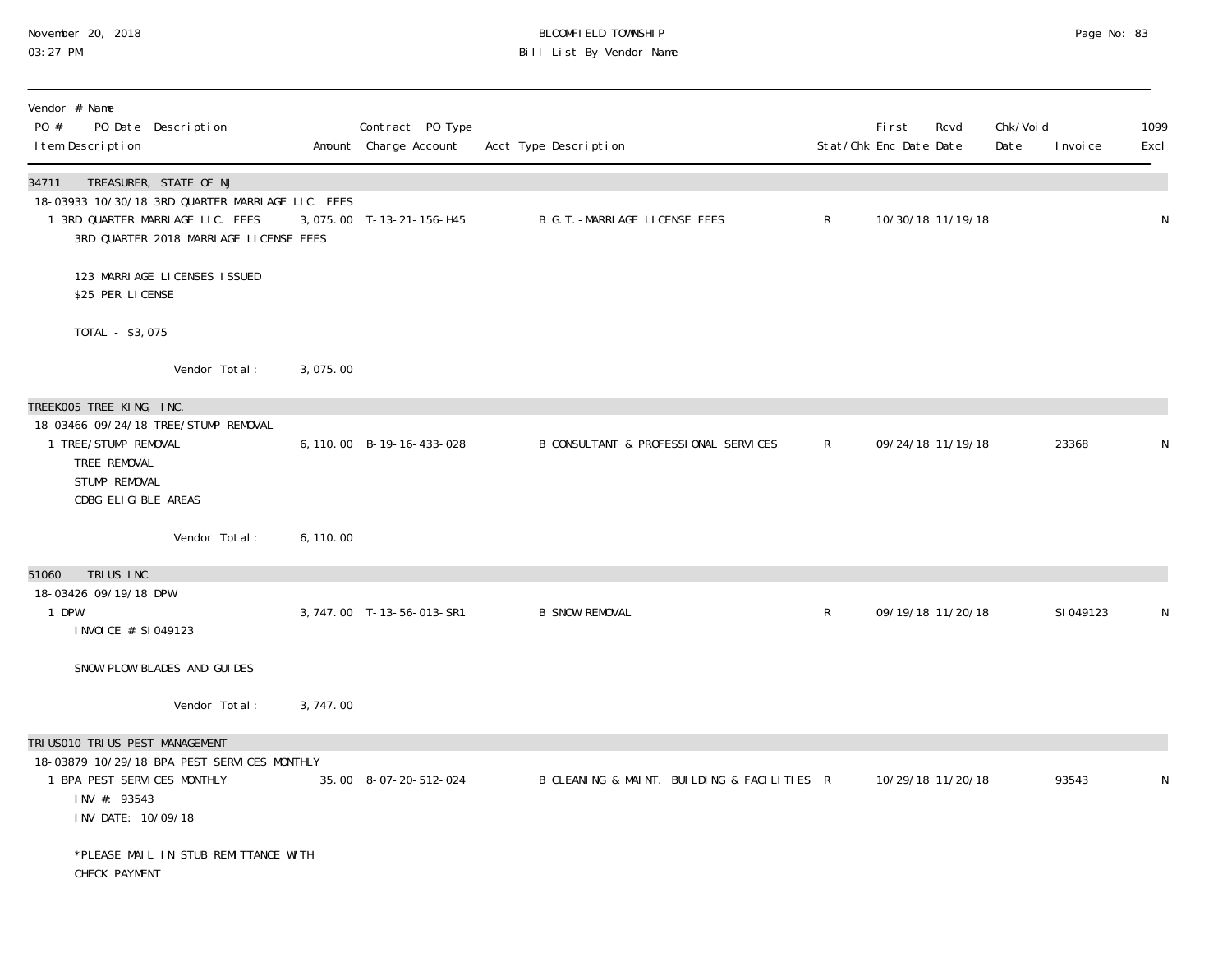# BLOOMFIELD TOWNSHIP
## Bill List By Vendor Name

| Vendor # Name<br>PO # PO Date Description<br>Item Description | Amount | Contract PO Type<br>Charge Account | Acct Type Description | Stat/Chk | First Enc Date | Rcvd Date | Chk/Void Date | Invoice | 1099 Excl |
|---|---|---|---|---|---|---|---|---|---|
| **34711 TREASURER, STATE OF NJ** | | | | | | | | | |
| 18-03933 10/30/18 3RD QUARTER MARRIAGE LIC. FEES | | | | | | | | | |
| 1 3RD QUARTER MARRIAGE LIC. FEES<br>3RD QUARTER 2018 MARRIAGE LICENSE FEES<br><br>123 MARRIAGE LICENSES ISSUED<br>$25 PER LICENSE<br><br>TOTAL - $3,075 | 3,075.00 | T-13-21-156-H45 | B G.T.-MARRIAGE LICENSE FEES | R | 10/30/18 | 11/19/18 | | | N |
| Vendor Total: | 3,075.00 | | | | | | | | |
| **TREEK005 TREE KING, INC.** | | | | | | | | | |
| 18-03466 09/24/18 TREE/STUMP REMOVAL | | | | | | | | | |
| 1 TREE/STUMP REMOVAL<br>TREE REMOVAL<br>STUMP REMOVAL<br>CDBG ELIGIBLE AREAS | 6,110.00 | B-19-16-433-028 | B CONSULTANT & PROFESSIONAL SERVICES | R | 09/24/18 | 11/19/18 | | 23368 | N |
| Vendor Total: | 6,110.00 | | | | | | | | |
| **51060 TRIUS INC.** | | | | | | | | | |
| 18-03426 09/19/18 DPW | | | | | | | | | |
| 1 DPW<br>INVOICE # SI049123<br><br>SNOW PLOW BLADES AND GUIDES | 3,747.00 | T-13-56-013-SR1 | B SNOW REMOVAL | R | 09/19/18 | 11/20/18 | | SI049123 | N |
| Vendor Total: | 3,747.00 | | | | | | | | |
| **TRIUS010 TRIUS PEST MANAGEMENT** | | | | | | | | | |
| 18-03879 10/29/18 BPA PEST SERVICES MONTHLY | | | | | | | | | |
| 1 BPA PEST SERVICES MONTHLY<br>INV #: 93543<br>INV DATE: 10/09/18<br><br>*PLEASE MAIL IN STUB REMITTANCE WITH<br>CHECK PAYMENT | 35.00 | 8-07-20-512-024 | B CLEANING & MAINT. BUILDING & FACILITIES | R | 10/29/18 | 11/20/18 | | 93543 | N |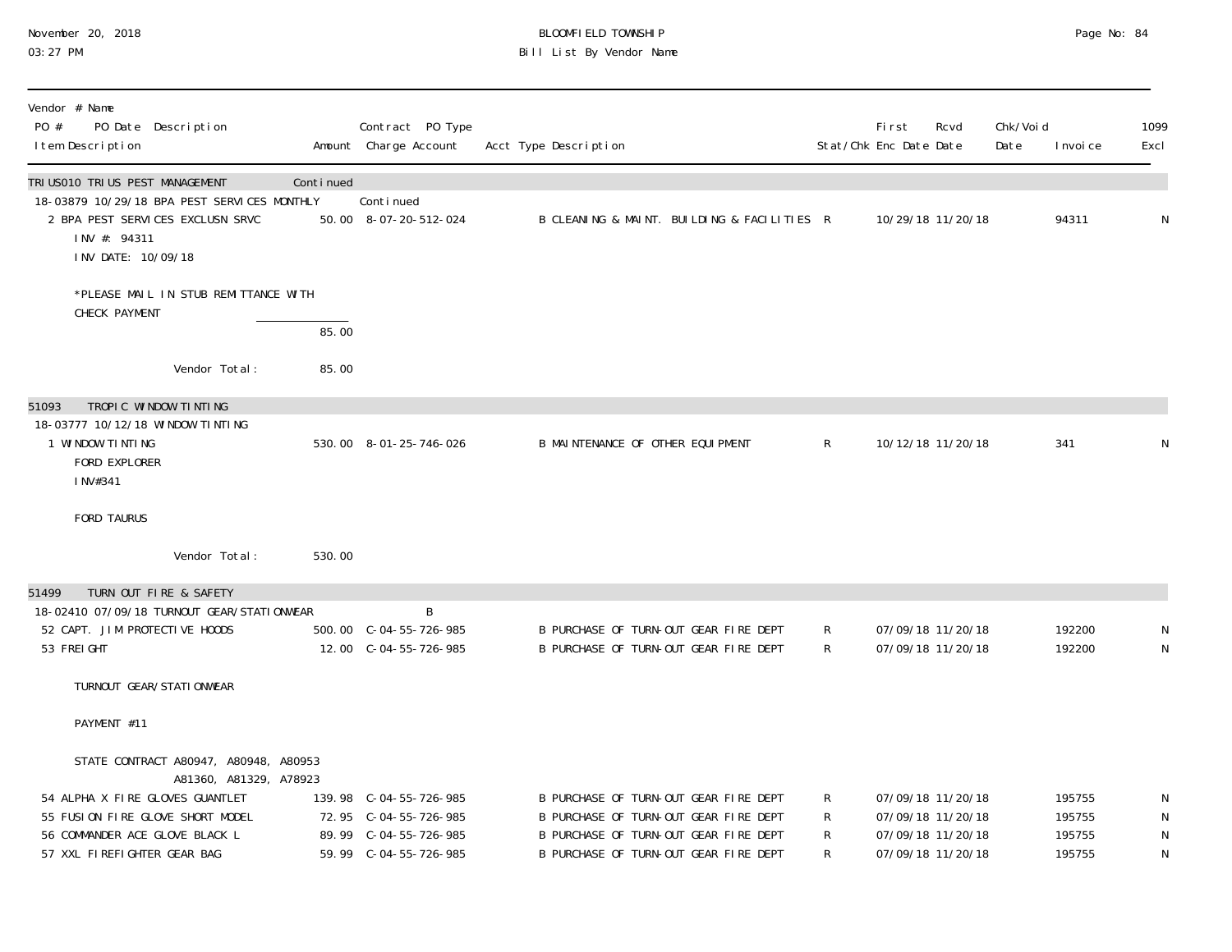November 20, 2018
03:27 PM

BLOOMFIELD TOWNSHIP
Bill List By Vendor Name

| Vendor # Name<br>PO # PO Date Description<br>Item Description | Amount | Contract PO Type<br>Charge Account | Acct Type Description | Stat/Chk | First Enc Date | Rcvd Date | Chk/Void Date | Invoice | 1099 Excl |
|---|---|---|---|---|---|---|---|---|---|
| **TRIUS010 TRIUS PEST MANAGEMENT** | Continued | | | | | | | | |
| 18-03879 10/29/18 BPA PEST SERVICES MONTHLY | | Continued | | | | | | | |
| 2 BPA PEST SERVICES EXCLUSN SRVC<br>INV #: 94311<br>INV DATE: 10/09/18<br><br>*PLEASE MAIL IN STUB REMITTANCE WITH CHECK PAYMENT | 50.00 | 8-07-20-512-024 | B CLEANING & MAINT. BUILDING & FACILITIES | R | 10/29/18 | 11/20/18 | | 94311 | N |
| | 85.00 | | | | | | | | |
| Vendor Total: | 85.00 | | | | | | | | |
| **51093 TROPIC WINDOW TINTING** | | | | | | | | | |
| 18-03777 10/12/18 WINDOW TINTING | | | | | | | | | |
| 1 WINDOW TINTING<br>FORD EXPLORER<br>INV#341<br><br>FORD TAURUS | 530.00 | 8-01-25-746-026 | B MAINTENANCE OF OTHER EQUIPMENT | R | 10/12/18 | 11/20/18 | | 341 | N |
| Vendor Total: | 530.00 | | | | | | | | |
| **51499 TURN OUT FIRE & SAFETY** | | | | | | | | | |
| 18-02410 07/09/18 TURNOUT GEAR/STATIONWEAR | | B | | | | | | | |
| 52 CAPT. JIM PROTECTIVE HOODS | 500.00 | C-04-55-726-985 | B PURCHASE OF TURN-OUT GEAR FIRE DEPT | R | 07/09/18 | 11/20/18 | | 192200 | N |
| 53 FREIGHT<br><br>TURNOUT GEAR/STATIONWEAR<br><br>PAYMENT #11<br><br>STATE CONTRACT A80947, A80948, A80953 A81360, A81329, A78923 | 12.00 | C-04-55-726-985 | B PURCHASE OF TURN-OUT GEAR FIRE DEPT | R | 07/09/18 | 11/20/18 | | 192200 | N |
| 54 ALPHA X FIRE GLOVES GUANTLET | 139.98 | C-04-55-726-985 | B PURCHASE OF TURN-OUT GEAR FIRE DEPT | R | 07/09/18 | 11/20/18 | | 195755 | N |
| 55 FUSION FIRE GLOVE SHORT MODEL | 72.95 | C-04-55-726-985 | B PURCHASE OF TURN-OUT GEAR FIRE DEPT | R | 07/09/18 | 11/20/18 | | 195755 | N |
| 56 COMMANDER ACE GLOVE BLACK L | 89.99 | C-04-55-726-985 | B PURCHASE OF TURN-OUT GEAR FIRE DEPT | R | 07/09/18 | 11/20/18 | | 195755 | N |
| 57 XXL FIREFIGHTER GEAR BAG | 59.99 | C-04-55-726-985 | B PURCHASE OF TURN-OUT GEAR FIRE DEPT | R | 07/09/18 | 11/20/18 | | 195755 | N |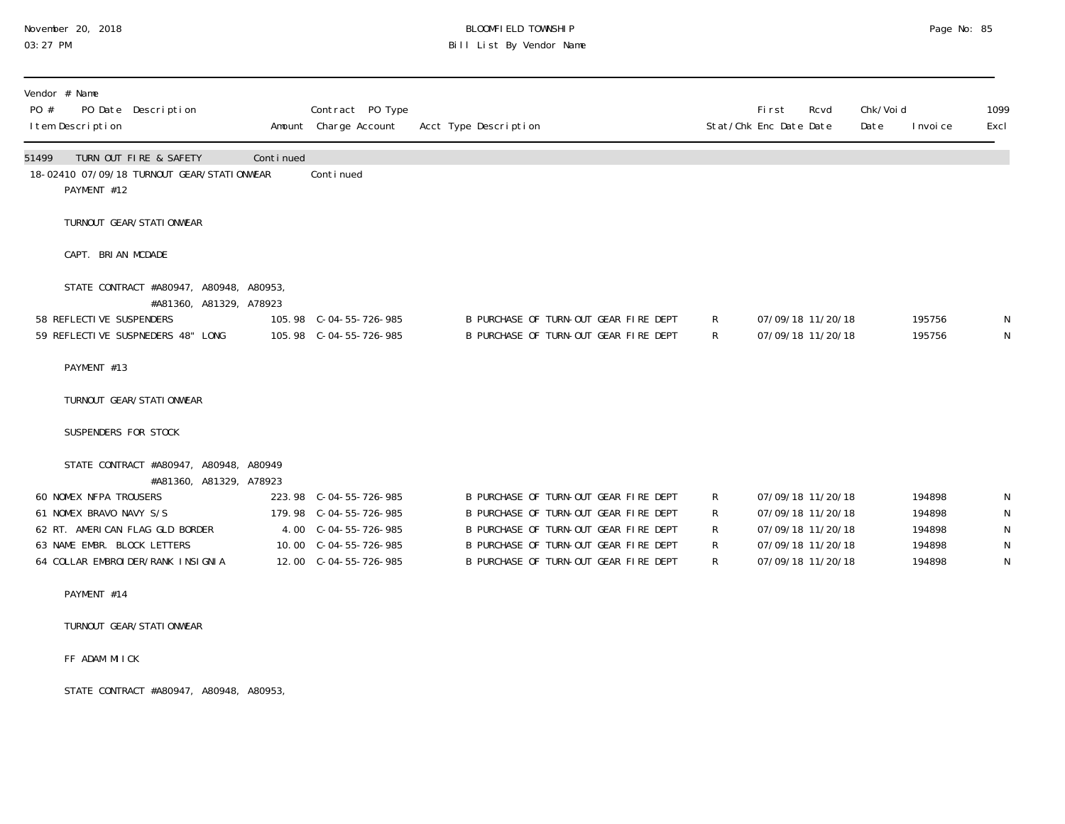| Vendor # Name<br>PO # PO Date Description<br>Item Description | Amount | Contract PO Type<br>Charge Account | Acct Type Description | Stat/Chk | First<br>Enc Date | Rcvd<br>Date | Chk/Void<br>Date | Invoice | 1099<br>Excl |
|---|---|---|---|---|---|---|---|---|---|
| 51499 TURN OUT FIRE & SAFETY | Continued | | | | | | | | |
| 18-02410 07/09/18 TURNOUT GEAR/STATIONWEAR | | Continued | | | | | | | |
| PAYMENT #12 | | | | | | | | | |
| TURNOUT GEAR/STATIONWEAR | | | | | | | | | |
| CAPT. BRIAN MCDADE | | | | | | | | | |
| STATE CONTRACT #A80947, A80948, A80953,<br>#A81360, A81329, A78923 | | | | | | | | | |
| 58 REFLECTIVE SUSPENDERS | 105.98 | C-04-55-726-985 | B PURCHASE OF TURN-OUT GEAR FIRE DEPT | R | 07/09/18 | 11/20/18 | | 195756 | N |
| 59 REFLECTIVE SUSPNEDERS 48" LONG | 105.98 | C-04-55-726-985 | B PURCHASE OF TURN-OUT GEAR FIRE DEPT | R | 07/09/18 | 11/20/18 | | 195756 | N |
| PAYMENT #13 | | | | | | | | | |
| TURNOUT GEAR/STATIONWEAR | | | | | | | | | |
| SUSPENDERS FOR STOCK | | | | | | | | | |
| STATE CONTRACT #A80947, A80948, A80949<br>#A81360, A81329, A78923 | | | | | | | | | |
| 60 NOMEX NFPA TROUSERS | 223.98 | C-04-55-726-985 | B PURCHASE OF TURN-OUT GEAR FIRE DEPT | R | 07/09/18 | 11/20/18 | | 194898 | N |
| 61 NOMEX BRAVO NAVY S/S | 179.98 | C-04-55-726-985 | B PURCHASE OF TURN-OUT GEAR FIRE DEPT | R | 07/09/18 | 11/20/18 | | 194898 | N |
| 62 RT. AMERICAN FLAG GLD BORDER | 4.00 | C-04-55-726-985 | B PURCHASE OF TURN-OUT GEAR FIRE DEPT | R | 07/09/18 | 11/20/18 | | 194898 | N |
| 63 NAME EMBR. BLOCK LETTERS | 10.00 | C-04-55-726-985 | B PURCHASE OF TURN-OUT GEAR FIRE DEPT | R | 07/09/18 | 11/20/18 | | 194898 | N |
| 64 COLLAR EMBROIDER/RANK INSIGNIA | 12.00 | C-04-55-726-985 | B PURCHASE OF TURN-OUT GEAR FIRE DEPT | R | 07/09/18 | 11/20/18 | | 194898 | N |
| PAYMENT #14 | | | | | | | | | |
| TURNOUT GEAR/STATIONWEAR | | | | | | | | | |
| FF ADAM MIICK | | | | | | | | | |
| STATE CONTRACT #A80947, A80948, A80953, | | | | | | | | | |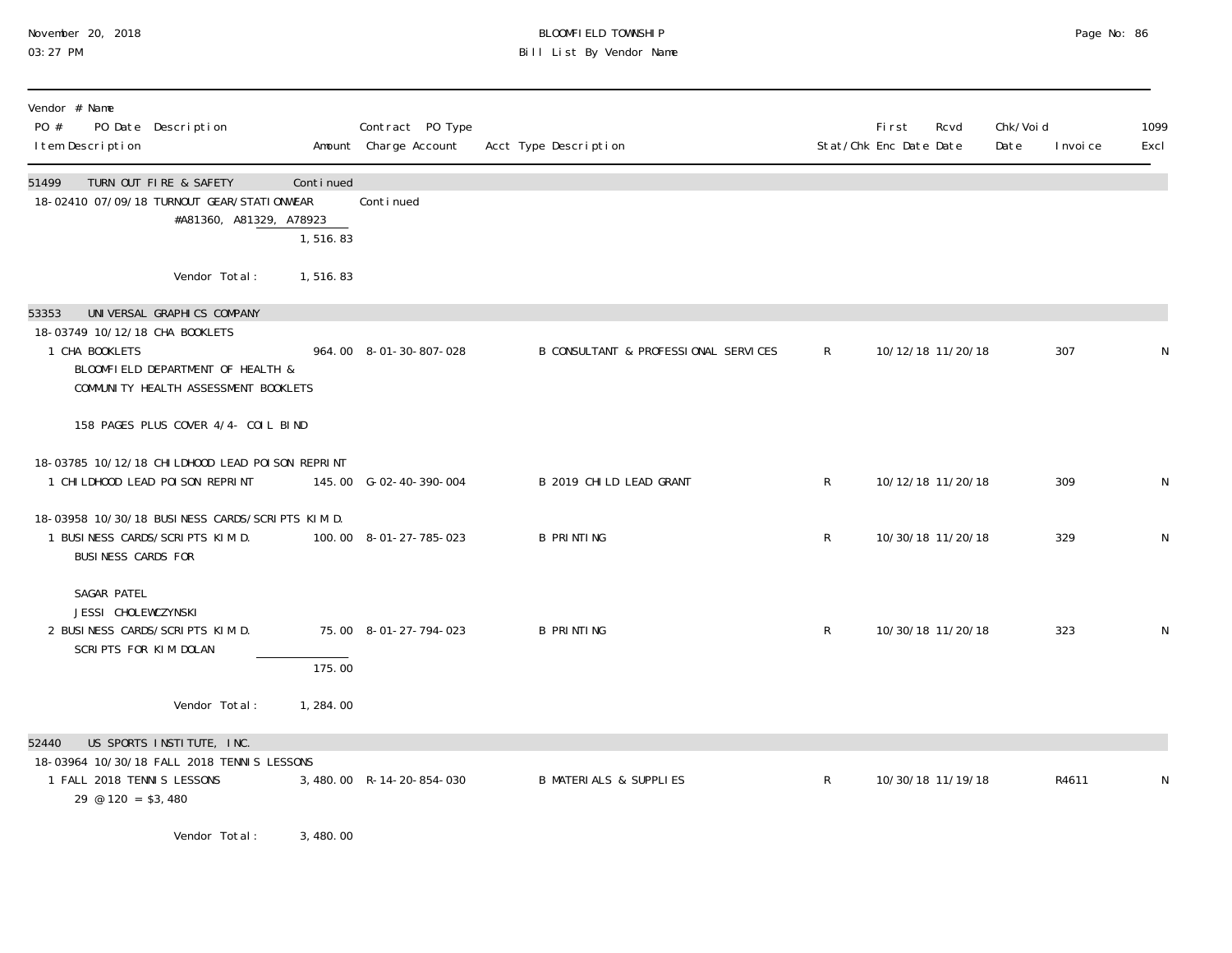| Vendor # Name<br>PO # PO Date Description<br>Item Description | Amount | Contract PO Type<br>Charge Account | Acct Type Description | Stat/Chk | First Enc Date | Rcvd Date | Chk/Void Date | Invoice | 1099 Excl |
|---|---|---|---|---|---|---|---|---|---|
| **51499 TURN OUT FIRE & SAFETY** | Continued | | | | | | | | |
| 18-02410 07/09/18 TURNOUT GEAR/STATIONWEAR | | Continued | | | | | | | |
| #A81360, A81329, A78923 | | | | | | | | | |
| | 1,516.83 | | | | | | | | |
| Vendor Total: | 1,516.83 | | | | | | | | |
| **53353 UNIVERSAL GRAPHICS COMPANY** | | | | | | | | | |
| 18-03749 10/12/18 CHA BOOKLETS | | | | | | | | | |
| 1 CHA BOOKLETS<br>BLOOMFIELD DEPARTMENT OF HEALTH &<br>COMMUNITY HEALTH ASSESSMENT BOOKLETS<br><br>158 PAGES PLUS COVER 4/4- COIL BIND | 964.00 | 8-01-30-807-028 | B CONSULTANT & PROFESSIONAL SERVICES | R | 10/12/18 | 11/20/18 | | 307 | N |
| 18-03785 10/12/18 CHILDHOOD LEAD POISON REPRINT | | | | | | | | | |
| 1 CHILDHOOD LEAD POISON REPRINT | 145.00 | G-02-40-390-004 | B 2019 CHILD LEAD GRANT | R | 10/12/18 | 11/20/18 | | 309 | N |
| 18-03958 10/30/18 BUSINESS CARDS/SCRIPTS KIM D. | | | | | | | | | |
| 1 BUSINESS CARDS/SCRIPTS KIM D.<br>BUSINESS CARDS FOR<br><br>SAGAR PATEL<br>JESSI CHOLEWCZYNSKI | 100.00 | 8-01-27-785-023 | B PRINTING | R | 10/30/18 | 11/20/18 | | 329 | N |
| 2 BUSINESS CARDS/SCRIPTS KIM D.<br>SCRIPTS FOR KIM DOLAN | 75.00 | 8-01-27-794-023 | B PRINTING | R | 10/30/18 | 11/20/18 | | 323 | N |
| | 175.00 | | | | | | | | |
| Vendor Total: | 1,284.00 | | | | | | | | |
| **52440 US SPORTS INSTITUTE, INC.** | | | | | | | | | |
| 18-03964 10/30/18 FALL 2018 TENNIS LESSONS | | | | | | | | | |
| 1 FALL 2018 TENNIS LESSONS<br>29 @ 120 = $3,480 | 3,480.00 | R-14-20-854-030 | B MATERIALS & SUPPLIES | R | 10/30/18 | 11/19/18 | | R4611 | N |
| Vendor Total: | 3,480.00 | | | | | | | | |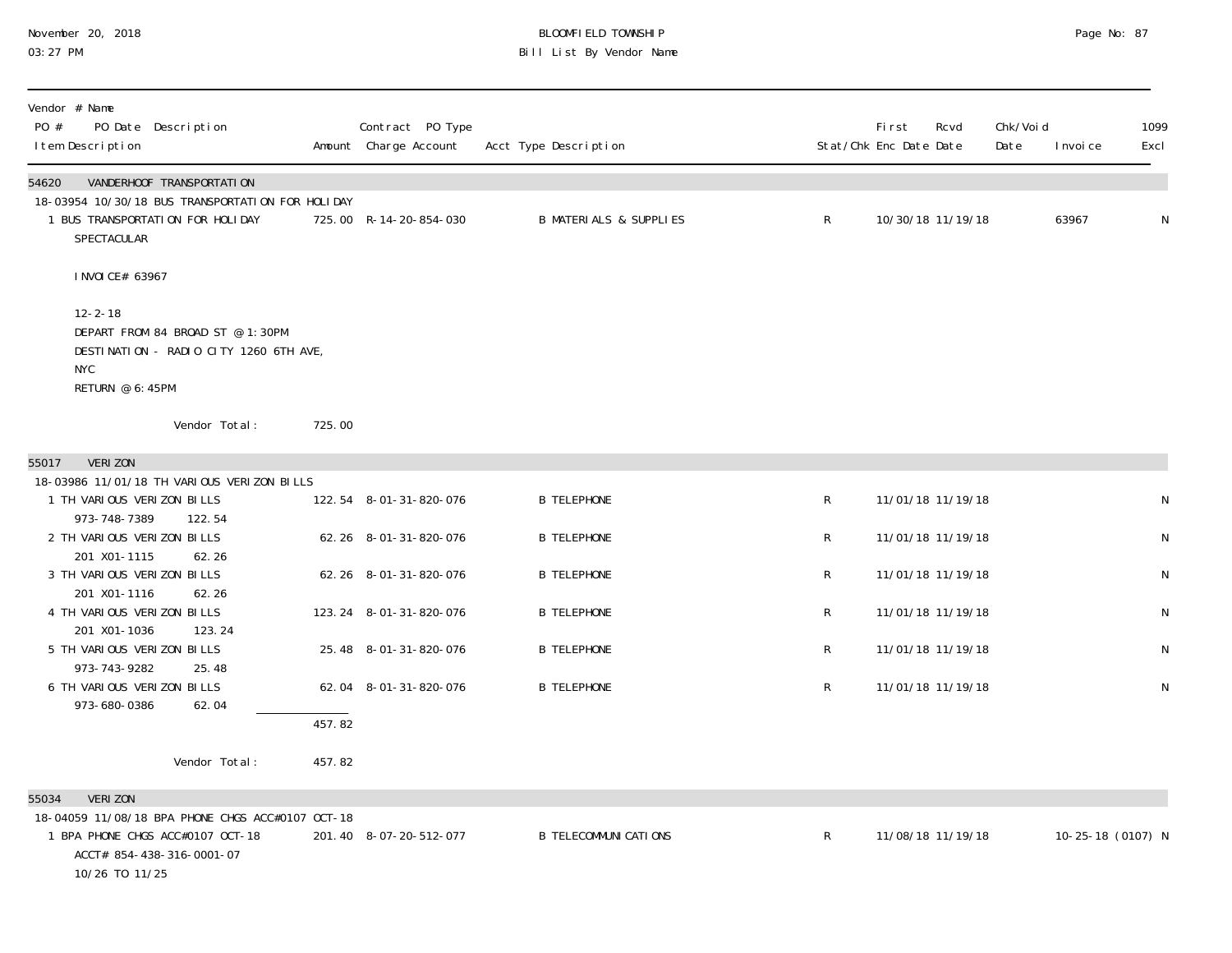BLOOMFIELD TOWNSHIP
Bill List By Vendor Name

November 20, 2018
03:27 PM

| Vendor # Name / PO # PO Date Description / Item Description | Amount | Contract PO Type / Charge Account | Acct Type Description | Stat/Chk | First Enc Date | Rcvd Date | Chk/Void Date | Invoice | 1099 Excl |
|---|---|---|---|---|---|---|---|---|---|
| **54620 VANDERHOOF TRANSPORTATION** | | | | | | | | | |
| 18-03954 10/30/18 BUS TRANSPORTATION FOR HOLIDAY | | | | | | | | | |
| 1 BUS TRANSPORTATION FOR HOLIDAY SPECTACULAR<br><br>INVOICE# 63967<br><br>12-2-18<br>DEPART FROM 84 BROAD ST @ 1:30PM<br>DESTINATION - RADIO CITY 1260 6TH AVE, NYC<br>RETURN @ 6:45PM | 725.00 | R-14-20-854-030 | B MATERIALS & SUPPLIES | R | 10/30/18 | 11/19/18 | | 63967 | N |
| Vendor Total: | 725.00 | | | | | | | | |
| **55017 VERIZON** | | | | | | | | | |
| 18-03986 11/01/18 TH VARIOUS VERIZON BILLS | | | | | | | | | |
| 1 TH VARIOUS VERIZON BILLS<br>973-748-7389 122.54 | 122.54 | 8-01-31-820-076 | B TELEPHONE | R | 11/01/18 | 11/19/18 | | | N |
| 2 TH VARIOUS VERIZON BILLS<br>201 X01-1115 62.26 | 62.26 | 8-01-31-820-076 | B TELEPHONE | R | 11/01/18 | 11/19/18 | | | N |
| 3 TH VARIOUS VERIZON BILLS<br>201 X01-1116 62.26 | 62.26 | 8-01-31-820-076 | B TELEPHONE | R | 11/01/18 | 11/19/18 | | | N |
| 4 TH VARIOUS VERIZON BILLS<br>201 X01-1036 123.24 | 123.24 | 8-01-31-820-076 | B TELEPHONE | R | 11/01/18 | 11/19/18 | | | N |
| 5 TH VARIOUS VERIZON BILLS<br>973-743-9282 25.48 | 25.48 | 8-01-31-820-076 | B TELEPHONE | R | 11/01/18 | 11/19/18 | | | N |
| 6 TH VARIOUS VERIZON BILLS<br>973-680-0386 62.04 | 62.04 | 8-01-31-820-076 | B TELEPHONE | R | 11/01/18 | 11/19/18 | | | N |
| | 457.82 | | | | | | | | |
| Vendor Total: | 457.82 | | | | | | | | |
| **55034 VERIZON** | | | | | | | | | |
| 18-04059 11/08/18 BPA PHONE CHGS ACC#0107 OCT-18 | | | | | | | | | |
| 1 BPA PHONE CHGS ACC#0107 OCT-18<br>ACCT# 854-438-316-0001-07<br>10/26 TO 11/25 | 201.40 | 8-07-20-512-077 | B TELECOMMUNICATIONS | R | 11/08/18 | 11/19/18 | | 10-25-18 (0107) | N |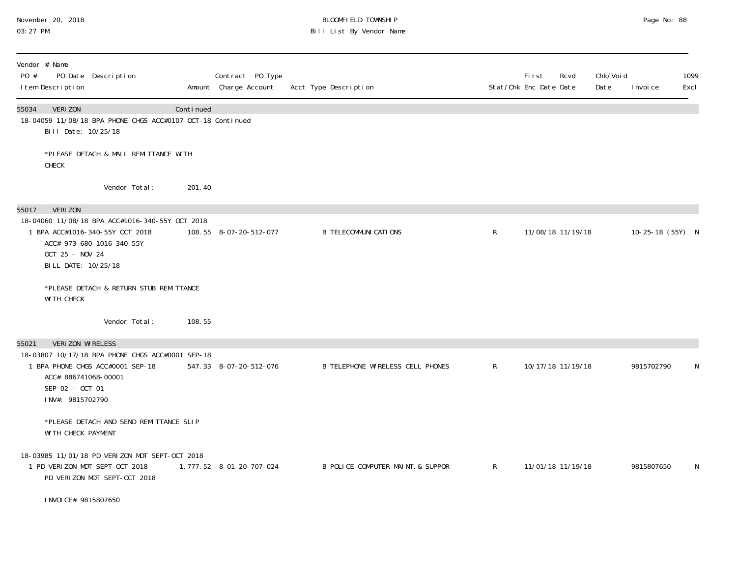| Vendor # Name<br>PO # PO Date Description<br>Item Description | Amount | Contract PO Type<br>Charge Account | Acct Type Description | Stat/Chk | First Enc Date | Rcvd Date | Chk/Void Date | Invoice | 1099 Excl |
|---|---|---|---|---|---|---|---|---|---|
| **55034 VERIZON** | Continued | | | | | | | | |
| 18-04059 11/08/18 BPA PHONE CHGS ACC#0107 OCT-18 Continued | | | | | | | | | |
| Bill Date: 10/25/18 | | | | | | | | | |
| *PLEASE DETACH & MAIL REMITTANCE WITH CHECK | | | | | | | | | |
| Vendor Total: | 201.40 | | | | | | | | |
| **55017 VERIZON** | | | | | | | | | |
| 18-04060 11/08/18 BPA ACC#1016-340-55Y OCT 2018 | | | | | | | | | |
| 1 BPA ACC#1016-340-55Y OCT 2018<br>ACC# 973-680-1016 340 55Y<br>OCT 25 - NOV 24<br>BILL DATE: 10/25/18 | 108.55 | 8-07-20-512-077 | B TELECOMMUNICATIONS | R | 11/08/18 | 11/19/18 | | 10-25-18 (55Y) | N |
| *PLEASE DETACH & RETURN STUB REMITTANCE WITH CHECK | | | | | | | | | |
| Vendor Total: | 108.55 | | | | | | | | |
| **55021 VERIZON WIRELESS** | | | | | | | | | |
| 18-03807 10/17/18 BPA PHONE CHGS ACC#0001 SEP-18 | | | | | | | | | |
| 1 BPA PHONE CHGS ACC#0001 SEP-18<br>ACC# 886741068-00001<br>SEP 02 - OCT 01<br>INV#: 9815702790 | 547.33 | 8-07-20-512-076 | B TELEPHONE WIRELESS CELL PHONES | R | 10/17/18 | 11/19/18 | | 9815702790 | N |
| *PLEASE DETACH AND SEND REMITTANCE SLIP WITH CHECK PAYMENT | | | | | | | | | |
| 18-03985 11/01/18 PD VERIZON MDT SEPT-OCT 2018 | | | | | | | | | |
| 1 PD VERIZON MDT SEPT-OCT 2018<br>PD VERIZON MDT SEPT-OCT 2018 | 1,777.52 | 8-01-20-707-024 | B POLICE COMPUTER MAINT. & SUPPOR | R | 11/01/18 | 11/19/18 | | 9815807650 | N |
| INVOICE# 9815807650 | | | | | | | | | |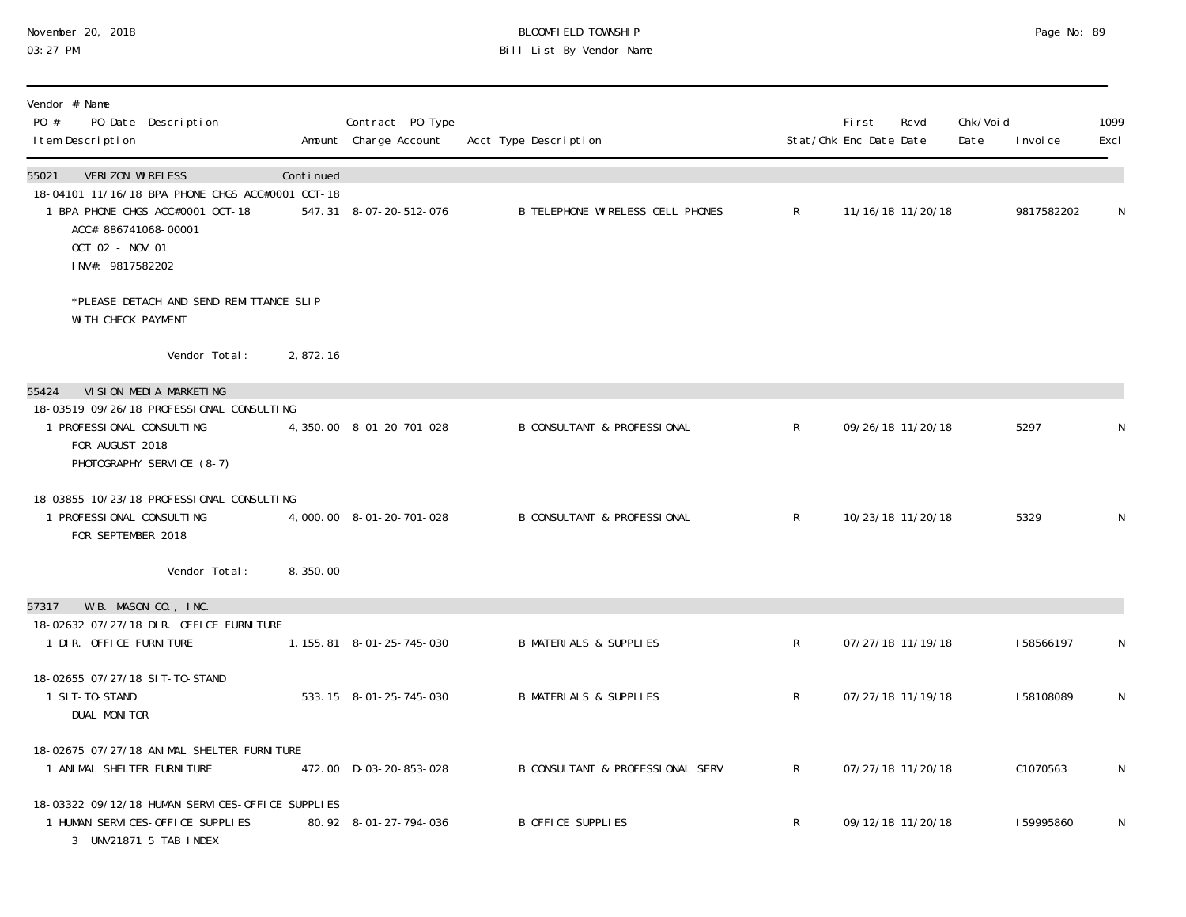# BLOOMFIELD TOWNSHIP

## Bill List By Vendor Name

November 20, 2018
03:27 PM

| Vendor # Name / PO # PO Date Description / Item Description | Amount | Contract PO Type / Charge Account | Acct Type Description | Stat/Chk | First Enc Date | Rcvd Date | Chk/Void Date | Invoice | 1099 Excl |
|---|---|---|---|---|---|---|---|---|---|
| **55021 VERIZON WIRELESS** | Continued | | | | | | | | |
| 18-04101 11/16/18 BPA PHONE CHGS ACC#0001 OCT-18 | | | | | | | | | |
| 1 BPA PHONE CHGS ACC#0001 OCT-18 | 547.31 | 8-07-20-512-076 | B TELEPHONE WIRELESS CELL PHONES | R | 11/16/18 | 11/20/18 | | 9817582202 | N |
| ACC# 886741068-00001 | | | | | | | | | |
| OCT 02 - NOV 01 | | | | | | | | | |
| INV#: 9817582202 | | | | | | | | | |
| *PLEASE DETACH AND SEND REMITTANCE SLIP | | | | | | | | | |
| WITH CHECK PAYMENT | | | | | | | | | |
| Vendor Total: | 2,872.16 | | | | | | | | |
| **55424 VISION MEDIA MARKETING** | | | | | | | | | |
| 18-03519 09/26/18 PROFESSIONAL CONSULTING | | | | | | | | | |
| 1 PROFESSIONAL CONSULTING | 4,350.00 | 8-01-20-701-028 | B CONSULTANT & PROFESSIONAL | R | 09/26/18 | 11/20/18 | | 5297 | N |
| FOR AUGUST 2018 | | | | | | | | | |
| PHOTOGRAPHY SERVICE (8-7) | | | | | | | | | |
| 18-03855 10/23/18 PROFESSIONAL CONSULTING | | | | | | | | | |
| 1 PROFESSIONAL CONSULTING | 4,000.00 | 8-01-20-701-028 | B CONSULTANT & PROFESSIONAL | R | 10/23/18 | 11/20/18 | | 5329 | N |
| FOR SEPTEMBER 2018 | | | | | | | | | |
| Vendor Total: | 8,350.00 | | | | | | | | |
| **57317 W.B. MASON CO., INC.** | | | | | | | | | |
| 18-02632 07/27/18 DIR. OFFICE FURNITURE | | | | | | | | | |
| 1 DIR. OFFICE FURNITURE | 1,155.81 | 8-01-25-745-030 | B MATERIALS & SUPPLIES | R | 07/27/18 | 11/19/18 | | I58566197 | N |
| 18-02655 07/27/18 SIT-TO-STAND | | | | | | | | | |
| 1 SIT-TO-STAND | 533.15 | 8-01-25-745-030 | B MATERIALS & SUPPLIES | R | 07/27/18 | 11/19/18 | | I58108089 | N |
| DUAL MONITOR | | | | | | | | | |
| 18-02675 07/27/18 ANIMAL SHELTER FURNITURE | | | | | | | | | |
| 1 ANIMAL SHELTER FURNITURE | 472.00 | D-03-20-853-028 | B CONSULTANT & PROFESSIONAL SERV | R | 07/27/18 | 11/20/18 | | C1070563 | N |
| 18-03322 09/12/18 HUMAN SERVICES-OFFICE SUPPLIES | | | | | | | | | |
| 1 HUMAN SERVICES-OFFICE SUPPLIES | 80.92 | 8-01-27-794-036 | B OFFICE SUPPLIES | R | 09/12/18 | 11/20/18 | | I59995860 | N |
| 3 UNV21871 5 TAB INDEX | | | | | | | | | |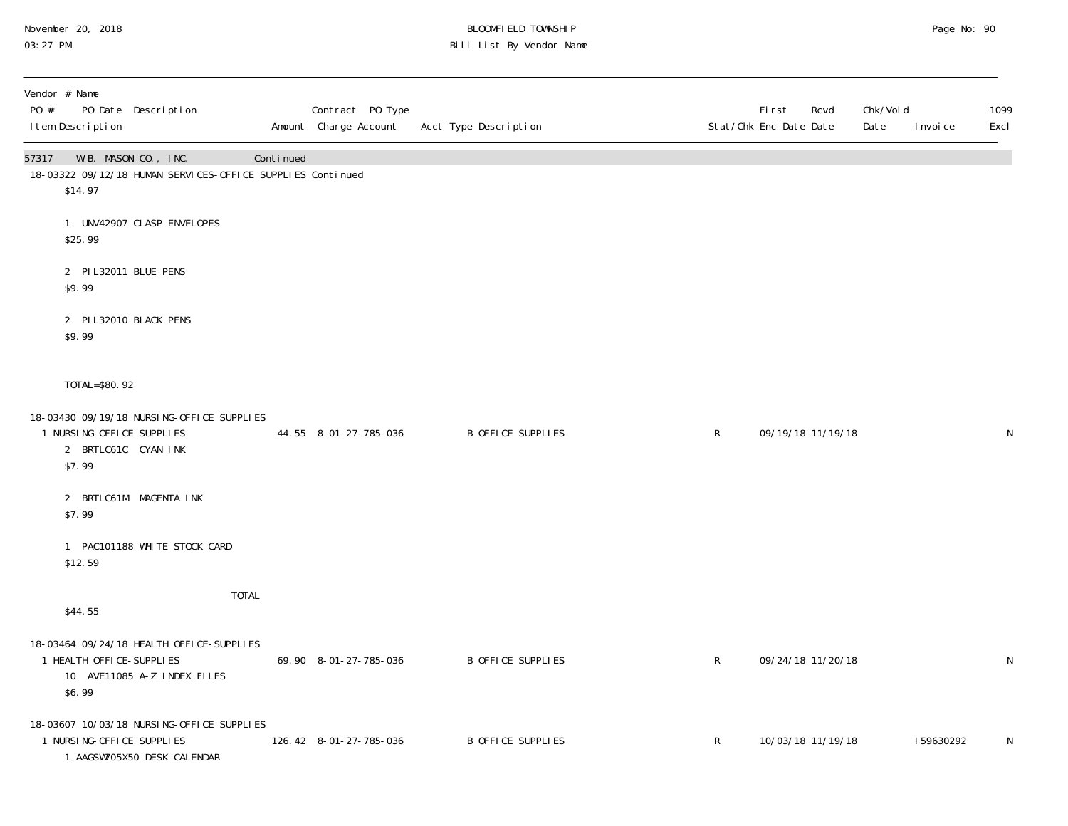| Vendor # Name PO # PO Date Description Item Description | Amount | Contract PO Type Charge Account | Acct Type Description | Stat/Chk | First Enc Date | Rcvd Date | Chk/Void Date | Invoice | 1099 Excl |
|---|---|---|---|---|---|---|---|---|---|
| 57317 W.B. MASON CO., INC. Continued | | | | | | | | | |
| 18-03322 09/12/18 HUMAN SERVICES-OFFICE SUPPLIES Continued | | | | | | | | | |
| $14.97<br><br>1 UNV42907 CLASP ENVELOPES<br>$25.99<br><br>2 PIL32011 BLUE PENS<br>$9.99<br><br>2 PIL32010 BLACK PENS<br>$9.99<br><br>TOTAL=$80.92 | | | | | | | | | |
| 18-03430 09/19/18 NURSING-OFFICE SUPPLIES | | | | | | | | | |
| 1 NURSING-OFFICE SUPPLIES<br>2 BRTLC61C CYAN INK<br>$7.99<br><br>2 BRTLC61M MAGENTA INK<br>$7.99<br><br>1 PAC101188 WHITE STOCK CARD<br>$12.59<br><br>TOTAL<br>$44.55 | 44.55 | 8-01-27-785-036 | B OFFICE SUPPLIES | R | 09/19/18 | 11/19/18 | | | N |
| 18-03464 09/24/18 HEALTH OFFICE-SUPPLIES | | | | | | | | | |
| 1 HEALTH OFFICE-SUPPLIES<br>10 AVE11085 A-Z INDEX FILES<br>$6.99 | 69.90 | 8-01-27-785-036 | B OFFICE SUPPLIES | R | 09/24/18 | 11/20/18 | | | N |
| 18-03607 10/03/18 NURSING-OFFICE SUPPLIES | | | | | | | | | |
| 1 NURSING-OFFICE SUPPLIES<br>1 AAGSW705X50 DESK CALENDAR | 126.42 | 8-01-27-785-036 | B OFFICE SUPPLIES | R | 10/03/18 | 11/19/18 | | I59630292 | N |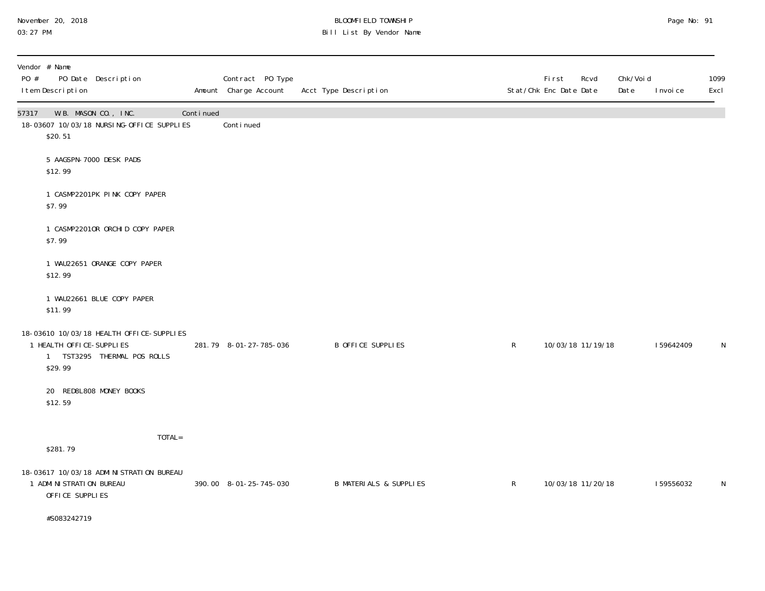BLOOMFIELD TOWNSHIP
Bill List By Vendor Name

November 20, 2018
03:27 PM

| Vendor # Name<br>PO # PO Date Description<br>Item Description | Amount | Contract PO Type<br>Charge Account | Acct Type Description | Stat/Chk | First Enc Date | Rcvd Date | Chk/Void Date | Invoice | 1099 Excl |
|---|---|---|---|---|---|---|---|---|---|
| 57317 W.B. MASON CO., INC. | Continued | | | | | | | | |
| 18-03607 10/03/18 NURSING-OFFICE SUPPLIES | | Continued | | | | | | | |
| $20.51 | | | | | | | | | |
| 5 AAGSPN-7000 DESK PADS | | | | | | | | | |
| $12.99 | | | | | | | | | |
| 1 CASMP2201PK PINK COPY PAPER | | | | | | | | | |
| $7.99 | | | | | | | | | |
| 1 CASMP2201OR ORCHID COPY PAPER | | | | | | | | | |
| $7.99 | | | | | | | | | |
| 1 WAU22651 ORANGE COPY PAPER | | | | | | | | | |
| $12.99 | | | | | | | | | |
| 1 WAU22661 BLUE COPY PAPER | | | | | | | | | |
| $11.99 | | | | | | | | | |
| 18-03610 10/03/18 HEALTH OFFICE-SUPPLIES | | | | | | | | | |
| 1 HEALTH OFFICE-SUPPLIES<br>1 TST3295 THERMAL POS ROLLS<br>$29.99 | 281.79 | 8-01-27-785-036 | B OFFICE SUPPLIES | R | 10/03/18 | 11/19/18 | | I59642409 | N |
| 20 RED8L808 MONEY BOOKS | | | | | | | | | |
| $12.59 | | | | | | | | | |
| TOTAL= $281.79 | | | | | | | | | |
| 18-03617 10/03/18 ADMINISTRATION BUREAU | | | | | | | | | |
| 1 ADMINISTRATION BUREAU<br>OFFICE SUPPLIES | 390.00 | 8-01-25-745-030 | B MATERIALS & SUPPLIES | R | 10/03/18 | 11/20/18 | | I59556032 | N |
| #S083242719 | | | | | | | | | |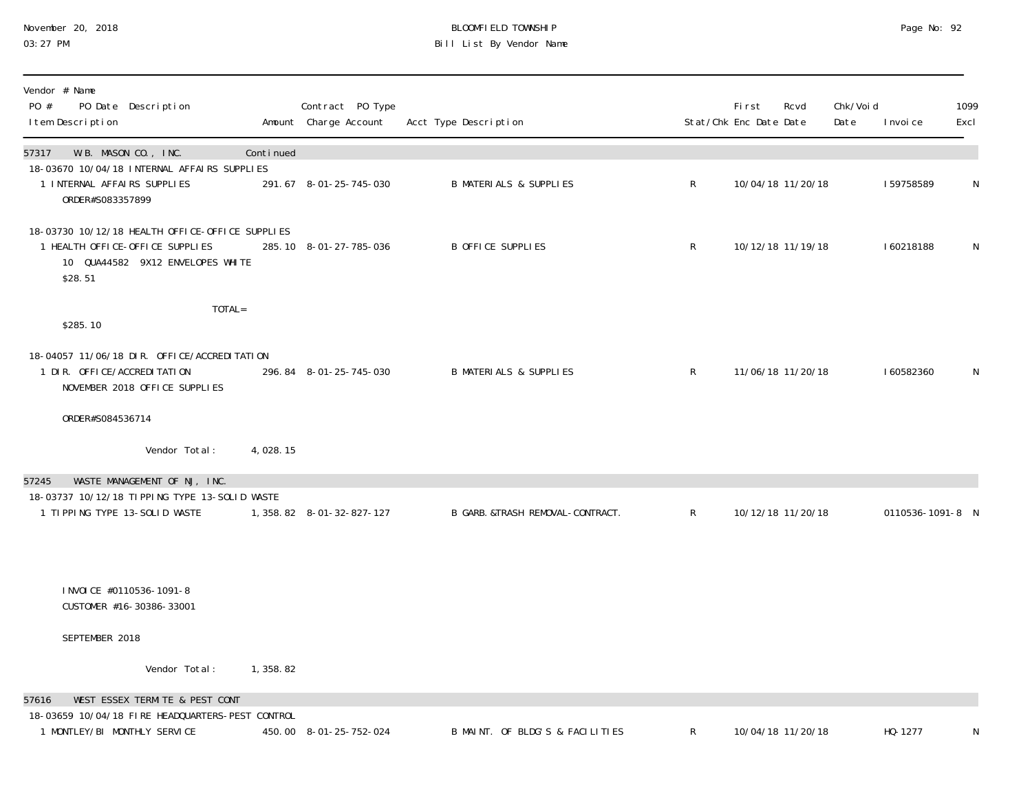November 20, 2018
03:27 PM

BLOOMFIELD TOWNSHIP
Bill List By Vendor Name

| Vendor # Name<br>PO # PO Date Description<br>Item Description | Amount | Contract PO Type<br>Charge Account | Acct Type Description | Stat/Chk | First Enc Date | Rcvd Date | Chk/Void Date | Invoice | 1099 Excl |
|---|---|---|---|---|---|---|---|---|---|
| **57317 W.B. MASON CO., INC.** | Continued | | | | | | | | |
| 18-03670 10/04/18 INTERNAL AFFAIRS SUPPLIES | | | | | | | | | |
| 1 INTERNAL AFFAIRS SUPPLIES<br>ORDER#S083357899 | 291.67 | 8-01-25-745-030 | B MATERIALS & SUPPLIES | R | 10/04/18 | 11/20/18 | | I59758589 | N |
| 18-03730 10/12/18 HEALTH OFFICE-OFFICE SUPPLIES | | | | | | | | | |
| 1 HEALTH OFFICE-OFFICE SUPPLIES<br>10 QUA44582 9X12 ENVELOPES WHITE<br>$28.51<br>TOTAL=<br>$285.10 | 285.10 | 8-01-27-785-036 | B OFFICE SUPPLIES | R | 10/12/18 | 11/19/18 | | I60218188 | N |
| 18-04057 11/06/18 DIR. OFFICE/ACCREDITATION | | | | | | | | | |
| 1 DIR. OFFICE/ACCREDITATION<br>NOVEMBER 2018 OFFICE SUPPLIES<br>ORDER#S084536714 | 296.84 | 8-01-25-745-030 | B MATERIALS & SUPPLIES | R | 11/06/18 | 11/20/18 | | I60582360 | N |
| Vendor Total: | 4,028.15 | | | | | | | | |
| **57245 WASTE MANAGEMENT OF NJ, INC.** | | | | | | | | | |
| 18-03737 10/12/18 TIPPING TYPE 13-SOLID WASTE | | | | | | | | | |
| 1 TIPPING TYPE 13-SOLID WASTE<br>INVOICE #0110536-1091-8<br>CUSTOMER #16-30386-33001<br>SEPTEMBER 2018 | 1,358.82 | 8-01-32-827-127 | B GARB.&TRASH REMOVAL-CONTRACT. | R | 10/12/18 | 11/20/18 | | 0110536-1091-8 | N |
| Vendor Total: | 1,358.82 | | | | | | | | |
| **57616 WEST ESSEX TERMITE & PEST CONT** | | | | | | | | | |
| 18-03659 10/04/18 FIRE HEADQUARTERS-PEST CONTROL | | | | | | | | | |
| 1 MONTLEY/BI MONTHLY SERVICE | 450.00 | 8-01-25-752-024 | B MAINT. OF BLDG'S & FACILITIES | R | 10/04/18 | 11/20/18 | | HQ-1277 | N |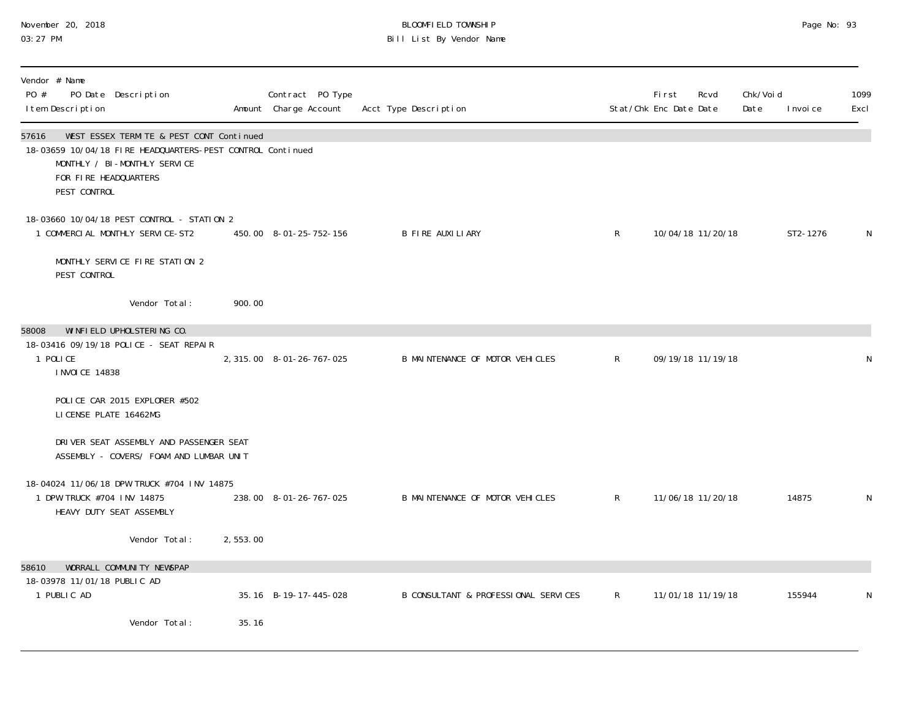| Vendor # Name<br>PO # PO Date Description<br>Item Description | Amount | Contract PO Type<br>Charge Account | Acct Type Description | Stat/Chk | First Enc Date | Rcvd Date | Chk/Void Date | Invoice | 1099 Excl |
|---|---|---|---|---|---|---|---|---|---|
| **57616 WEST ESSEX TERMITE & PEST CONT Continued** | | | | | | | | | |
| 18-03659 10/04/18 FIRE HEADQUARTERS-PEST CONTROL Continued | | | | | | | | | |
| MONTHLY / BI-MONTHLY SERVICE<br>FOR FIRE HEADQUARTERS<br>PEST CONTROL | | | | | | | | | |
| 18-03660 10/04/18 PEST CONTROL - STATION 2 | | | | | | | | | |
| 1 COMMERCIAL MONTHLY SERVICE-ST2 | 450.00 | 8-01-25-752-156 | B FIRE AUXILIARY | R | 10/04/18 | 11/20/18 | | ST2-1276 | N |
| MONTHLY SERVICE FIRE STATION 2<br>PEST CONTROL | | | | | | | | | |
| Vendor Total: | 900.00 | | | | | | | | |
| **58008 WINFIELD UPHOLSTERING CO.** | | | | | | | | | |
| 18-03416 09/19/18 POLICE - SEAT REPAIR | | | | | | | | | |
| 1 POLICE<br>INVOICE 14838 | 2,315.00 | 8-01-26-767-025 | B MAINTENANCE OF MOTOR VEHICLES | R | 09/19/18 | 11/19/18 | | | N |
| POLICE CAR 2015 EXPLORER #502<br>LICENSE PLATE 16462MG | | | | | | | | | |
| DRIVER SEAT ASSEMBLY AND PASSENGER SEAT<br>ASSEMBLY - COVERS/ FOAM AND LUMBAR UNIT | | | | | | | | | |
| 18-04024 11/06/18 DPW TRUCK #704 INV 14875 | | | | | | | | | |
| 1 DPW TRUCK #704 INV 14875<br>HEAVY DUTY SEAT ASSEMBLY | 238.00 | 8-01-26-767-025 | B MAINTENANCE OF MOTOR VEHICLES | R | 11/06/18 | 11/20/18 | | 14875 | N |
| Vendor Total: | 2,553.00 | | | | | | | | |
| **58610 WORRALL COMMUNITY NEWSPAP** | | | | | | | | | |
| 18-03978 11/01/18 PUBLIC AD | | | | | | | | | |
| 1 PUBLIC AD | 35.16 | B-19-17-445-028 | B CONSULTANT & PROFESSIONAL SERVICES | R | 11/01/18 | 11/19/18 | | 155944 | N |
| Vendor Total: | 35.16 | | | | | | | | |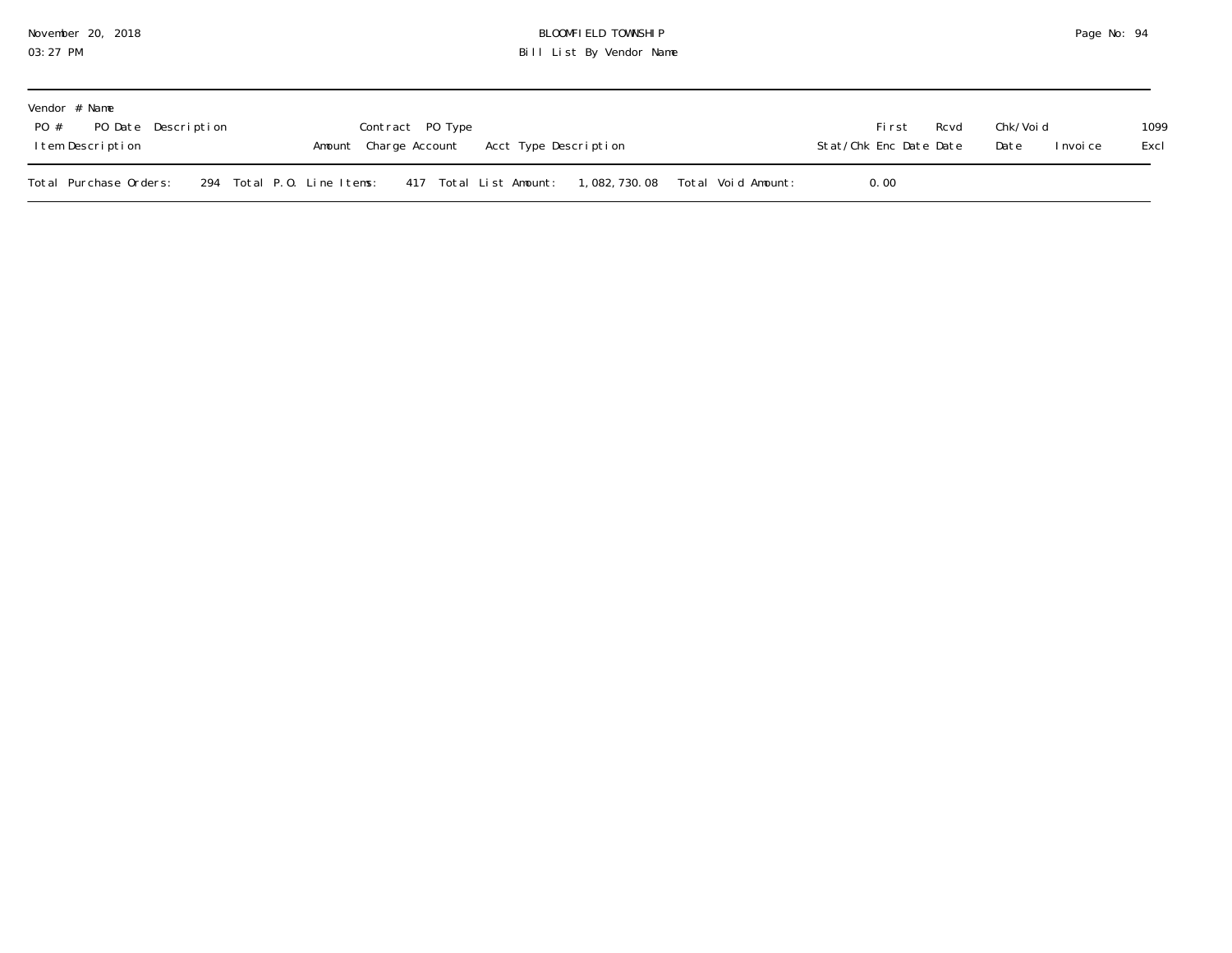| Vendor # Name | | | | | | | | | | | | |
|---|---|---|---|---|---|---|---|---|---|---|---|---|
| PO # | PO Date | Description | | Contract | PO Type | | | First | Rcvd | Chk/Void | | 1099 |
| Item Description | | | Amount | Charge Account | | Acct Type Description | Stat/Chk | Enc Date | Date | Date | Invoice | Excl |

Total Purchase Orders: 294 Total P.O. Line Items: 417 Total List Amount: 1,082,730.08 Total Void Amount: 0.00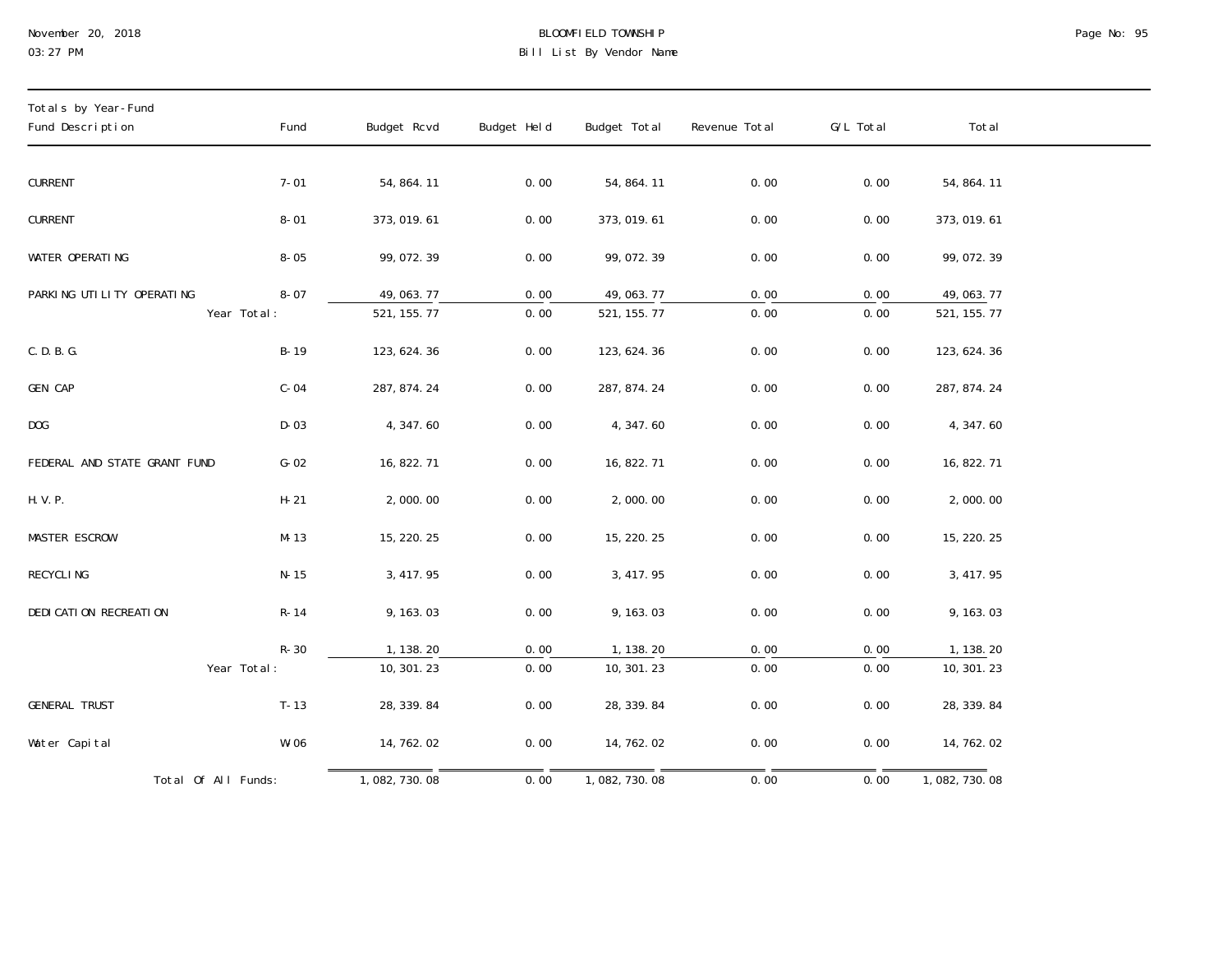Totals by Year-Fund

| Fund Description | Fund | Budget Rcvd | Budget Held | Budget Total | Revenue Total | G/L Total | Total |
|---|---|---|---|---|---|---|---|
| CURRENT | 7-01 | 54,864.11 | 0.00 | 54,864.11 | 0.00 | 0.00 | 54,864.11 |
| CURRENT | 8-01 | 373,019.61 | 0.00 | 373,019.61 | 0.00 | 0.00 | 373,019.61 |
| WATER OPERATING | 8-05 | 99,072.39 | 0.00 | 99,072.39 | 0.00 | 0.00 | 99,072.39 |
| PARKING UTILITY OPERATING | 8-07 | 49,063.77 | 0.00 | 49,063.77 | 0.00 | 0.00 | 49,063.77 |
| Year Total: | | 521,155.77 | 0.00 | 521,155.77 | 0.00 | 0.00 | 521,155.77 |
| C.D.B.G. | B-19 | 123,624.36 | 0.00 | 123,624.36 | 0.00 | 0.00 | 123,624.36 |
| GEN CAP | C-04 | 287,874.24 | 0.00 | 287,874.24 | 0.00 | 0.00 | 287,874.24 |
| DOG | D-03 | 4,347.60 | 0.00 | 4,347.60 | 0.00 | 0.00 | 4,347.60 |
| FEDERAL AND STATE GRANT FUND | G-02 | 16,822.71 | 0.00 | 16,822.71 | 0.00 | 0.00 | 16,822.71 |
| H.V.P. | H-21 | 2,000.00 | 0.00 | 2,000.00 | 0.00 | 0.00 | 2,000.00 |
| MASTER ESCROW | M-13 | 15,220.25 | 0.00 | 15,220.25 | 0.00 | 0.00 | 15,220.25 |
| RECYCLING | N-15 | 3,417.95 | 0.00 | 3,417.95 | 0.00 | 0.00 | 3,417.95 |
| DEDICATION RECREATION | R-14 | 9,163.03 | 0.00 | 9,163.03 | 0.00 | 0.00 | 9,163.03 |
| | R-30 | 1,138.20 | 0.00 | 1,138.20 | 0.00 | 0.00 | 1,138.20 |
| Year Total: | | 10,301.23 | 0.00 | 10,301.23 | 0.00 | 0.00 | 10,301.23 |
| GENERAL TRUST | T-13 | 28,339.84 | 0.00 | 28,339.84 | 0.00 | 0.00 | 28,339.84 |
| Water Capital | W-06 | 14,762.02 | 0.00 | 14,762.02 | 0.00 | 0.00 | 14,762.02 |
| Total Of All Funds: | | 1,082,730.08 | 0.00 | 1,082,730.08 | 0.00 | 0.00 | 1,082,730.08 |